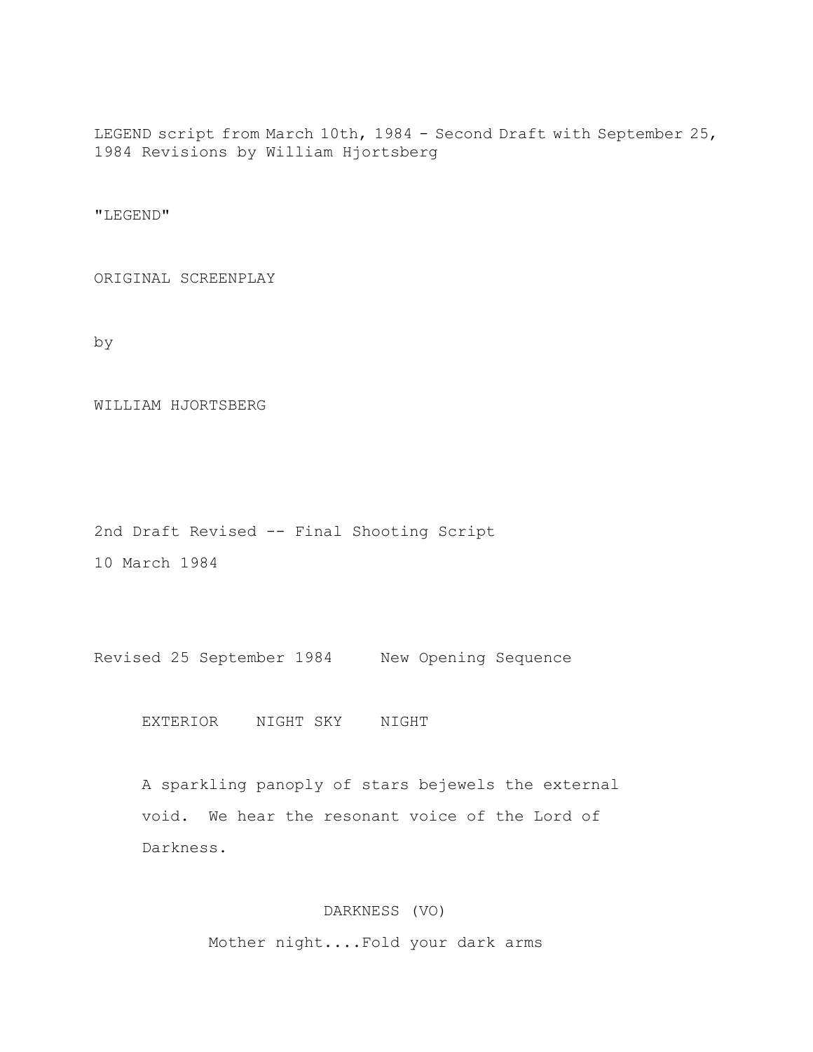LEGEND script from March 10th, 1984 - Second Draft with September 25, 1984 Revisions by William Hjortsberg

"LEGEND"

ORIGINAL SCREENPLAY

by

WILLIAM HJORTSBERG

2nd Draft Revised -- Final Shooting Script

10 March 1984

Revised 25 September 1984     New Opening Sequence

EXTERIOR    NIGHT SKY    NIGHT

A sparkling panoply of stars bejewels the external void. We hear the resonant voice of the Lord of Darkness.

DARKNESS (VO)

Mother night....Fold your dark arms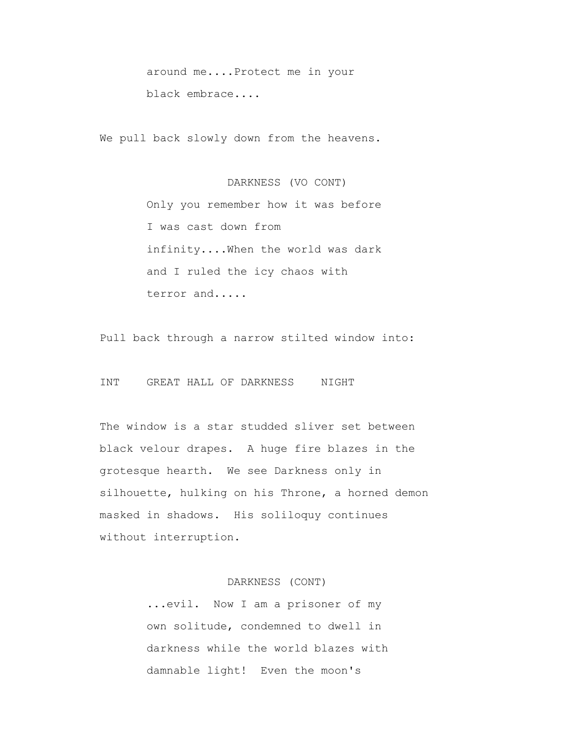around me....Protect me in your
black embrace....

We pull back slowly down from the heavens.

DARKNESS (VO CONT)
Only you remember how it was before
I was cast down from
infinity....When the world was dark
and I ruled the icy chaos with
terror and.....

Pull back through a narrow stilted window into:

INT    GREAT HALL OF DARKNESS    NIGHT

The window is a star studded sliver set between
black velour drapes.  A huge fire blazes in the
grotesque hearth.  We see Darkness only in
silhouette, hulking on his Throne, a horned demon
masked in shadows.  His soliloquy continues
without interruption.

DARKNESS (CONT)
...evil.  Now I am a prisoner of my
own solitude, condemned to dwell in
darkness while the world blazes with
damnable light!  Even the moon's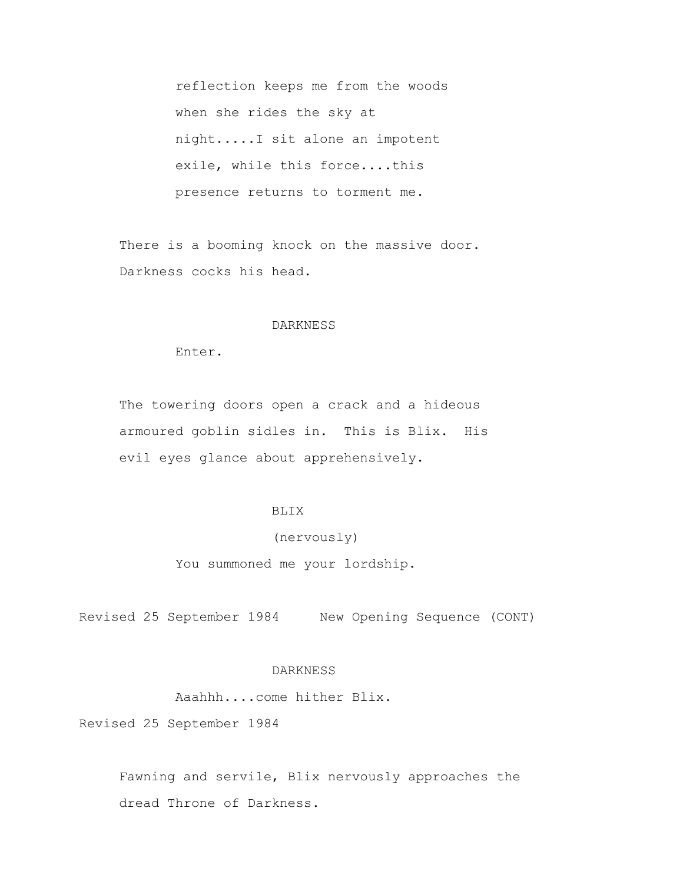reflection keeps me from the woods when she rides the sky at night.....I sit alone an impotent exile, while this force....this presence returns to torment me.

There is a booming knock on the massive door. Darkness cocks his head.

DARKNESS

Enter.

The towering doors open a crack and a hideous armoured goblin sidles in. This is Blix. His evil eyes glance about apprehensively.

BLIX

(nervously)

You summoned me your lordship.

Revised 25 September 1984     New Opening Sequence (CONT)

DARKNESS

Aaahhh....come hither Blix.

Revised 25 September 1984

Fawning and servile, Blix nervously approaches the dread Throne of Darkness.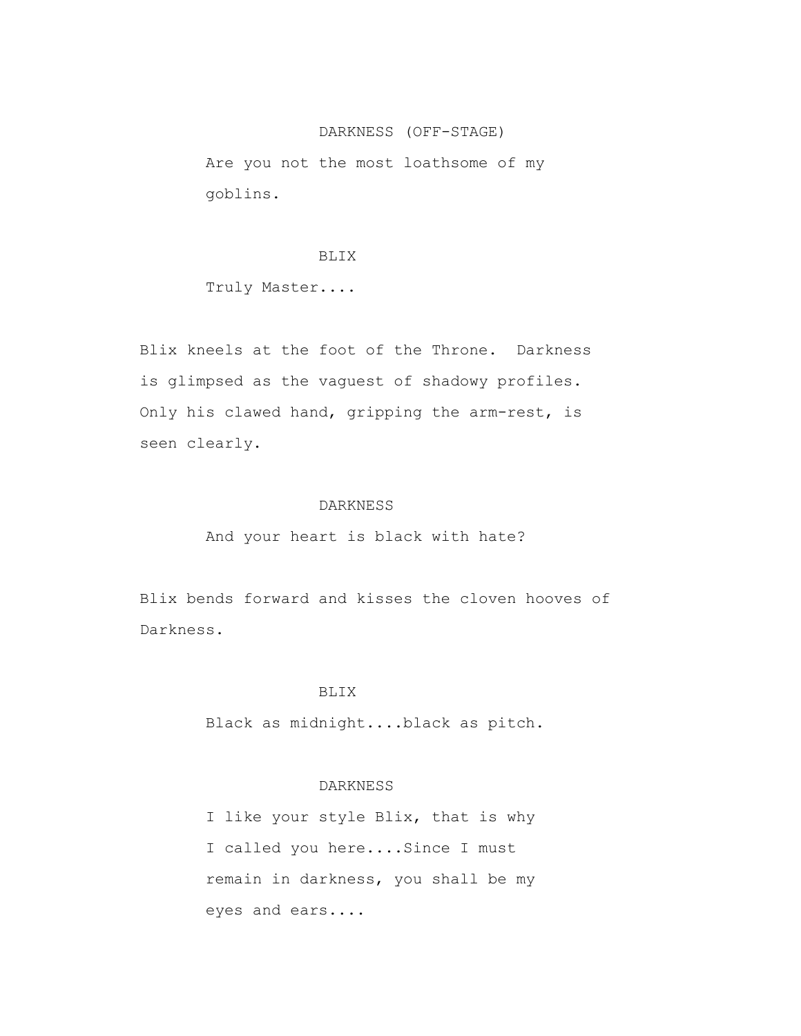DARKNESS (OFF-STAGE)

Are you not the most loathsome of my goblins.

BLIX

Truly Master....

Blix kneels at the foot of the Throne. Darkness is glimpsed as the vaguest of shadowy profiles. Only his clawed hand, gripping the arm-rest, is seen clearly.

DARKNESS

And your heart is black with hate?

Blix bends forward and kisses the cloven hooves of Darkness.

BLIX

Black as midnight....black as pitch.

DARKNESS

I like your style Blix, that is why I called you here....Since I must remain in darkness, you shall be my eyes and ears....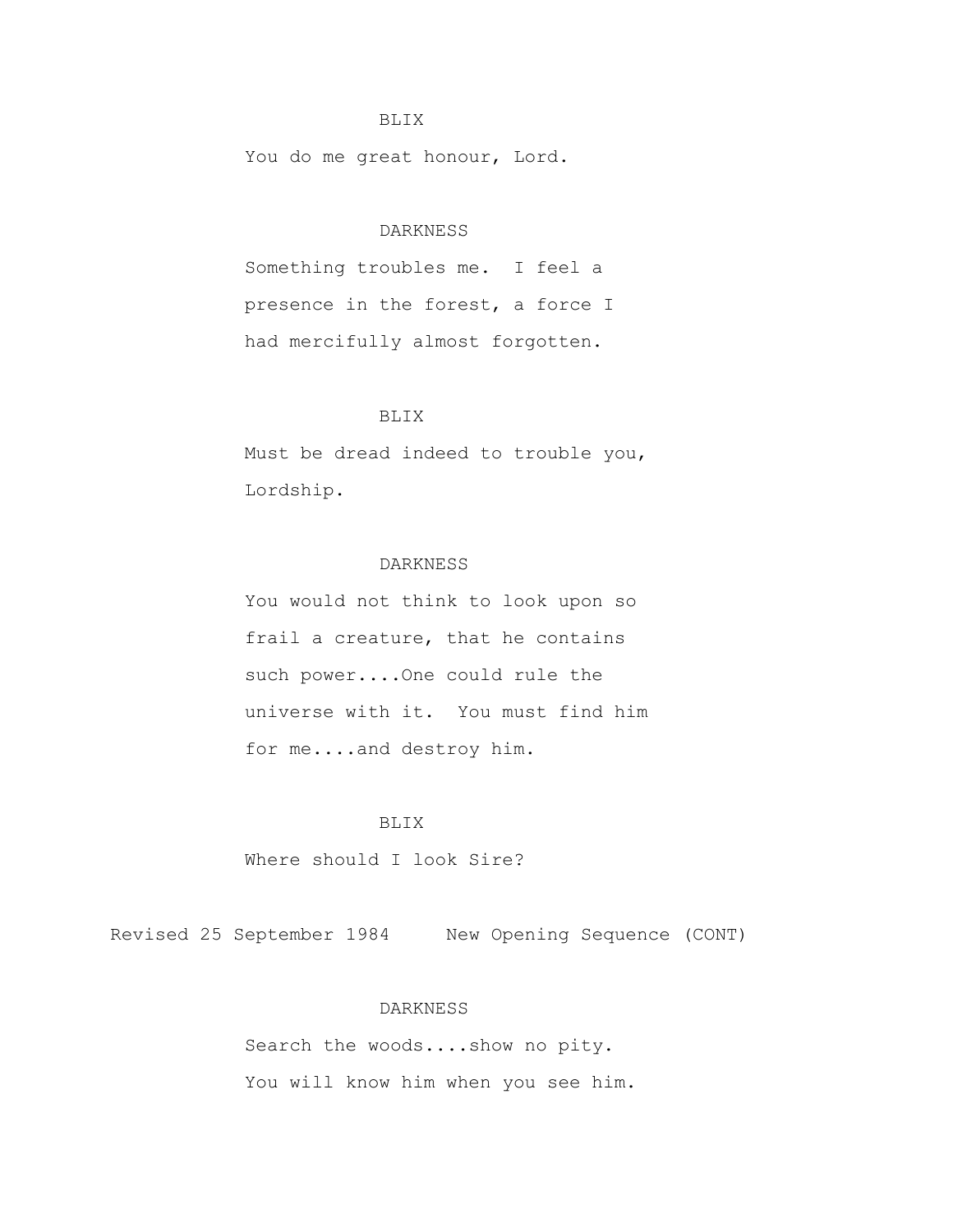BLIX

You do me great honour, Lord.

DARKNESS

Something troubles me. I feel a presence in the forest, a force I had mercifully almost forgotten.

BLIX

Must be dread indeed to trouble you, Lordship.

DARKNESS

You would not think to look upon so frail a creature, that he contains such power....One could rule the universe with it. You must find him for me....and destroy him.

BLIX

Where should I look Sire?

Revised 25 September 1984 New Opening Sequence (CONT)

DARKNESS

Search the woods....show no pity. You will know him when you see him.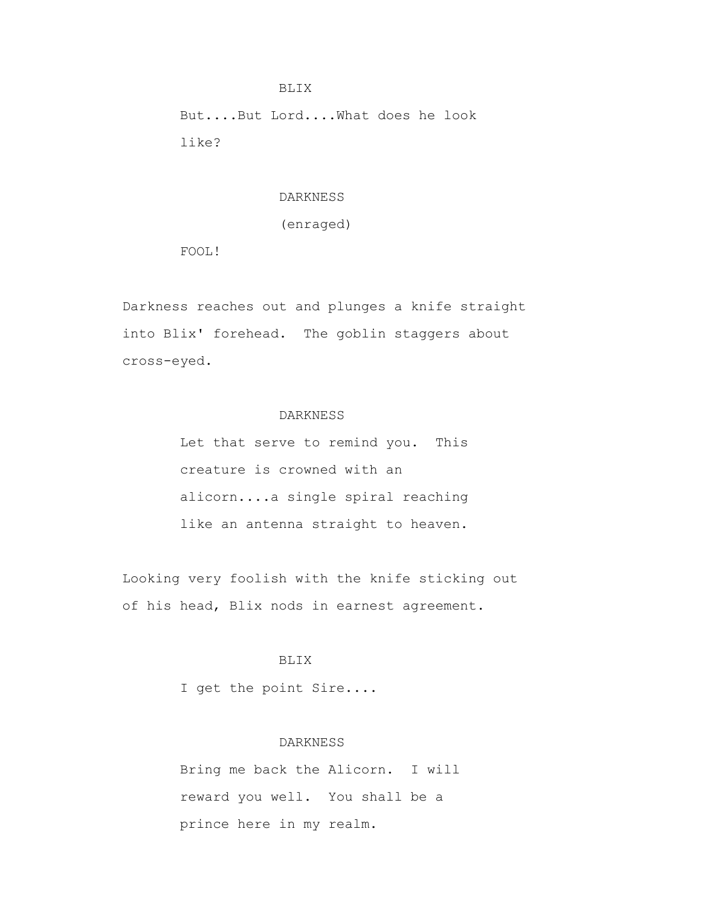BLIX

But....But Lord....What does he look like?

DARKNESS

(enraged)

FOOL!

Darkness reaches out and plunges a knife straight into Blix' forehead. The goblin staggers about cross-eyed.

DARKNESS

Let that serve to remind you. This creature is crowned with an alicorn....a single spiral reaching like an antenna straight to heaven.

Looking very foolish with the knife sticking out of his head, Blix nods in earnest agreement.

BLIX

I get the point Sire....

DARKNESS

Bring me back the Alicorn. I will reward you well. You shall be a prince here in my realm.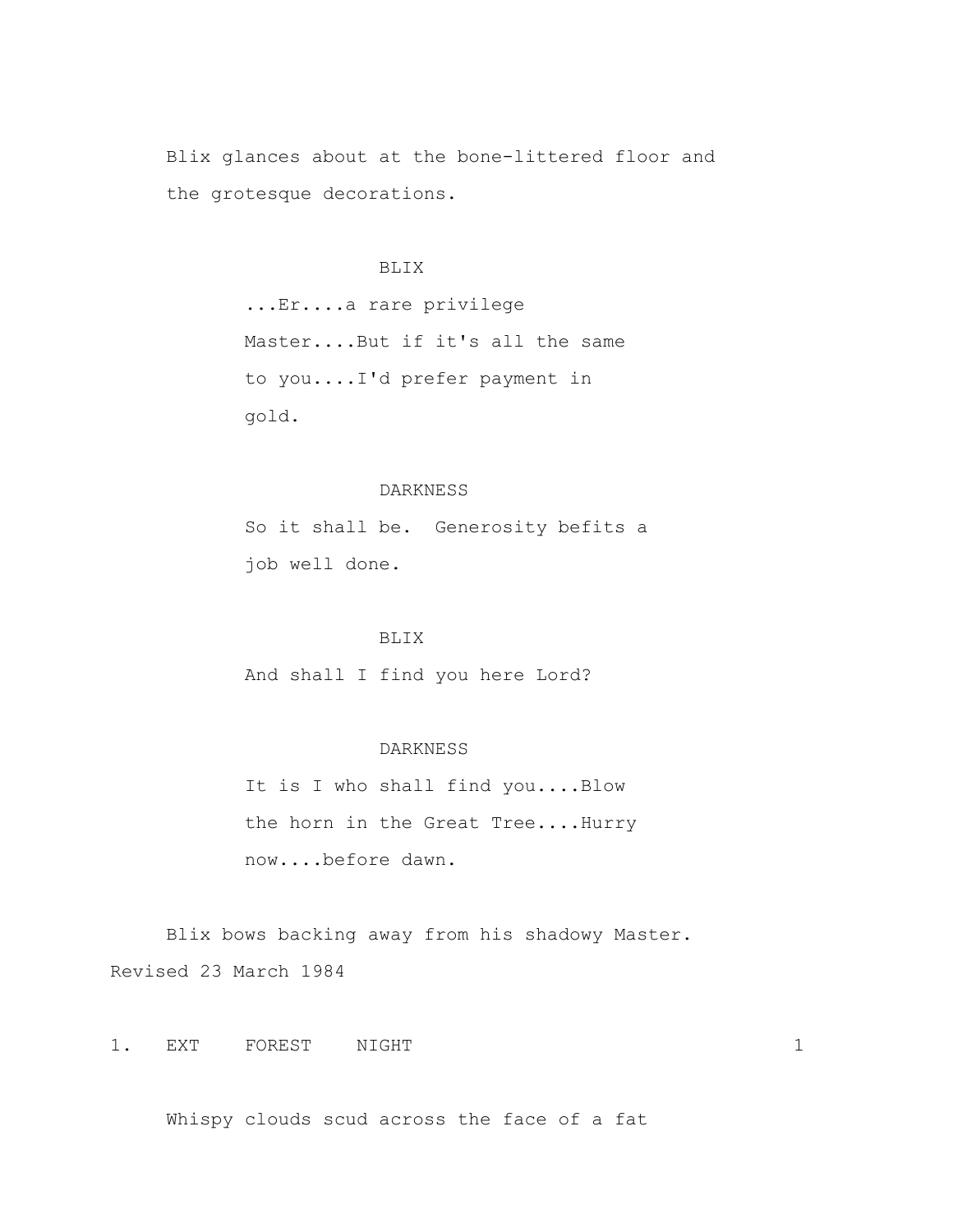Blix glances about at the bone-littered floor and the grotesque decorations.

BLIX

...Er....a rare privilege Master....But if it's all the same to you....I'd prefer payment in gold.

DARKNESS

So it shall be.  Generosity befits a job well done.

BLIX

And shall I find you here Lord?

DARKNESS

It is I who shall find you....Blow the horn in the Great Tree....Hurry now....before dawn.

Blix bows backing away from his shadowy Master.

Revised 23 March 1984

1.    EXT    FOREST    NIGHT                                        1

Whispy clouds scud across the face of a fat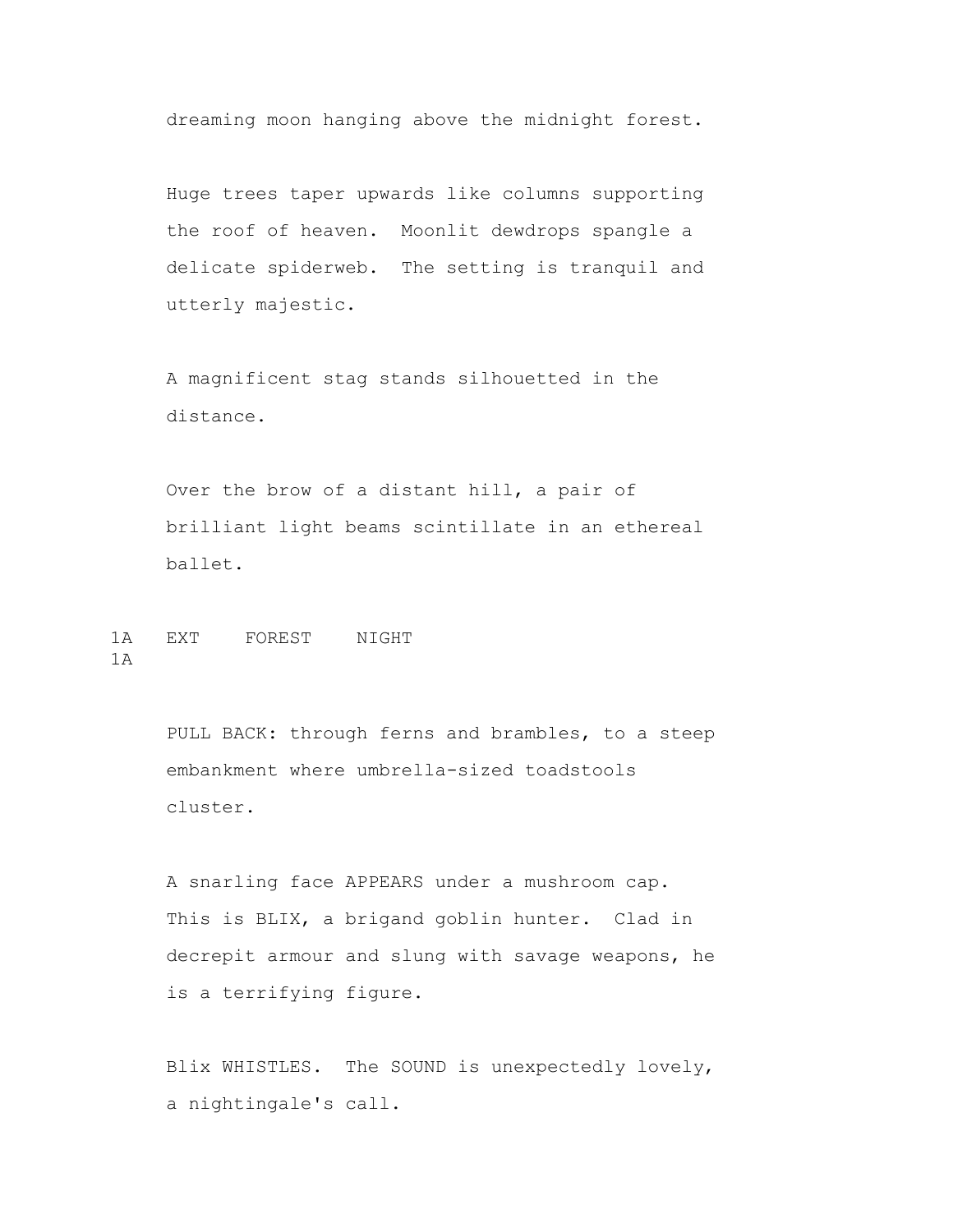dreaming moon hanging above the midnight forest.

Huge trees taper upwards like columns supporting the roof of heaven. Moonlit dewdrops spangle a delicate spiderweb. The setting is tranquil and utterly majestic.

A magnificent stag stands silhouetted in the distance.

Over the brow of a distant hill, a pair of brilliant light beams scintillate in an ethereal ballet.

1A EXT FOREST NIGHT 1A

PULL BACK: through ferns and brambles, to a steep embankment where umbrella-sized toadstools cluster.

A snarling face APPEARS under a mushroom cap. This is BLIX, a brigand goblin hunter. Clad in decrepit armour and slung with savage weapons, he is a terrifying figure.

Blix WHISTLES. The SOUND is unexpectedly lovely, a nightingale's call.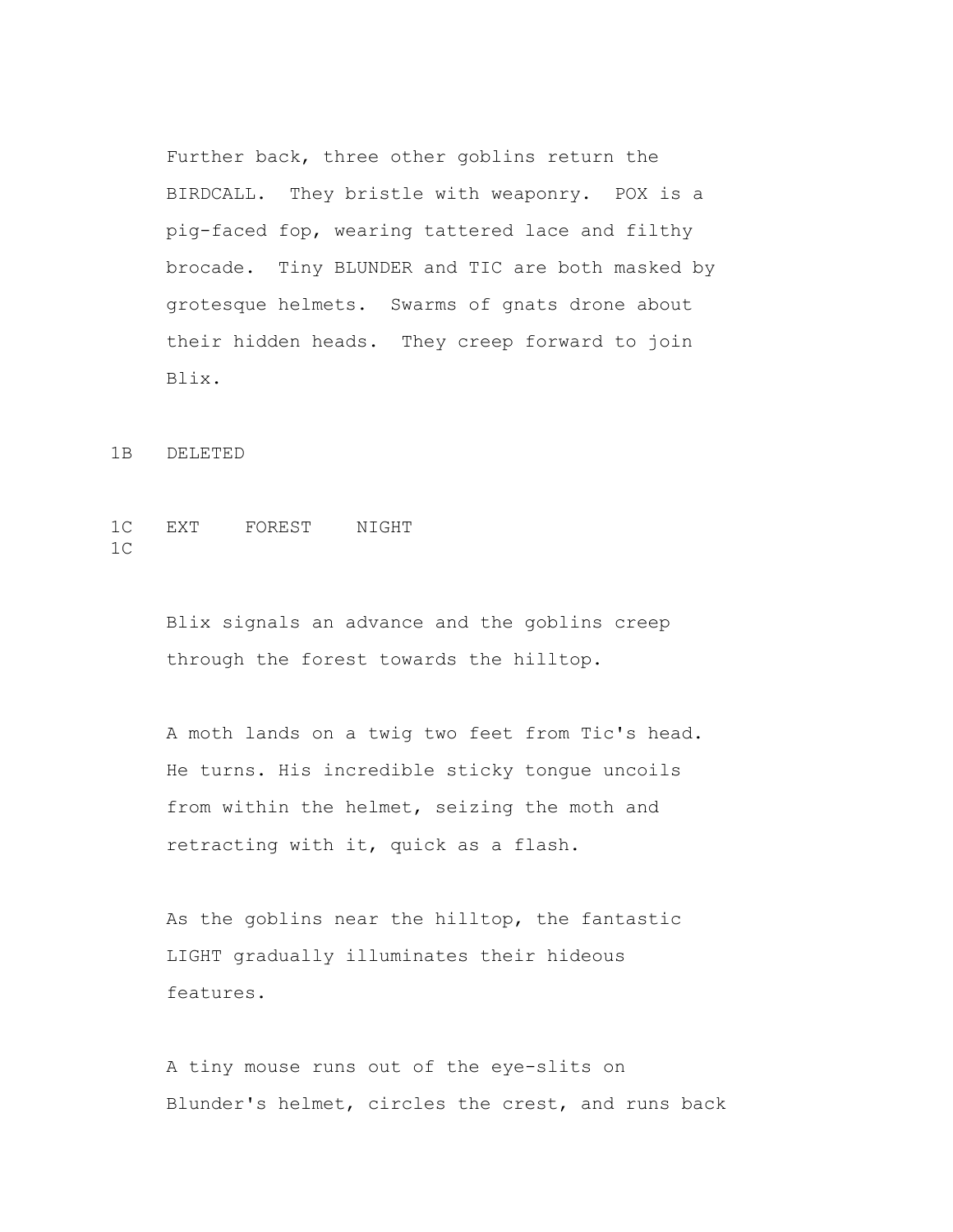Further back, three other goblins return the BIRDCALL. They bristle with weaponry. POX is a pig-faced fop, wearing tattered lace and filthy brocade. Tiny BLUNDER and TIC are both masked by grotesque helmets. Swarms of gnats drone about their hidden heads. They creep forward to join Blix.

1B DELETED

1C EXT FOREST NIGHT 1C

Blix signals an advance and the goblins creep through the forest towards the hilltop.

A moth lands on a twig two feet from Tic's head. He turns. His incredible sticky tongue uncoils from within the helmet, seizing the moth and retracting with it, quick as a flash.

As the goblins near the hilltop, the fantastic LIGHT gradually illuminates their hideous features.

A tiny mouse runs out of the eye-slits on Blunder's helmet, circles the crest, and runs back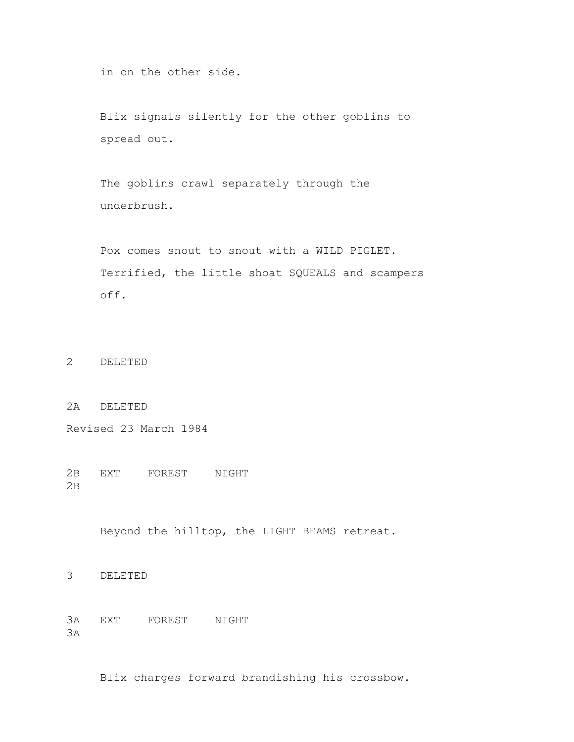in on the other side.

Blix signals silently for the other goblins to spread out.

The goblins crawl separately through the underbrush.

Pox comes snout to snout with a WILD PIGLET. Terrified, the little shoat SQUEALS and scampers off.

2 DELETED

2A DELETED

Revised 23 March 1984

2B EXT FOREST NIGHT 2B

Beyond the hilltop, the LIGHT BEAMS retreat.

3 DELETED

3A EXT FOREST NIGHT 3A

Blix charges forward brandishing his crossbow.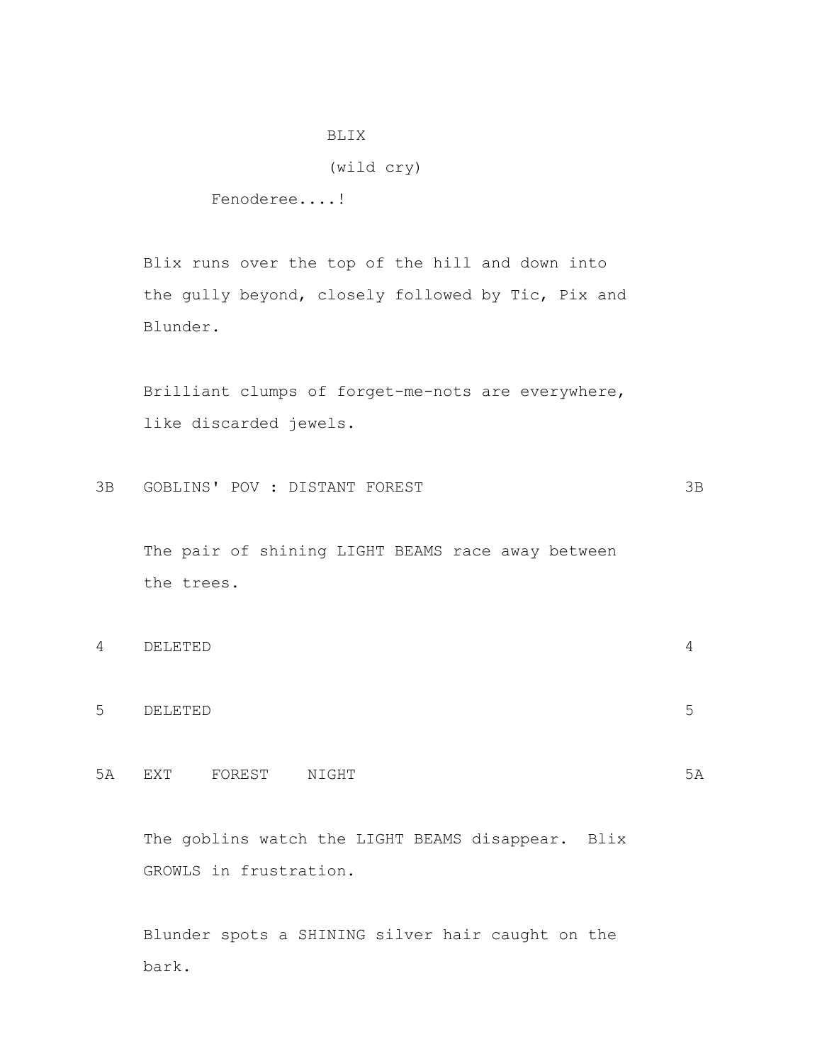BLIX
(wild cry)
Fenoderee....!

Blix runs over the top of the hill and down into the gully beyond, closely followed by Tic, Pix and Blunder.

Brilliant clumps of forget-me-nots are everywhere, like discarded jewels.

3B GOBLINS' POV : DISTANT FOREST 3B

The pair of shining LIGHT BEAMS race away between the trees.

4 DELETED 4

5 DELETED 5

5A EXT FOREST NIGHT 5A

The goblins watch the LIGHT BEAMS disappear. Blix GROWLS in frustration.

Blunder spots a SHINING silver hair caught on the bark.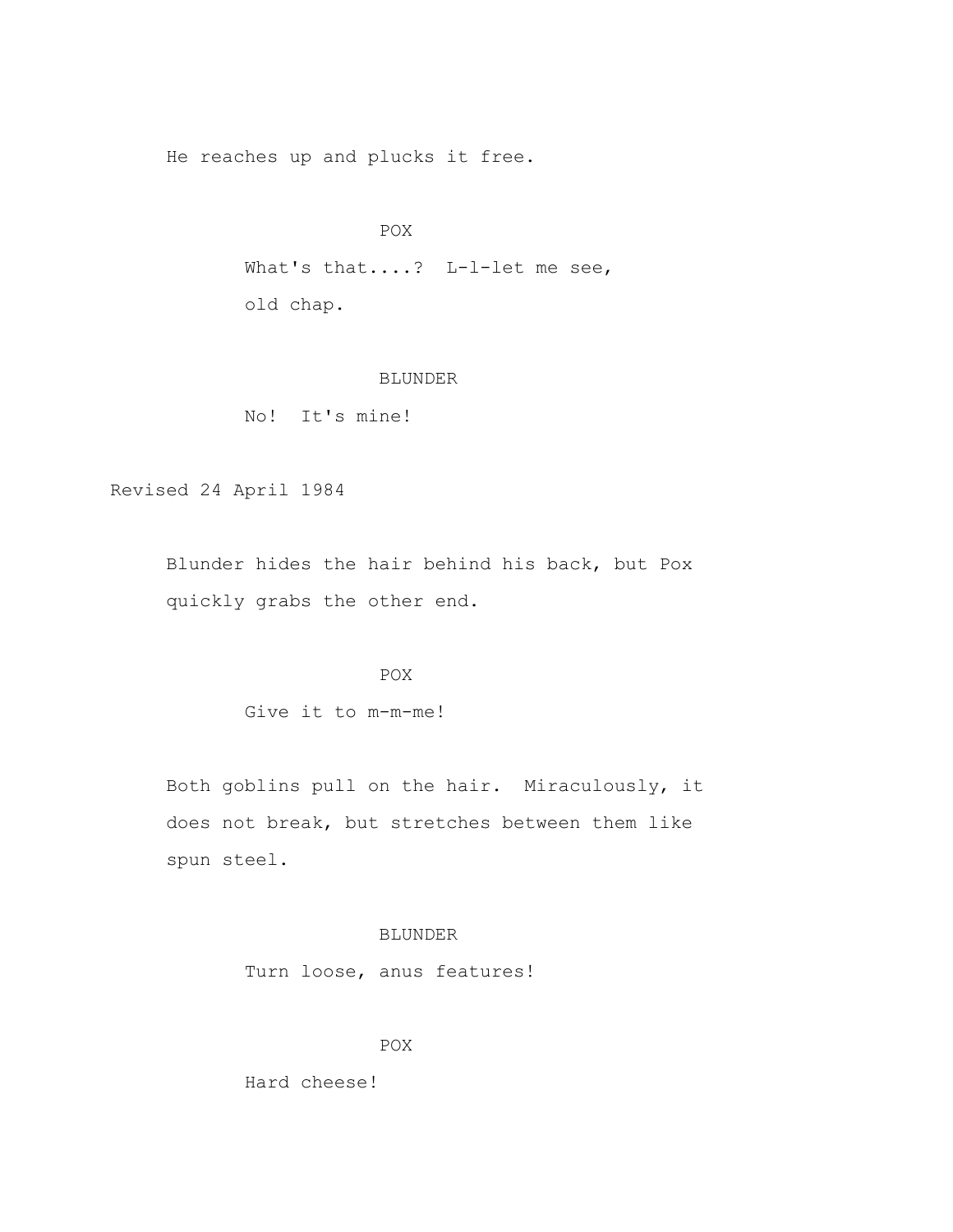He reaches up and plucks it free.

POX

What's that....? L-l-let me see, old chap.

BLUNDER

No! It's mine!

Revised 24 April 1984

Blunder hides the hair behind his back, but Pox quickly grabs the other end.

POX

Give it to m-m-me!

Both goblins pull on the hair. Miraculously, it does not break, but stretches between them like spun steel.

BLUNDER

Turn loose, anus features!

POX

Hard cheese!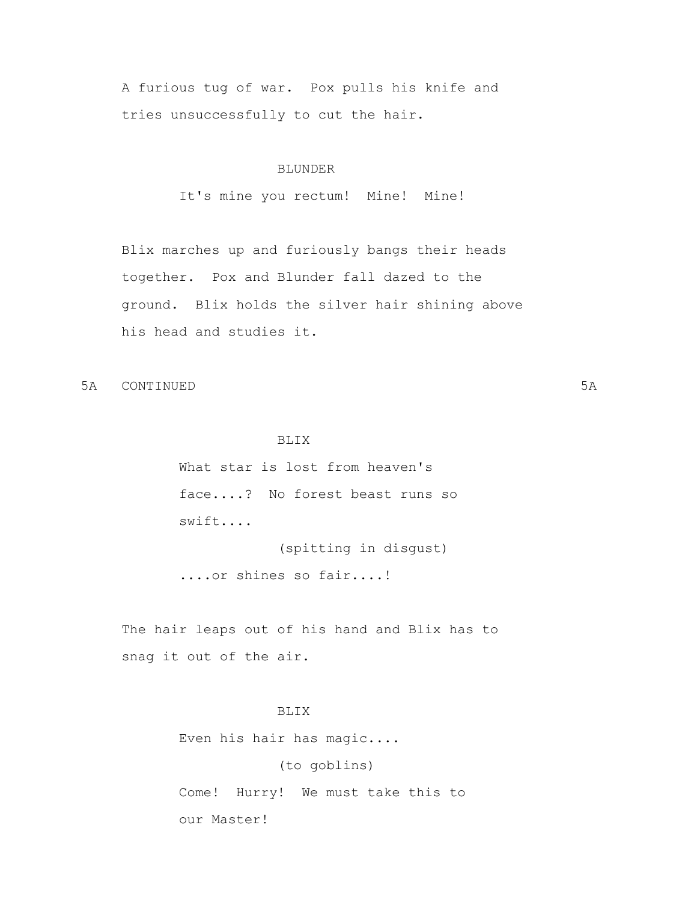A furious tug of war. Pox pulls his knife and tries unsuccessfully to cut the hair.

BLUNDER

It's mine you rectum! Mine! Mine!

Blix marches up and furiously bangs their heads together. Pox and Blunder fall dazed to the ground. Blix holds the silver hair shining above his head and studies it.

5A CONTINUED 5A

BLIX

What star is lost from heaven's face....? No forest beast runs so swift....

(spitting in disgust)

....or shines so fair....!

The hair leaps out of his hand and Blix has to snag it out of the air.

BLIX

Even his hair has magic....

(to goblins)

Come! Hurry! We must take this to our Master!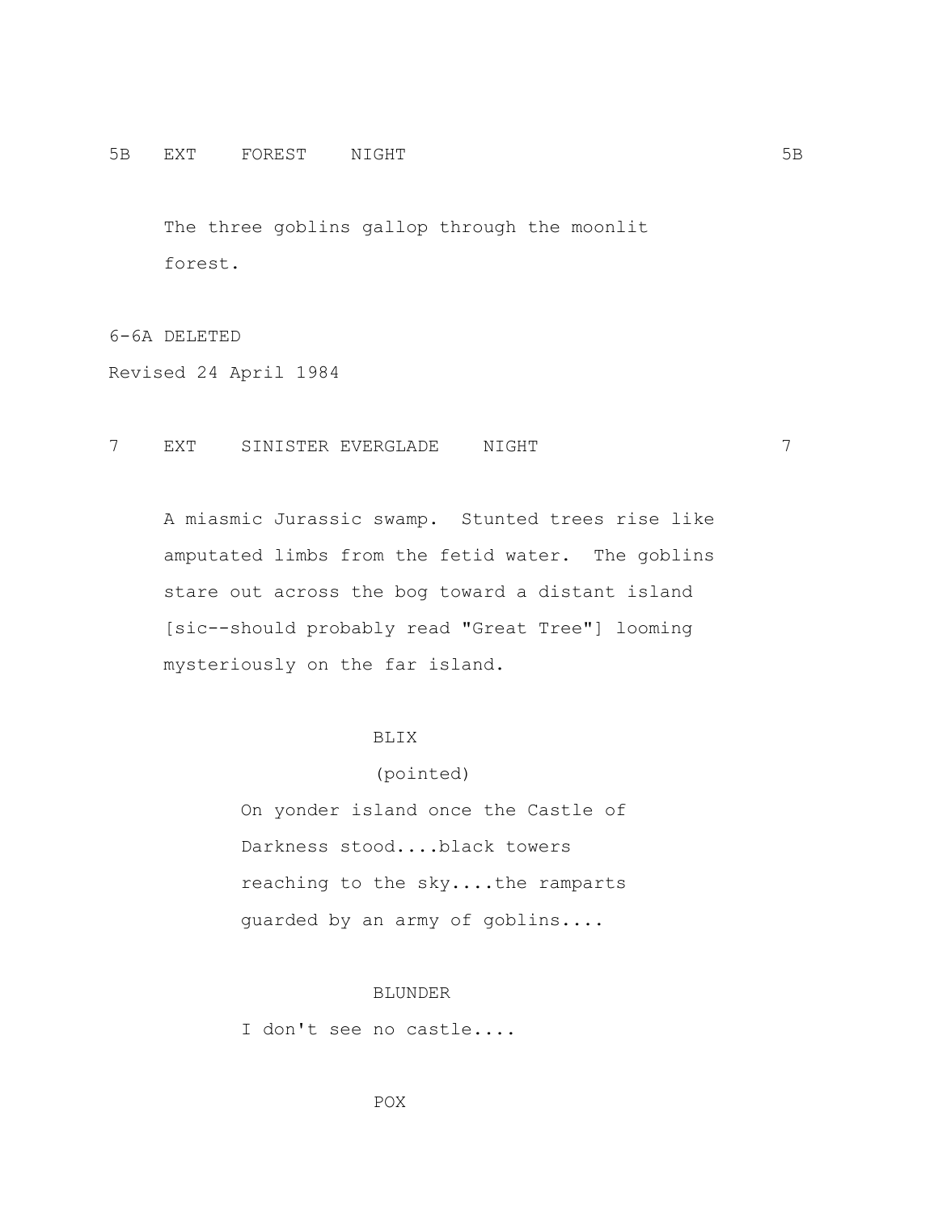5B EXT FOREST NIGHT 5B

The three goblins gallop through the moonlit forest.

6-6A DELETED

Revised 24 April 1984

7 EXT SINISTER EVERGLADE NIGHT 7

A miasmic Jurassic swamp. Stunted trees rise like amputated limbs from the fetid water. The goblins stare out across the bog toward a distant island [sic--should probably read "Great Tree"] looming mysteriously on the far island.

BLIX

(pointed)

On yonder island once the Castle of Darkness stood....black towers reaching to the sky....the ramparts guarded by an army of goblins....

BLUNDER

I don't see no castle....

POX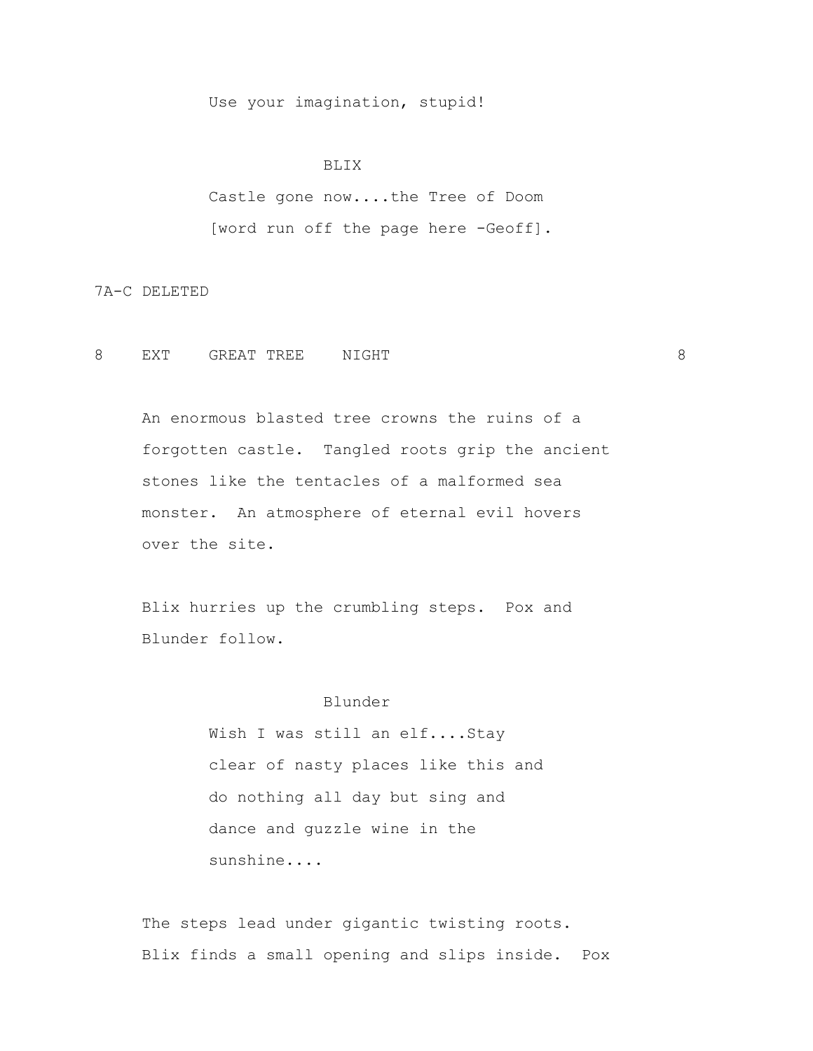Use your imagination, stupid!

BLIX

Castle gone now....the Tree of Doom [word run off the page here -Geoff].

7A-C DELETED

8 EXT GREAT TREE NIGHT 8

An enormous blasted tree crowns the ruins of a forgotten castle. Tangled roots grip the ancient stones like the tentacles of a malformed sea monster. An atmosphere of eternal evil hovers over the site.

Blix hurries up the crumbling steps. Pox and Blunder follow.

Blunder

Wish I was still an elf....Stay clear of nasty places like this and do nothing all day but sing and dance and guzzle wine in the sunshine....

The steps lead under gigantic twisting roots. Blix finds a small opening and slips inside. Pox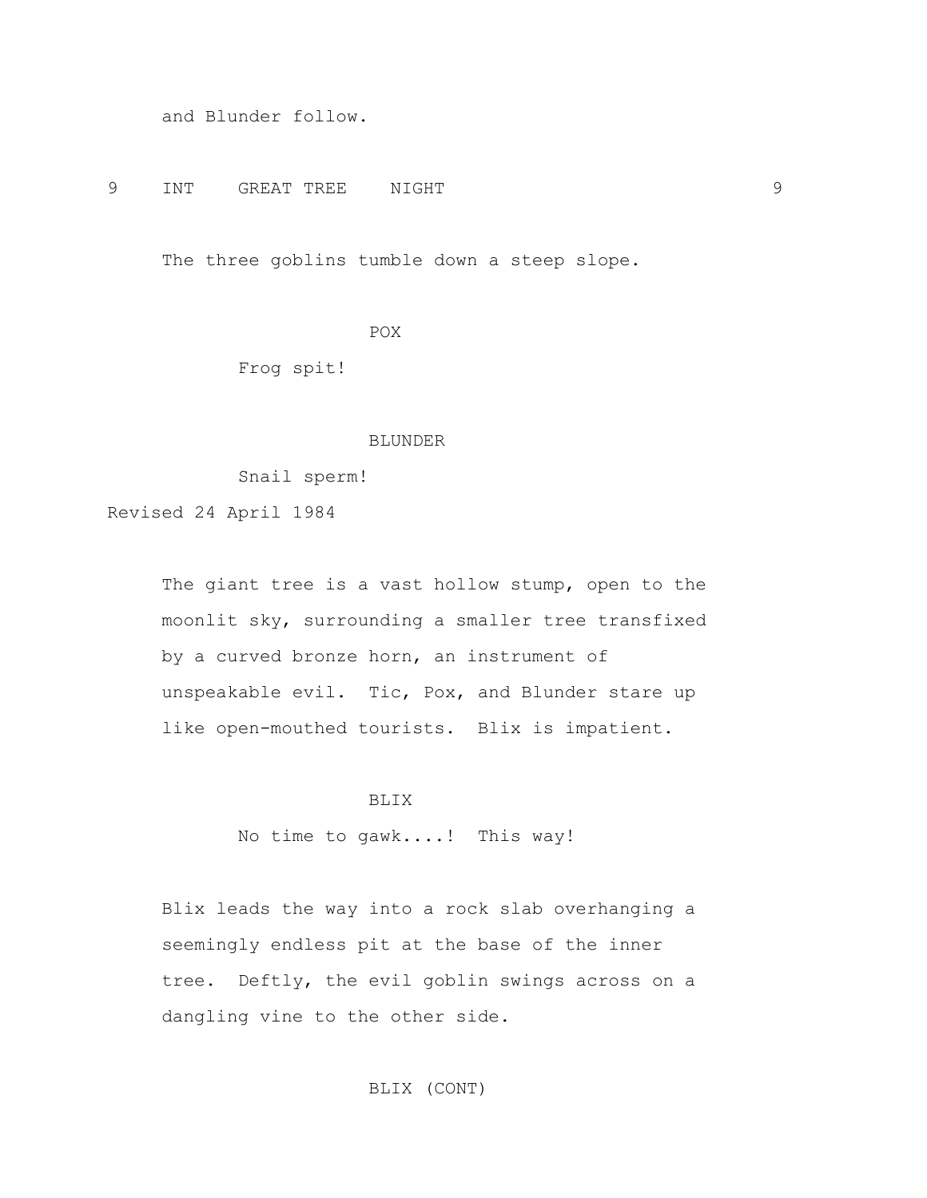and Blunder follow.

9 INT GREAT TREE NIGHT 9

The three goblins tumble down a steep slope.

POX

Frog spit!

BLUNDER

Snail sperm!

Revised 24 April 1984

The giant tree is a vast hollow stump, open to the moonlit sky, surrounding a smaller tree transfixed by a curved bronze horn, an instrument of unspeakable evil. Tic, Pox, and Blunder stare up like open-mouthed tourists. Blix is impatient.

BLIX

No time to gawk....! This way!

Blix leads the way into a rock slab overhanging a seemingly endless pit at the base of the inner tree. Deftly, the evil goblin swings across on a dangling vine to the other side.

BLIX (CONT)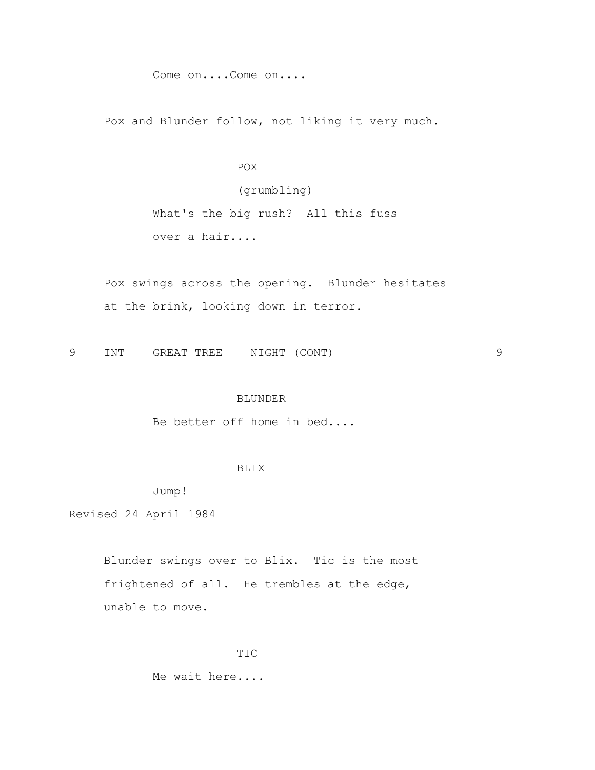Come on....Come on....

Pox and Blunder follow, not liking it very much.

POX

(grumbling)

What's the big rush? All this fuss over a hair....

Pox swings across the opening. Blunder hesitates at the brink, looking down in terror.

9 INT GREAT TREE NIGHT (CONT) 9

BLUNDER

Be better off home in bed....

BLIX

Jump!

Revised 24 April 1984

Blunder swings over to Blix. Tic is the most frightened of all. He trembles at the edge, unable to move.

TIC

Me wait here....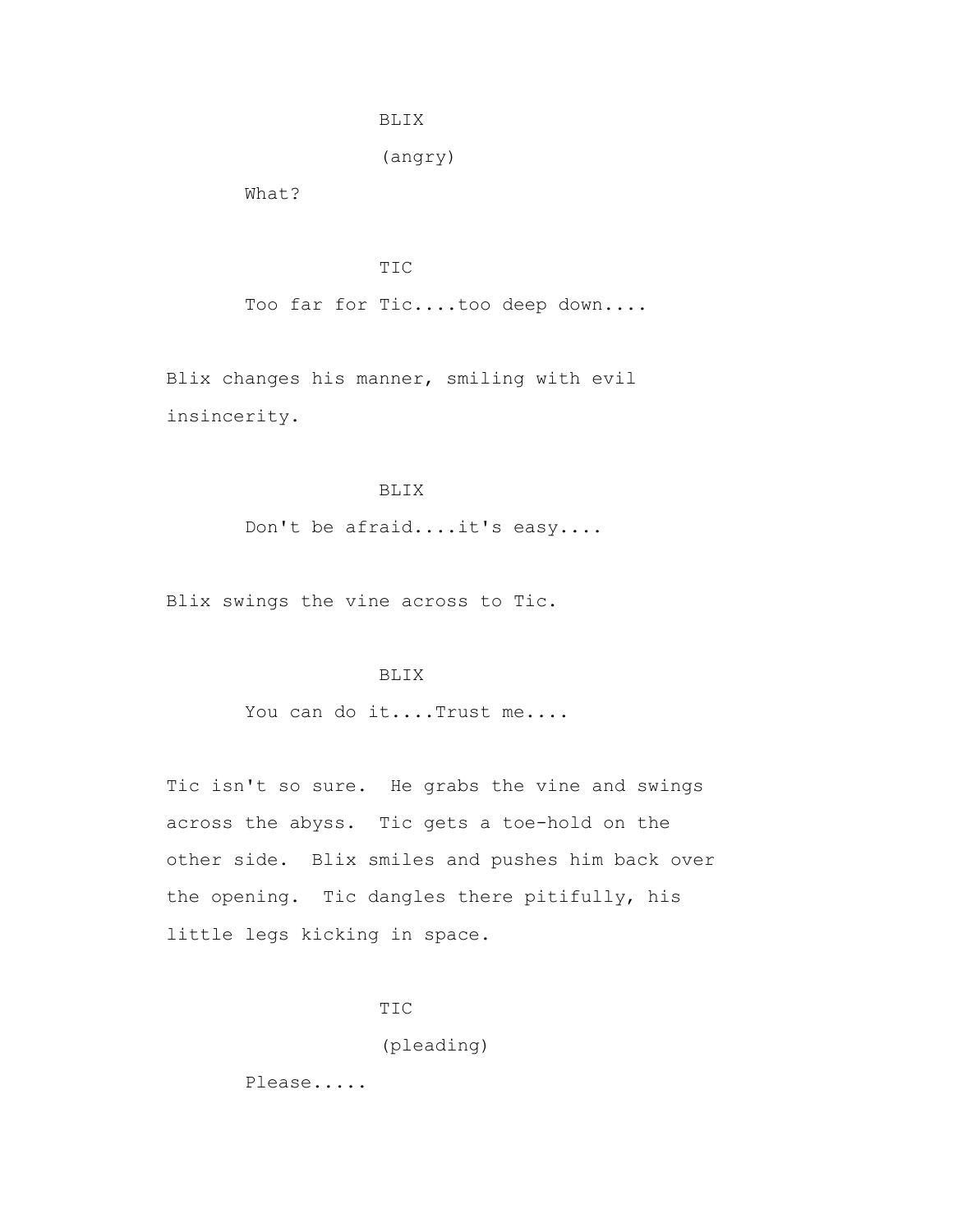BLIX

(angry)

What?

TIC

Too far for Tic....too deep down....

Blix changes his manner, smiling with evil insincerity.

BLIX

Don't be afraid....it's easy....

Blix swings the vine across to Tic.

BLIX

You can do it....Trust me....

Tic isn't so sure. He grabs the vine and swings across the abyss. Tic gets a toe-hold on the other side. Blix smiles and pushes him back over the opening. Tic dangles there pitifully, his little legs kicking in space.

TIC

(pleading)

Please.....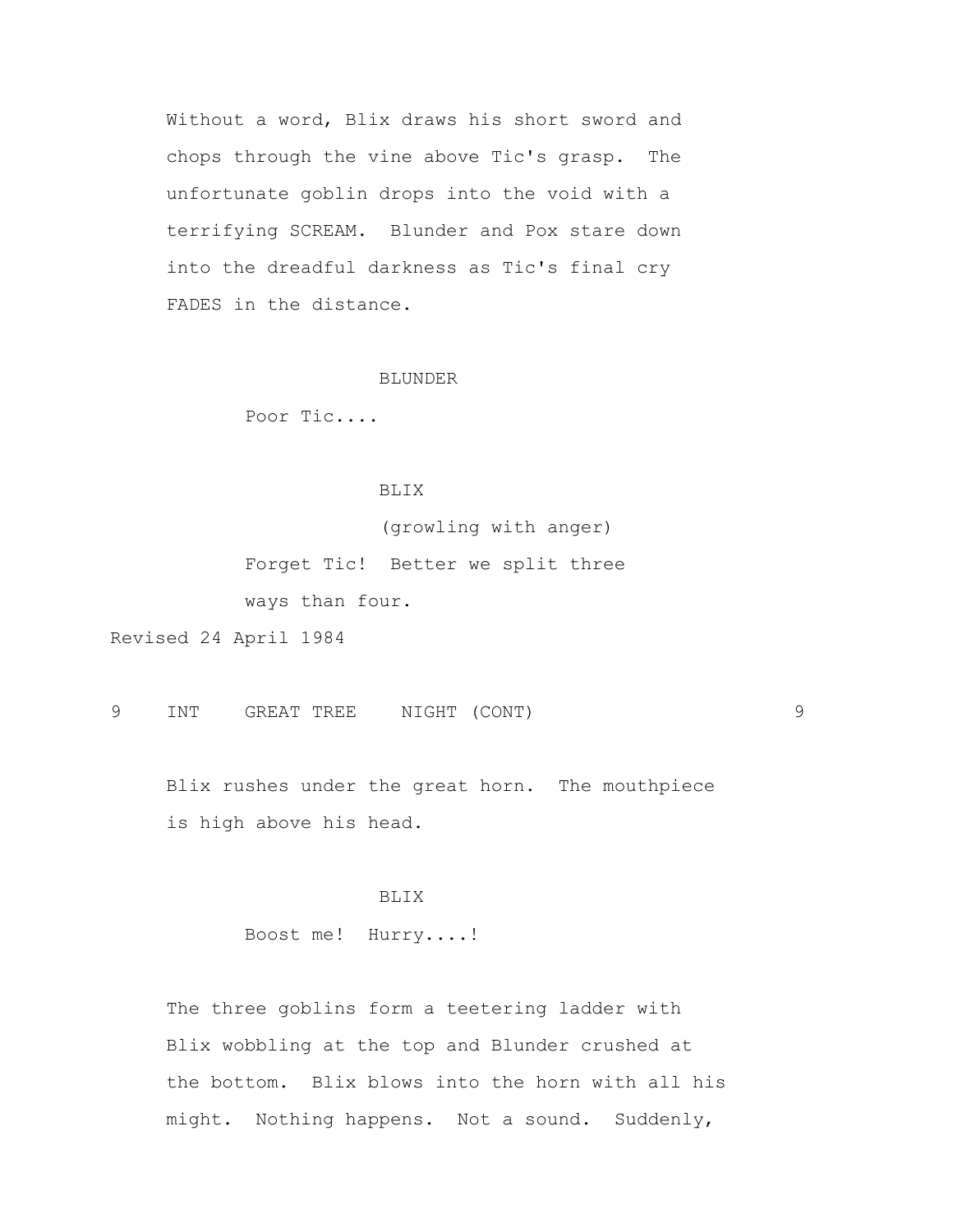Without a word, Blix draws his short sword and chops through the vine above Tic's grasp. The unfortunate goblin drops into the void with a terrifying SCREAM. Blunder and Pox stare down into the dreadful darkness as Tic's final cry FADES in the distance.

BLUNDER

Poor Tic....

BLIX

(growling with anger)

Forget Tic! Better we split three ways than four.

Revised 24 April 1984

9 INT GREAT TREE NIGHT (CONT) 9

Blix rushes under the great horn. The mouthpiece is high above his head.

BLIX

Boost me! Hurry....!

The three goblins form a teetering ladder with Blix wobbling at the top and Blunder crushed at the bottom. Blix blows into the horn with all his might. Nothing happens. Not a sound. Suddenly,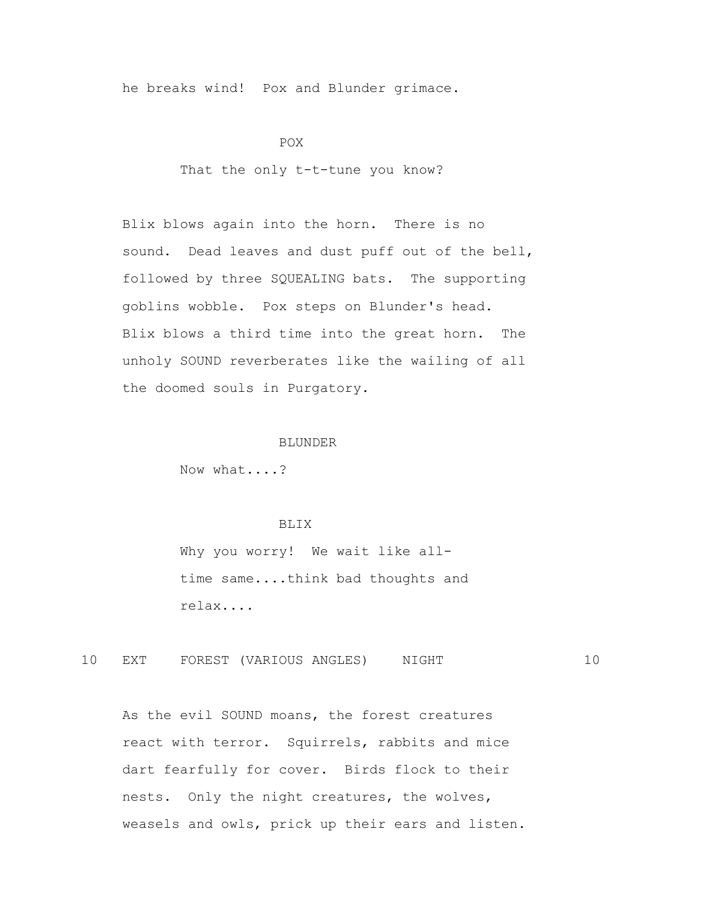he breaks wind! Pox and Blunder grimace.

POX

That the only t-t-tune you know?

Blix blows again into the horn. There is no sound. Dead leaves and dust puff out of the bell, followed by three SQUEALING bats. The supporting goblins wobble. Pox steps on Blunder's head. Blix blows a third time into the great horn. The unholy SOUND reverberates like the wailing of all the doomed souls in Purgatory.

BLUNDER

Now what....?

BLIX

Why you worry! We wait like all-time same....think bad thoughts and relax....

10 EXT FOREST (VARIOUS ANGLES) NIGHT 10

As the evil SOUND moans, the forest creatures react with terror. Squirrels, rabbits and mice dart fearfully for cover. Birds flock to their nests. Only the night creatures, the wolves, weasels and owls, prick up their ears and listen.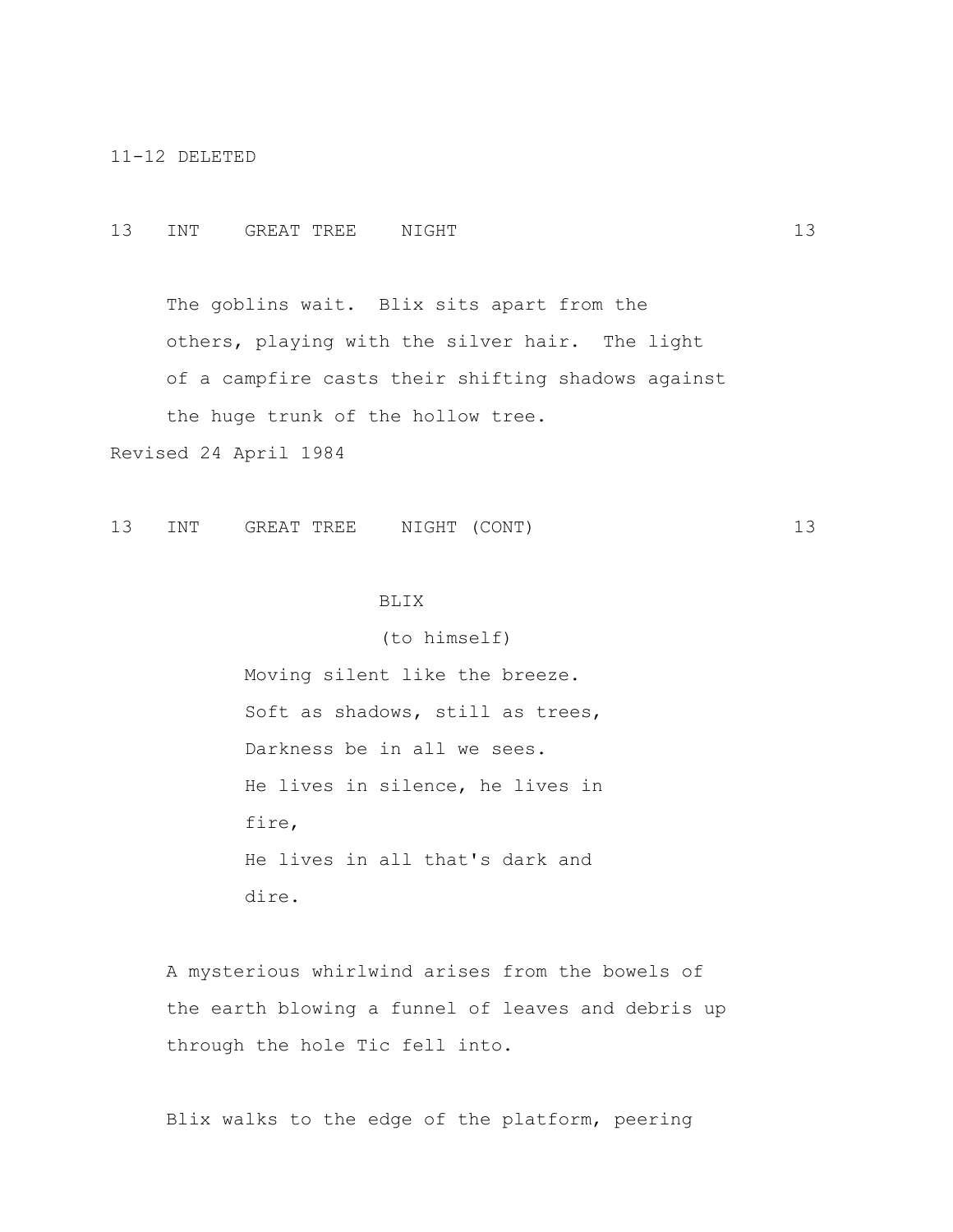11-12 DELETED

13 INT GREAT TREE NIGHT 13

The goblins wait. Blix sits apart from the others, playing with the silver hair. The light of a campfire casts their shifting shadows against the huge trunk of the hollow tree.

Revised 24 April 1984

13 INT GREAT TREE NIGHT (CONT) 13

BLIX
(to himself)
Moving silent like the breeze.
Soft as shadows, still as trees,
Darkness be in all we sees.
He lives in silence, he lives in fire,
He lives in all that's dark and dire.

A mysterious whirlwind arises from the bowels of the earth blowing a funnel of leaves and debris up through the hole Tic fell into.

Blix walks to the edge of the platform, peering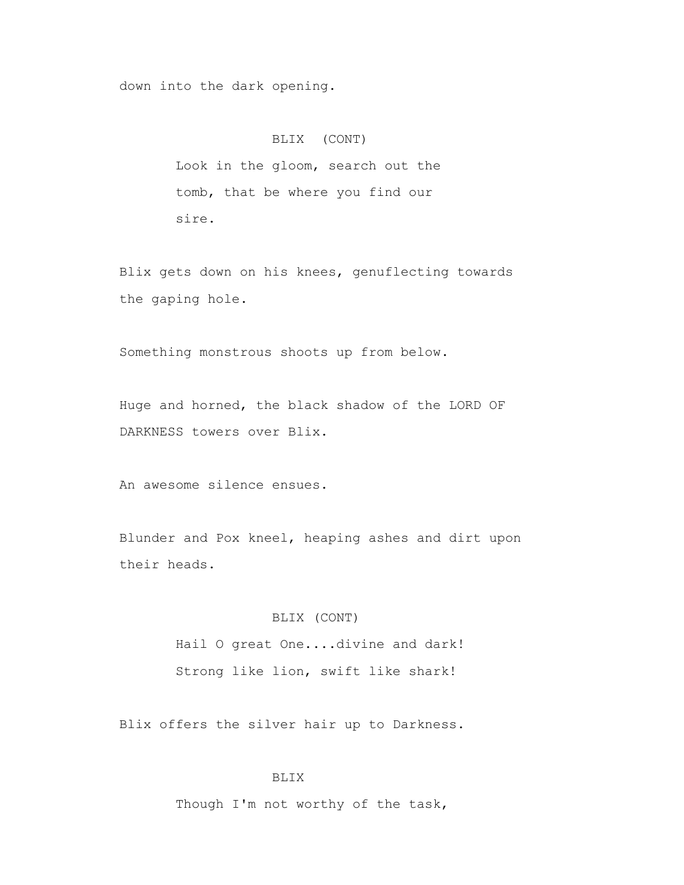down into the dark opening.

BLIX (CONT)

Look in the gloom, search out the tomb, that be where you find our sire.

Blix gets down on his knees, genuflecting towards the gaping hole.

Something monstrous shoots up from below.

Huge and horned, the black shadow of the LORD OF DARKNESS towers over Blix.

An awesome silence ensues.

Blunder and Pox kneel, heaping ashes and dirt upon their heads.

BLIX (CONT)

Hail O great One....divine and dark!
Strong like lion, swift like shark!

Blix offers the silver hair up to Darkness.

BLIX

Though I'm not worthy of the task,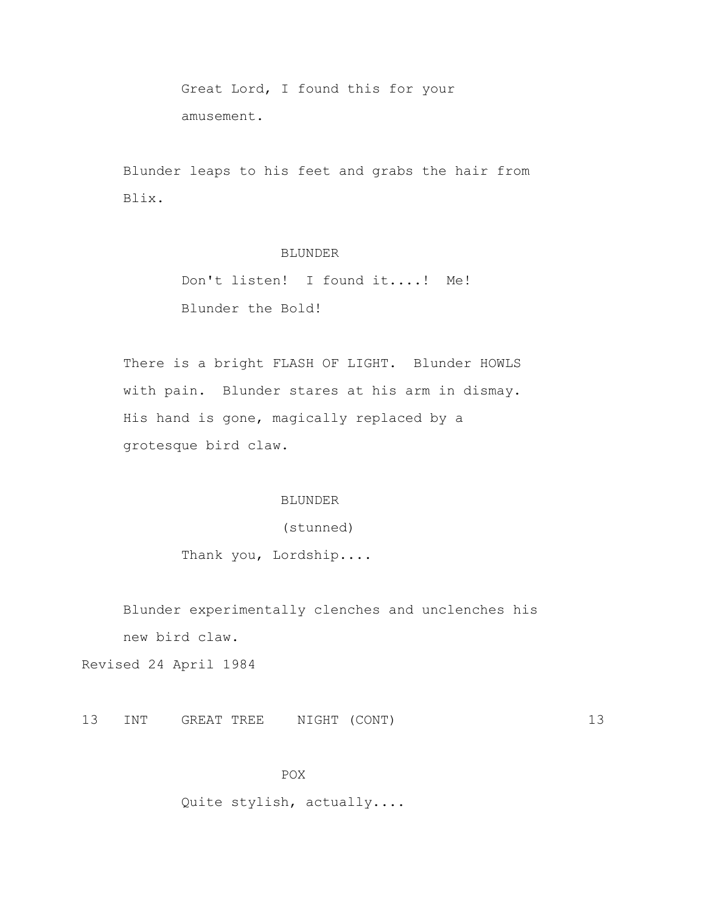Great Lord, I found this for your amusement.

Blunder leaps to his feet and grabs the hair from Blix.

BLUNDER

Don't listen! I found it....! Me! Blunder the Bold!

There is a bright FLASH OF LIGHT. Blunder HOWLS with pain. Blunder stares at his arm in dismay. His hand is gone, magically replaced by a grotesque bird claw.

BLUNDER

(stunned)

Thank you, Lordship....

Blunder experimentally clenches and unclenches his new bird claw.

Revised 24 April 1984

13 INT GREAT TREE NIGHT (CONT) 13

POX

Quite stylish, actually....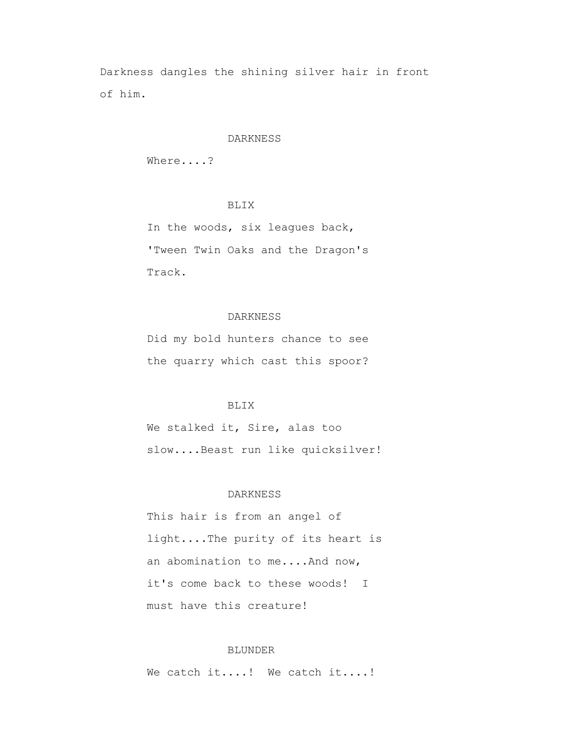Darkness dangles the shining silver hair in front of him.

DARKNESS

Where....?

BLIX

In the woods, six leagues back, 'Tween Twin Oaks and the Dragon's Track.

DARKNESS

Did my bold hunters chance to see the quarry which cast this spoor?

BLIX

We stalked it, Sire, alas too slow....Beast run like quicksilver!

DARKNESS

This hair is from an angel of light....The purity of its heart is an abomination to me....And now, it's come back to these woods! I must have this creature!

BLUNDER

We catch it....! We catch it....!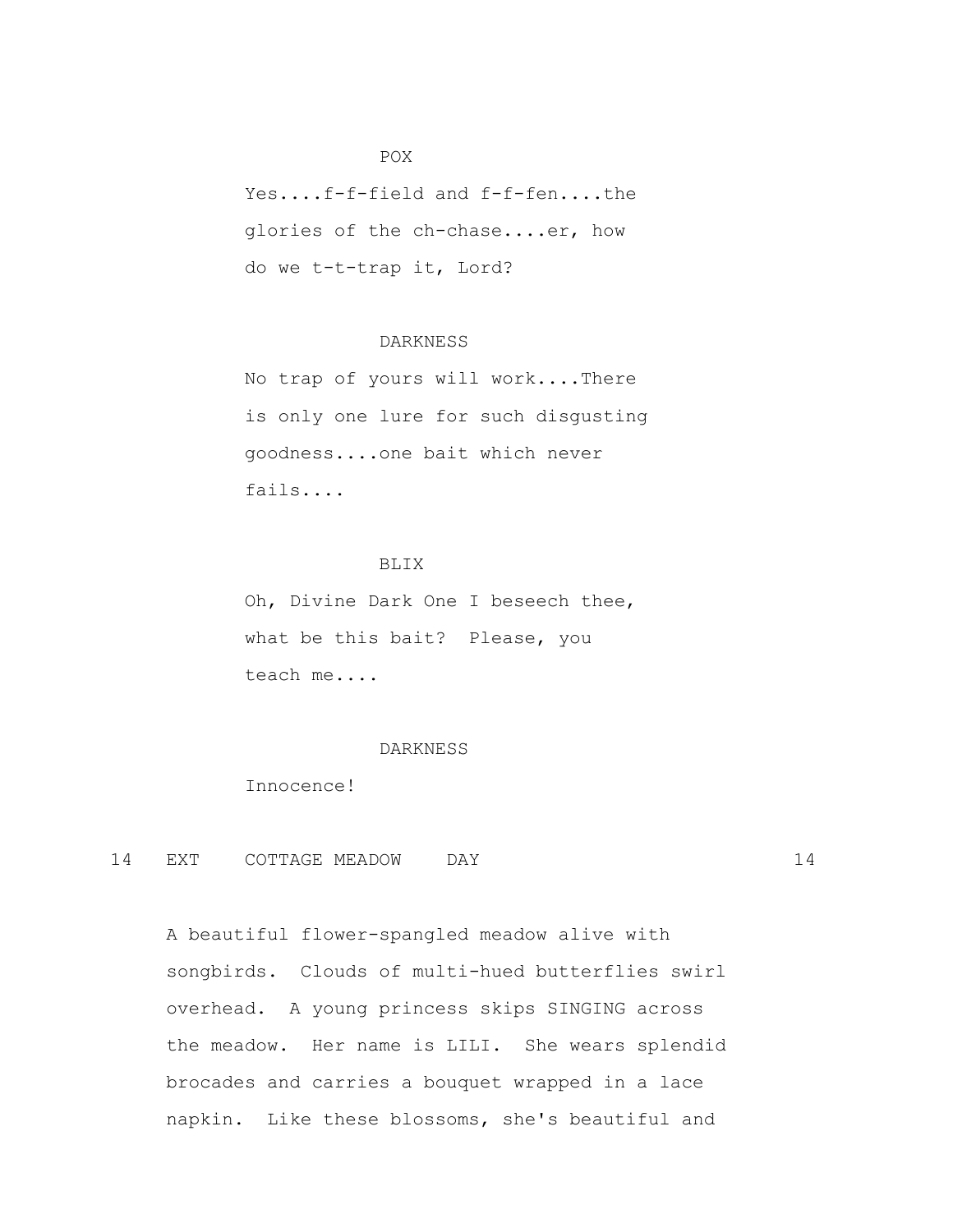POX

Yes....f-f-field and f-f-fen....the glories of the ch-chase....er, how do we t-t-trap it, Lord?

DARKNESS

No trap of yours will work....There is only one lure for such disgusting goodness....one bait which never fails....

BLIX

Oh, Divine Dark One I beseech thee, what be this bait? Please, you teach me....

DARKNESS

Innocence!

14 EXT COTTAGE MEADOW DAY 14

A beautiful flower-spangled meadow alive with songbirds. Clouds of multi-hued butterflies swirl overhead. A young princess skips SINGING across the meadow. Her name is LILI. She wears splendid brocades and carries a bouquet wrapped in a lace napkin. Like these blossoms, she's beautiful and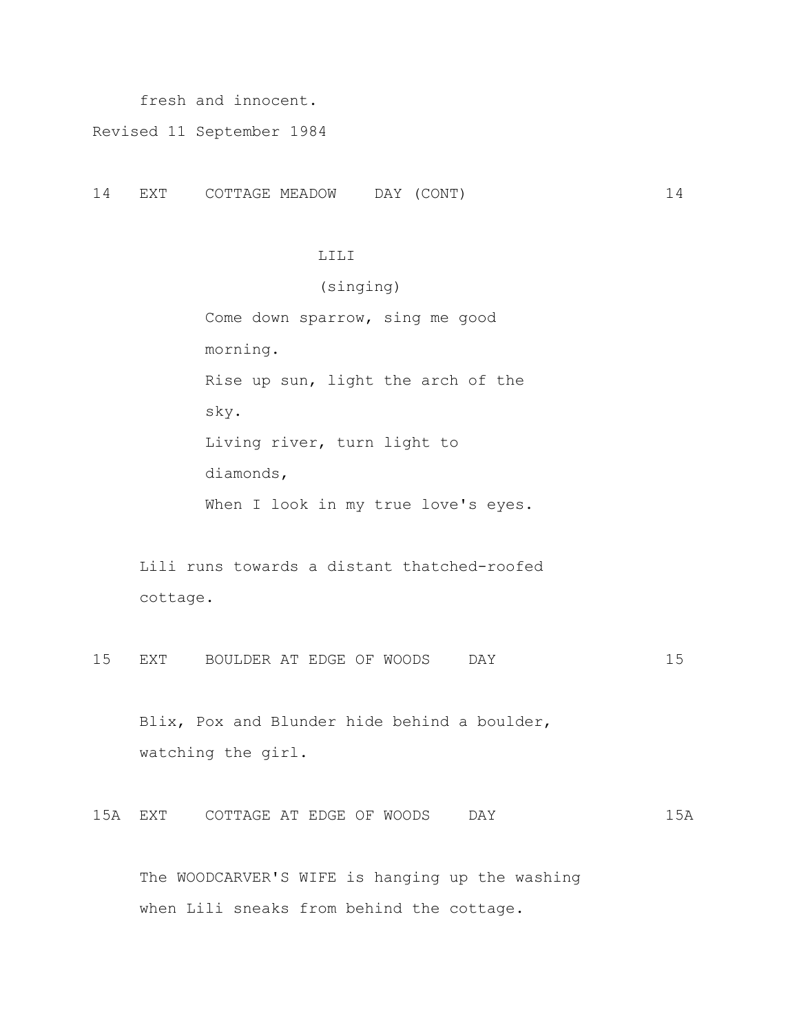fresh and innocent.

Revised 11 September 1984

14 EXT COTTAGE MEADOW DAY (CONT) 14

LILI
(singing)
Come down sparrow, sing me good
morning.
Rise up sun, light the arch of the
sky.
Living river, turn light to
diamonds,
When I look in my true love's eyes.

Lili runs towards a distant thatched-roofed cottage.

15 EXT BOULDER AT EDGE OF WOODS DAY 15

Blix, Pox and Blunder hide behind a boulder, watching the girl.

15A EXT COTTAGE AT EDGE OF WOODS DAY 15A

The WOODCARVER'S WIFE is hanging up the washing when Lili sneaks from behind the cottage.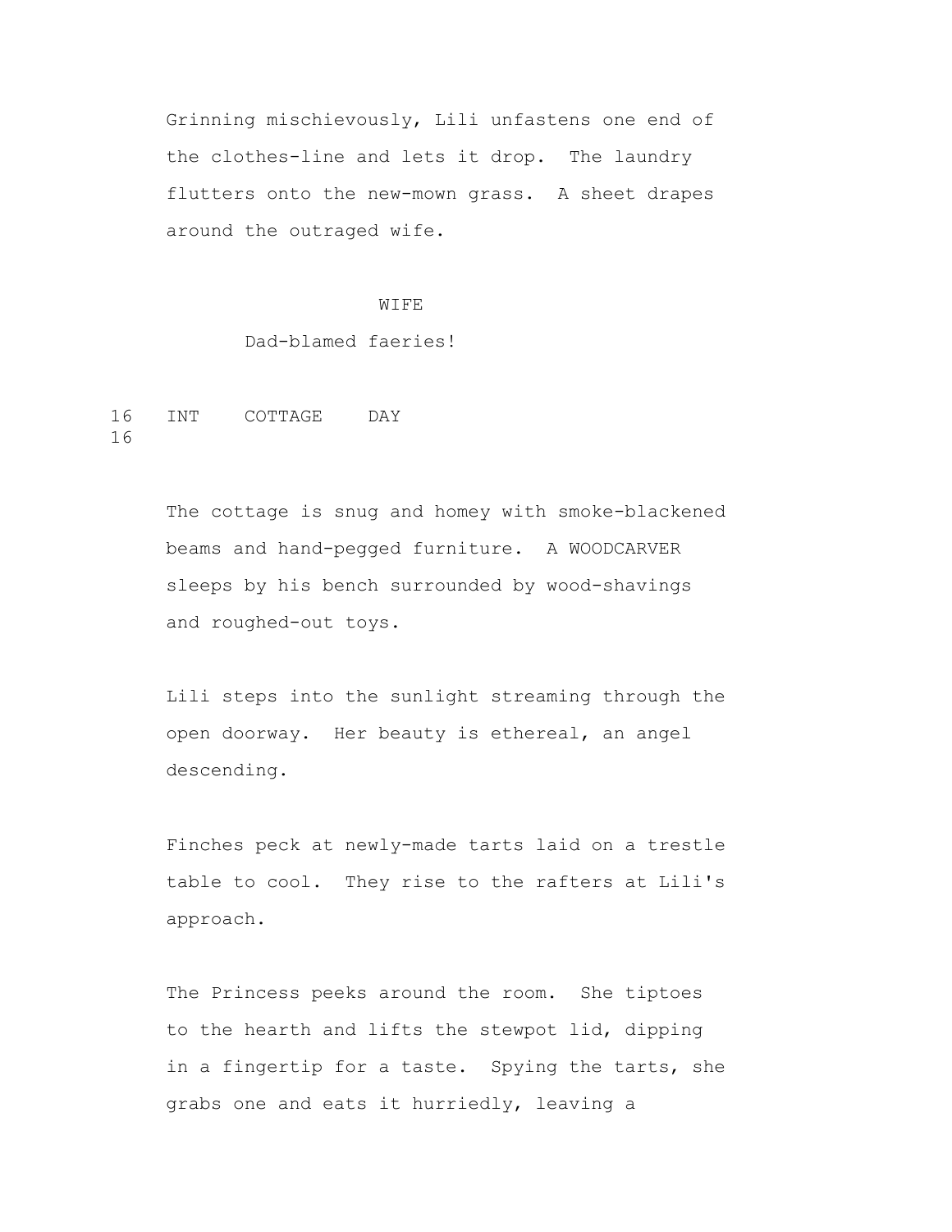Grinning mischievously, Lili unfastens one end of the clothes-line and lets it drop. The laundry flutters onto the new-mown grass. A sheet drapes around the outraged wife.

WIFE

Dad-blamed faeries!

16 INT COTTAGE DAY 16

The cottage is snug and homey with smoke-blackened beams and hand-pegged furniture. A WOODCARVER sleeps by his bench surrounded by wood-shavings and roughed-out toys.

Lili steps into the sunlight streaming through the open doorway. Her beauty is ethereal, an angel descending.

Finches peck at newly-made tarts laid on a trestle table to cool. They rise to the rafters at Lili's approach.

The Princess peeks around the room. She tiptoes to the hearth and lifts the stewpot lid, dipping in a fingertip for a taste. Spying the tarts, she grabs one and eats it hurriedly, leaving a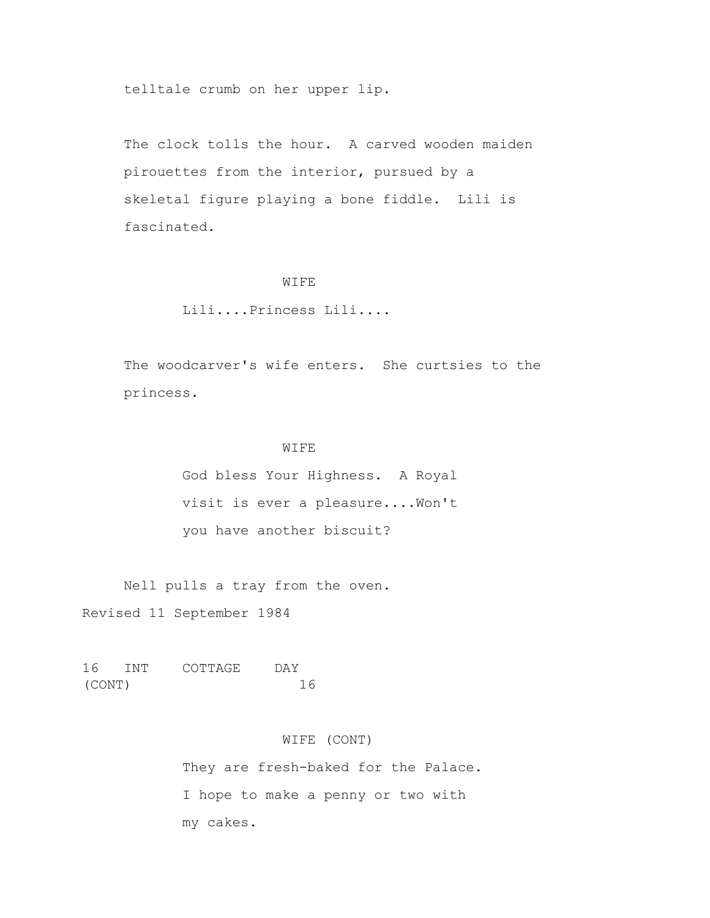telltale crumb on her upper lip.

The clock tolls the hour. A carved wooden maiden pirouettes from the interior, pursued by a skeletal figure playing a bone fiddle. Lili is fascinated.

WIFE

Lili....Princess Lili....

The woodcarver's wife enters. She curtsies to the princess.

WIFE

God bless Your Highness. A Royal visit is ever a pleasure....Won't you have another biscuit?

Nell pulls a tray from the oven.

Revised 11 September 1984

16 INT COTTAGE DAY (CONT) 16

WIFE (CONT)

They are fresh-baked for the Palace. I hope to make a penny or two with my cakes.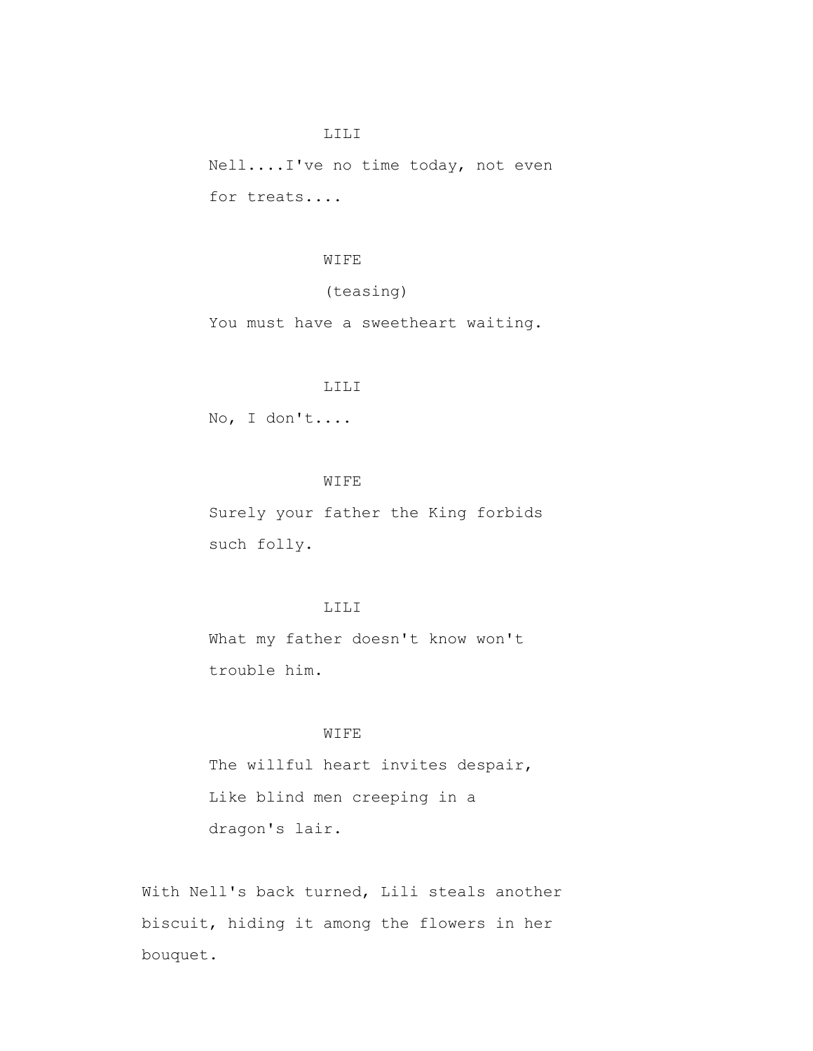LILI

Nell....I've no time today, not even for treats....

WIFE

(teasing)

You must have a sweetheart waiting.

LILI

No, I don't....

WIFE

Surely your father the King forbids such folly.

LILI

What my father doesn't know won't trouble him.

WIFE

The willful heart invites despair,
Like blind men creeping in a
dragon's lair.

With Nell's back turned, Lili steals another biscuit, hiding it among the flowers in her bouquet.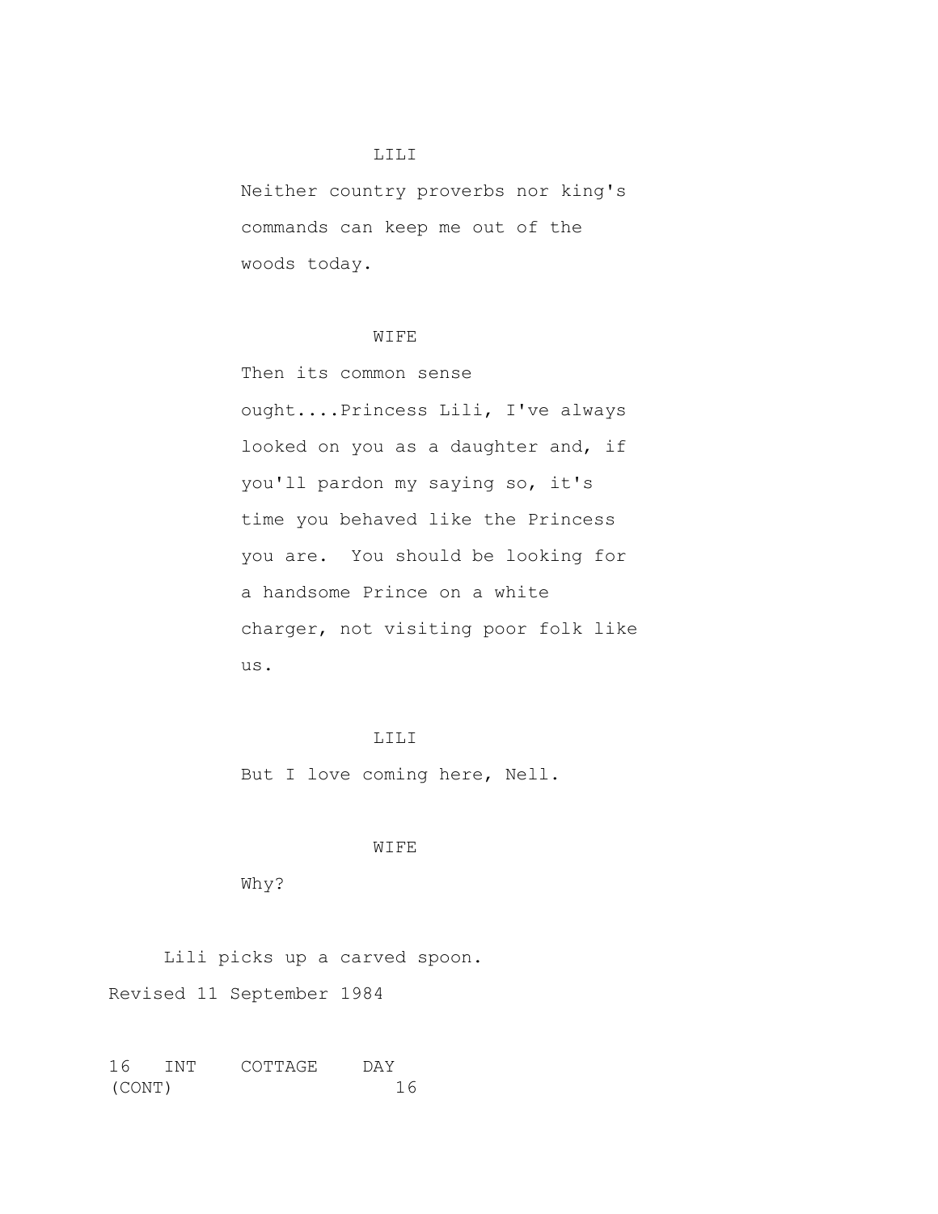LILI

Neither country proverbs nor king's commands can keep me out of the woods today.

WIFE

Then its common sense ought....Princess Lili, I've always looked on you as a daughter and, if you'll pardon my saying so, it's time you behaved like the Princess you are. You should be looking for a handsome Prince on a white charger, not visiting poor folk like us.

LILI

But I love coming here, Nell.

WIFE

Why?

Lili picks up a carved spoon.

Revised 11 September 1984

16 INT COTTAGE DAY (CONT) 16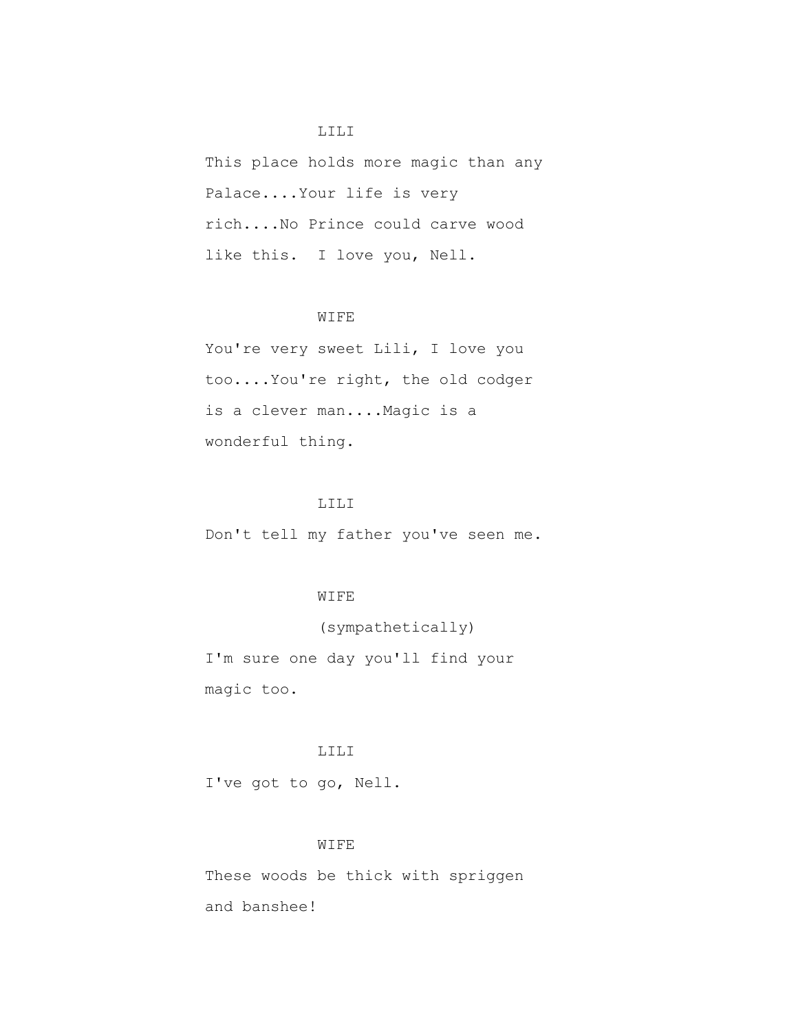LILI

This place holds more magic than any Palace....Your life is very rich....No Prince could carve wood like this.  I love you, Nell.

WIFE

You're very sweet Lili, I love you too....You're right, the old codger is a clever man....Magic is a wonderful thing.

LILI

Don't tell my father you've seen me.

WIFE

(sympathetically)

I'm sure one day you'll find your magic too.

LILI

I've got to go, Nell.

WIFE

These woods be thick with spriggen and banshee!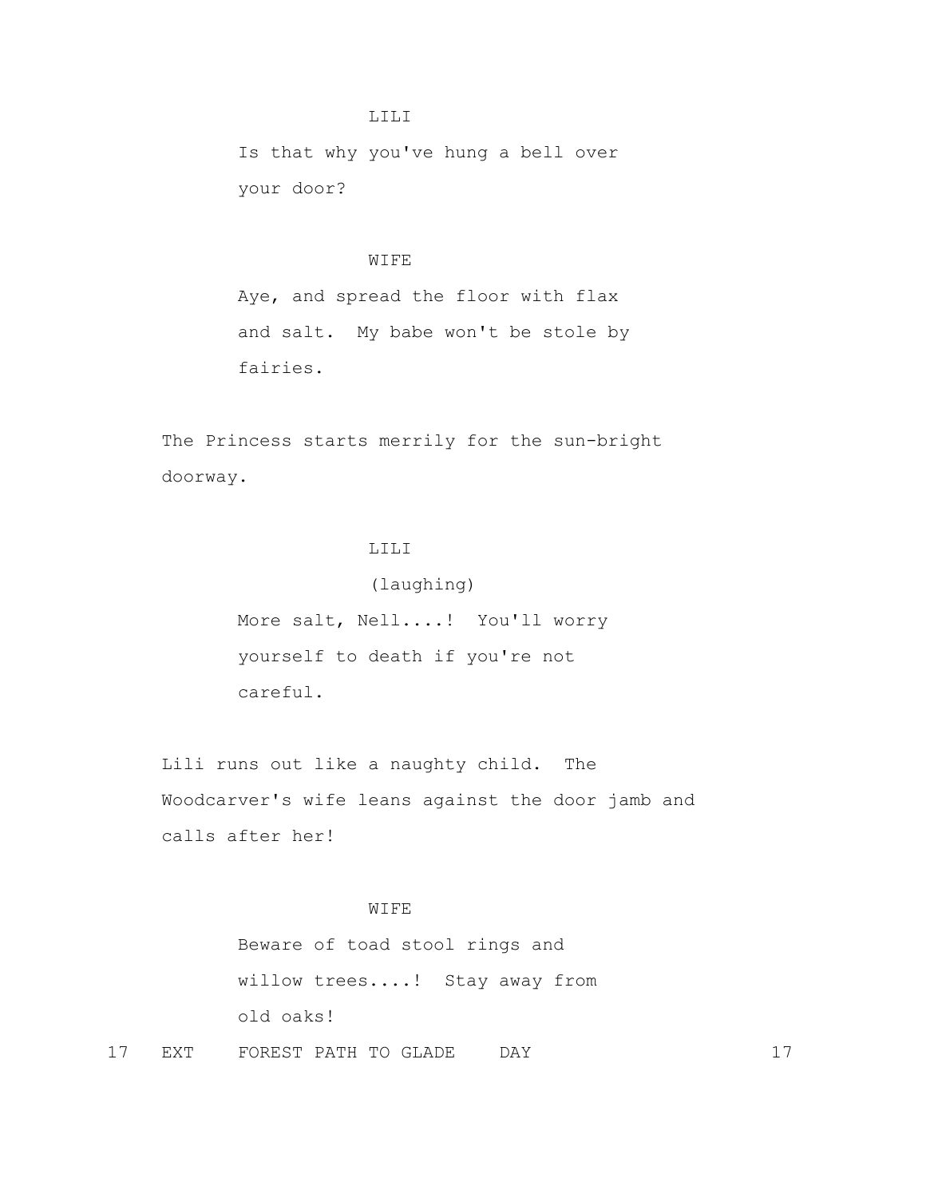LILI

Is that why you've hung a bell over your door?

WIFE

Aye, and spread the floor with flax and salt. My babe won't be stole by fairies.

The Princess starts merrily for the sun-bright doorway.

LILI

(laughing)

More salt, Nell....! You'll worry yourself to death if you're not careful.

Lili runs out like a naughty child. The Woodcarver's wife leans against the door jamb and calls after her!

WIFE

Beware of toad stool rings and willow trees....! Stay away from old oaks!

17 EXT FOREST PATH TO GLADE DAY 17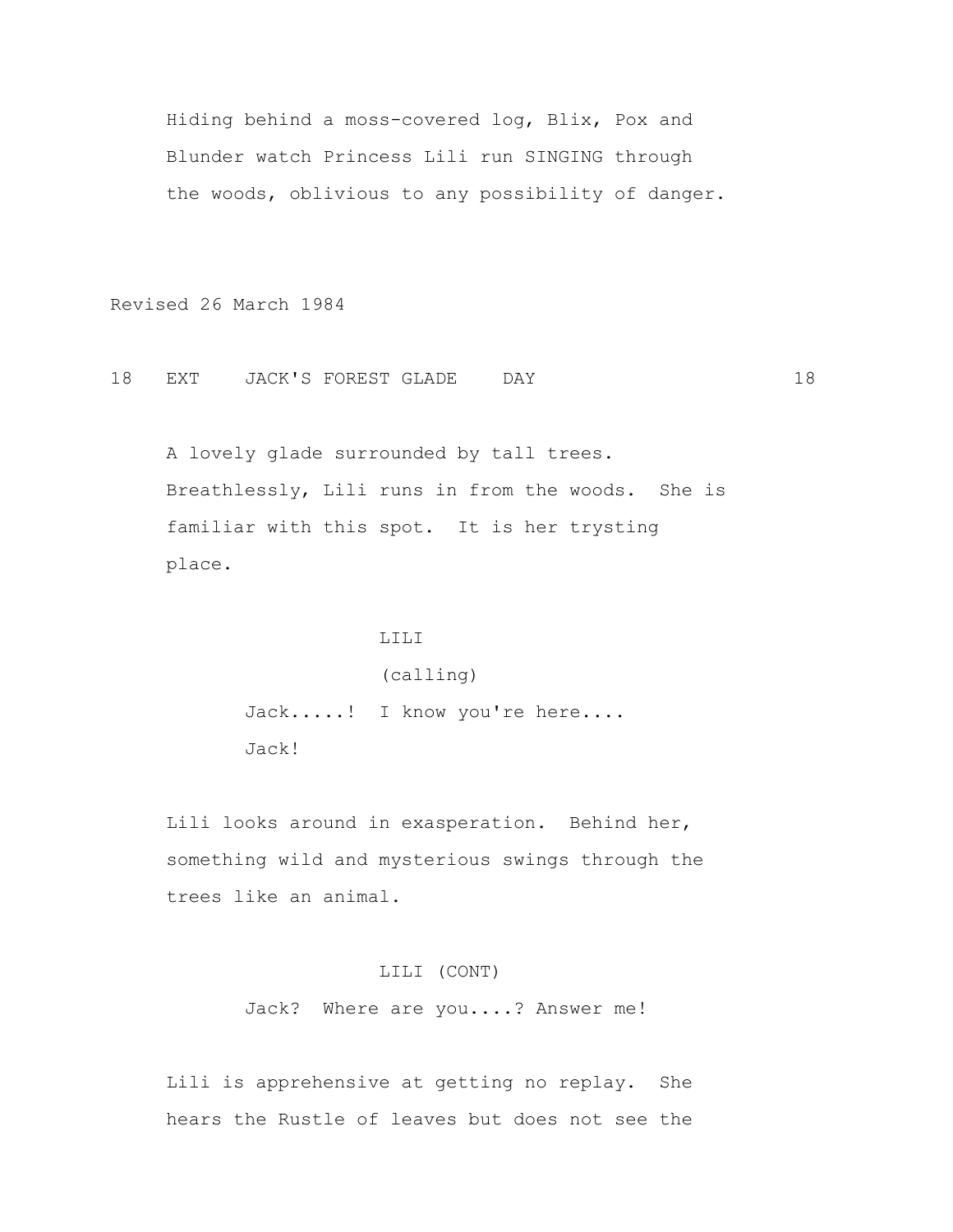Hiding behind a moss-covered log, Blix, Pox and Blunder watch Princess Lili run SINGING through the woods, oblivious to any possibility of danger.

Revised 26 March 1984

18 EXT JACK'S FOREST GLADE DAY 18

A lovely glade surrounded by tall trees. Breathlessly, Lili runs in from the woods. She is familiar with this spot. It is her trysting place.

LILI
(calling)
Jack.....! I know you're here....
Jack!

Lili looks around in exasperation. Behind her, something wild and mysterious swings through the trees like an animal.

LILI (CONT)
Jack? Where are you....? Answer me!

Lili is apprehensive at getting no replay. She hears the Rustle of leaves but does not see the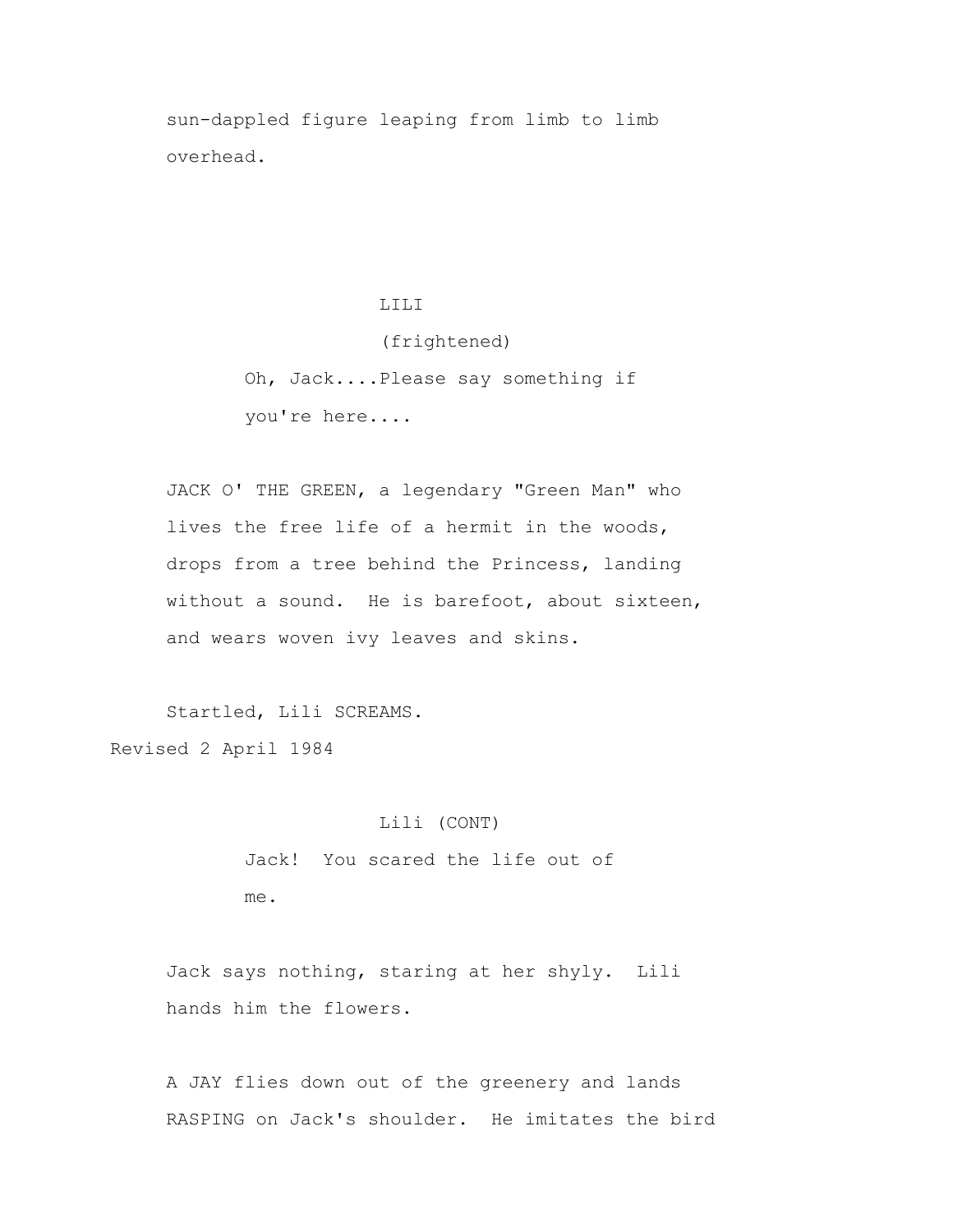sun-dappled figure leaping from limb to limb overhead.

LILI

(frightened)

Oh, Jack....Please say something if you're here....

JACK O' THE GREEN, a legendary "Green Man" who lives the free life of a hermit in the woods, drops from a tree behind the Princess, landing without a sound. He is barefoot, about sixteen, and wears woven ivy leaves and skins.

Startled, Lili SCREAMS.

Revised 2 April 1984

Lili (CONT)

Jack! You scared the life out of me.

Jack says nothing, staring at her shyly. Lili hands him the flowers.

A JAY flies down out of the greenery and lands RASPING on Jack's shoulder. He imitates the bird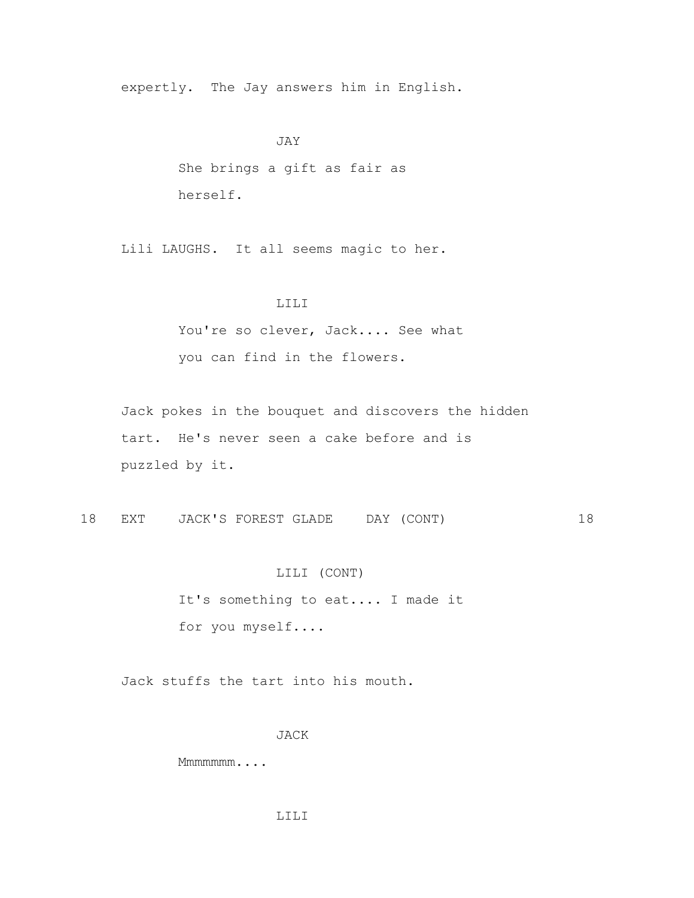expertly. The Jay answers him in English.

JAY

She brings a gift as fair as herself.

Lili LAUGHS. It all seems magic to her.

LILI

You're so clever, Jack.... See what you can find in the flowers.

Jack pokes in the bouquet and discovers the hidden tart. He's never seen a cake before and is puzzled by it.

18 EXT JACK'S FOREST GLADE DAY (CONT) 18

LILI (CONT)

It's something to eat.... I made it for you myself....

Jack stuffs the tart into his mouth.

JACK

Mmmmmmm....

LILI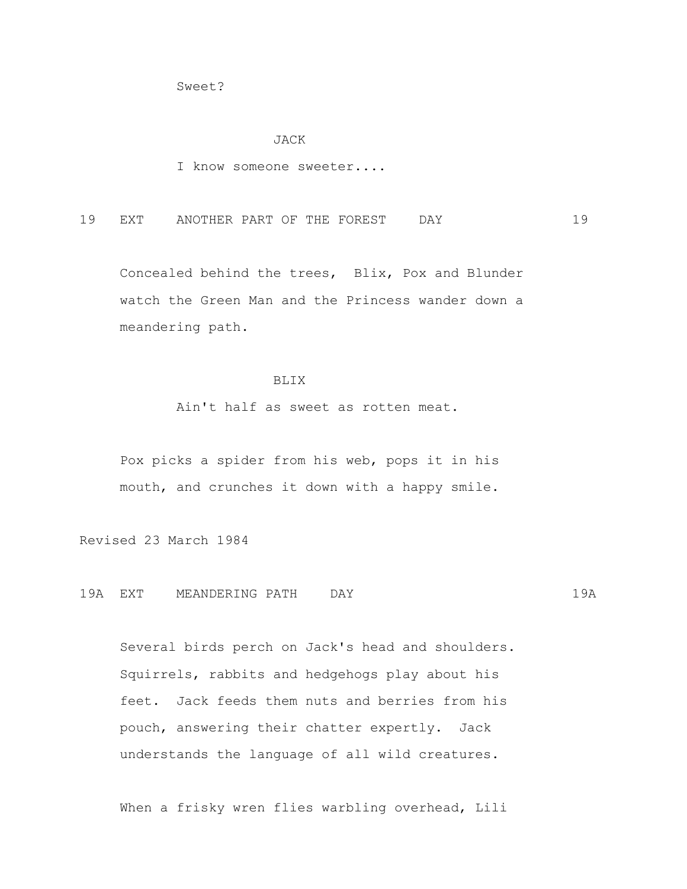Sweet?

JACK

I know someone sweeter....

19 EXT ANOTHER PART OF THE FOREST DAY 19

Concealed behind the trees, Blix, Pox and Blunder watch the Green Man and the Princess wander down a meandering path.

BLIX

Ain't half as sweet as rotten meat.

Pox picks a spider from his web, pops it in his mouth, and crunches it down with a happy smile.

Revised 23 March 1984

19A EXT MEANDERING PATH DAY 19A

Several birds perch on Jack's head and shoulders. Squirrels, rabbits and hedgehogs play about his feet. Jack feeds them nuts and berries from his pouch, answering their chatter expertly. Jack understands the language of all wild creatures.

When a frisky wren flies warbling overhead, Lili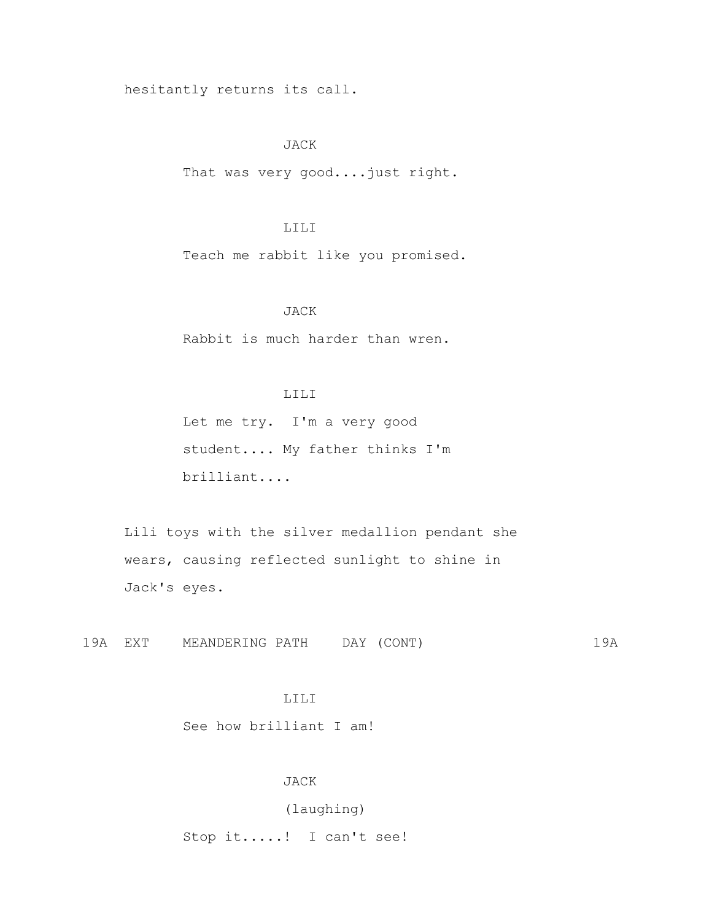hesitantly returns its call.

JACK

That was very good....just right.

LILI

Teach me rabbit like you promised.

JACK

Rabbit is much harder than wren.

LILI

Let me try. I'm a very good student.... My father thinks I'm brilliant....

Lili toys with the silver medallion pendant she wears, causing reflected sunlight to shine in Jack's eyes.

19A EXT MEANDERING PATH DAY (CONT) 19A

LILI

See how brilliant I am!

JACK

(laughing)

Stop it.....! I can't see!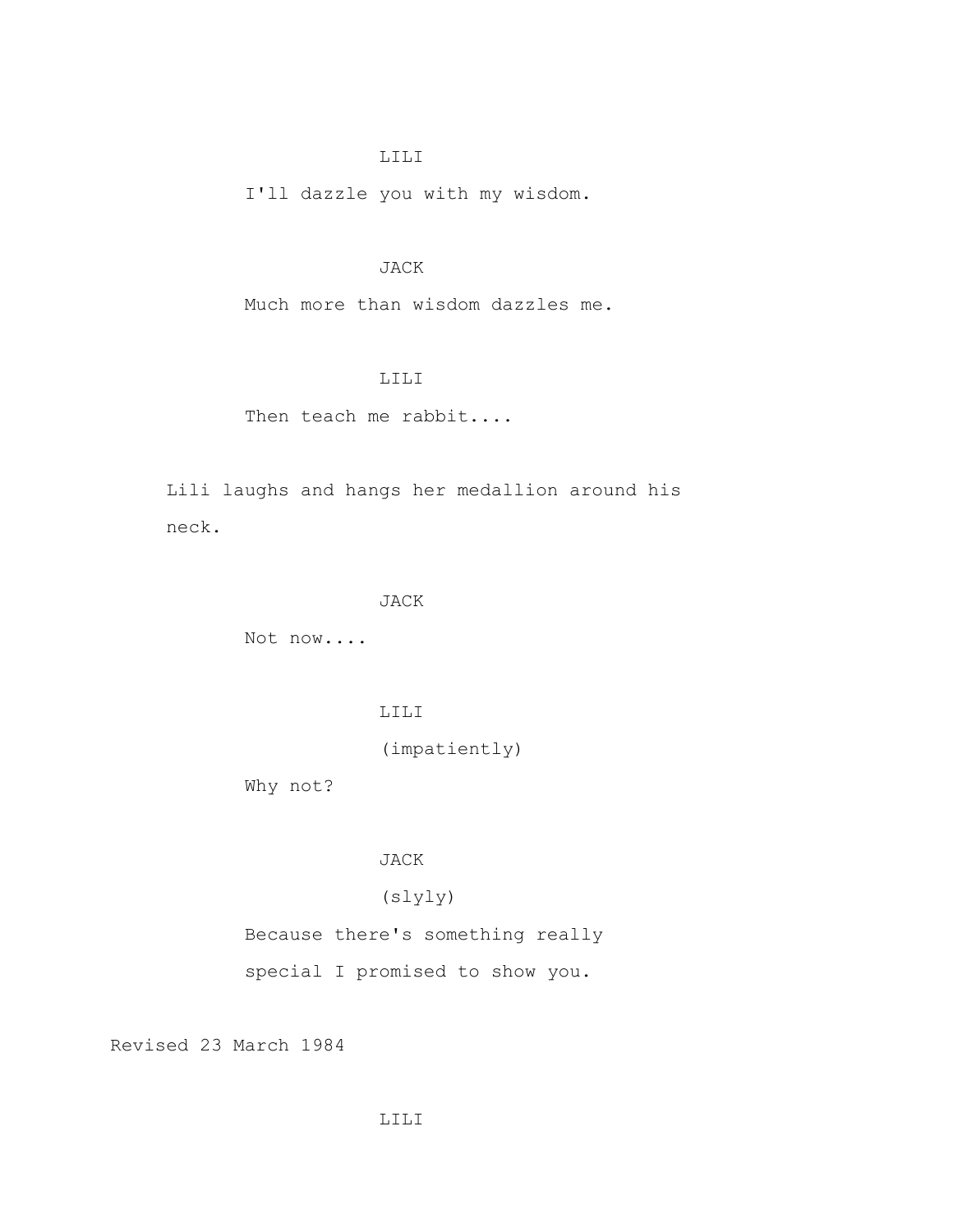LILI

I'll dazzle you with my wisdom.

JACK

Much more than wisdom dazzles me.

LILI

Then teach me rabbit....

Lili laughs and hangs her medallion around his neck.

JACK

Not now....

LILI

(impatiently)

Why not?

JACK

(slyly)

Because there's something really special I promised to show you.

Revised 23 March 1984

LILI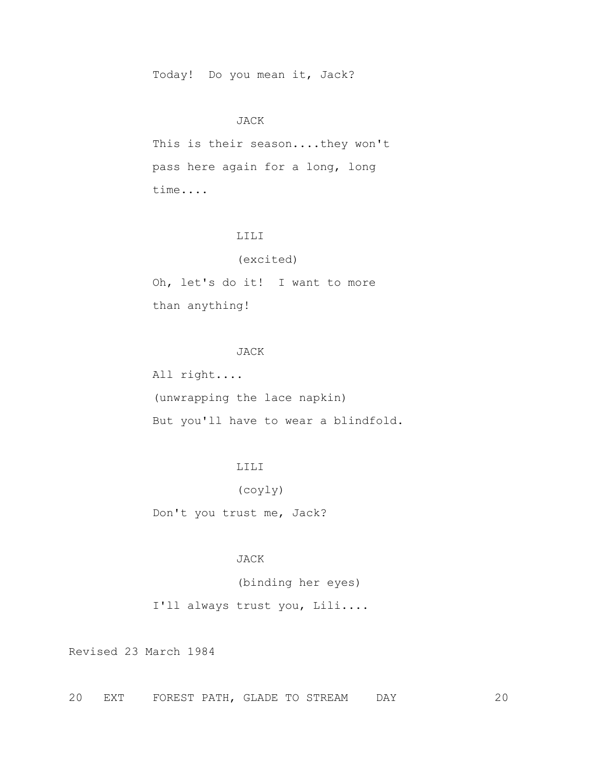Today!  Do you mean it, Jack?

JACK

This is their season....they won't pass here again for a long, long time....

LILI

(excited)

Oh, let's do it!  I want to more than anything!

JACK

All right....

(unwrapping the lace napkin)

But you'll have to wear a blindfold.

LILI

(coyly)

Don't you trust me, Jack?

JACK

(binding her eyes)

I'll always trust you, Lili....

Revised 23 March 1984

20   EXT    FOREST PATH, GLADE TO STREAM    DAY    20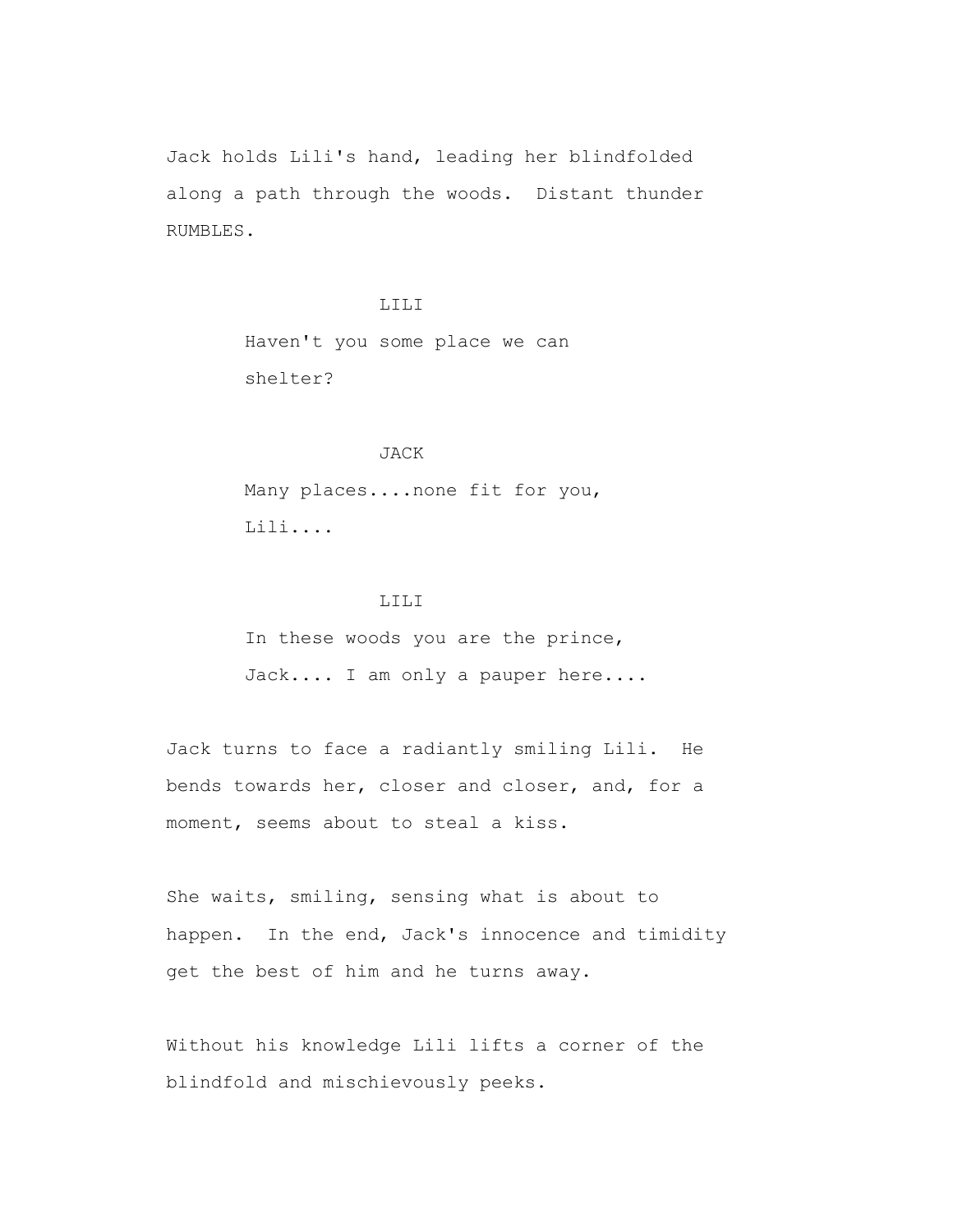Jack holds Lili's hand, leading her blindfolded along a path through the woods.  Distant thunder RUMBLES.

LILI

Haven't you some place we can shelter?

JACK

Many places....none fit for you, Lili....

LILI

In these woods you are the prince, Jack.... I am only a pauper here....

Jack turns to face a radiantly smiling Lili.  He bends towards her, closer and closer, and, for a moment, seems about to steal a kiss.

She waits, smiling, sensing what is about to happen.  In the end, Jack's innocence and timidity get the best of him and he turns away.

Without his knowledge Lili lifts a corner of the blindfold and mischievously peeks.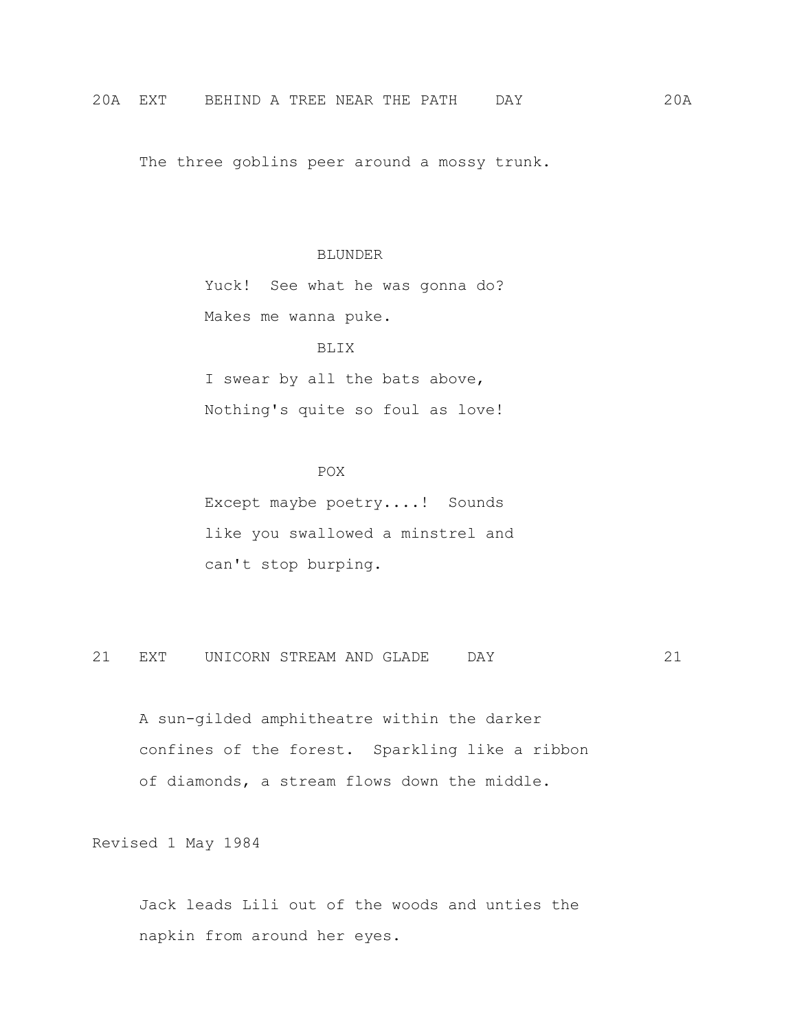20A EXT BEHIND A TREE NEAR THE PATH DAY 20A

The three goblins peer around a mossy trunk.

BLUNDER

Yuck! See what he was gonna do?
Makes me wanna puke.

BLIX

I swear by all the bats above,
Nothing's quite so foul as love!

POX

Except maybe poetry....! Sounds
like you swallowed a minstrel and
can't stop burping.

21 EXT UNICORN STREAM AND GLADE DAY 21

A sun-gilded amphitheatre within the darker
confines of the forest. Sparkling like a ribbon
of diamonds, a stream flows down the middle.

Revised 1 May 1984

Jack leads Lili out of the woods and unties the
napkin from around her eyes.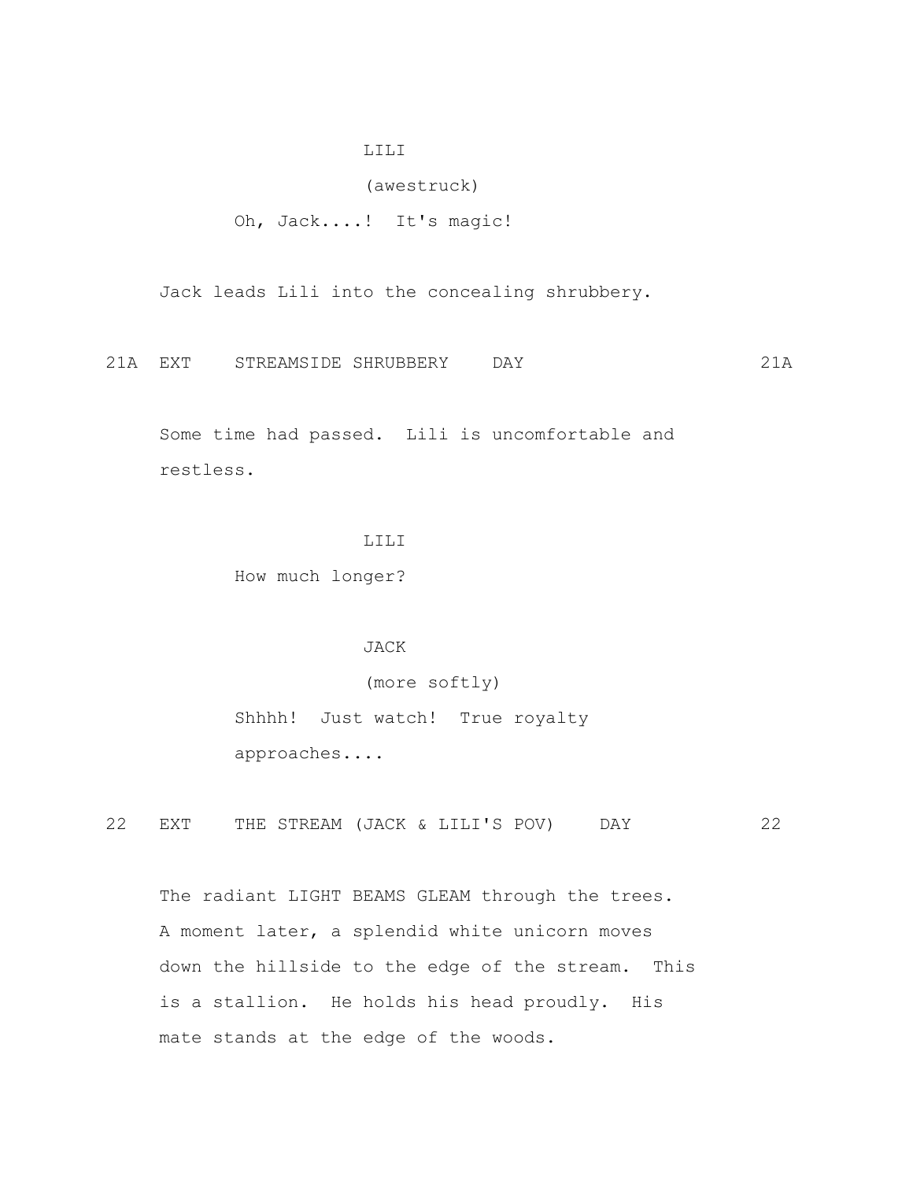LILI

(awestruck)

Oh, Jack....! It's magic!

Jack leads Lili into the concealing shrubbery.

21A EXT STREAMSIDE SHRUBBERY DAY 21A

Some time had passed. Lili is uncomfortable and restless.

LILI

How much longer?

JACK

(more softly)

Shhhh! Just watch! True royalty approaches....

22 EXT THE STREAM (JACK & LILI'S POV) DAY 22

The radiant LIGHT BEAMS GLEAM through the trees. A moment later, a splendid white unicorn moves down the hillside to the edge of the stream. This is a stallion. He holds his head proudly. His mate stands at the edge of the woods.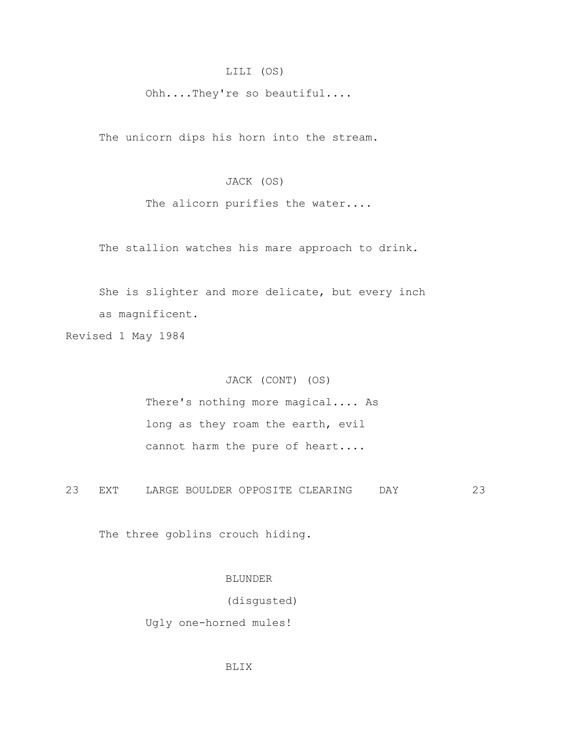LILI (OS)

Ohh....They're so beautiful....

The unicorn dips his horn into the stream.

JACK (OS)

The alicorn purifies the water....

The stallion watches his mare approach to drink.

She is slighter and more delicate, but every inch as magnificent.

Revised 1 May 1984

JACK (CONT) (OS)

There's nothing more magical.... As long as they roam the earth, evil cannot harm the pure of heart....

23 EXT LARGE BOULDER OPPOSITE CLEARING DAY 23

The three goblins crouch hiding.

BLUNDER

(disgusted)

Ugly one-horned mules!

BLIX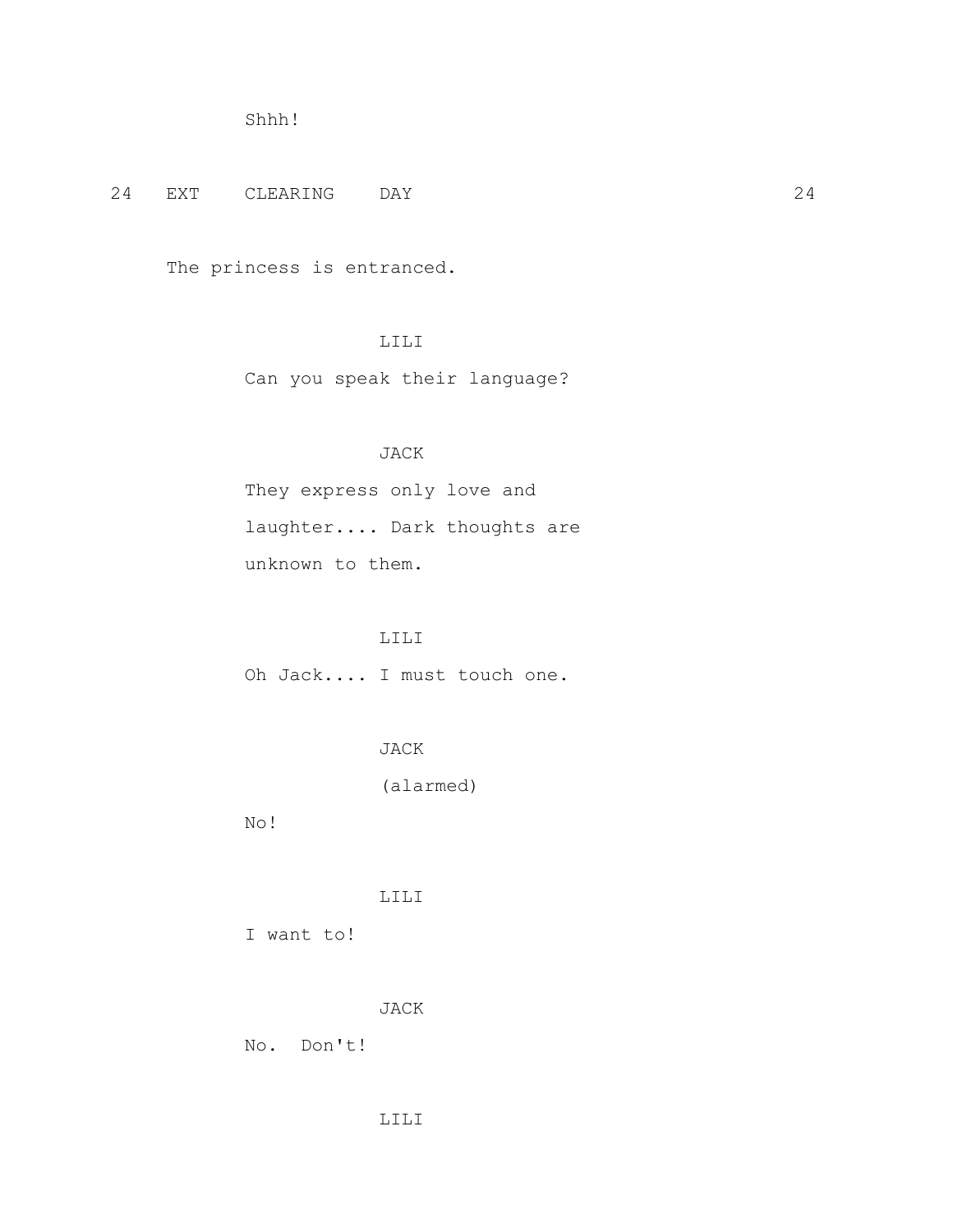Shhh!

24 EXT CLEARING DAY 24

The princess is entranced.

LILI

Can you speak their language?

JACK

They express only love and laughter.... Dark thoughts are unknown to them.

LILI

Oh Jack.... I must touch one.

JACK

(alarmed)

No!

LILI

I want to!

JACK

No. Don't!

LILI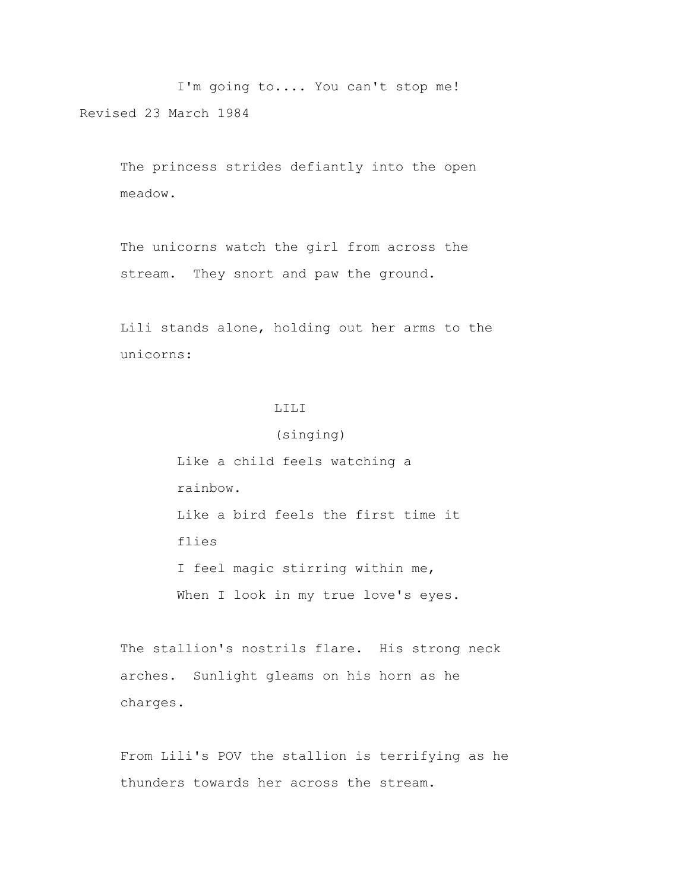I'm going to.... You can't stop me!

Revised 23 March 1984

The princess strides defiantly into the open meadow.

The unicorns watch the girl from across the stream. They snort and paw the ground.

Lili stands alone, holding out her arms to the unicorns:

LILI
(singing)

Like a child feels watching a rainbow.
Like a bird feels the first time it flies
I feel magic stirring within me,
When I look in my true love's eyes.

The stallion's nostrils flare. His strong neck arches. Sunlight gleams on his horn as he charges.

From Lili's POV the stallion is terrifying as he thunders towards her across the stream.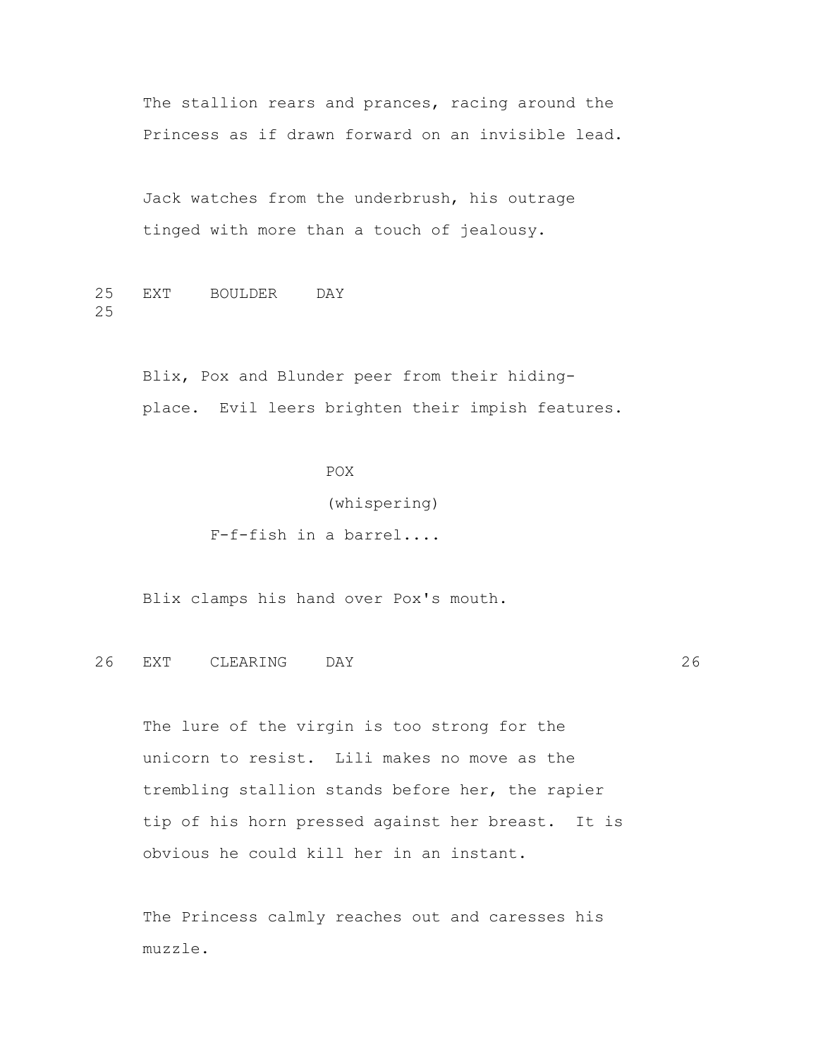The stallion rears and prances, racing around the Princess as if drawn forward on an invisible lead.

Jack watches from the underbrush, his outrage tinged with more than a touch of jealousy.

25 EXT BOULDER DAY 25

Blix, Pox and Blunder peer from their hiding-place. Evil leers brighten their impish features.

POX
(whispering)
F-f-fish in a barrel....

Blix clamps his hand over Pox's mouth.

26 EXT CLEARING DAY 26

The lure of the virgin is too strong for the unicorn to resist. Lili makes no move as the trembling stallion stands before her, the rapier tip of his horn pressed against her breast. It is obvious he could kill her in an instant.

The Princess calmly reaches out and caresses his muzzle.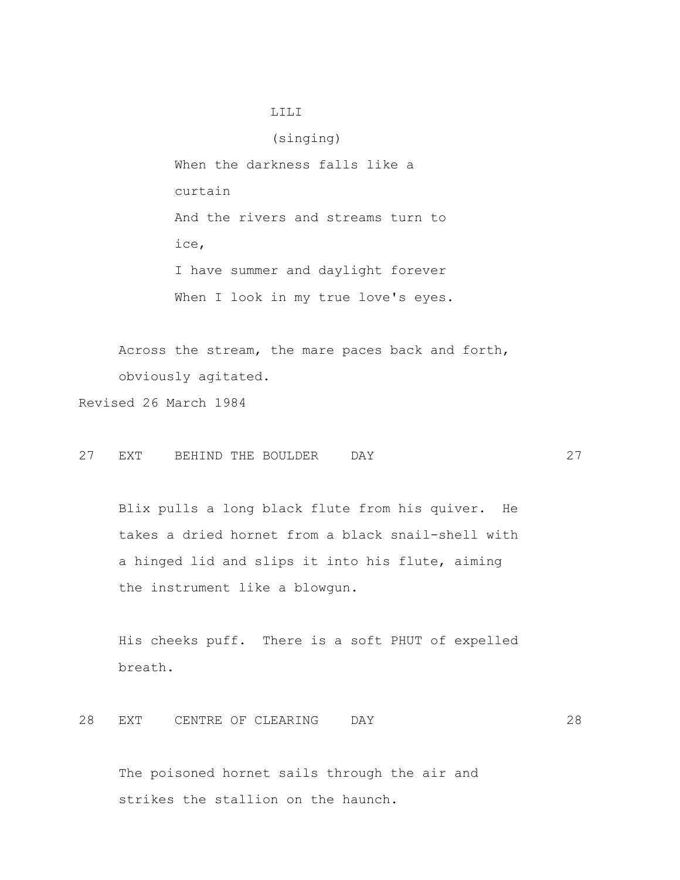LILI

(singing)

When the darkness falls like a
curtain
And the rivers and streams turn to
ice,
I have summer and daylight forever
When I look in my true love's eyes.

Across the stream, the mare paces back and forth, obviously agitated.

Revised 26 March 1984

27 EXT BEHIND THE BOULDER DAY 27

Blix pulls a long black flute from his quiver. He takes a dried hornet from a black snail-shell with a hinged lid and slips it into his flute, aiming the instrument like a blowgun.

His cheeks puff. There is a soft PHUT of expelled breath.

28 EXT CENTRE OF CLEARING DAY 28

The poisoned hornet sails through the air and strikes the stallion on the haunch.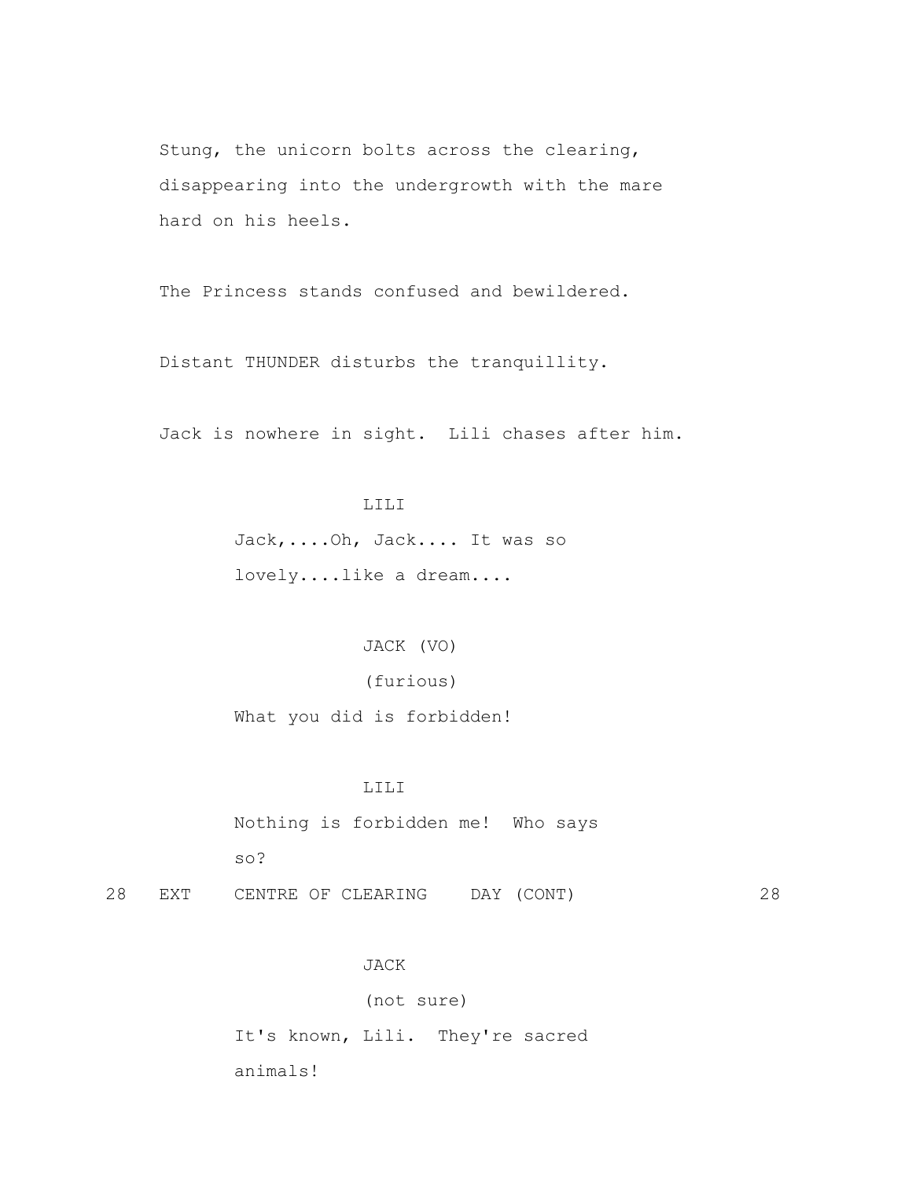Stung, the unicorn bolts across the clearing, disappearing into the undergrowth with the mare hard on his heels.

The Princess stands confused and bewildered.

Distant THUNDER disturbs the tranquillity.

Jack is nowhere in sight. Lili chases after him.

LILI

Jack,....Oh, Jack.... It was so lovely....like a dream....

JACK (VO)

(furious)

What you did is forbidden!

LILI

Nothing is forbidden me! Who says so?

28 EXT CENTRE OF CLEARING DAY (CONT) 28

JACK

(not sure)

It's known, Lili. They're sacred animals!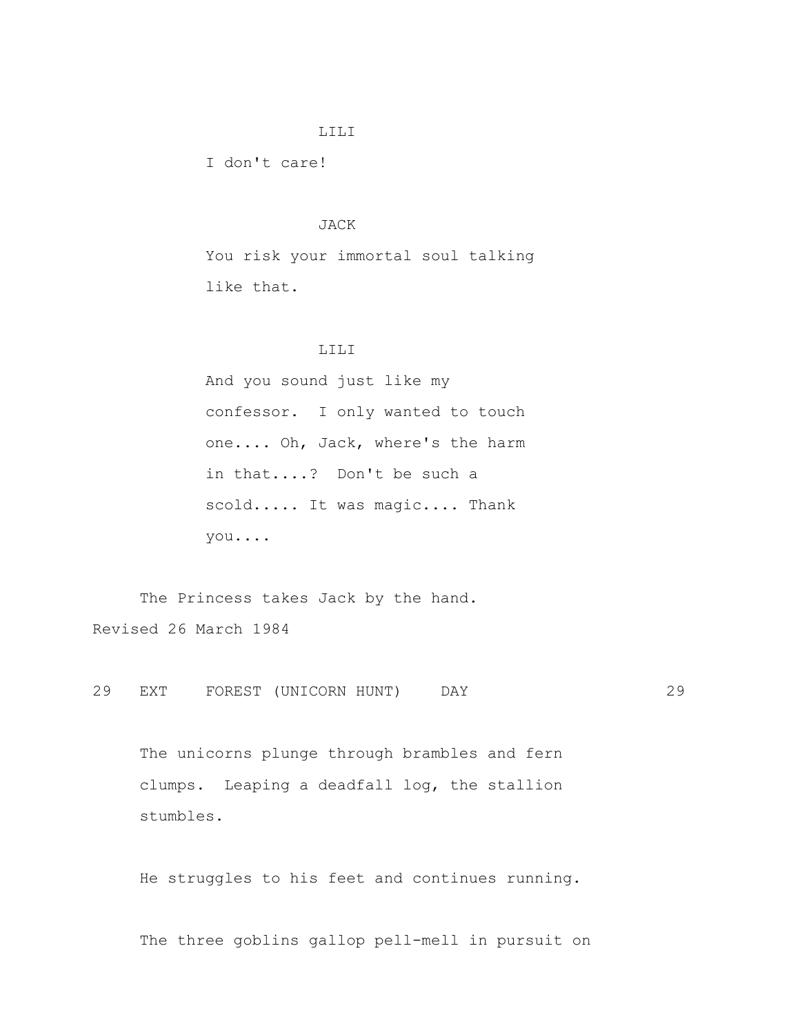LILI

I don't care!

JACK

You risk your immortal soul talking like that.

LILI

And you sound just like my confessor. I only wanted to touch one.... Oh, Jack, where's the harm in that....? Don't be such a scold..... It was magic.... Thank you....

The Princess takes Jack by the hand.

Revised 26 March 1984

29 EXT FOREST (UNICORN HUNT) DAY 29

The unicorns plunge through brambles and fern clumps. Leaping a deadfall log, the stallion stumbles.

He struggles to his feet and continues running.

The three goblins gallop pell-mell in pursuit on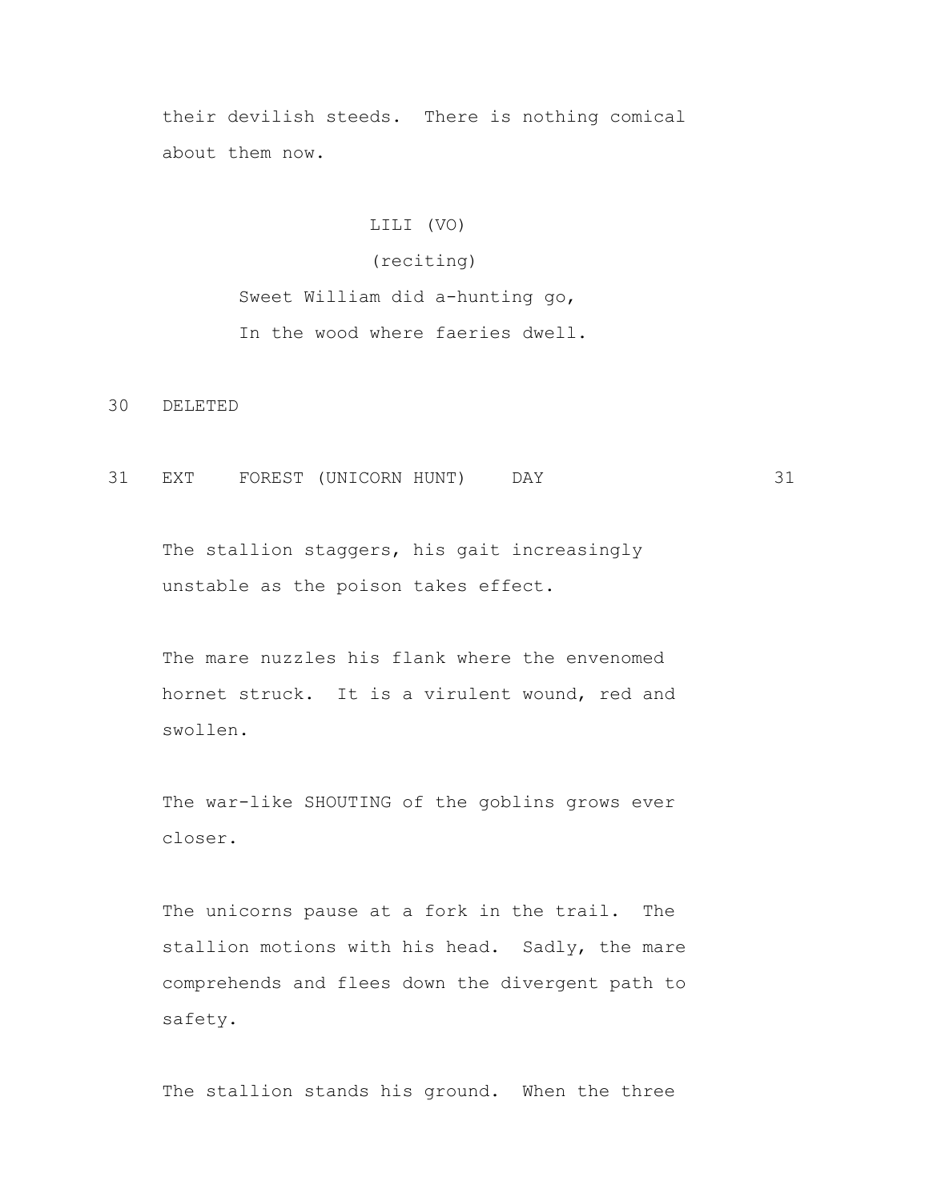their devilish steeds.  There is nothing comical about them now.

LILI (VO)
(reciting)
Sweet William did a-hunting go,
In the wood where faeries dwell.

30   DELETED

31   EXT    FOREST (UNICORN HUNT)    DAY    31

The stallion staggers, his gait increasingly unstable as the poison takes effect.

The mare nuzzles his flank where the envenomed hornet struck.  It is a virulent wound, red and swollen.

The war-like SHOUTING of the goblins grows ever closer.

The unicorns pause at a fork in the trail.  The stallion motions with his head.  Sadly, the mare comprehends and flees down the divergent path to safety.

The stallion stands his ground.  When the three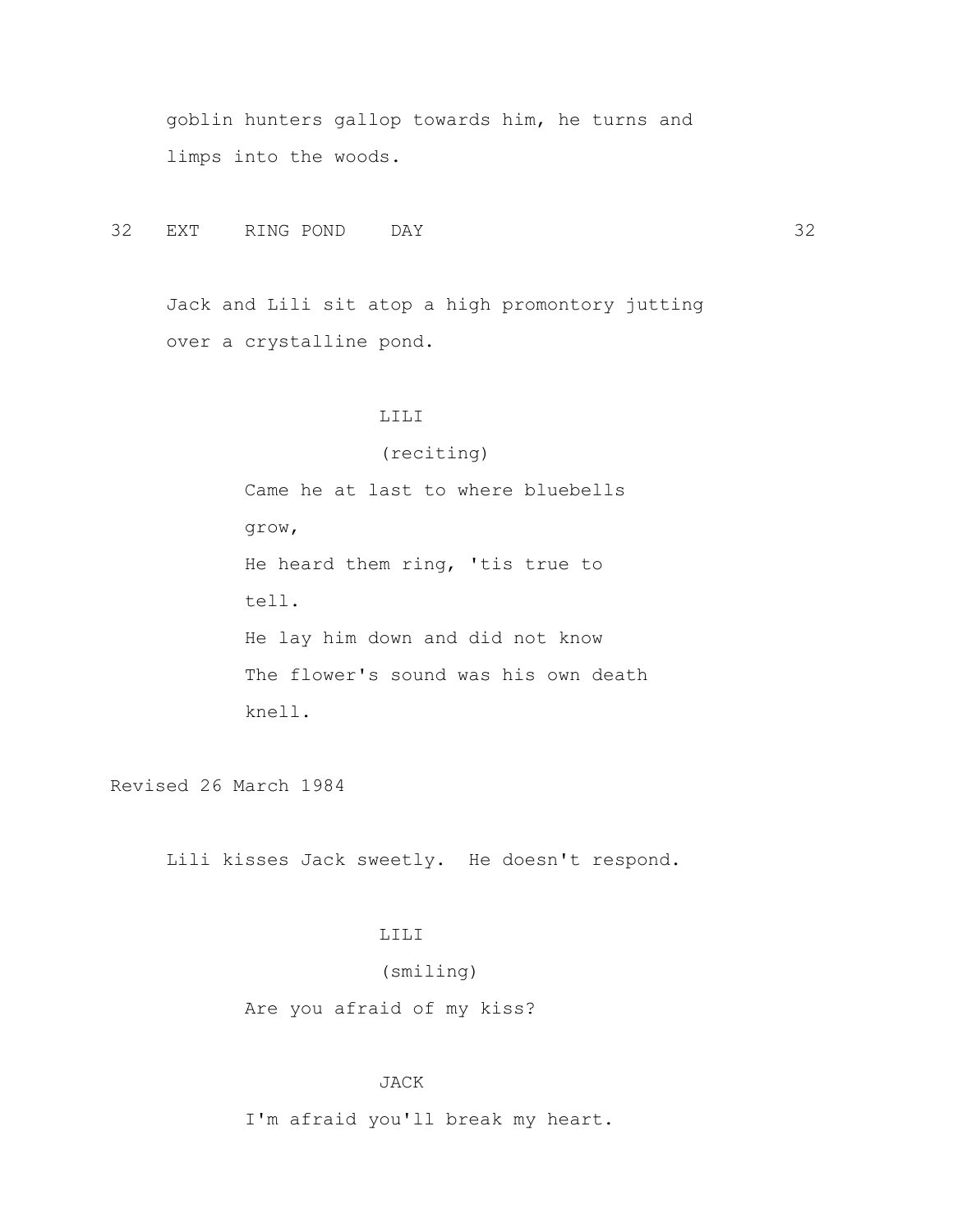goblin hunters gallop towards him, he turns and limps into the woods.

32 EXT RING POND DAY 32

Jack and Lili sit atop a high promontory jutting over a crystalline pond.

LILI
(reciting)
Came he at last to where bluebells grow,
He heard them ring, 'tis true to tell.
He lay him down and did not know
The flower's sound was his own death knell.

Revised 26 March 1984

Lili kisses Jack sweetly. He doesn't respond.

LILI
(smiling)
Are you afraid of my kiss?

JACK
I'm afraid you'll break my heart.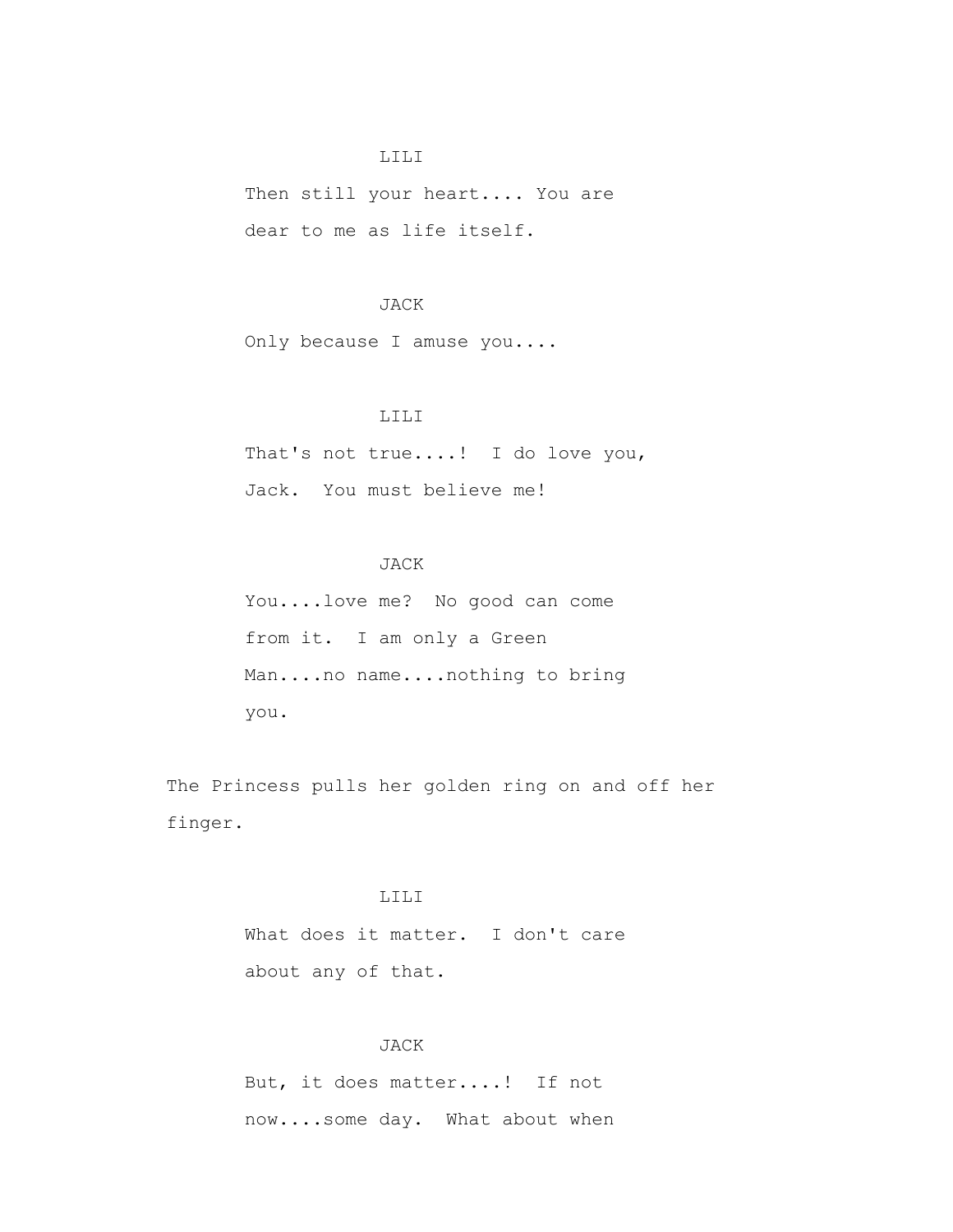LILI

Then still your heart.... You are dear to me as life itself.

JACK

Only because I amuse you....

LILI

That's not true....! I do love you, Jack. You must believe me!

JACK

You....love me? No good can come from it. I am only a Green Man....no name....nothing to bring you.

The Princess pulls her golden ring on and off her finger.

LILI

What does it matter. I don't care about any of that.

JACK

But, it does matter....! If not now....some day. What about when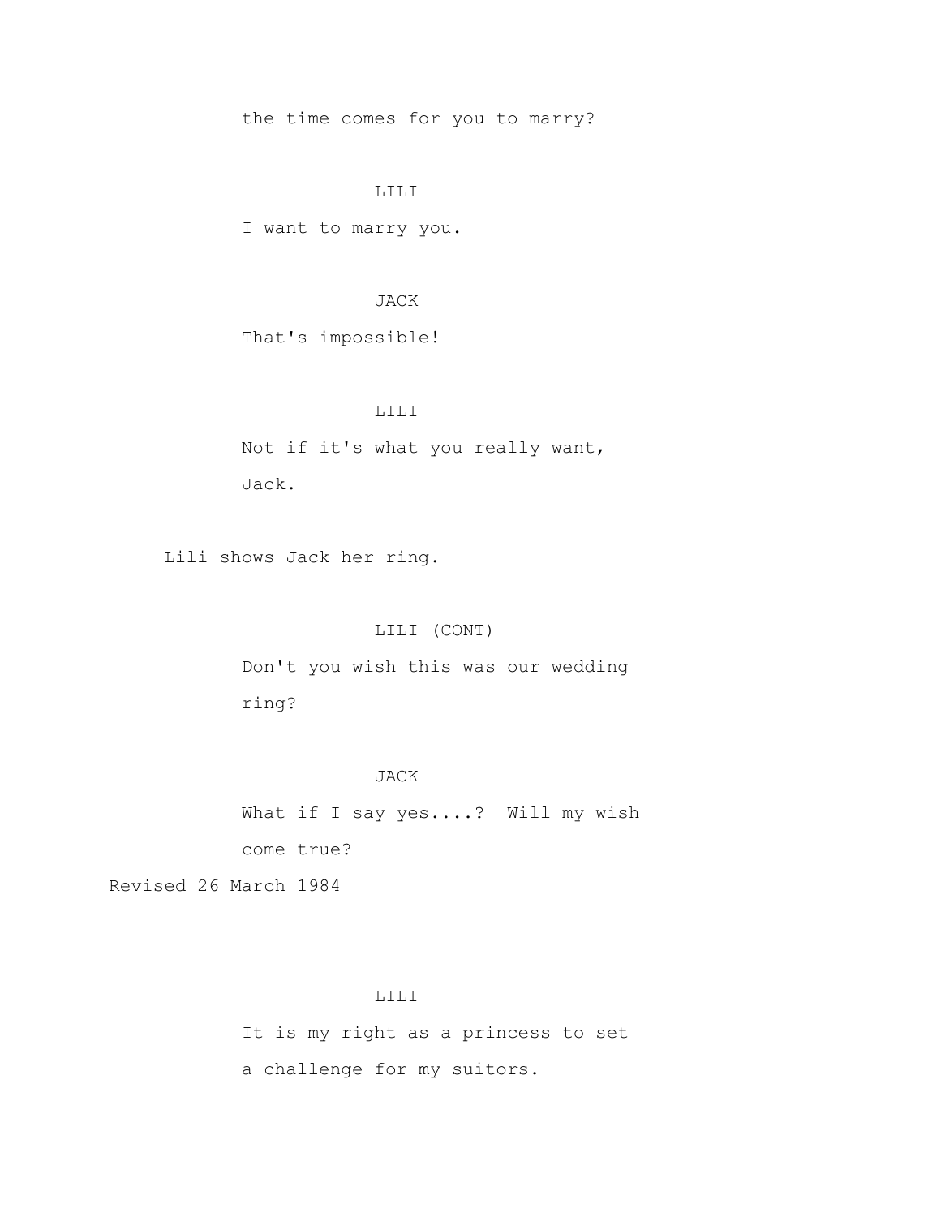the time comes for you to marry?

LILI

I want to marry you.

JACK

That's impossible!

LILI

Not if it's what you really want, Jack.

Lili shows Jack her ring.

LILI (CONT)

Don't you wish this was our wedding ring?

JACK

What if I say yes....? Will my wish come true?

Revised 26 March 1984

LILI

It is my right as a princess to set a challenge for my suitors.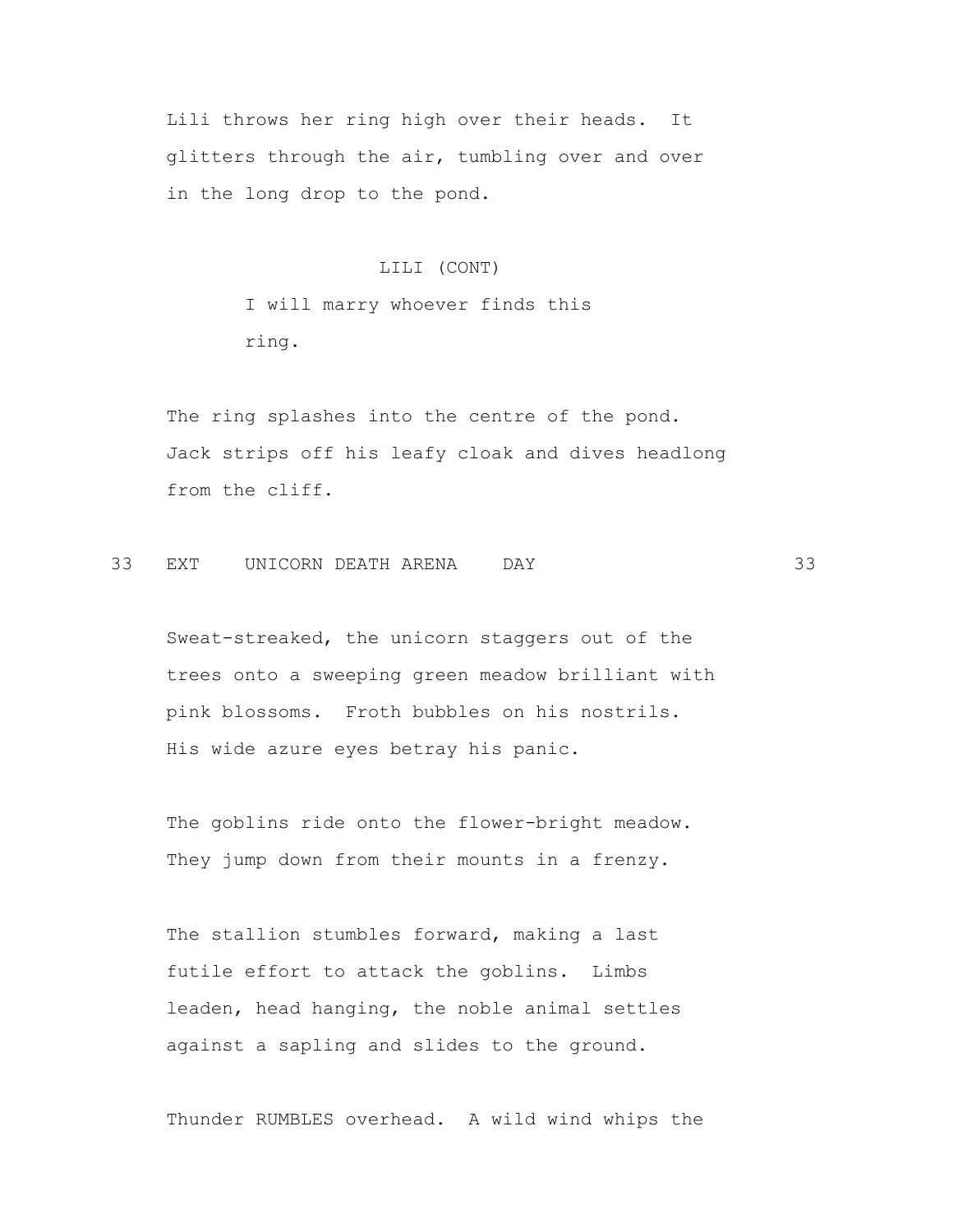Lili throws her ring high over their heads. It glitters through the air, tumbling over and over in the long drop to the pond.

LILI (CONT)

I will marry whoever finds this ring.

The ring splashes into the centre of the pond. Jack strips off his leafy cloak and dives headlong from the cliff.

33 EXT UNICORN DEATH ARENA DAY 33

Sweat-streaked, the unicorn staggers out of the trees onto a sweeping green meadow brilliant with pink blossoms. Froth bubbles on his nostrils. His wide azure eyes betray his panic.

The goblins ride onto the flower-bright meadow. They jump down from their mounts in a frenzy.

The stallion stumbles forward, making a last futile effort to attack the goblins. Limbs leaden, head hanging, the noble animal settles against a sapling and slides to the ground.

Thunder RUMBLES overhead. A wild wind whips the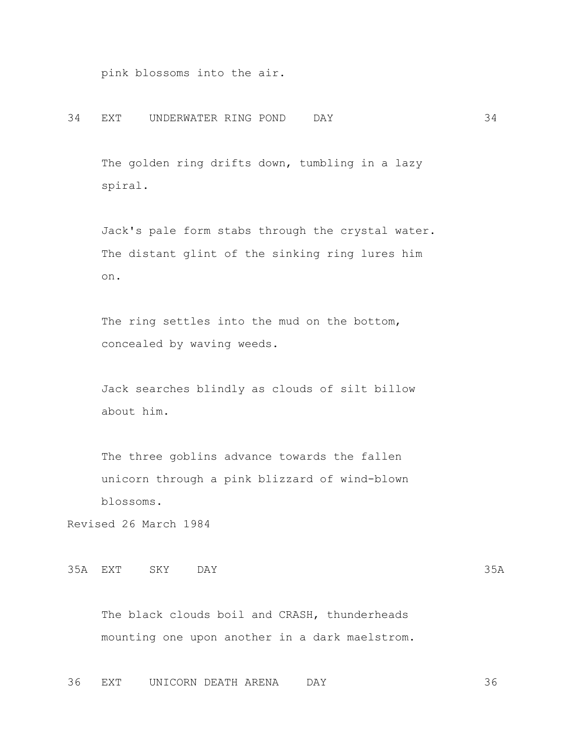pink blossoms into the air.

34 EXT UNDERWATER RING POND DAY 34

The golden ring drifts down, tumbling in a lazy spiral.

Jack's pale form stabs through the crystal water. The distant glint of the sinking ring lures him on.

The ring settles into the mud on the bottom, concealed by waving weeds.

Jack searches blindly as clouds of silt billow about him.

The three goblins advance towards the fallen unicorn through a pink blizzard of wind-blown blossoms.

Revised 26 March 1984

35A EXT SKY DAY 35A

The black clouds boil and CRASH, thunderheads mounting one upon another in a dark maelstrom.

36 EXT UNICORN DEATH ARENA DAY 36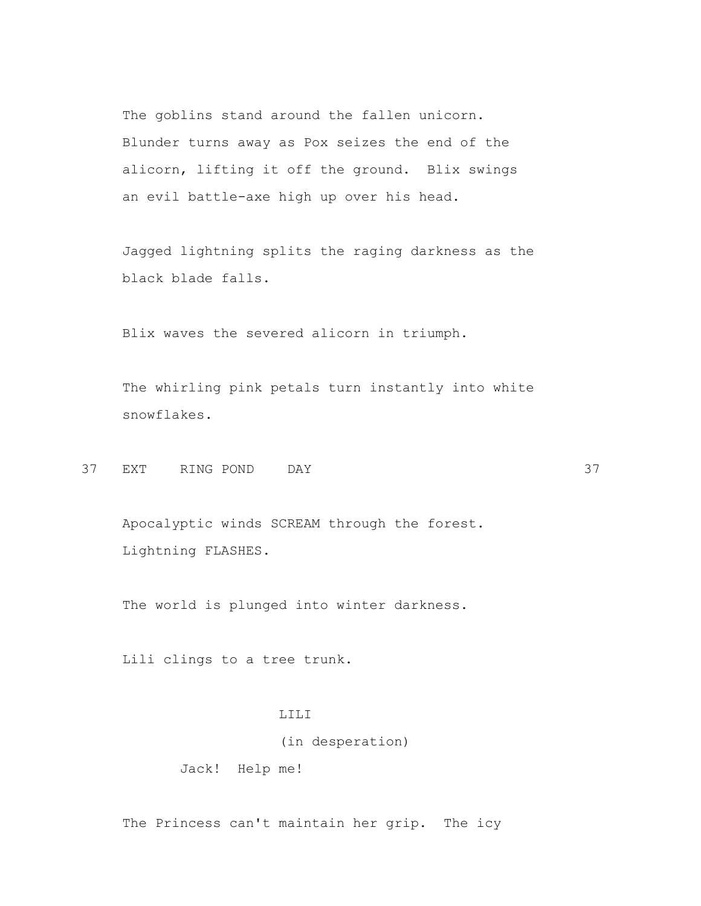The goblins stand around the fallen unicorn. Blunder turns away as Pox seizes the end of the alicorn, lifting it off the ground. Blix swings an evil battle-axe high up over his head.

Jagged lightning splits the raging darkness as the black blade falls.

Blix waves the severed alicorn in triumph.

The whirling pink petals turn instantly into white snowflakes.

37 EXT RING POND DAY 37

Apocalyptic winds SCREAM through the forest. Lightning FLASHES.

The world is plunged into winter darkness.

Lili clings to a tree trunk.

LILI
(in desperation)
Jack! Help me!

The Princess can't maintain her grip. The icy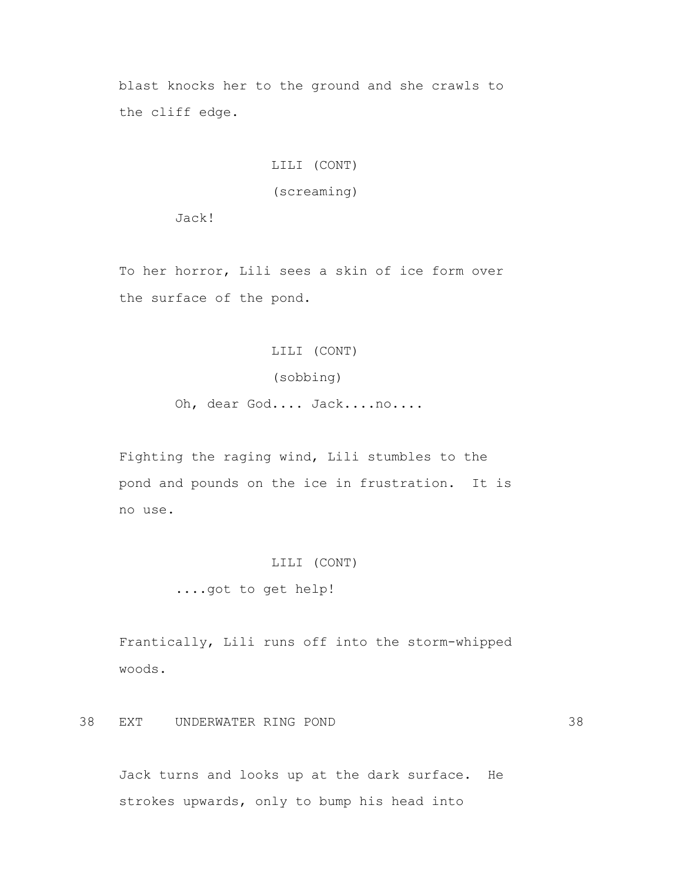blast knocks her to the ground and she crawls to the cliff edge.

LILI (CONT)
(screaming)
Jack!

To her horror, Lili sees a skin of ice form over the surface of the pond.

LILI (CONT)
(sobbing)
Oh, dear God.... Jack....no....

Fighting the raging wind, Lili stumbles to the pond and pounds on the ice in frustration. It is no use.

LILI (CONT)
....got to get help!

Frantically, Lili runs off into the storm-whipped woods.

38 EXT UNDERWATER RING POND 38

Jack turns and looks up at the dark surface. He strokes upwards, only to bump his head into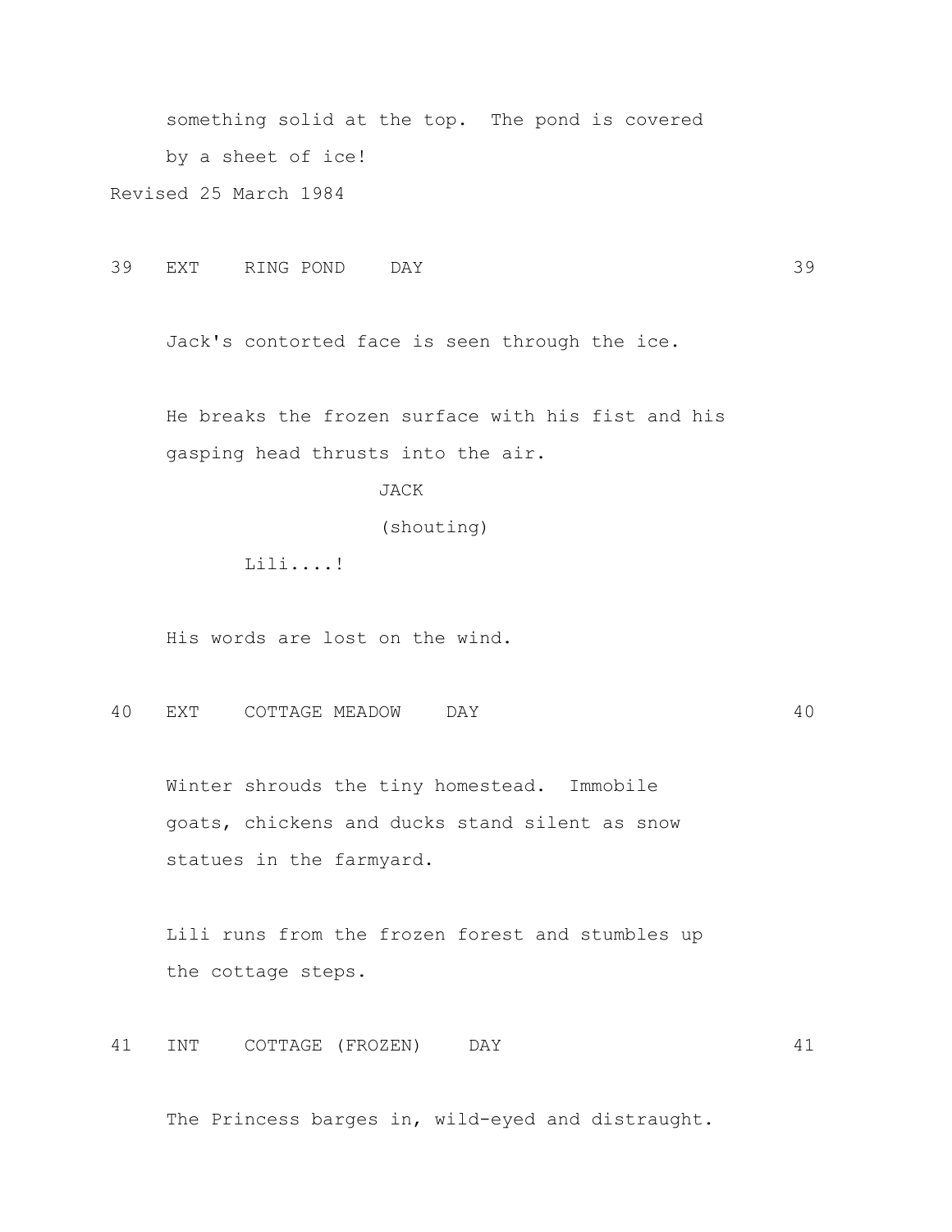something solid at the top.  The pond is covered by a sheet of ice!

Revised 25 March 1984

39   EXT    RING POND    DAY                                39

Jack's contorted face is seen through the ice.

He breaks the frozen surface with his fist and his gasping head thrusts into the air.

JACK

(shouting)

Lili....!

His words are lost on the wind.

40   EXT    COTTAGE MEADOW    DAY                                40

Winter shrouds the tiny homestead.  Immobile goats, chickens and ducks stand silent as snow statues in the farmyard.

Lili runs from the frozen forest and stumbles up the cottage steps.

41   INT    COTTAGE (FROZEN)    DAY                                41

The Princess barges in, wild-eyed and distraught.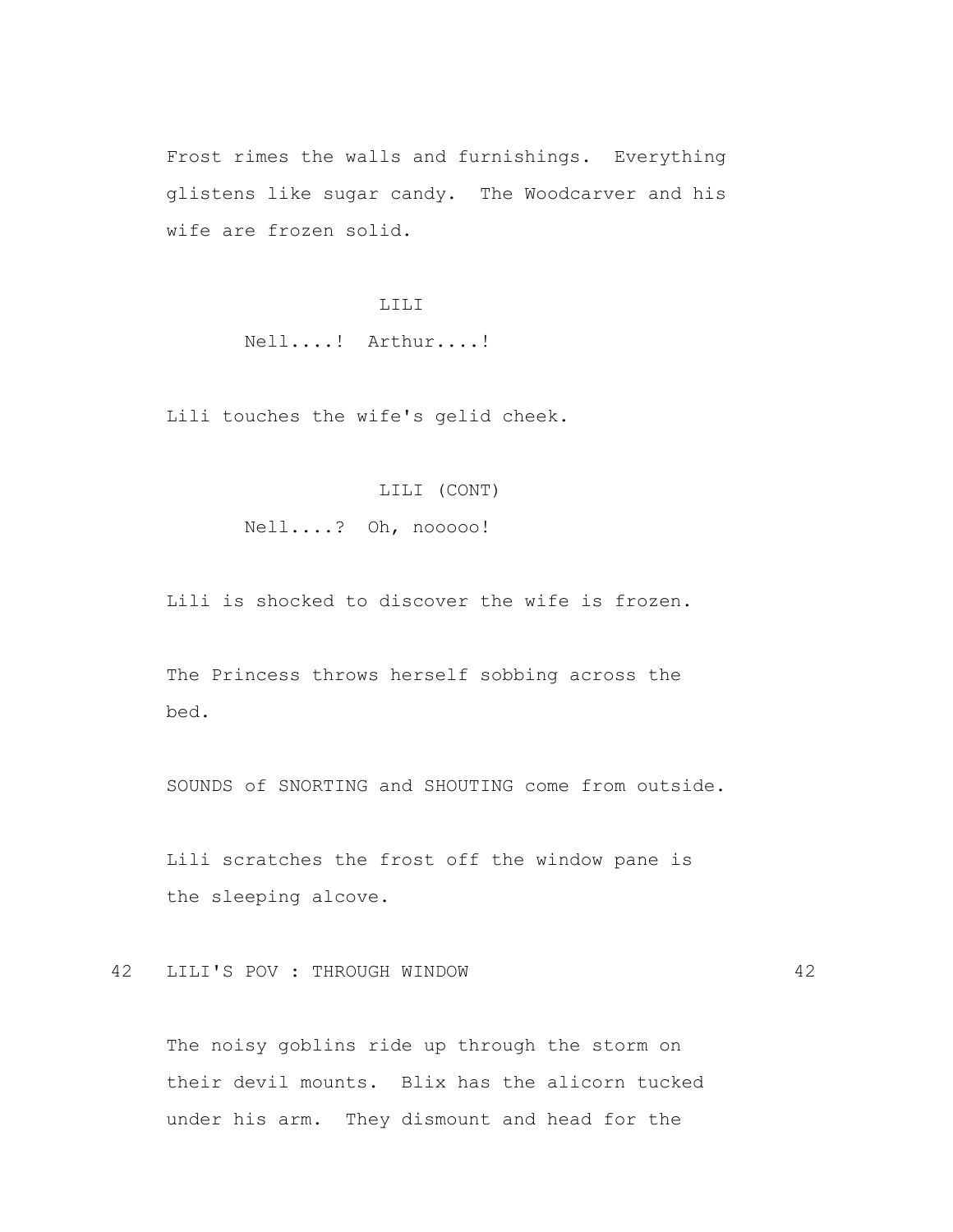Frost rimes the walls and furnishings. Everything glistens like sugar candy. The Woodcarver and his wife are frozen solid.

LILI

Nell....! Arthur....!

Lili touches the wife's gelid cheek.

LILI (CONT)

Nell....? Oh, nooooo!

Lili is shocked to discover the wife is frozen.

The Princess throws herself sobbing across the bed.

SOUNDS of SNORTING and SHOUTING come from outside.

Lili scratches the frost off the window pane is the sleeping alcove.

42 LILI'S POV : THROUGH WINDOW 42

The noisy goblins ride up through the storm on their devil mounts. Blix has the alicorn tucked under his arm. They dismount and head for the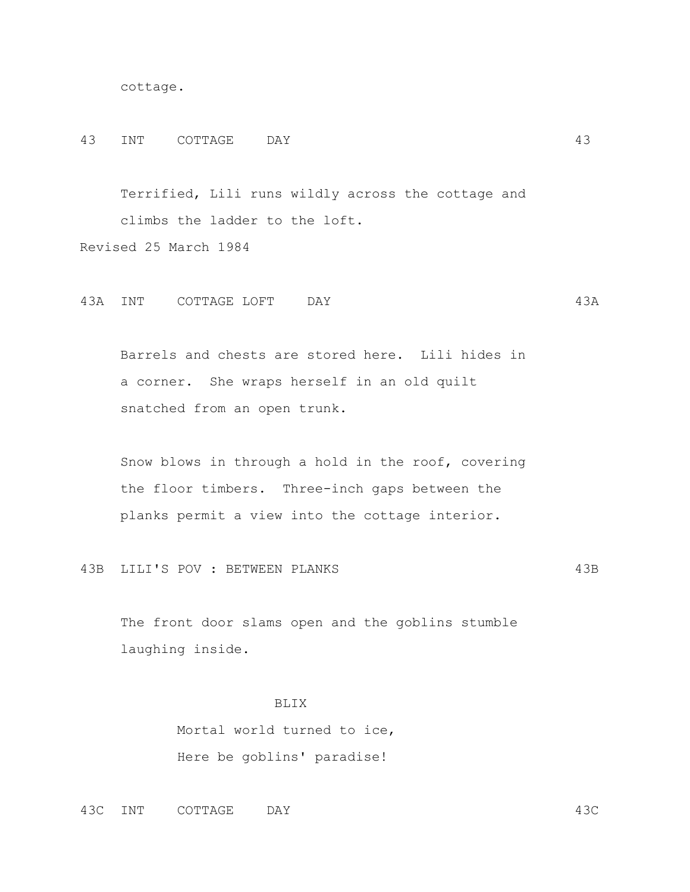cottage.

43 INT COTTAGE DAY 43

Terrified, Lili runs wildly across the cottage and climbs the ladder to the loft.

Revised 25 March 1984

43A INT COTTAGE LOFT DAY 43A

Barrels and chests are stored here. Lili hides in a corner. She wraps herself in an old quilt snatched from an open trunk.

Snow blows in through a hold in the roof, covering the floor timbers. Three-inch gaps between the planks permit a view into the cottage interior.

43B LILI'S POV : BETWEEN PLANKS 43B

The front door slams open and the goblins stumble laughing inside.

BLIX

Mortal world turned to ice,
Here be goblins' paradise!

43C INT COTTAGE DAY 43C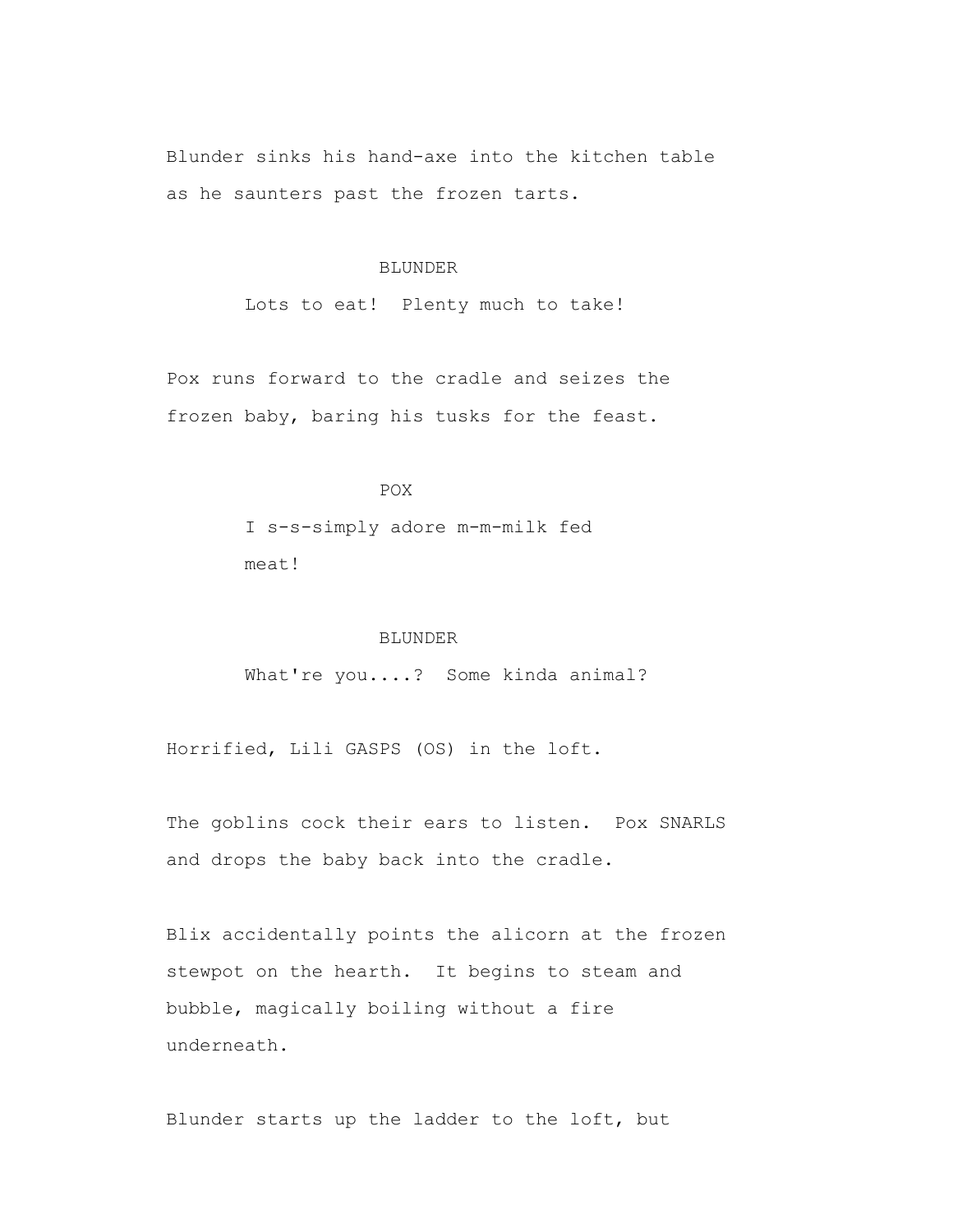Blunder sinks his hand-axe into the kitchen table as he saunters past the frozen tarts.

BLUNDER

Lots to eat!  Plenty much to take!

Pox runs forward to the cradle and seizes the frozen baby, baring his tusks for the feast.

POX

I s-s-simply adore m-m-milk fed meat!

BLUNDER

What're you....?  Some kinda animal?

Horrified, Lili GASPS (OS) in the loft.

The goblins cock their ears to listen.  Pox SNARLS and drops the baby back into the cradle.

Blix accidentally points the alicorn at the frozen stewpot on the hearth.  It begins to steam and bubble, magically boiling without a fire underneath.

Blunder starts up the ladder to the loft, but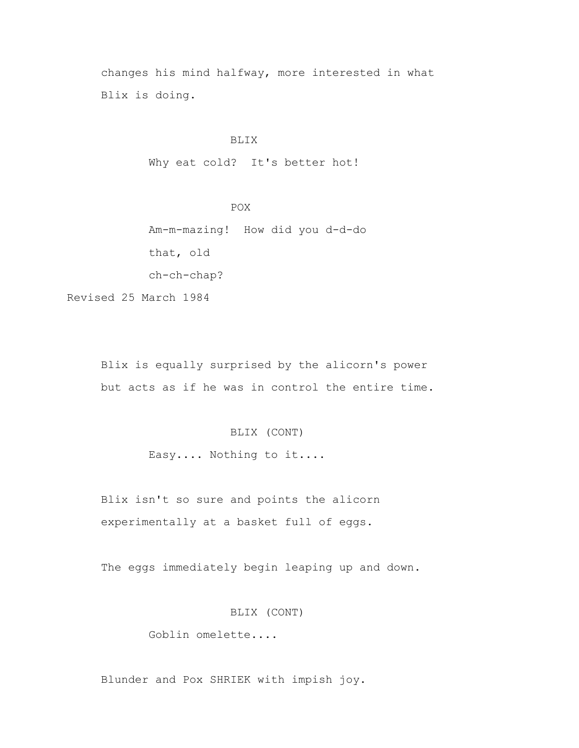changes his mind halfway, more interested in what Blix is doing.

BLIX

Why eat cold?  It's better hot!

POX

Am-m-mazing!  How did you d-d-do that, old ch-ch-chap?

Revised 25 March 1984

Blix is equally surprised by the alicorn's power but acts as if he was in control the entire time.

BLIX (CONT)

Easy.... Nothing to it....

Blix isn't so sure and points the alicorn experimentally at a basket full of eggs.

The eggs immediately begin leaping up and down.

BLIX (CONT)

Goblin omelette....

Blunder and Pox SHRIEK with impish joy.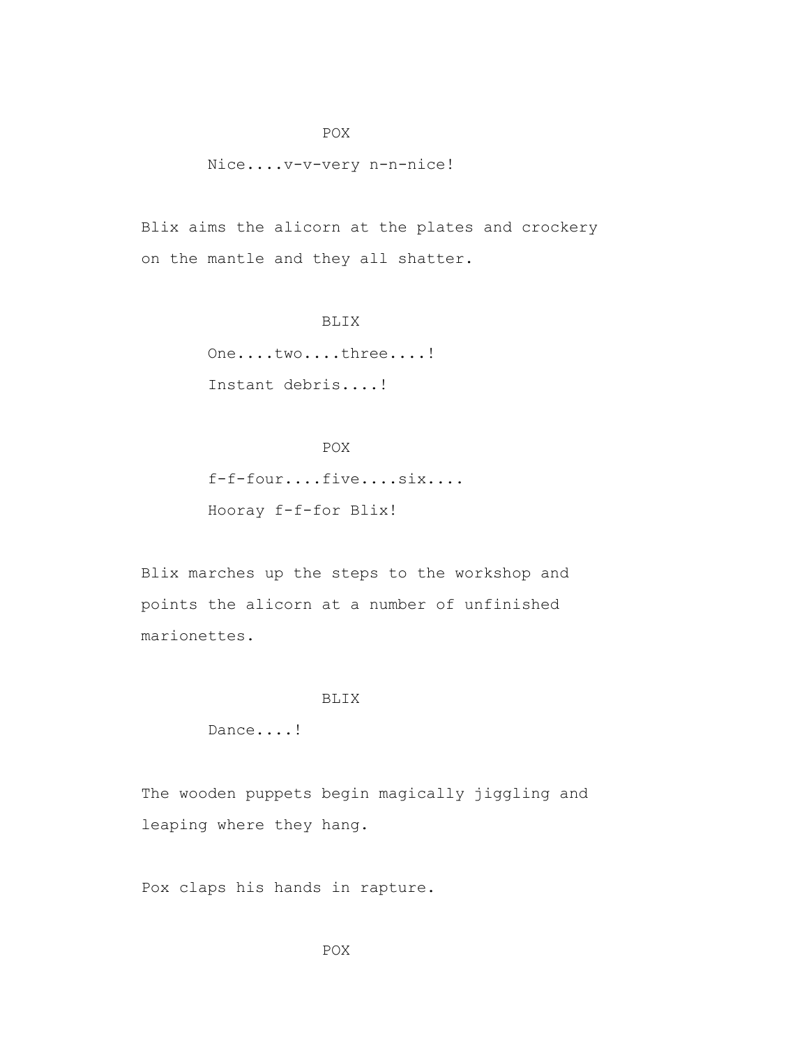POX

Nice....v-v-very n-n-nice!

Blix aims the alicorn at the plates and crockery on the mantle and they all shatter.

BLIX

One....two....three....!
Instant debris....!

POX

f-f-four....five....six....
Hooray f-f-for Blix!

Blix marches up the steps to the workshop and points the alicorn at a number of unfinished marionettes.

BLIX

Dance....!

The wooden puppets begin magically jiggling and leaping where they hang.

Pox claps his hands in rapture.

POX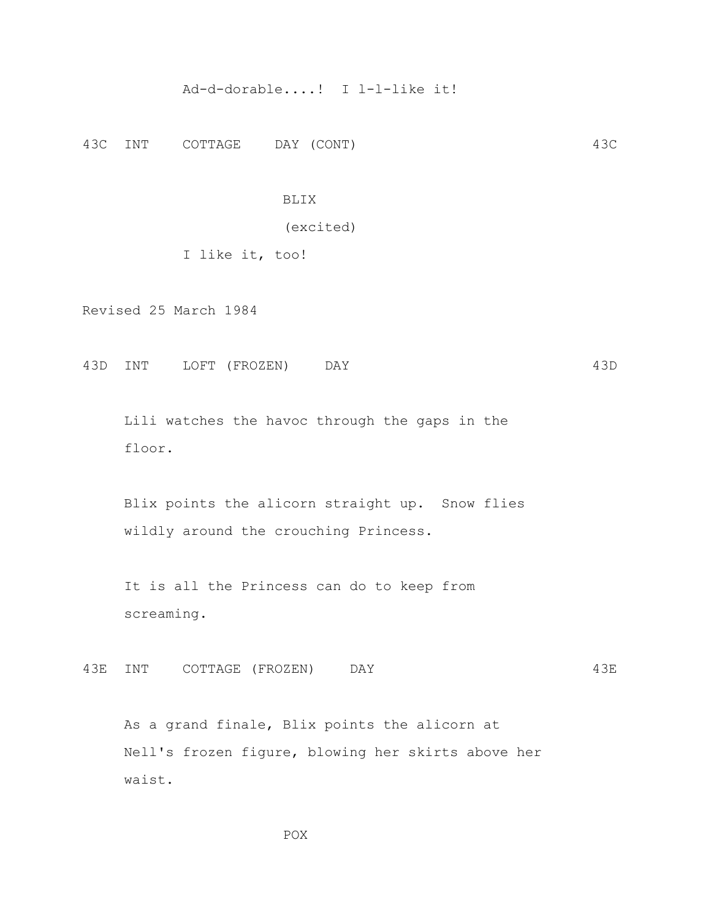Ad-d-dorable....!  I l-l-like it!

43C  INT    COTTAGE    DAY (CONT)                                    43C

BLIX

(excited)

I like it, too!

Revised 25 March 1984

43D  INT    LOFT (FROZEN)    DAY                                     43D

Lili watches the havoc through the gaps in the floor.

Blix points the alicorn straight up.  Snow flies wildly around the crouching Princess.

It is all the Princess can do to keep from screaming.

43E  INT    COTTAGE (FROZEN)    DAY                                  43E

As a grand finale, Blix points the alicorn at Nell's frozen figure, blowing her skirts above her waist.

POX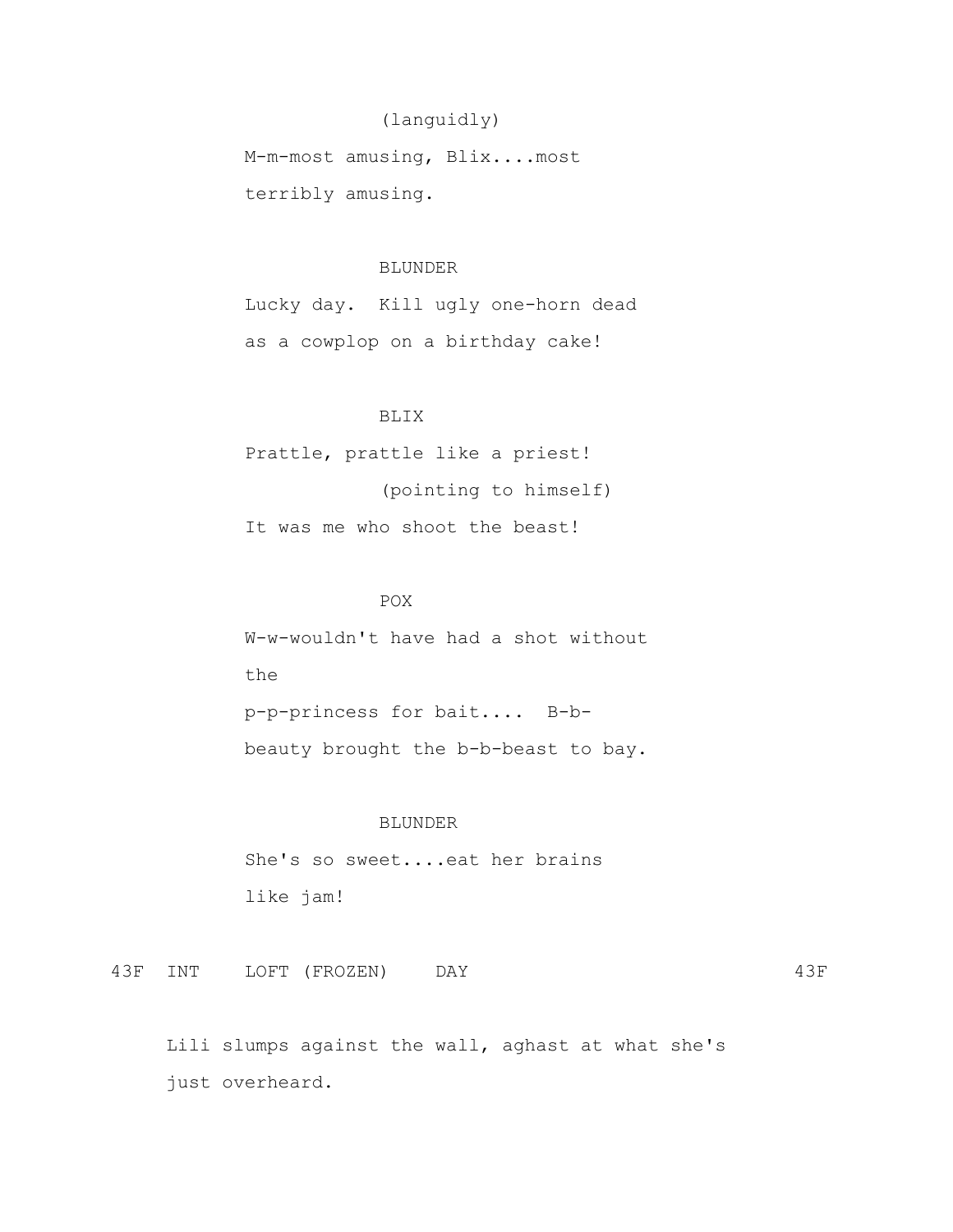(languidly)

M-m-most amusing, Blix....most terribly amusing.

BLUNDER

Lucky day. Kill ugly one-horn dead as a cowplop on a birthday cake!

BLIX

Prattle, prattle like a priest!

(pointing to himself)

It was me who shoot the beast!

POX

W-w-wouldn't have had a shot without the
p-p-princess for bait.... B-b-beauty brought the b-b-beast to bay.

BLUNDER

She's so sweet....eat her brains like jam!

43F INT LOFT (FROZEN) DAY 43F

Lili slumps against the wall, aghast at what she's just overheard.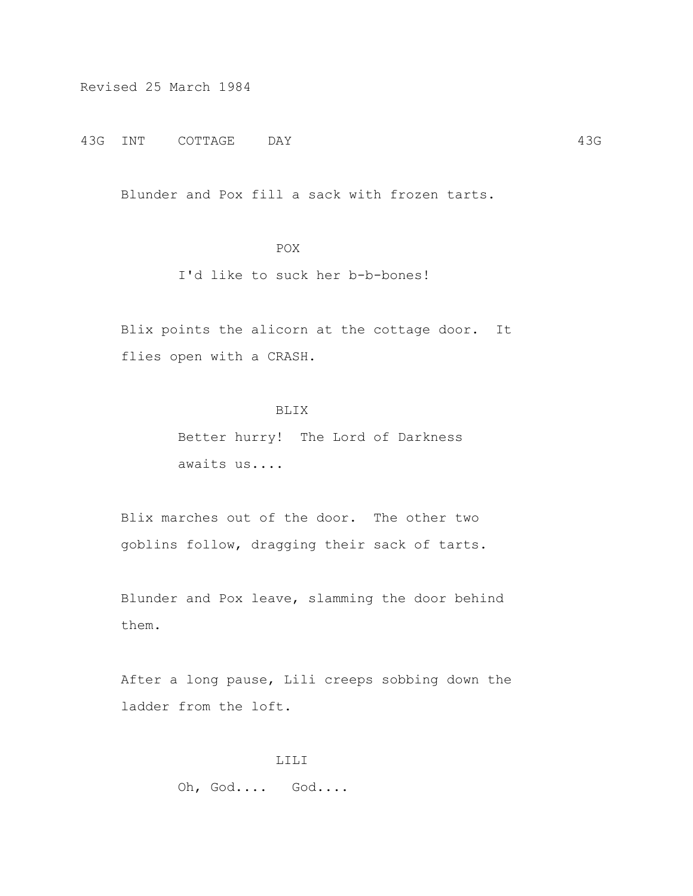Revised 25 March 1984

43G INT COTTAGE DAY 43G

Blunder and Pox fill a sack with frozen tarts.

POX

I'd like to suck her b-b-bones!

Blix points the alicorn at the cottage door. It flies open with a CRASH.

BLIX

Better hurry! The Lord of Darkness awaits us....

Blix marches out of the door. The other two goblins follow, dragging their sack of tarts.

Blunder and Pox leave, slamming the door behind them.

After a long pause, Lili creeps sobbing down the ladder from the loft.

LILI

Oh, God.... God....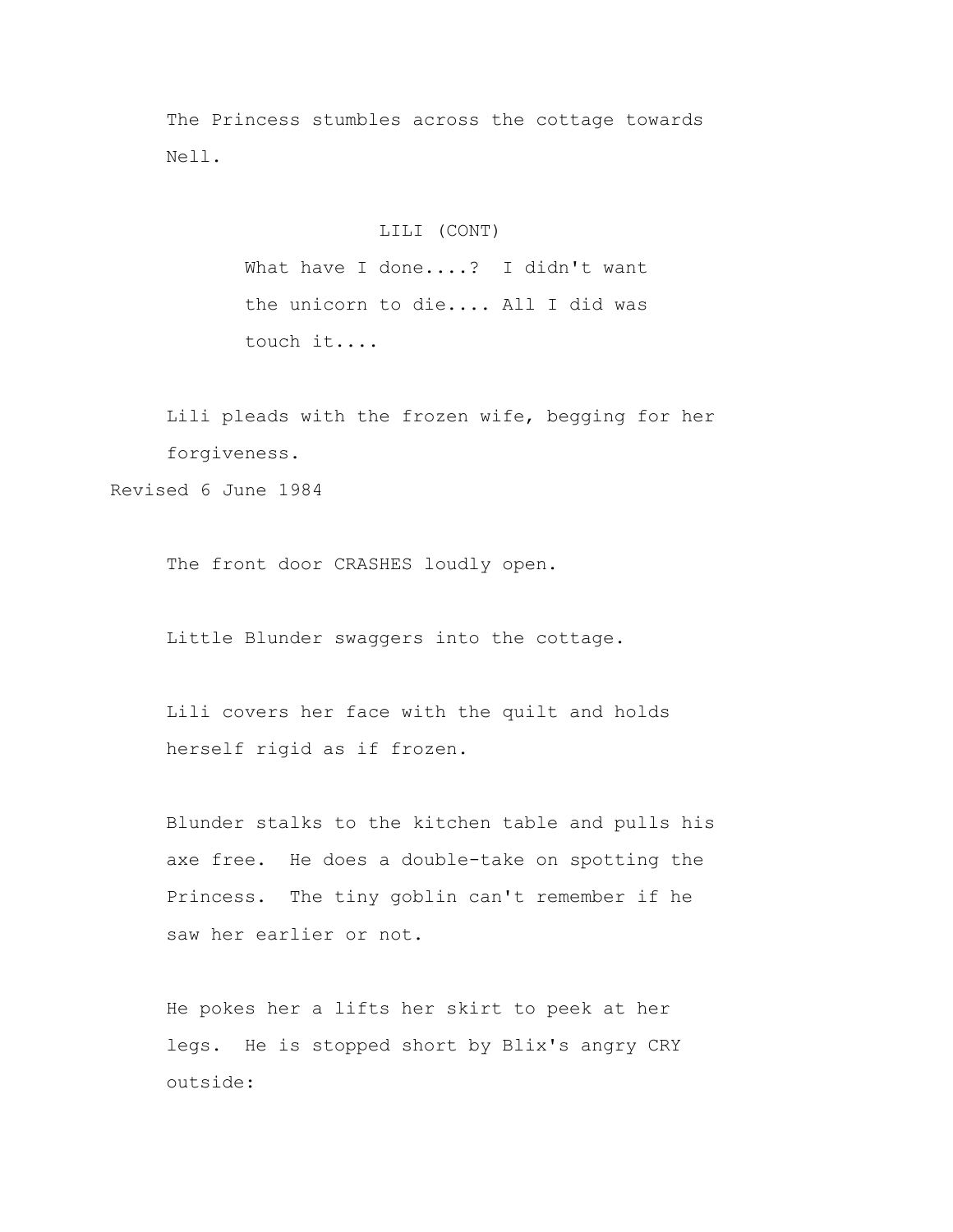The Princess stumbles across the cottage towards Nell.

LILI (CONT)

What have I done....? I didn't want the unicorn to die.... All I did was touch it....

Lili pleads with the frozen wife, begging for her forgiveness.

Revised 6 June 1984

The front door CRASHES loudly open.

Little Blunder swaggers into the cottage.

Lili covers her face with the quilt and holds herself rigid as if frozen.

Blunder stalks to the kitchen table and pulls his axe free. He does a double-take on spotting the Princess. The tiny goblin can't remember if he saw her earlier or not.

He pokes her a lifts her skirt to peek at her legs. He is stopped short by Blix's angry CRY outside: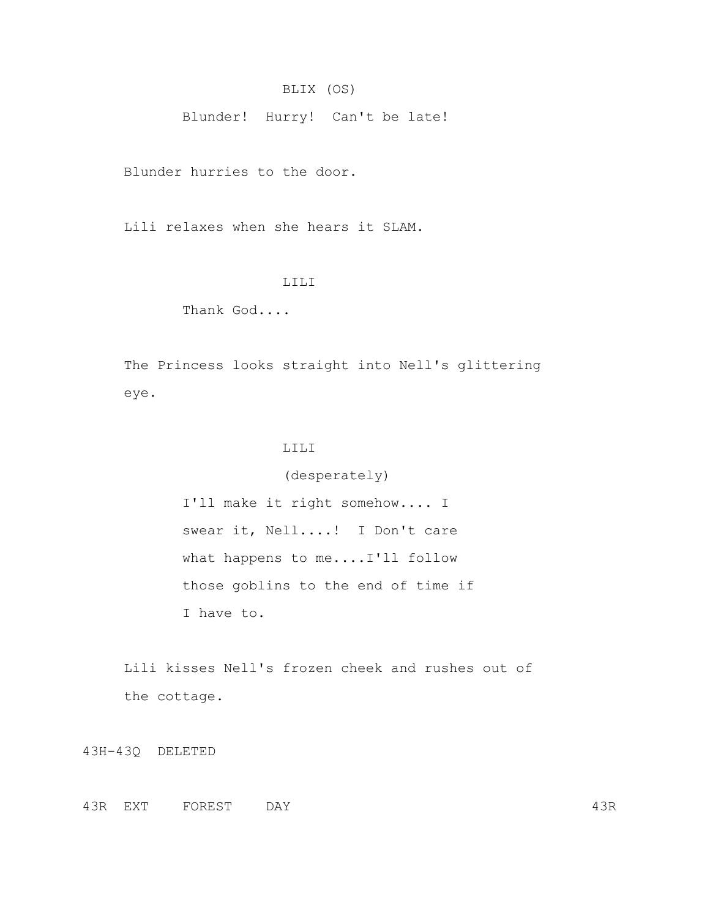BLIX (OS)

Blunder! Hurry! Can't be late!

Blunder hurries to the door.

Lili relaxes when she hears it SLAM.

LILI

Thank God....

The Princess looks straight into Nell's glittering eye.

LILI

(desperately)

I'll make it right somehow.... I swear it, Nell....! I Don't care what happens to me....I'll follow those goblins to the end of time if I have to.

Lili kisses Nell's frozen cheek and rushes out of the cottage.

43H-43Q DELETED

43R EXT FOREST DAY 43R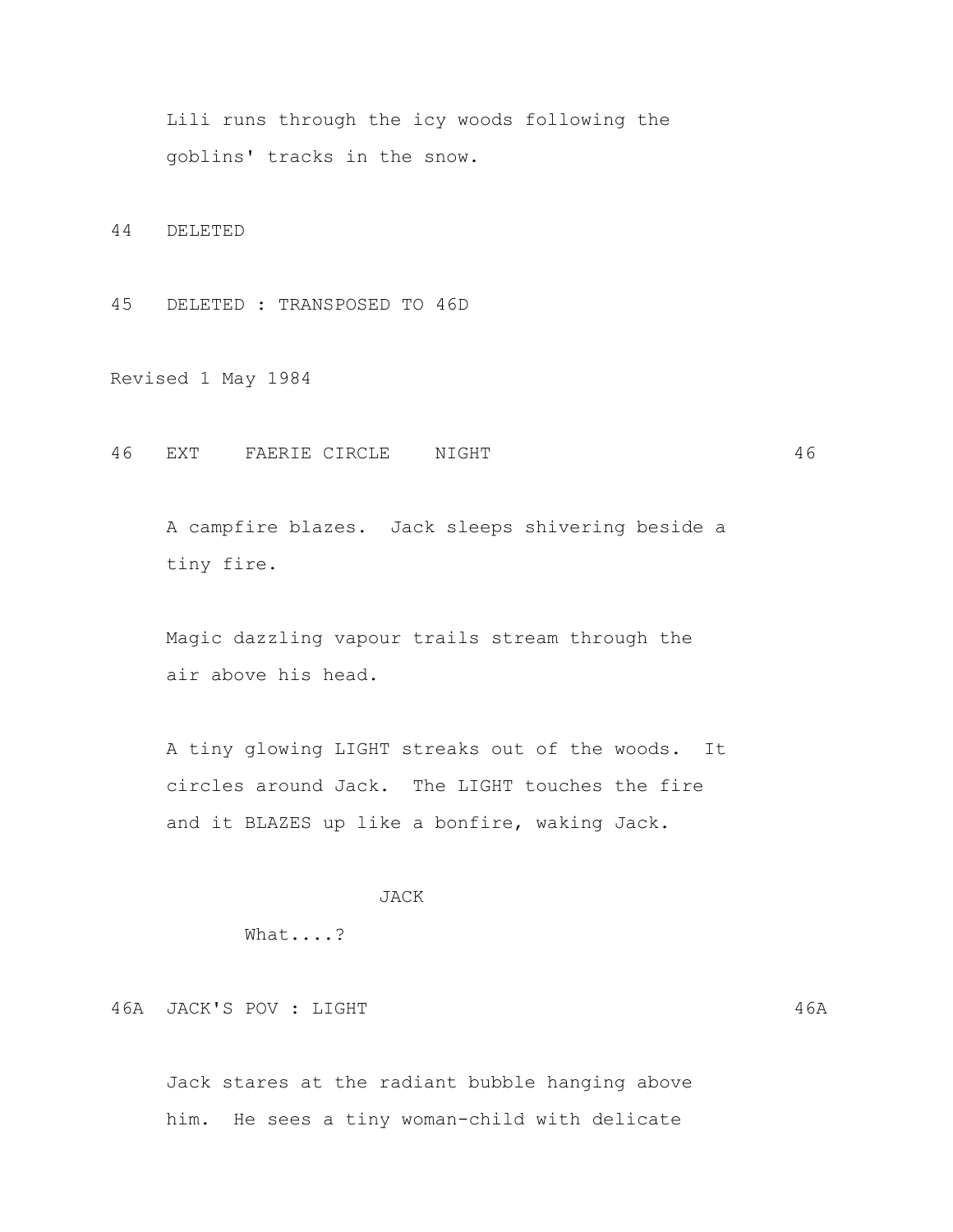Lili runs through the icy woods following the goblins' tracks in the snow.

44 DELETED

45 DELETED : TRANSPOSED TO 46D

Revised 1 May 1984

46 EXT FAERIE CIRCLE NIGHT 46

A campfire blazes. Jack sleeps shivering beside a tiny fire.

Magic dazzling vapour trails stream through the air above his head.

A tiny glowing LIGHT streaks out of the woods. It circles around Jack. The LIGHT touches the fire and it BLAZES up like a bonfire, waking Jack.

JACK

What....?

46A JACK'S POV : LIGHT 46A

Jack stares at the radiant bubble hanging above him. He sees a tiny woman-child with delicate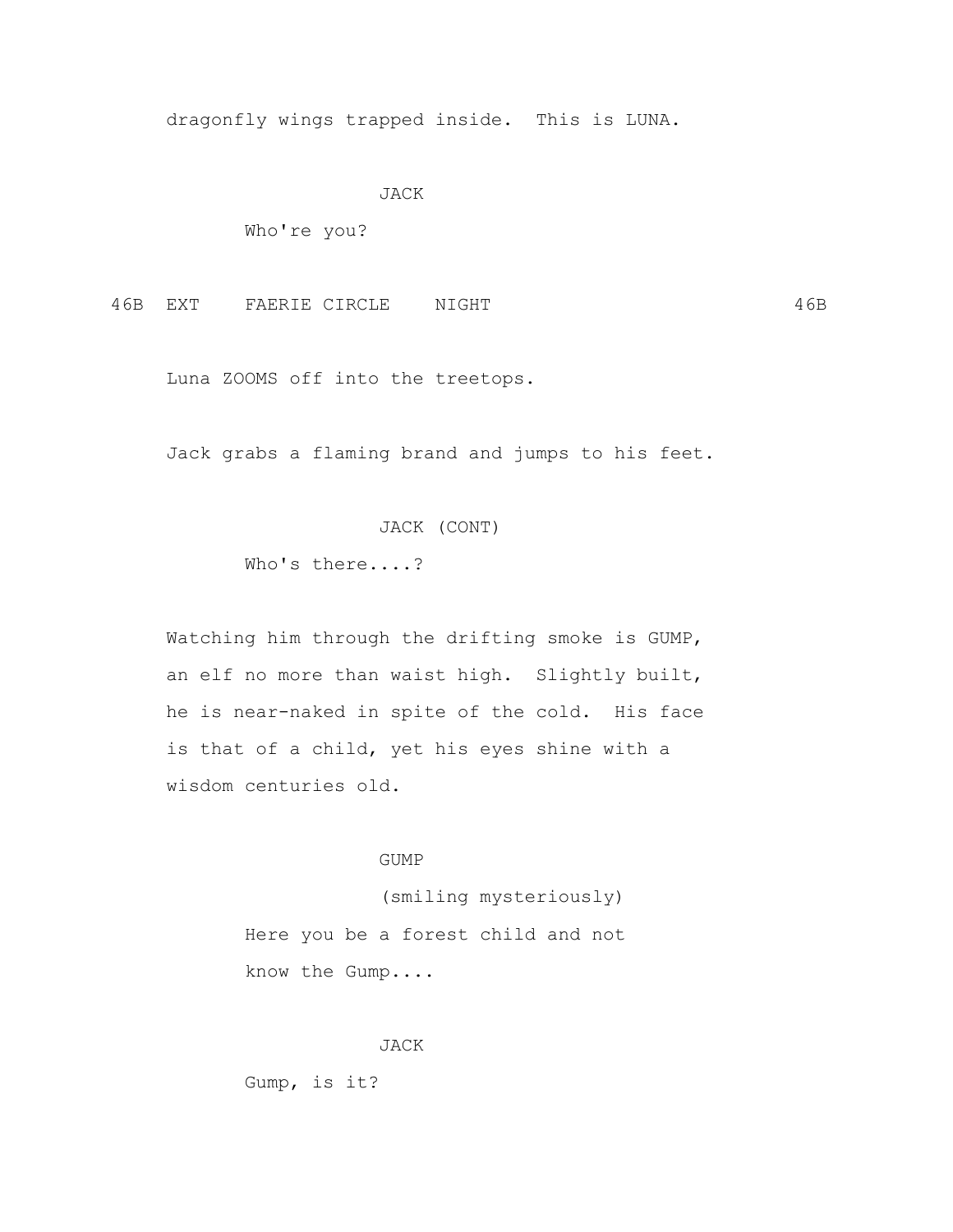dragonfly wings trapped inside. This is LUNA.

JACK

Who're you?

46B EXT FAERIE CIRCLE NIGHT 46B

Luna ZOOMS off into the treetops.

Jack grabs a flaming brand and jumps to his feet.

JACK (CONT)

Who's there....?

Watching him through the drifting smoke is GUMP, an elf no more than waist high. Slightly built, he is near-naked in spite of the cold. His face is that of a child, yet his eyes shine with a wisdom centuries old.

GUMP

(smiling mysteriously)

Here you be a forest child and not know the Gump....

JACK

Gump, is it?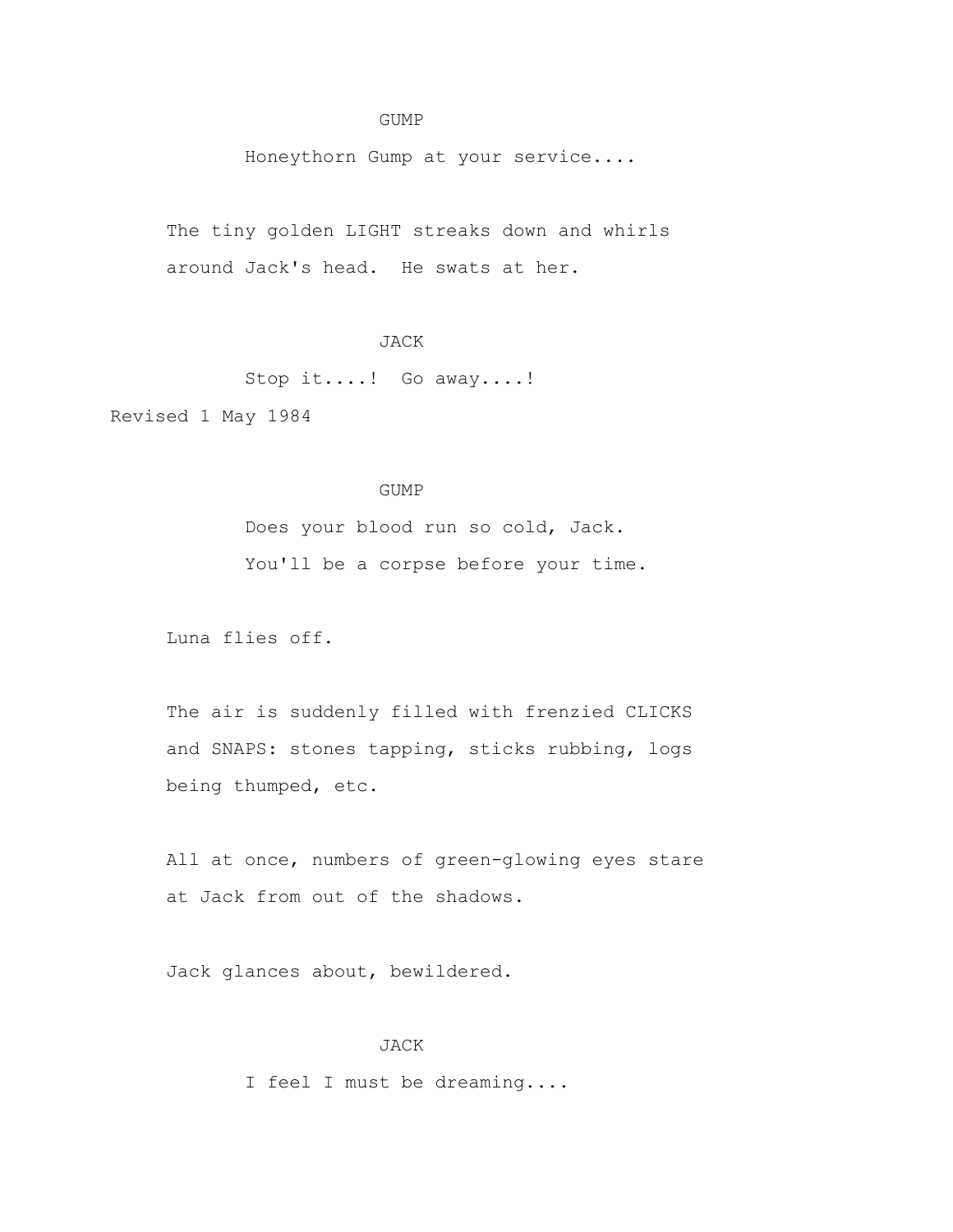GUMP

Honeythorn Gump at your service....

The tiny golden LIGHT streaks down and whirls around Jack's head. He swats at her.

JACK

Stop it....! Go away....!

Revised 1 May 1984

GUMP

Does your blood run so cold, Jack.
You'll be a corpse before your time.

Luna flies off.

The air is suddenly filled with frenzied CLICKS and SNAPS: stones tapping, sticks rubbing, logs being thumped, etc.

All at once, numbers of green-glowing eyes stare at Jack from out of the shadows.

Jack glances about, bewildered.

JACK

I feel I must be dreaming....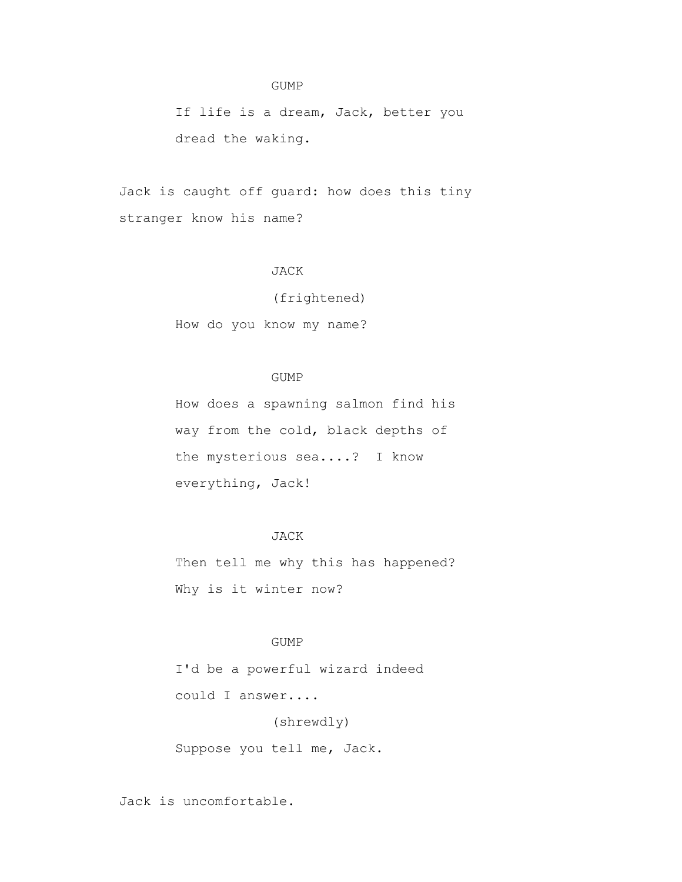GUMP

If life is a dream, Jack, better you dread the waking.

Jack is caught off guard: how does this tiny stranger know his name?

JACK

(frightened)

How do you know my name?

GUMP

How does a spawning salmon find his way from the cold, black depths of the mysterious sea....? I know everything, Jack!

JACK

Then tell me why this has happened? Why is it winter now?

GUMP

I'd be a powerful wizard indeed could I answer....

(shrewdly)

Suppose you tell me, Jack.

Jack is uncomfortable.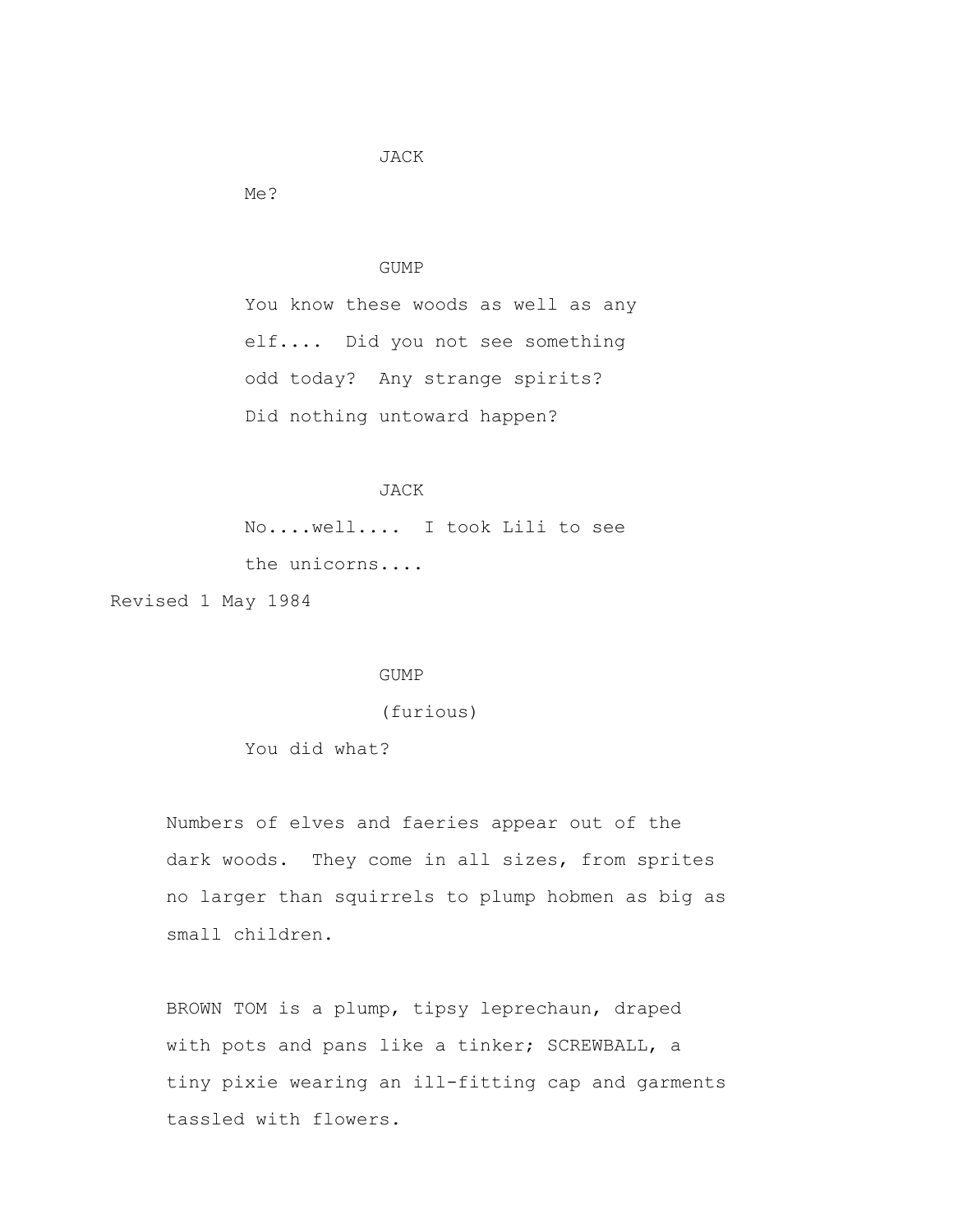JACK

Me?

GUMP

You know these woods as well as any elf.... Did you not see something odd today? Any strange spirits? Did nothing untoward happen?

JACK

No....well.... I took Lili to see the unicorns....

Revised 1 May 1984

GUMP

(furious)

You did what?

Numbers of elves and faeries appear out of the dark woods. They come in all sizes, from sprites no larger than squirrels to plump hobmen as big as small children.

BROWN TOM is a plump, tipsy leprechaun, draped with pots and pans like a tinker; SCREWBALL, a tiny pixie wearing an ill-fitting cap and garments tassled with flowers.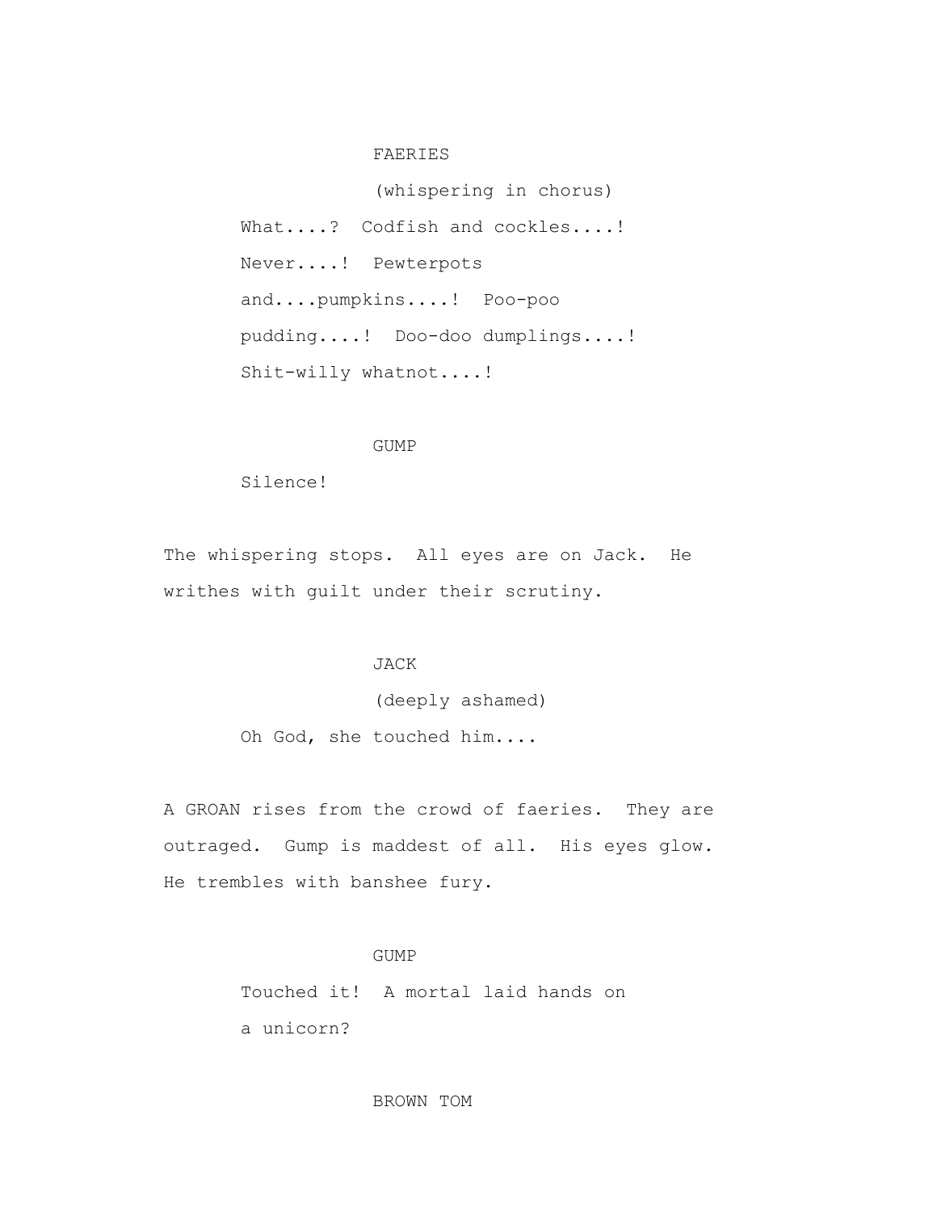FAERIES

(whispering in chorus)

What....? Codfish and cockles....! Never....! Pewterpots and....pumpkins....! Poo-poo pudding....! Doo-doo dumplings....! Shit-willy whatnot....!

GUMP

Silence!

The whispering stops. All eyes are on Jack. He writhes with guilt under their scrutiny.

JACK

(deeply ashamed)

Oh God, she touched him....

A GROAN rises from the crowd of faeries. They are outraged. Gump is maddest of all. His eyes glow. He trembles with banshee fury.

GUMP

Touched it! A mortal laid hands on a unicorn?

BROWN TOM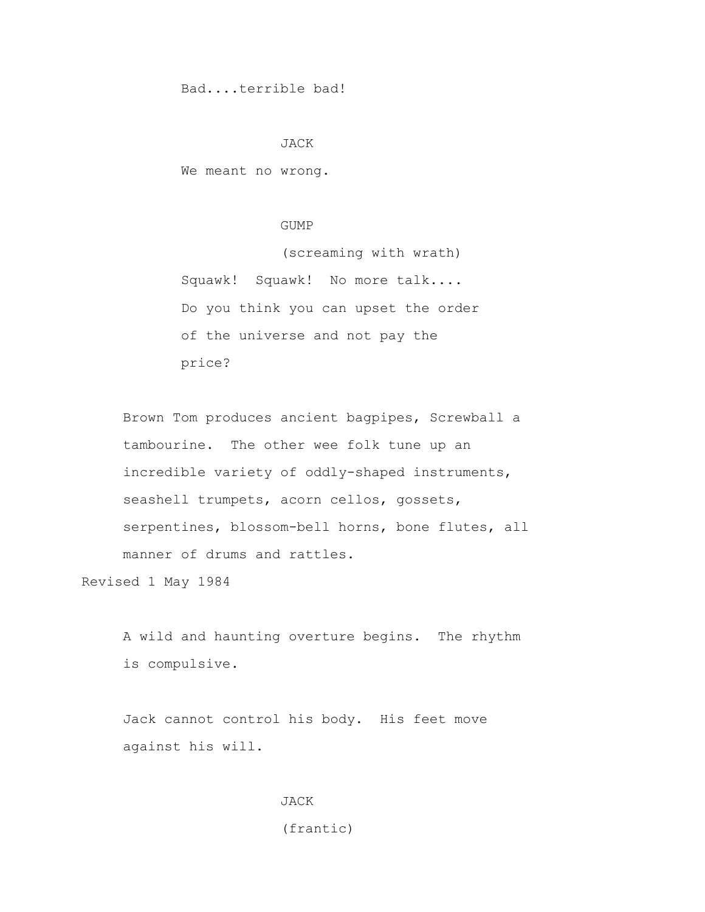Bad....terrible bad!

JACK

We meant no wrong.

GUMP

(screaming with wrath)

Squawk!  Squawk!  No more talk....
Do you think you can upset the order
of the universe and not pay the
price?

Brown Tom produces ancient bagpipes, Screwball a tambourine.  The other wee folk tune up an incredible variety of oddly-shaped instruments, seashell trumpets, acorn cellos, gossets, serpentines, blossom-bell horns, bone flutes, all manner of drums and rattles.

Revised 1 May 1984

A wild and haunting overture begins.  The rhythm is compulsive.

Jack cannot control his body.  His feet move against his will.

JACK

(frantic)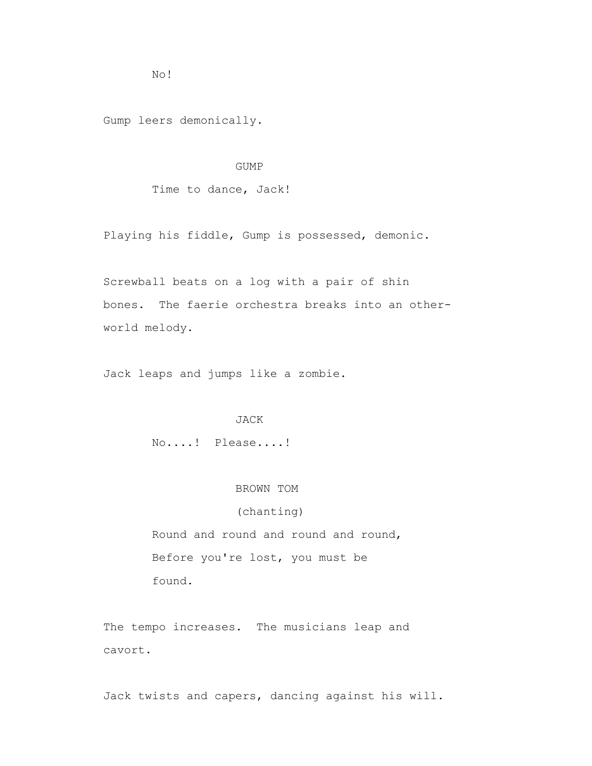No!

Gump leers demonically.

GUMP

Time to dance, Jack!

Playing his fiddle, Gump is possessed, demonic.

Screwball beats on a log with a pair of shin bones. The faerie orchestra breaks into an other-world melody.

Jack leaps and jumps like a zombie.

JACK

No....! Please....!

BROWN TOM

(chanting)

Round and round and round and round,
Before you're lost, you must be
found.

The tempo increases. The musicians leap and cavort.

Jack twists and capers, dancing against his will.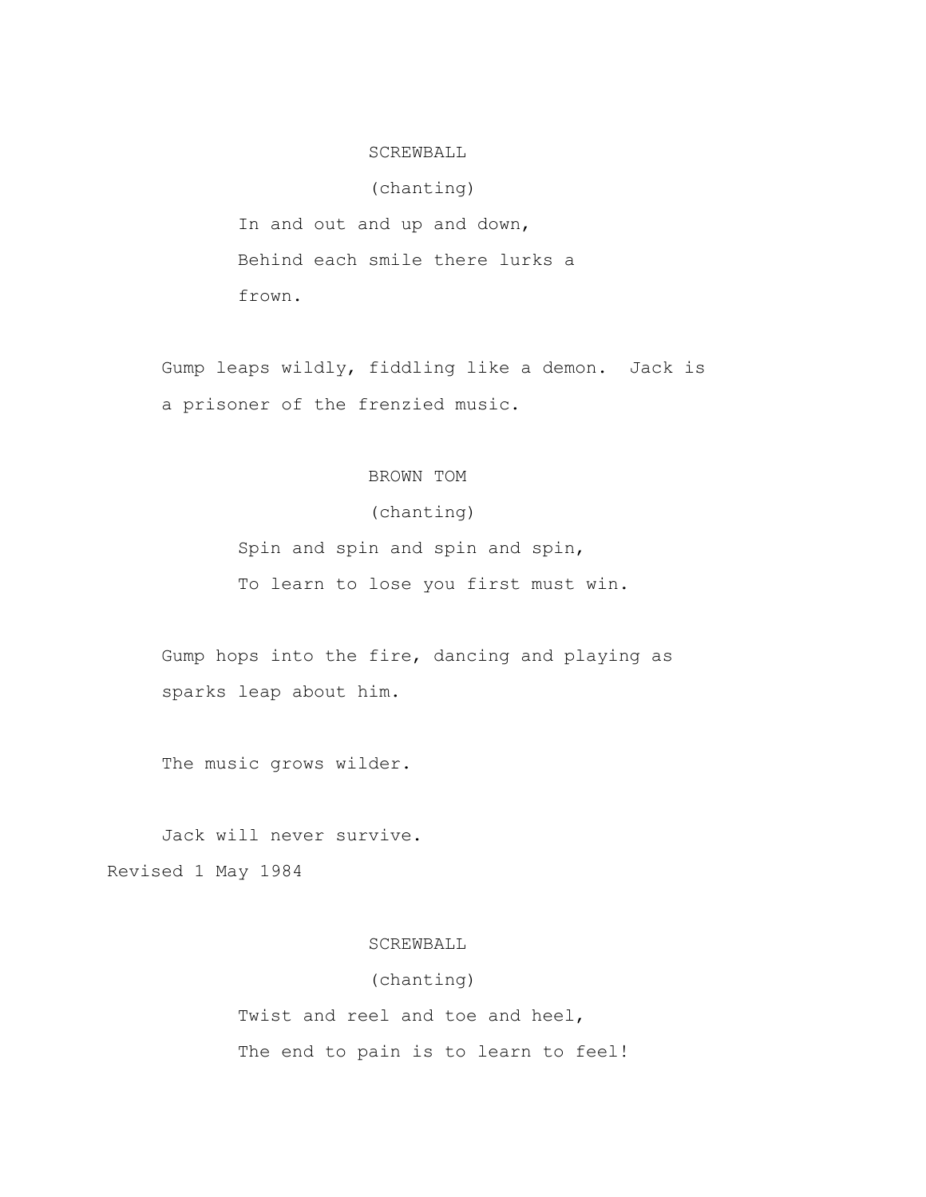SCREWBALL

(chanting)

In and out and up and down,
Behind each smile there lurks a
frown.

Gump leaps wildly, fiddling like a demon.  Jack is a prisoner of the frenzied music.

BROWN TOM

(chanting)

Spin and spin and spin and spin,
To learn to lose you first must win.

Gump hops into the fire, dancing and playing as sparks leap about him.

The music grows wilder.

Jack will never survive.

Revised 1 May 1984

SCREWBALL

(chanting)

Twist and reel and toe and heel,
The end to pain is to learn to feel!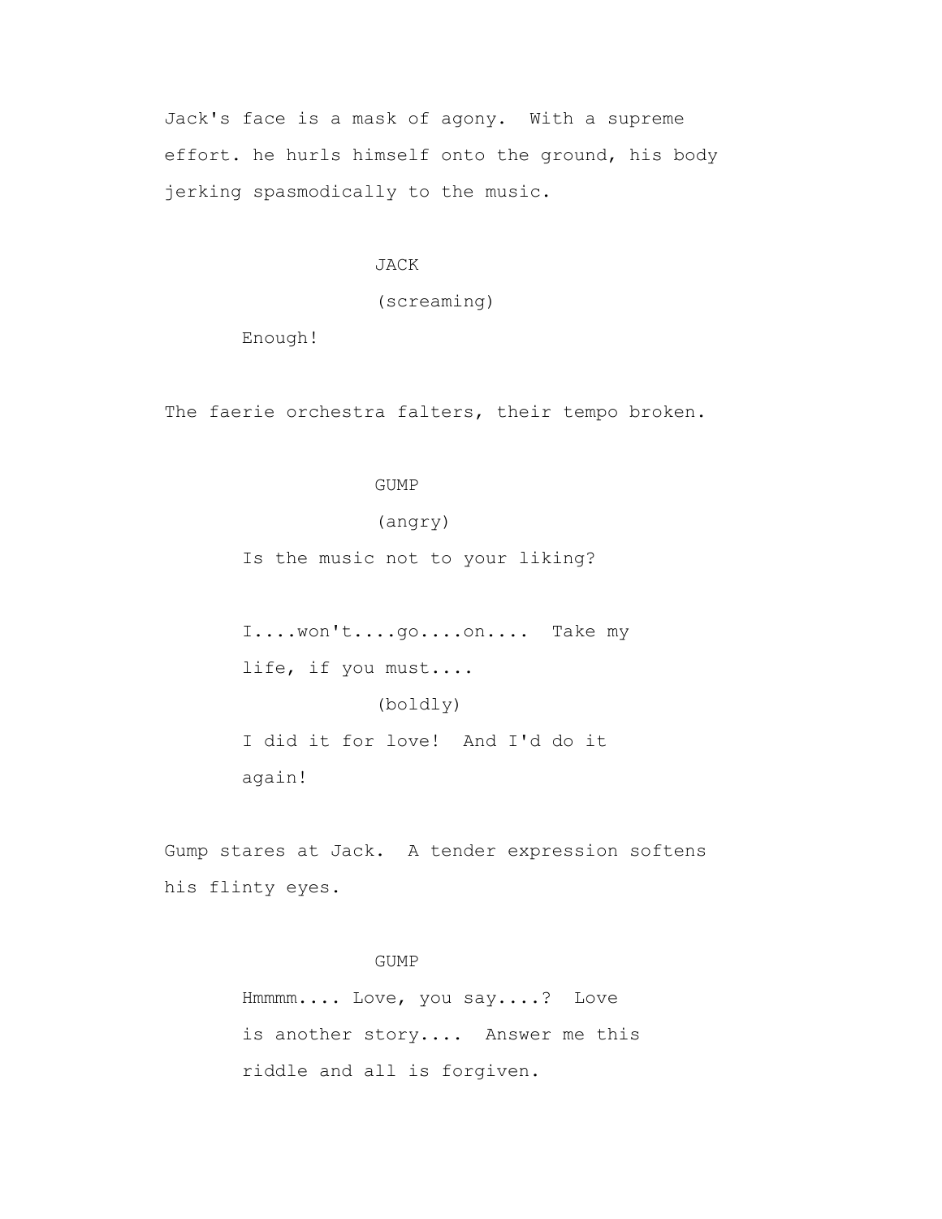Jack's face is a mask of agony. With a supreme effort. he hurls himself onto the ground, his body jerking spasmodically to the music.

JACK
(screaming)
Enough!

The faerie orchestra falters, their tempo broken.

GUMP
(angry)
Is the music not to your liking?

I....won't....go....on.... Take my life, if you must....
(boldly)
I did it for love! And I'd do it again!

Gump stares at Jack. A tender expression softens his flinty eyes.

GUMP
Hmmmm.... Love, you say....? Love is another story.... Answer me this riddle and all is forgiven.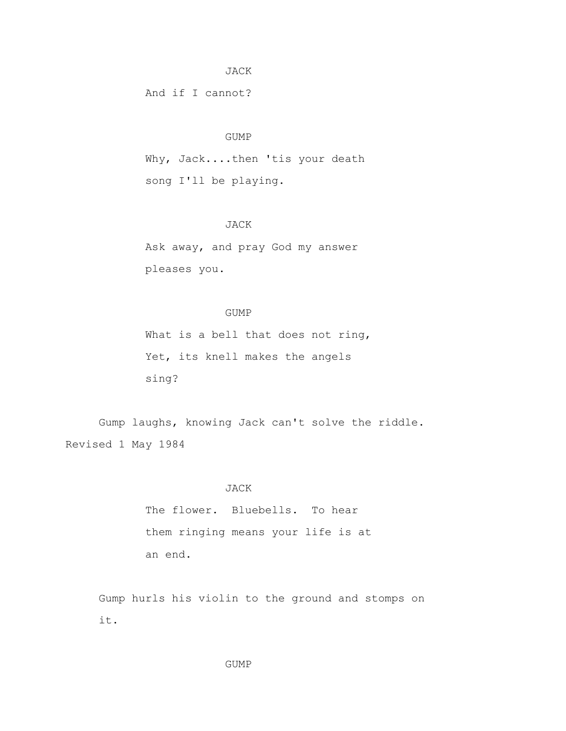JACK

And if I cannot?

GUMP

Why, Jack....then 'tis your death song I'll be playing.

JACK

Ask away, and pray God my answer pleases you.

GUMP

What is a bell that does not ring,
Yet, its knell makes the angels sing?

Gump laughs, knowing Jack can't solve the riddle.

Revised 1 May 1984

JACK

The flower. Bluebells. To hear them ringing means your life is at an end.

Gump hurls his violin to the ground and stomps on it.

GUMP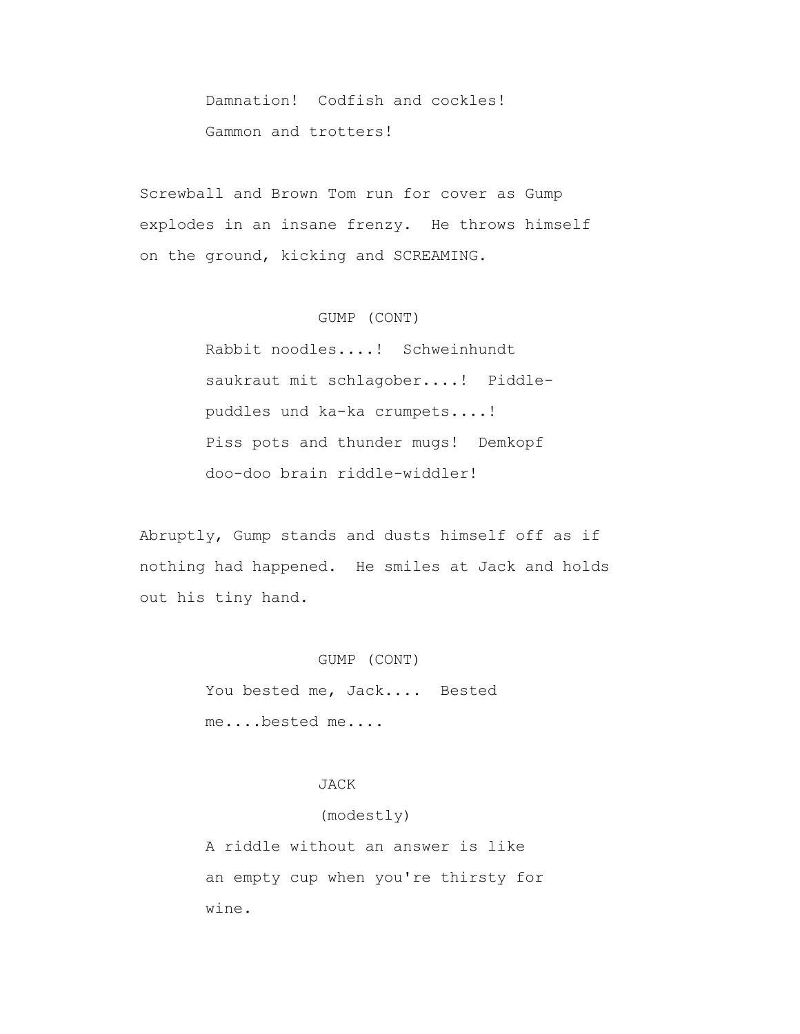Damnation! Codfish and cockles!
Gammon and trotters!

Screwball and Brown Tom run for cover as Gump explodes in an insane frenzy. He throws himself on the ground, kicking and SCREAMING.

GUMP (CONT)

Rabbit noodles....! Schweinhundt saukraut mit schlagober....! Piddle-puddles und ka-ka crumpets....! Piss pots and thunder mugs! Demkopf doo-doo brain riddle-widdler!

Abruptly, Gump stands and dusts himself off as if nothing had happened. He smiles at Jack and holds out his tiny hand.

GUMP (CONT)

You bested me, Jack.... Bested me....bested me....

JACK

(modestly)

A riddle without an answer is like an empty cup when you're thirsty for wine.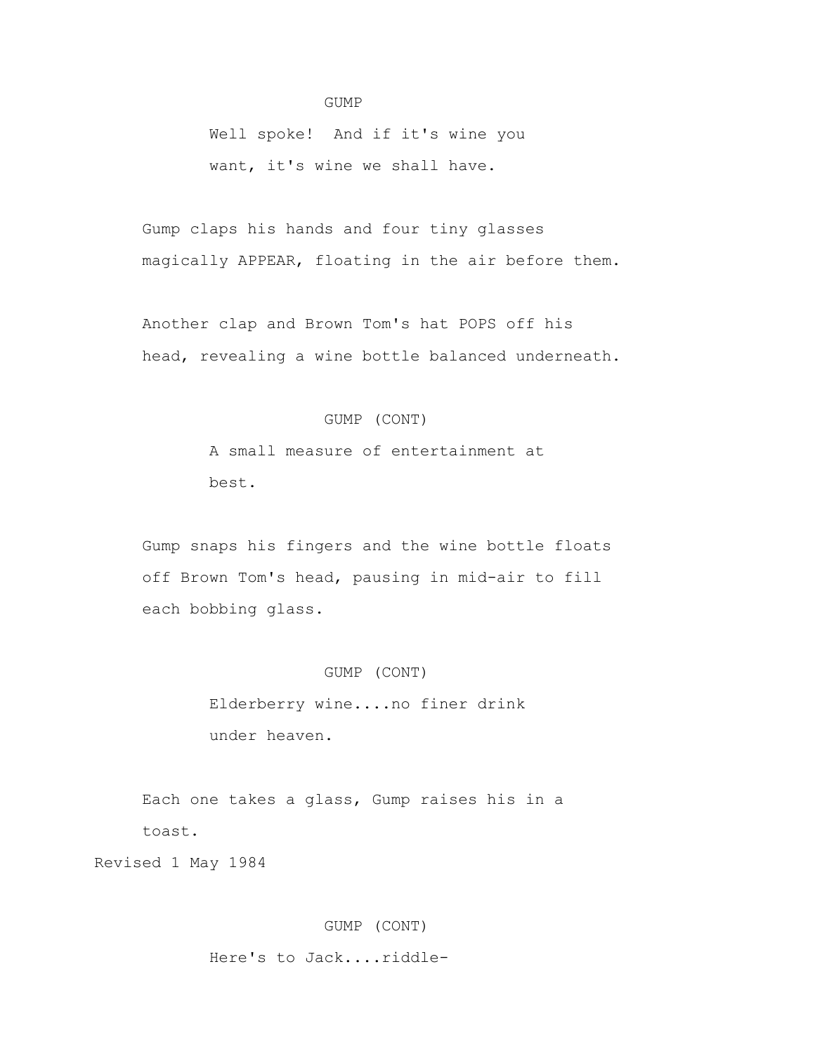GUMP

Well spoke! And if it's wine you want, it's wine we shall have.

Gump claps his hands and four tiny glasses magically APPEAR, floating in the air before them.

Another clap and Brown Tom's hat POPS off his head, revealing a wine bottle balanced underneath.

GUMP (CONT)

A small measure of entertainment at best.

Gump snaps his fingers and the wine bottle floats off Brown Tom's head, pausing in mid-air to fill each bobbing glass.

GUMP (CONT)

Elderberry wine....no finer drink under heaven.

Each one takes a glass, Gump raises his in a toast.

Revised 1 May 1984

GUMP (CONT)

Here's to Jack....riddle-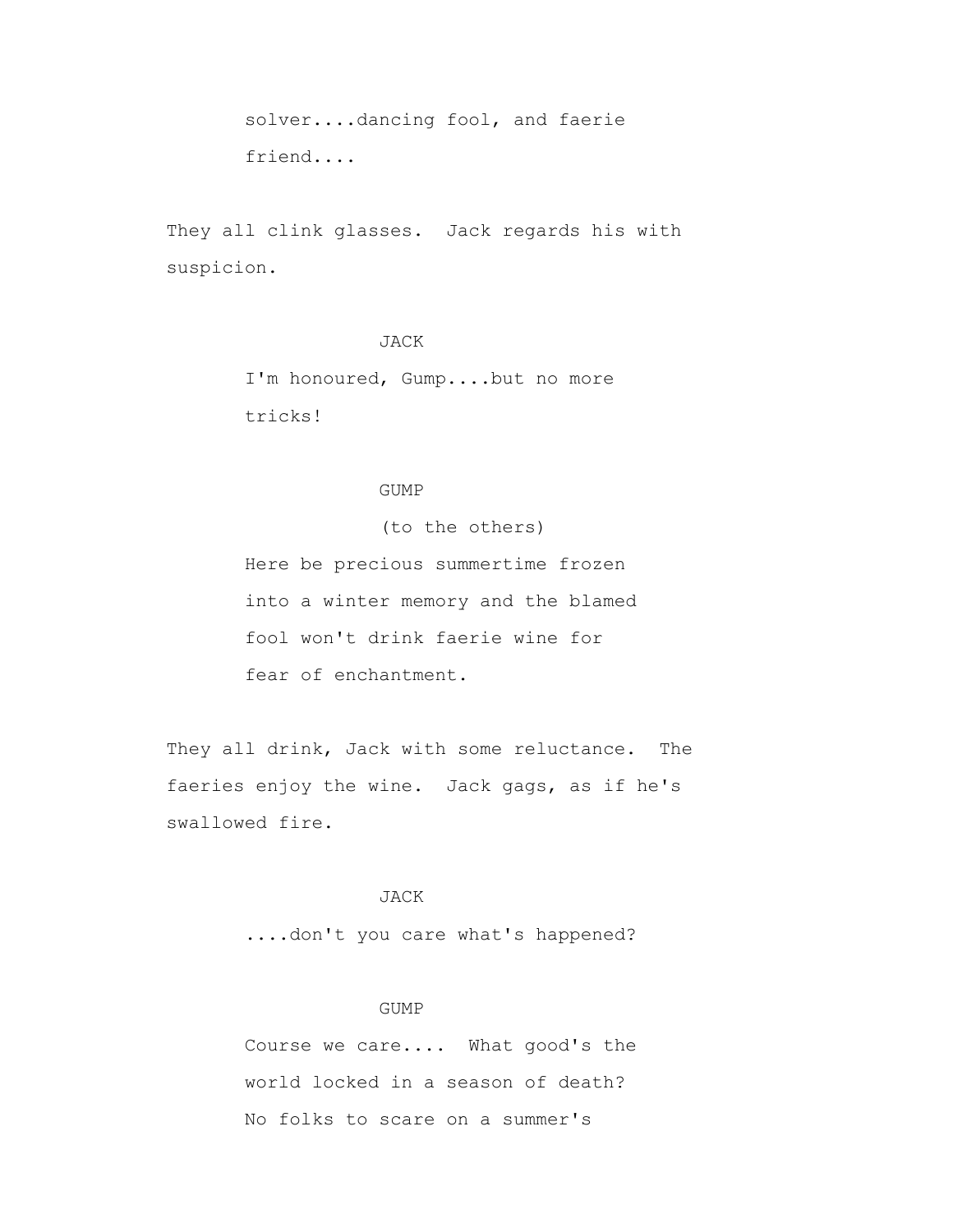solver....dancing fool, and faerie friend....

They all clink glasses. Jack regards his with suspicion.

JACK

I'm honoured, Gump....but no more tricks!

GUMP

(to the others)

Here be precious summertime frozen into a winter memory and the blamed fool won't drink faerie wine for fear of enchantment.

They all drink, Jack with some reluctance. The faeries enjoy the wine. Jack gags, as if he's swallowed fire.

JACK

....don't you care what's happened?

GUMP

Course we care.... What good's the world locked in a season of death? No folks to scare on a summer's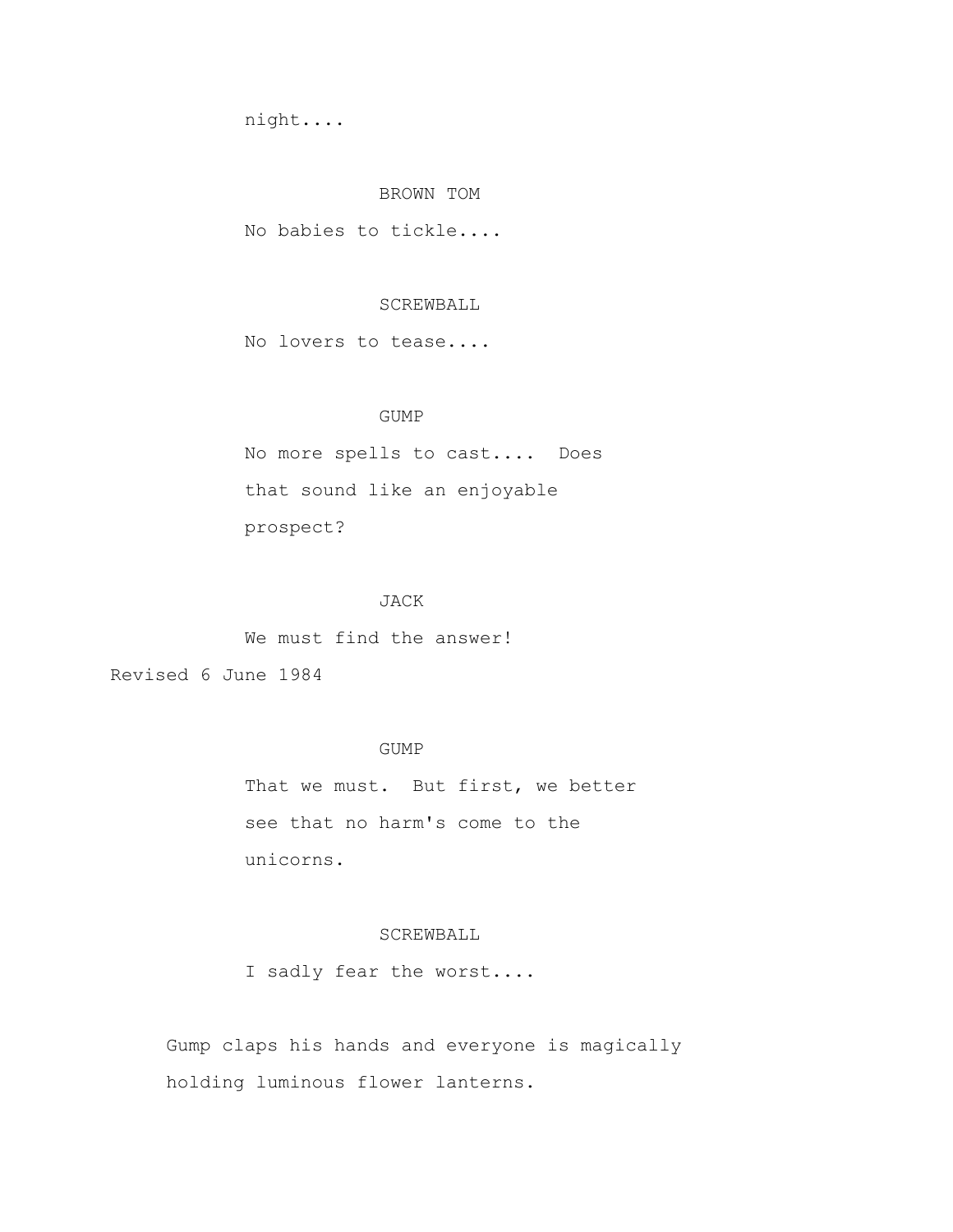night....

BROWN TOM

No babies to tickle....

SCREWBALL

No lovers to tease....

GUMP

No more spells to cast.... Does that sound like an enjoyable prospect?

JACK

We must find the answer!

Revised 6 June 1984

GUMP

That we must. But first, we better see that no harm's come to the unicorns.

SCREWBALL

I sadly fear the worst....

Gump claps his hands and everyone is magically holding luminous flower lanterns.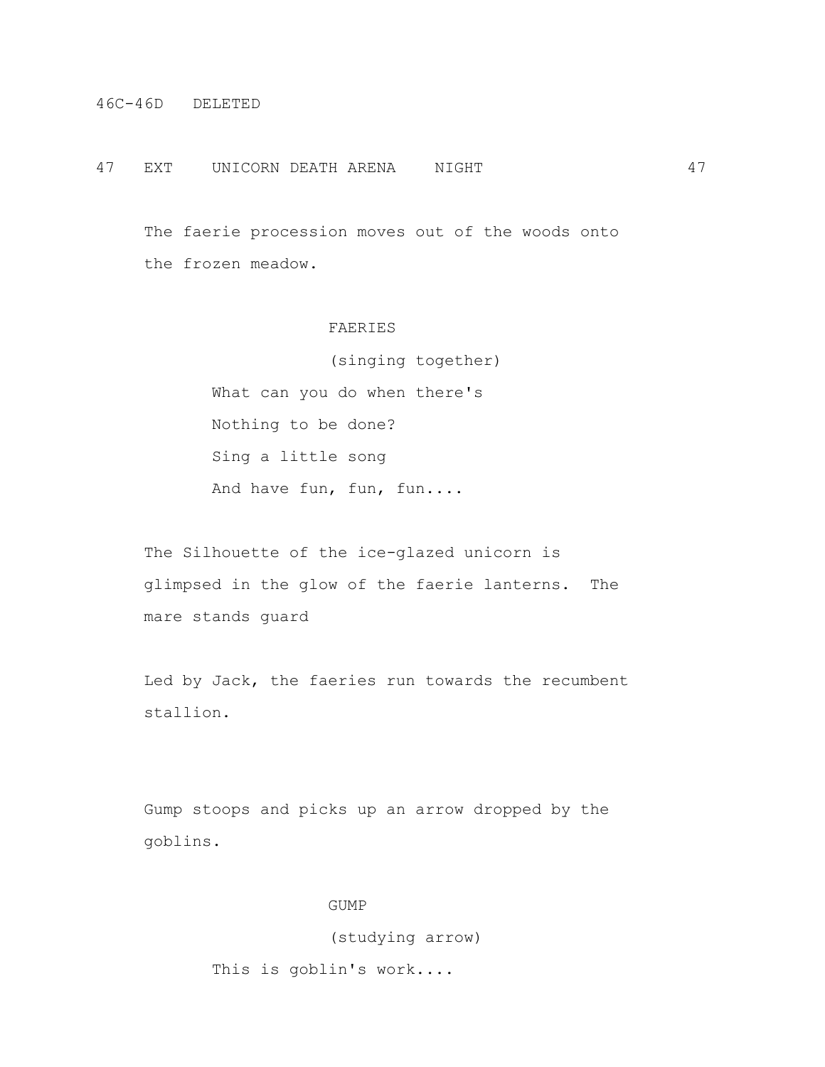46C-46D DELETED

47 EXT UNICORN DEATH ARENA NIGHT 47

The faerie procession moves out of the woods onto the frozen meadow.

FAERIES

(singing together)

What can you do when there's
Nothing to be done?
Sing a little song
And have fun, fun, fun....

The Silhouette of the ice-glazed unicorn is glimpsed in the glow of the faerie lanterns. The mare stands guard

Led by Jack, the faeries run towards the recumbent stallion.

Gump stoops and picks up an arrow dropped by the goblins.

GUMP

(studying arrow)

This is goblin's work....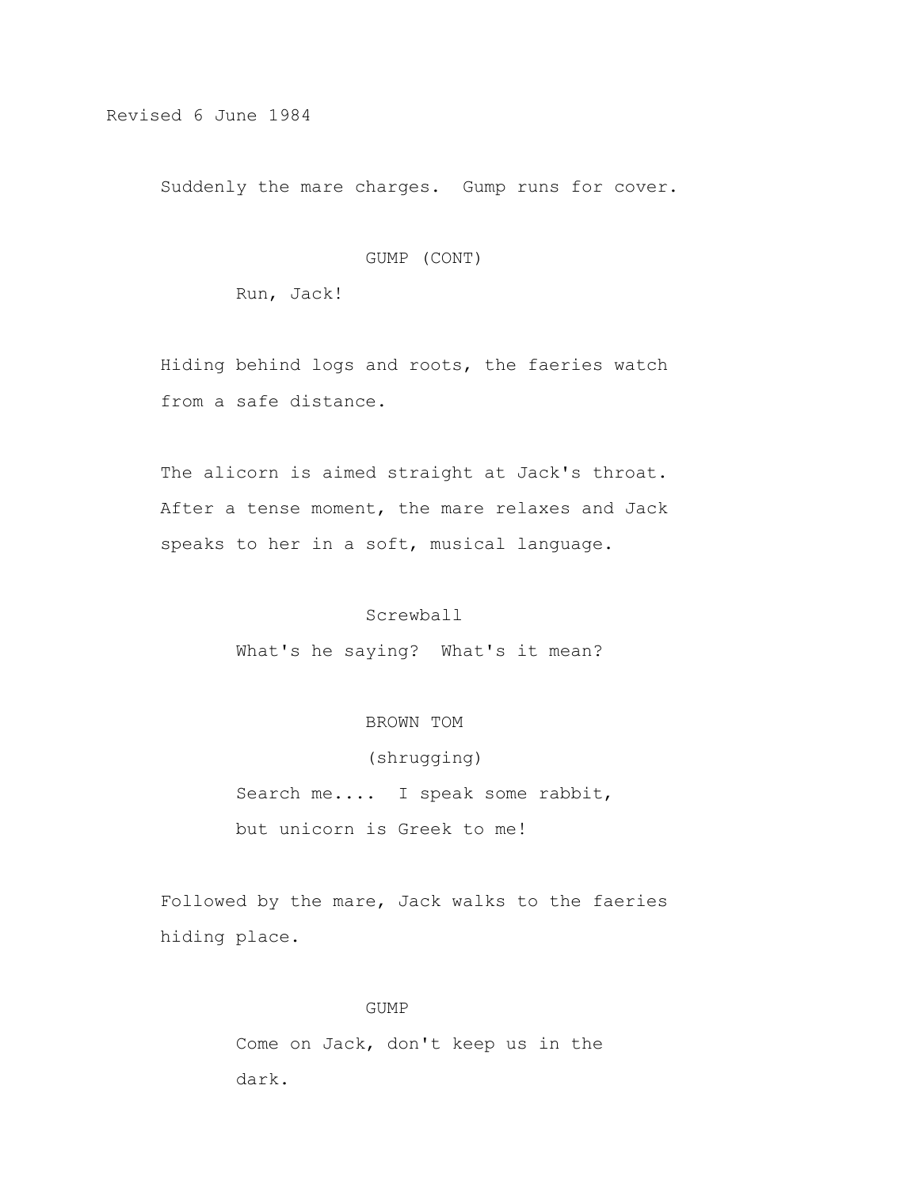Revised 6 June 1984

Suddenly the mare charges. Gump runs for cover.

GUMP (CONT)

Run, Jack!

Hiding behind logs and roots, the faeries watch from a safe distance.

The alicorn is aimed straight at Jack's throat. After a tense moment, the mare relaxes and Jack speaks to her in a soft, musical language.

Screwball

What's he saying? What's it mean?

BROWN TOM

(shrugging)

Search me.... I speak some rabbit, but unicorn is Greek to me!

Followed by the mare, Jack walks to the faeries hiding place.

GUMP

Come on Jack, don't keep us in the dark.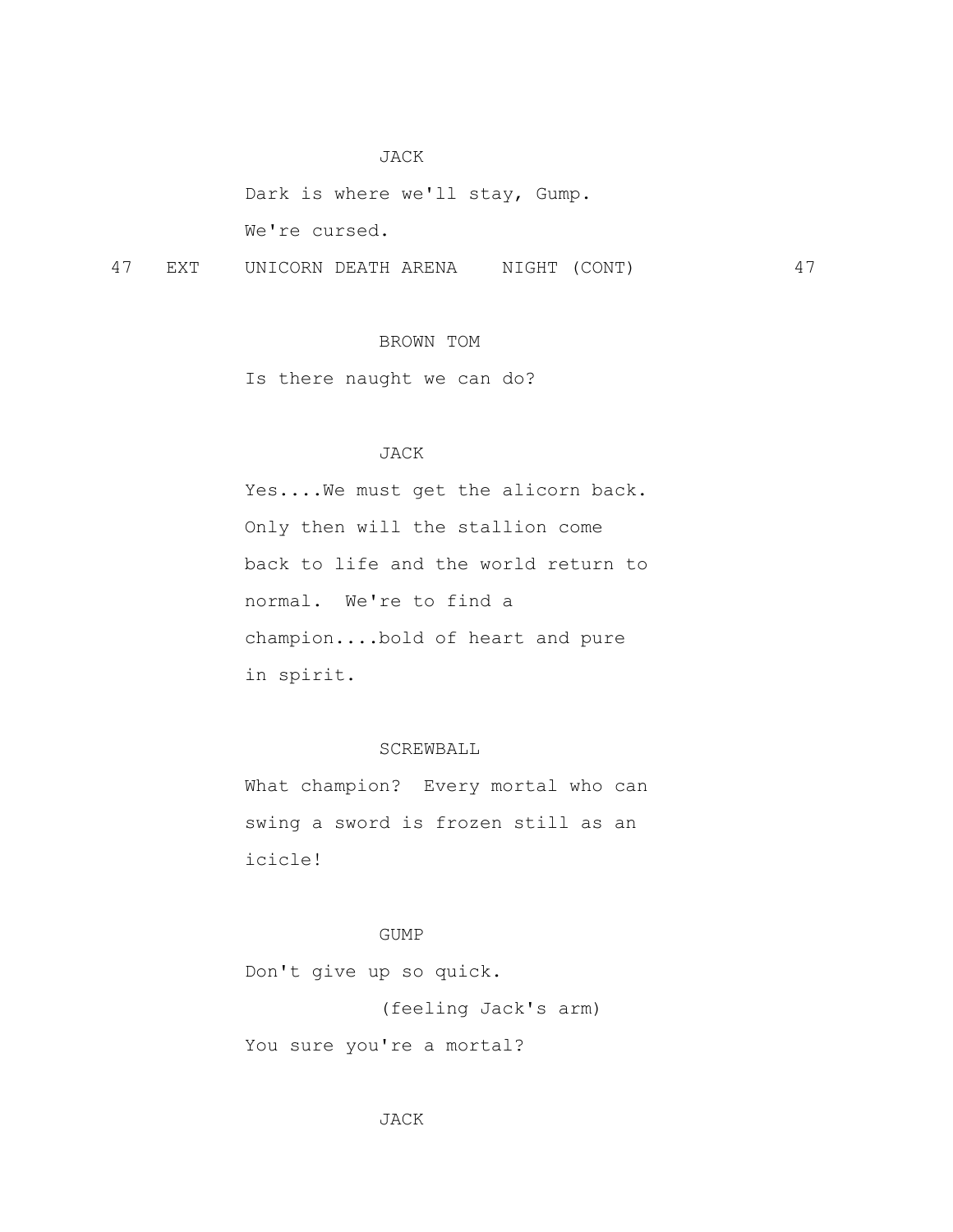JACK

Dark is where we'll stay, Gump.
We're cursed.

47 EXT UNICORN DEATH ARENA NIGHT (CONT) 47

BROWN TOM

Is there naught we can do?

JACK

Yes....We must get the alicorn back.
Only then will the stallion come
back to life and the world return to
normal. We're to find a
champion....bold of heart and pure
in spirit.

SCREWBALL

What champion? Every mortal who can
swing a sword is frozen still as an
icicle!

GUMP

Don't give up so quick.

(feeling Jack's arm)

You sure you're a mortal?

JACK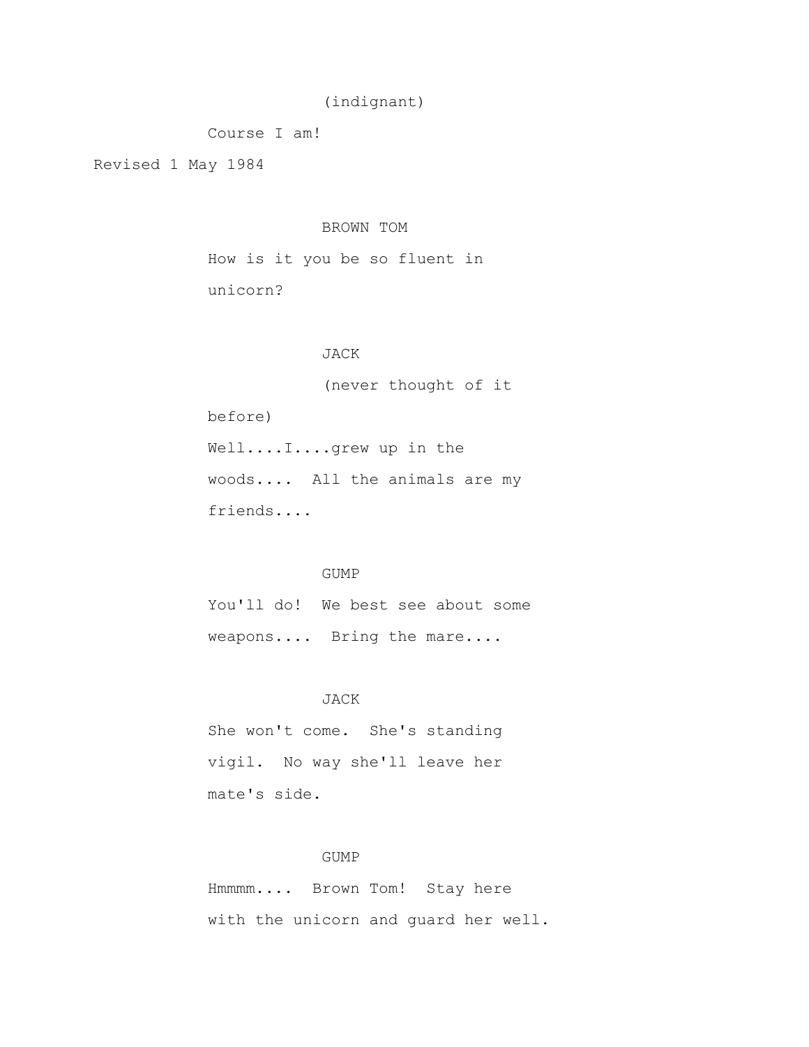(indignant)

Course I am!

Revised 1 May 1984

BROWN TOM

How is it you be so fluent in unicorn?

JACK

(never thought of it before)

Well....I....grew up in the woods.... All the animals are my friends....

GUMP

You'll do! We best see about some weapons.... Bring the mare....

JACK

She won't come. She's standing vigil. No way she'll leave her mate's side.

GUMP

Hmmmm.... Brown Tom! Stay here with the unicorn and guard her well.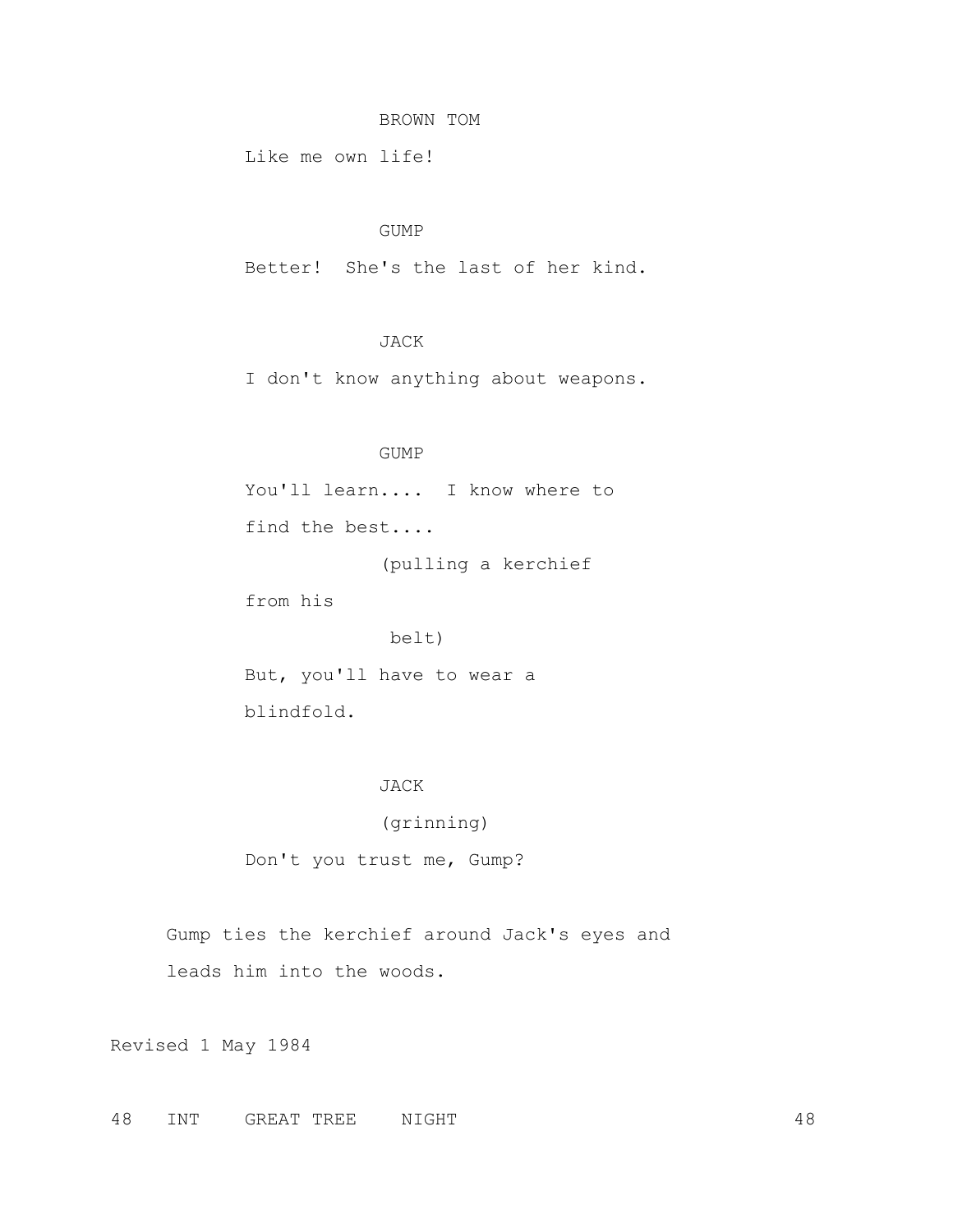BROWN TOM

Like me own life!

GUMP

Better!  She's the last of her kind.

JACK

I don't know anything about weapons.

GUMP

You'll learn....  I know where to find the best....

(pulling a kerchief from his belt)

But, you'll have to wear a blindfold.

JACK

(grinning)

Don't you trust me, Gump?

Gump ties the kerchief around Jack's eyes and leads him into the woods.

Revised 1 May 1984

48   INT    GREAT TREE    NIGHT                                    48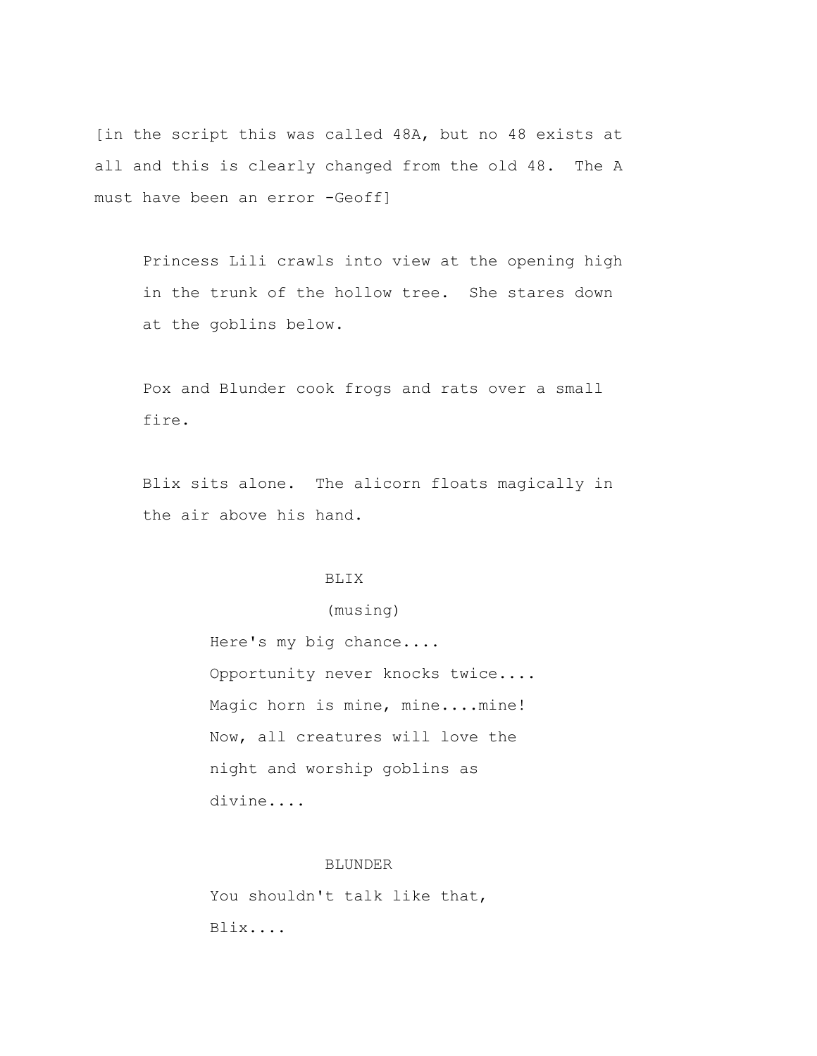[in the script this was called 48A, but no 48 exists at all and this is clearly changed from the old 48.  The A must have been an error -Geoff]

Princess Lili crawls into view at the opening high in the trunk of the hollow tree.  She stares down at the goblins below.

Pox and Blunder cook frogs and rats over a small fire.

Blix sits alone.  The alicorn floats magically in the air above his hand.

BLIX

(musing)

Here's my big chance....
Opportunity never knocks twice....
Magic horn is mine, mine....mine!
Now, all creatures will love the night and worship goblins as divine....

BLUNDER

You shouldn't talk like that, Blix....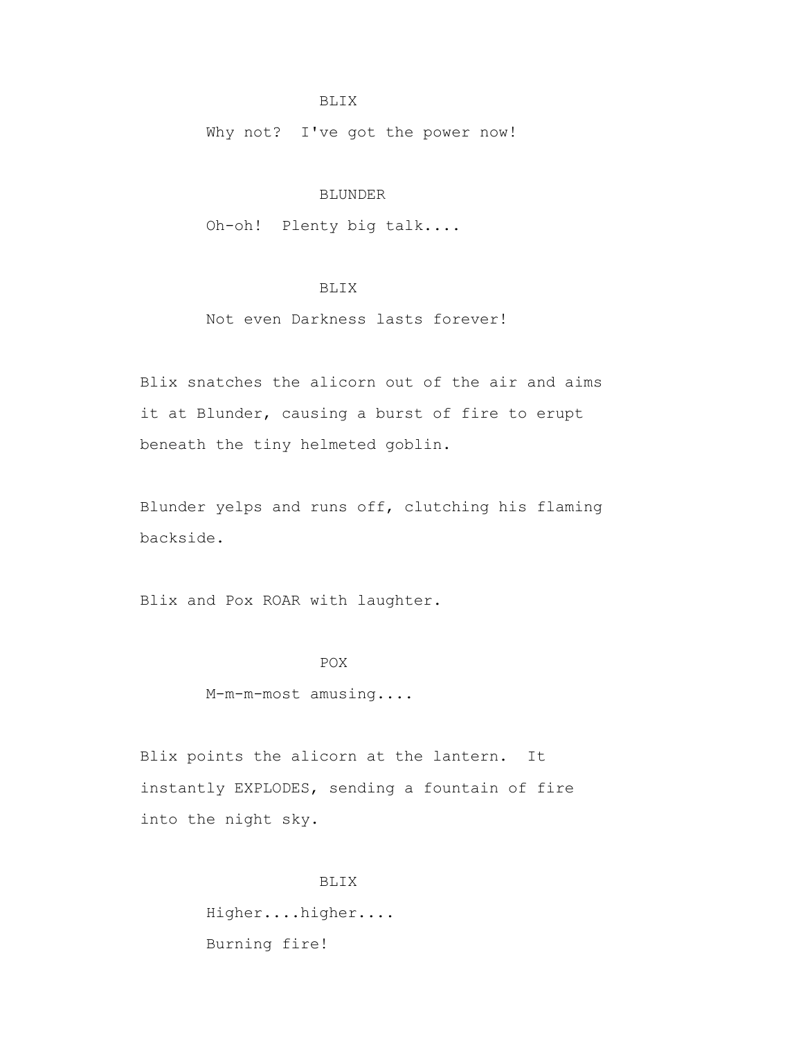BLIX

Why not?  I've got the power now!

BLUNDER

Oh-oh!  Plenty big talk....

BLIX

Not even Darkness lasts forever!

Blix snatches the alicorn out of the air and aims it at Blunder, causing a burst of fire to erupt beneath the tiny helmeted goblin.

Blunder yelps and runs off, clutching his flaming backside.

Blix and Pox ROAR with laughter.

POX

M-m-m-most amusing....

Blix points the alicorn at the lantern.  It instantly EXPLODES, sending a fountain of fire into the night sky.

BLIX

Higher....higher....
Burning fire!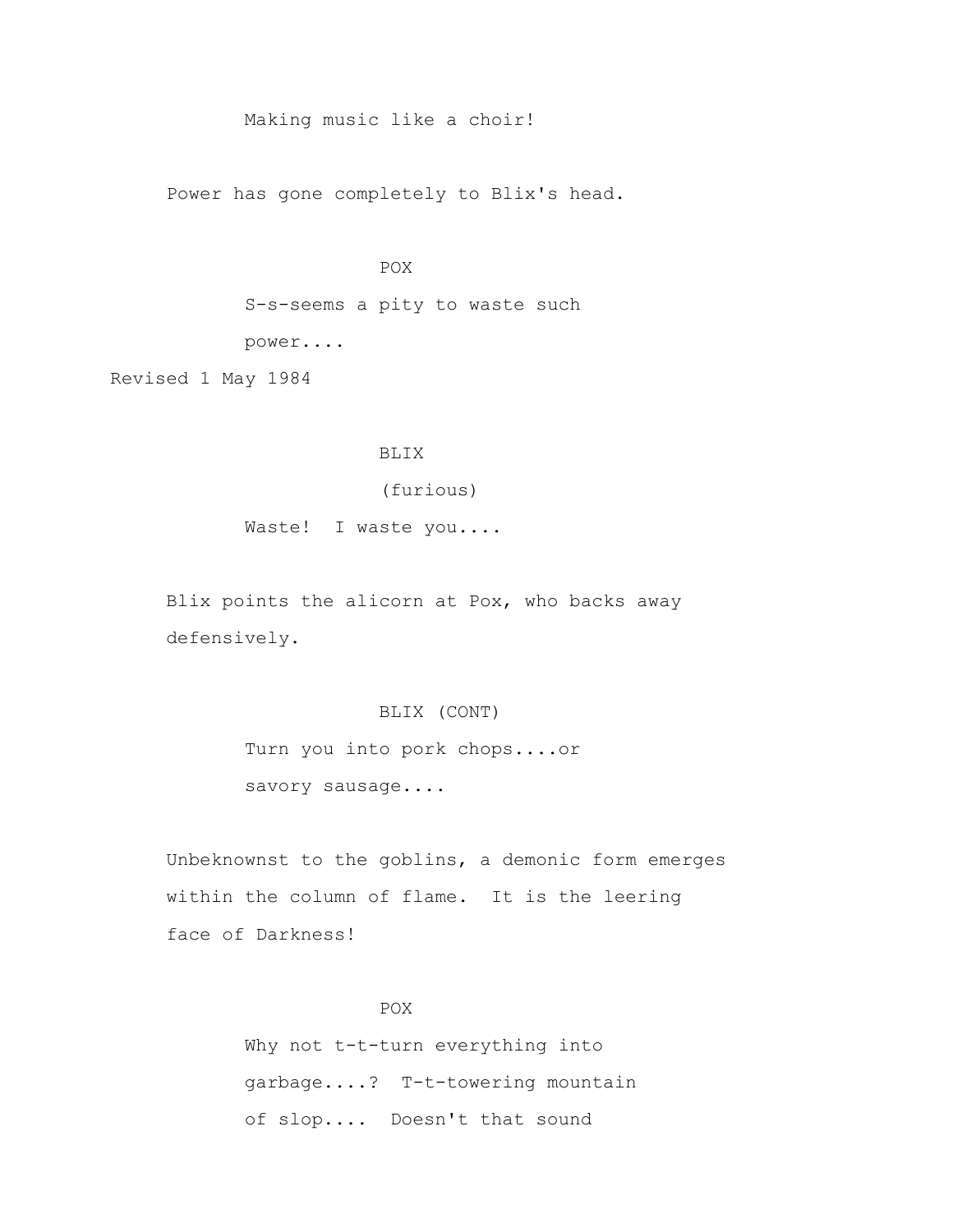Making music like a choir!

Power has gone completely to Blix's head.

POX

S-s-seems a pity to waste such power....

Revised 1 May 1984

BLIX

(furious)

Waste! I waste you....

Blix points the alicorn at Pox, who backs away defensively.

BLIX (CONT)

Turn you into pork chops....or savory sausage....

Unbeknownst to the goblins, a demonic form emerges within the column of flame. It is the leering face of Darkness!

POX

Why not t-t-turn everything into garbage....? T-t-towering mountain of slop.... Doesn't that sound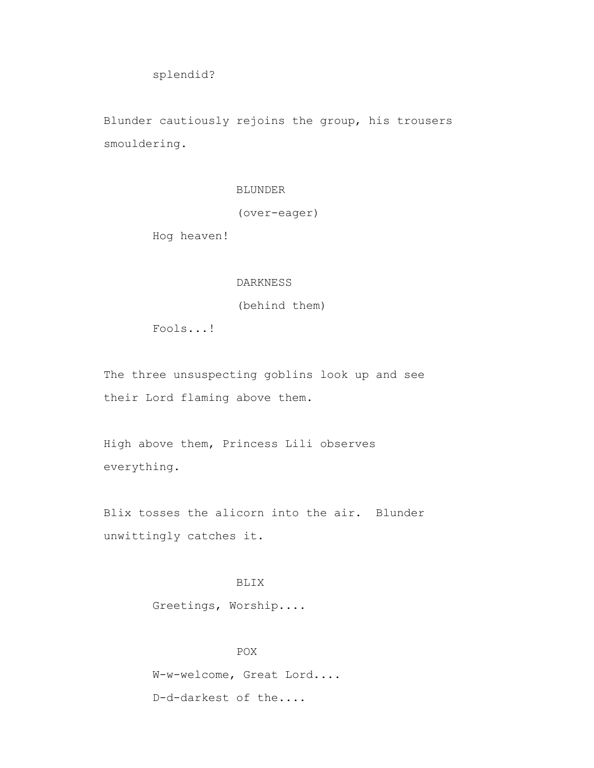splendid?

Blunder cautiously rejoins the group, his trousers smouldering.

BLUNDER
(over-eager)
Hog heaven!

DARKNESS
(behind them)
Fools...!

The three unsuspecting goblins look up and see their Lord flaming above them.

High above them, Princess Lili observes everything.

Blix tosses the alicorn into the air. Blunder unwittingly catches it.

BLIX
Greetings, Worship....

POX
W-w-welcome, Great Lord....
D-d-darkest of the....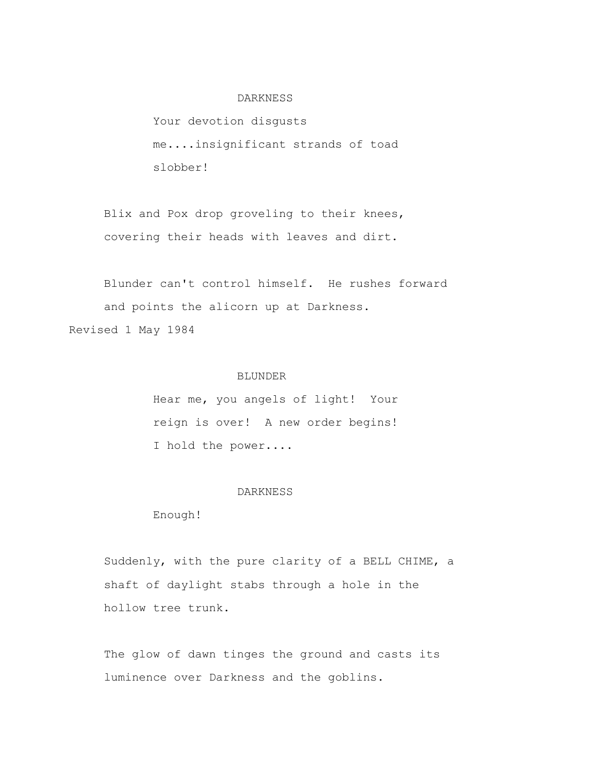DARKNESS

Your devotion disgusts me....insignificant strands of toad slobber!

Blix and Pox drop groveling to their knees, covering their heads with leaves and dirt.

Blunder can't control himself. He rushes forward and points the alicorn up at Darkness.

Revised 1 May 1984

BLUNDER

Hear me, you angels of light! Your reign is over! A new order begins! I hold the power....

DARKNESS

Enough!

Suddenly, with the pure clarity of a BELL CHIME, a shaft of daylight stabs through a hole in the hollow tree trunk.

The glow of dawn tinges the ground and casts its luminence over Darkness and the goblins.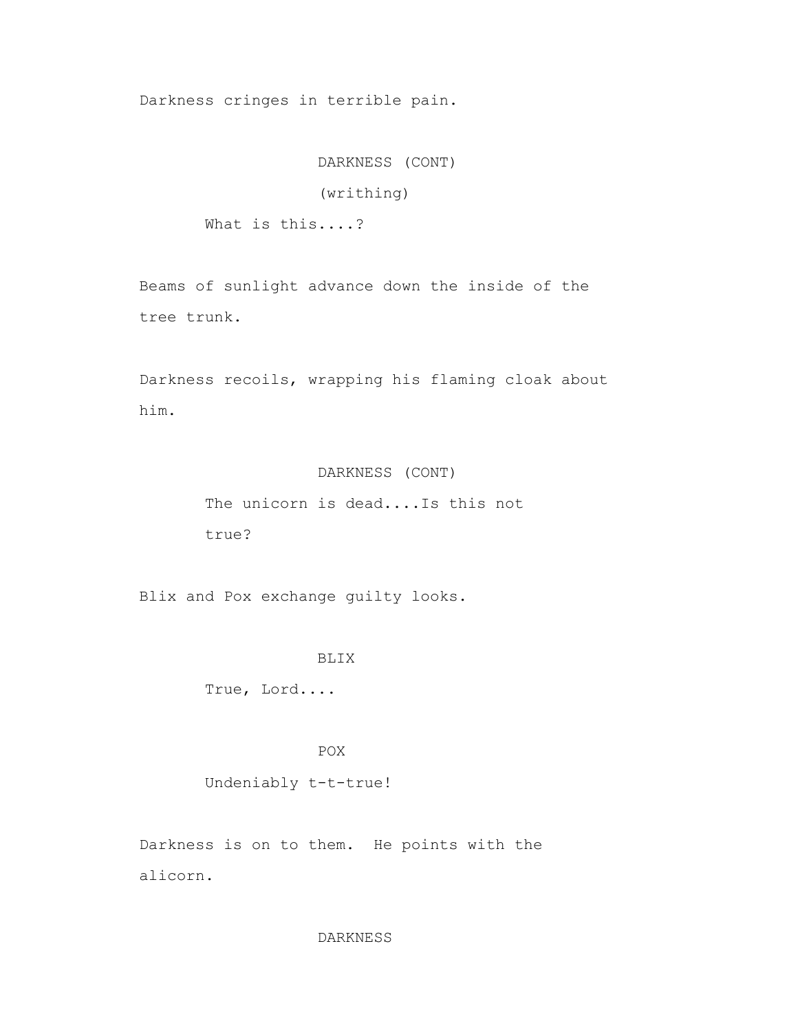Darkness cringes in terrible pain.

DARKNESS (CONT)

(writhing)

What is this....?

Beams of sunlight advance down the inside of the tree trunk.

Darkness recoils, wrapping his flaming cloak about him.

DARKNESS (CONT)

The unicorn is dead....Is this not true?

Blix and Pox exchange guilty looks.

BLIX

True, Lord....

POX

Undeniably t-t-true!

Darkness is on to them. He points with the alicorn.

DARKNESS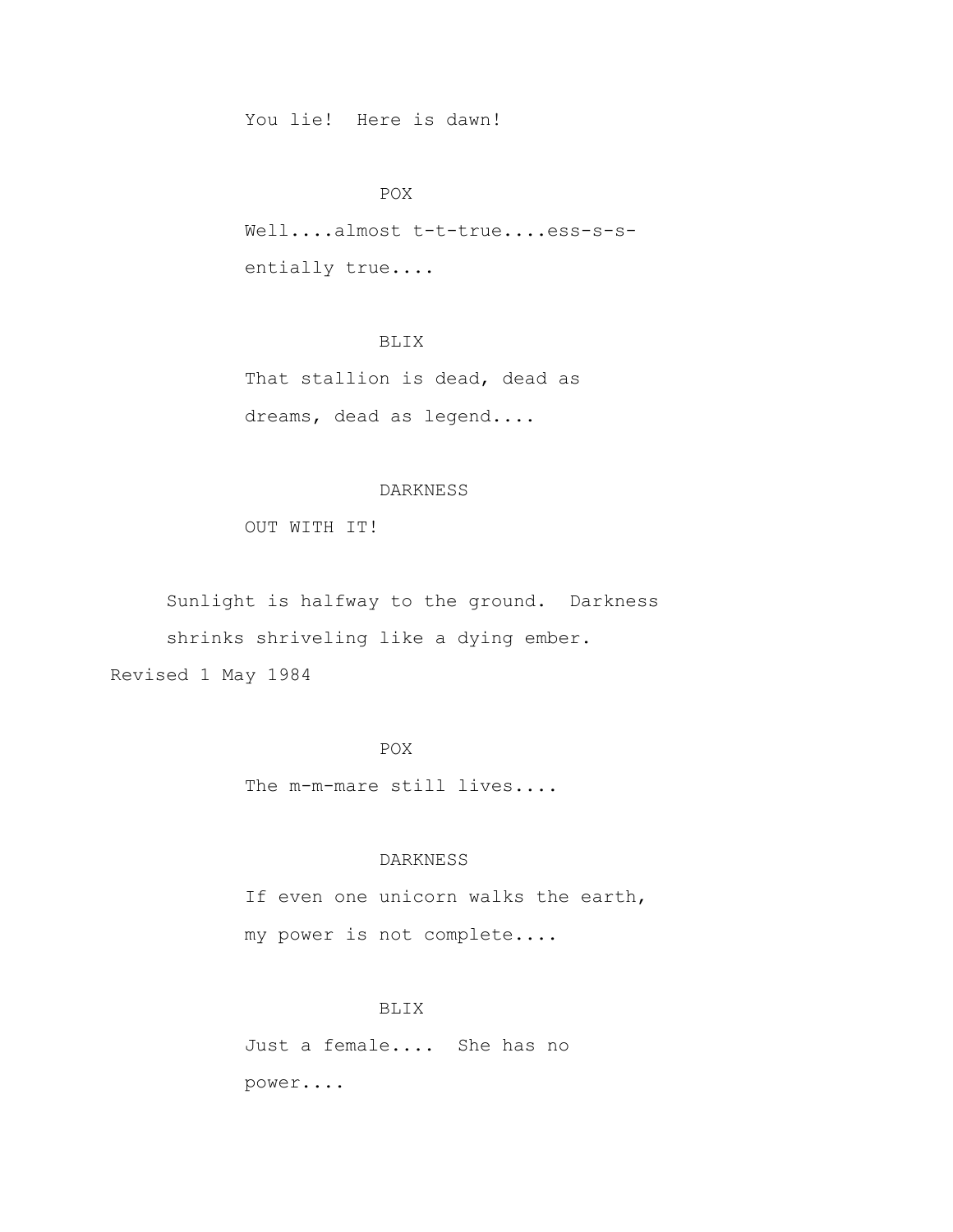You lie!  Here is dawn!

POX

Well....almost t-t-true....ess-s-s-entially true....

BLIX

That stallion is dead, dead as dreams, dead as legend....

DARKNESS

OUT WITH IT!

Sunlight is halfway to the ground.  Darkness shrinks shriveling like a dying ember.

Revised 1 May 1984

POX

The m-m-mare still lives....

DARKNESS

If even one unicorn walks the earth, my power is not complete....

BLIX

Just a female....  She has no power....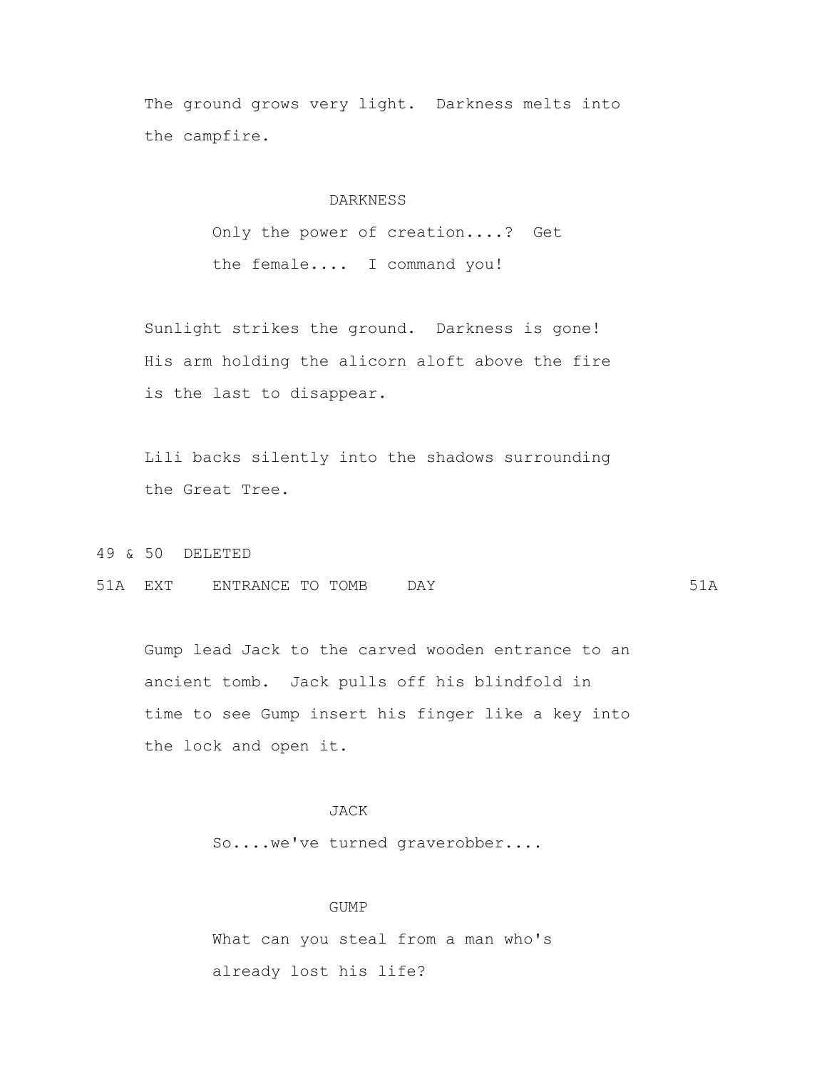The ground grows very light. Darkness melts into the campfire.

DARKNESS

Only the power of creation....? Get the female.... I command you!

Sunlight strikes the ground. Darkness is gone! His arm holding the alicorn aloft above the fire is the last to disappear.

Lili backs silently into the shadows surrounding the Great Tree.

49 & 50 DELETED

51A EXT ENTRANCE TO TOMB DAY 51A

Gump lead Jack to the carved wooden entrance to an ancient tomb. Jack pulls off his blindfold in time to see Gump insert his finger like a key into the lock and open it.

JACK

So....we've turned graverobber....

GUMP

What can you steal from a man who's already lost his life?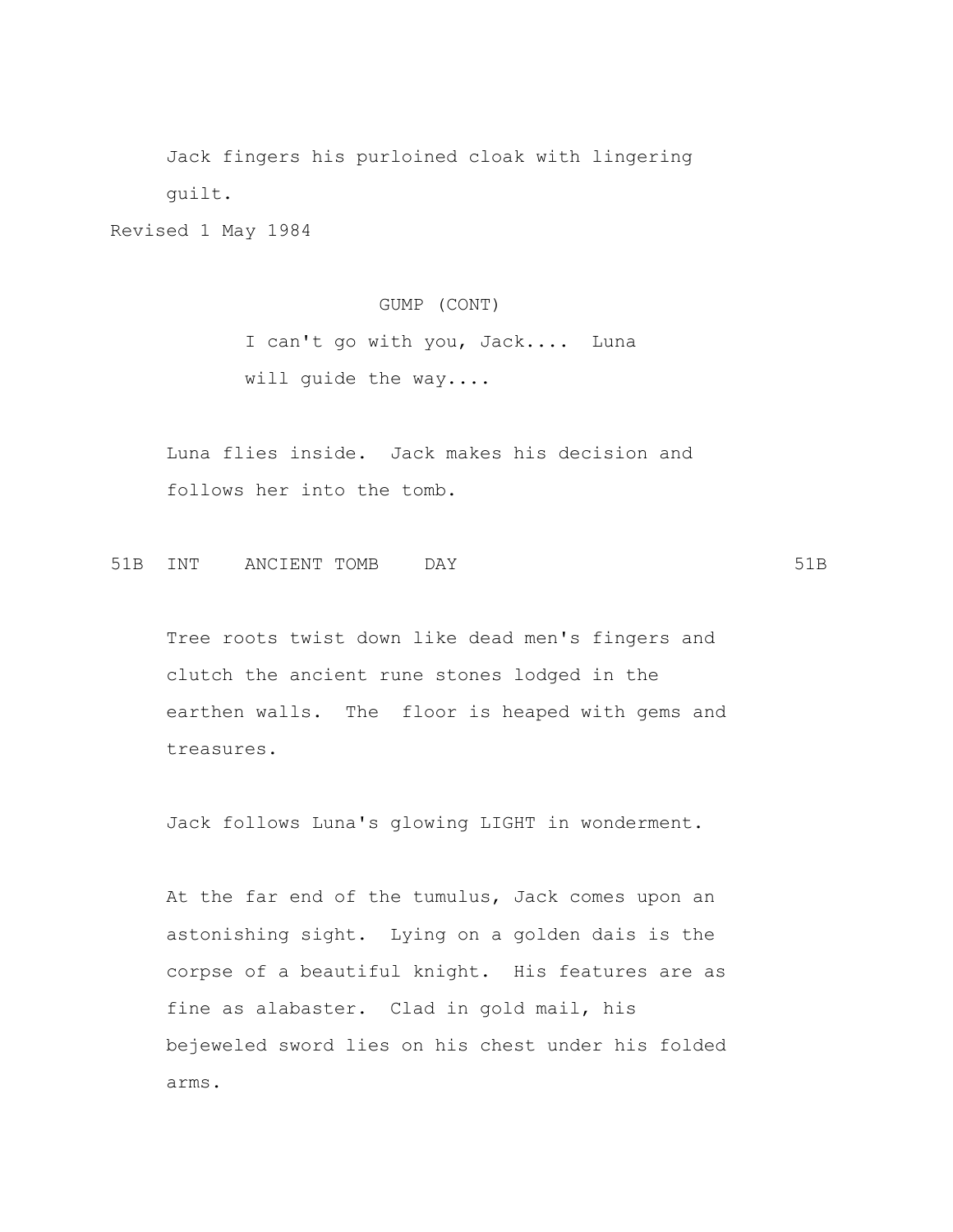Jack fingers his purloined cloak with lingering guilt.

Revised 1 May 1984

GUMP (CONT)

I can't go with you, Jack.... Luna will guide the way....

Luna flies inside. Jack makes his decision and follows her into the tomb.

51B INT ANCIENT TOMB DAY 51B

Tree roots twist down like dead men's fingers and clutch the ancient rune stones lodged in the earthen walls. The floor is heaped with gems and treasures.

Jack follows Luna's glowing LIGHT in wonderment.

At the far end of the tumulus, Jack comes upon an astonishing sight. Lying on a golden dais is the corpse of a beautiful knight. His features are as fine as alabaster. Clad in gold mail, his bejeweled sword lies on his chest under his folded arms.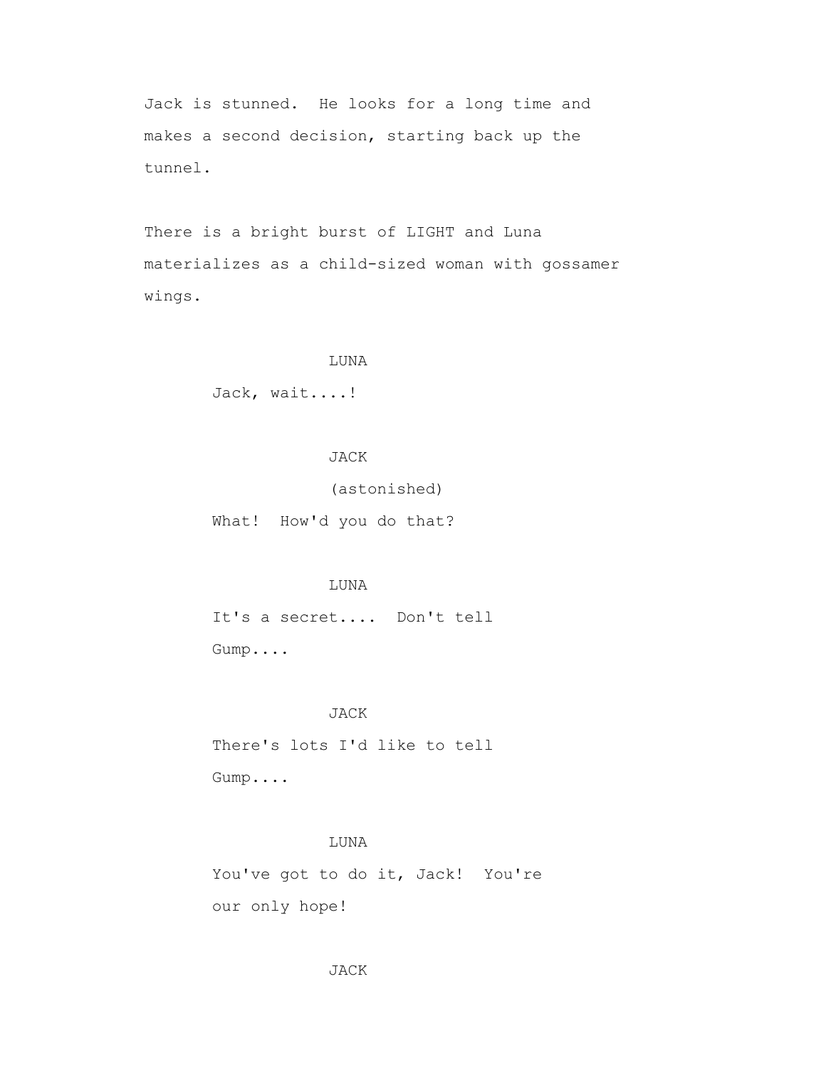Jack is stunned.  He looks for a long time and makes a second decision, starting back up the tunnel.

There is a bright burst of LIGHT and Luna materializes as a child-sized woman with gossamer wings.

LUNA

Jack, wait....!

JACK

(astonished)

What!  How'd you do that?

LUNA

It's a secret....  Don't tell Gump....

JACK

There's lots I'd like to tell Gump....

LUNA

You've got to do it, Jack!  You're our only hope!

JACK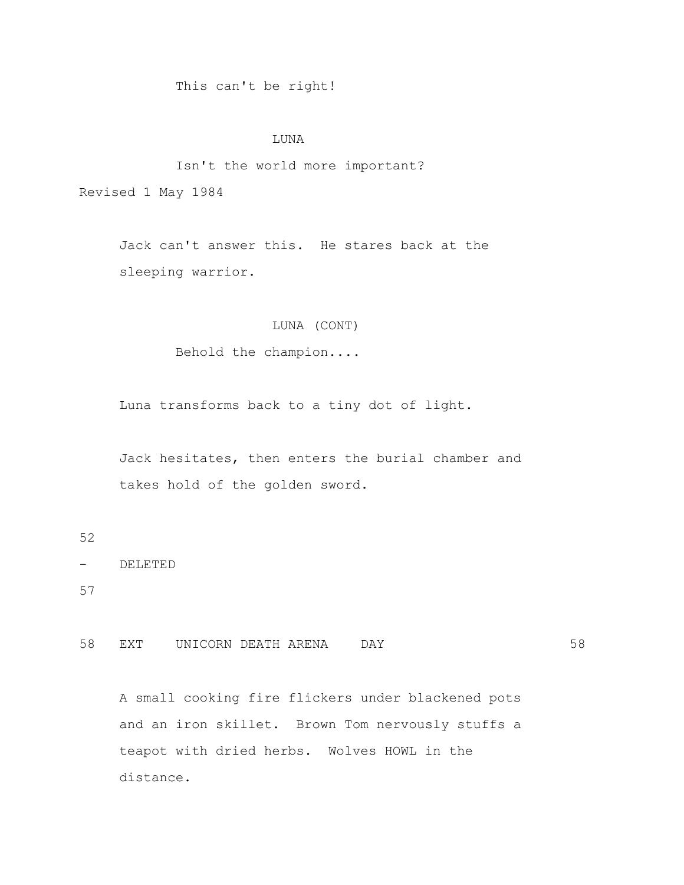This can't be right!

LUNA

Isn't the world more important?

Revised 1 May 1984

Jack can't answer this. He stares back at the sleeping warrior.

LUNA (CONT)

Behold the champion....

Luna transforms back to a tiny dot of light.

Jack hesitates, then enters the burial chamber and takes hold of the golden sword.

52

\- DELETED

57

58 EXT UNICORN DEATH ARENA DAY 58

A small cooking fire flickers under blackened pots and an iron skillet. Brown Tom nervously stuffs a teapot with dried herbs. Wolves HOWL in the distance.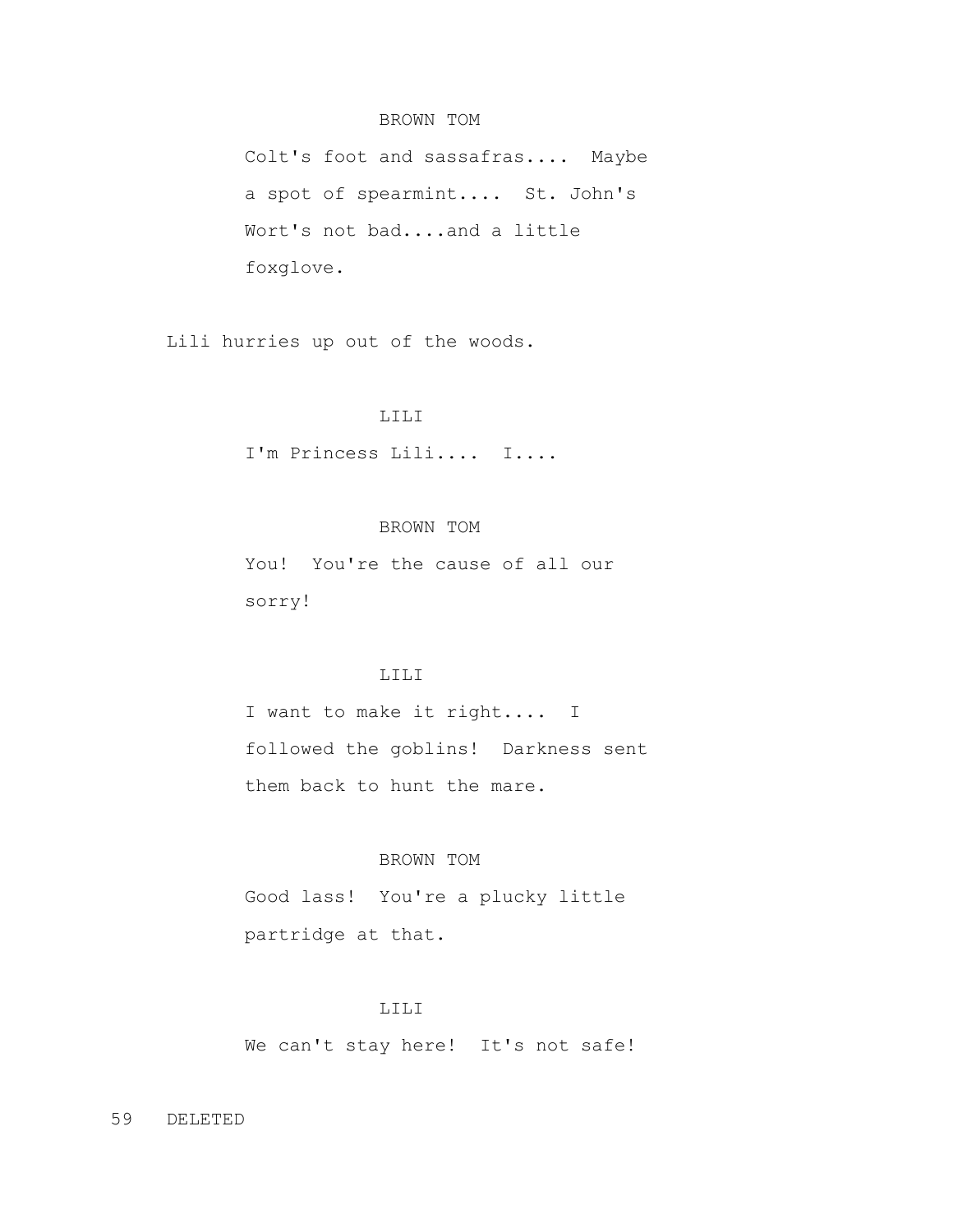BROWN TOM

Colt's foot and sassafras.... Maybe a spot of spearmint.... St. John's Wort's not bad....and a little foxglove.

Lili hurries up out of the woods.

LILI

I'm Princess Lili.... I....

BROWN TOM

You! You're the cause of all our sorry!

LILI

I want to make it right.... I followed the goblins! Darkness sent them back to hunt the mare.

BROWN TOM

Good lass! You're a plucky little partridge at that.

LILI

We can't stay here! It's not safe!

59 DELETED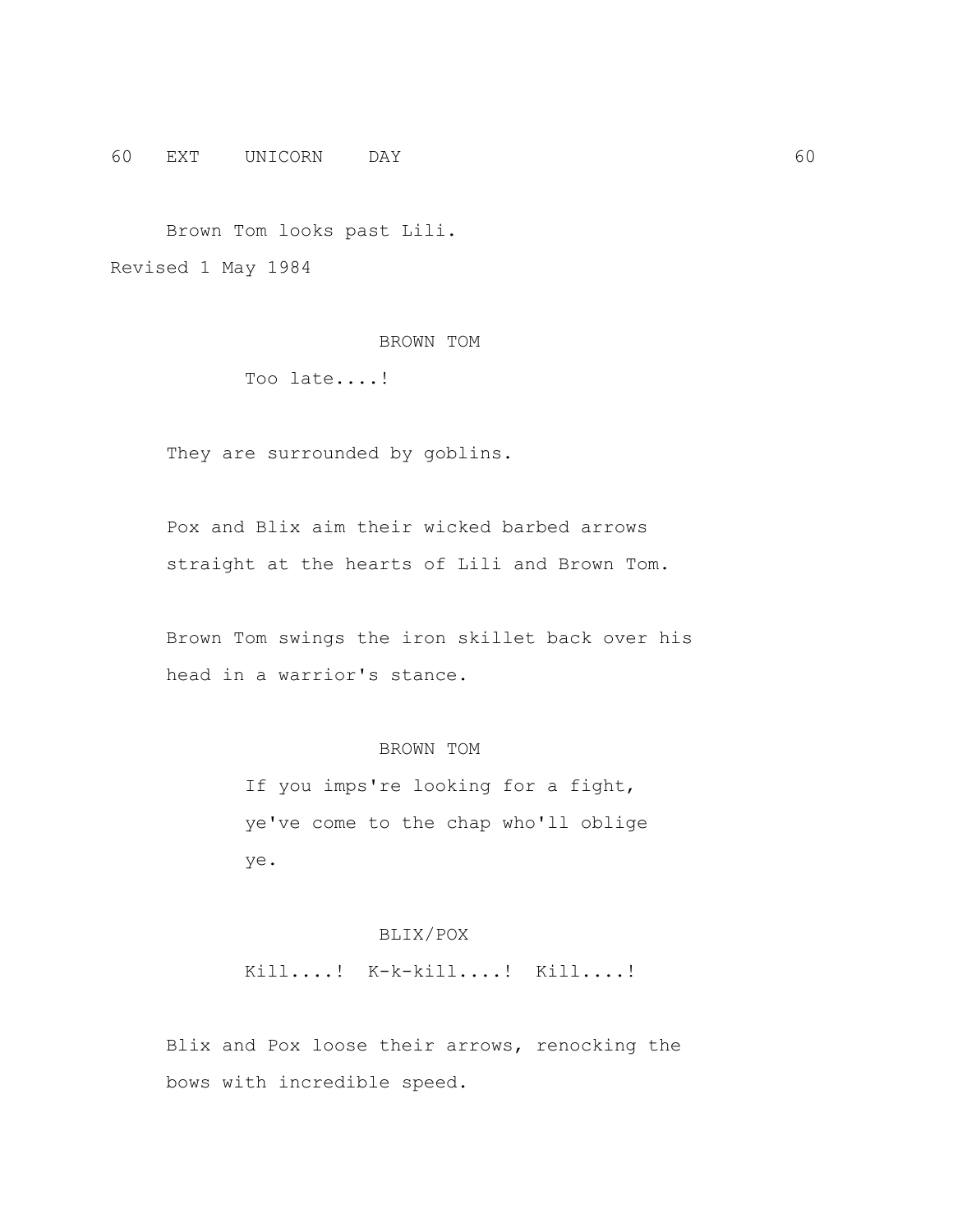60 EXT UNICORN DAY 60

Brown Tom looks past Lili.

Revised 1 May 1984

BROWN TOM

Too late....!

They are surrounded by goblins.

Pox and Blix aim their wicked barbed arrows straight at the hearts of Lili and Brown Tom.

Brown Tom swings the iron skillet back over his head in a warrior's stance.

BROWN TOM

If you imps're looking for a fight, ye've come to the chap who'll oblige ye.

BLIX/POX

Kill....! K-k-kill....! Kill....!

Blix and Pox loose their arrows, renocking the bows with incredible speed.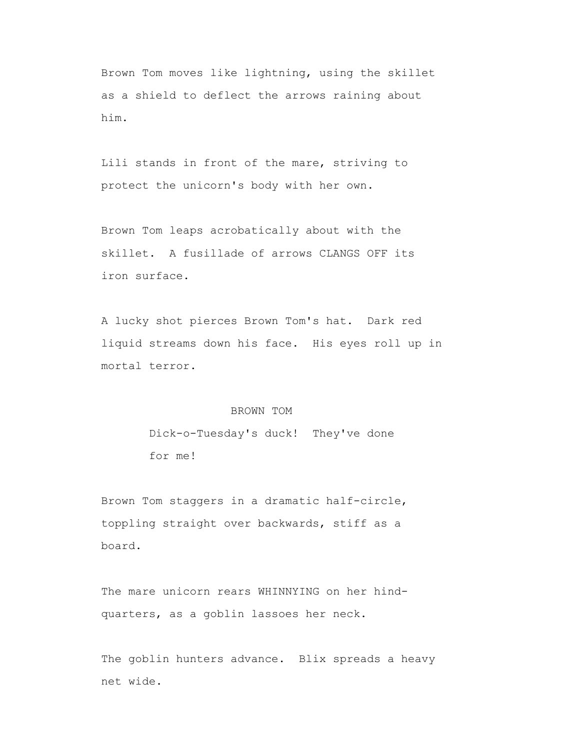Brown Tom moves like lightning, using the skillet as a shield to deflect the arrows raining about him.

Lili stands in front of the mare, striving to protect the unicorn's body with her own.

Brown Tom leaps acrobatically about with the skillet. A fusillade of arrows CLANGS OFF its iron surface.

A lucky shot pierces Brown Tom's hat. Dark red liquid streams down his face. His eyes roll up in mortal terror.

BROWN TOM

Dick-o-Tuesday's duck! They've done for me!

Brown Tom staggers in a dramatic half-circle, toppling straight over backwards, stiff as a board.

The mare unicorn rears WHINNYING on her hind-quarters, as a goblin lassoes her neck.

The goblin hunters advance. Blix spreads a heavy net wide.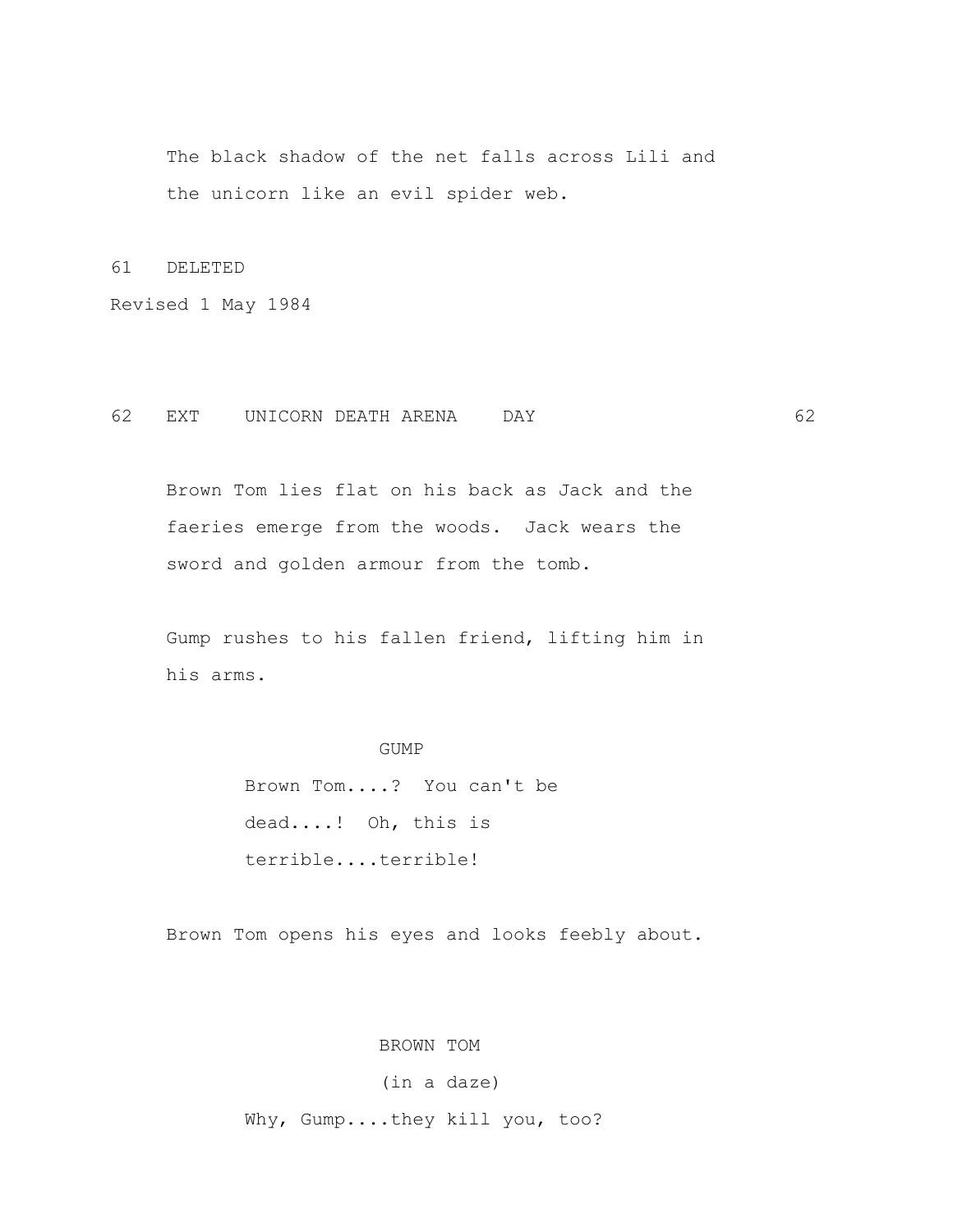The black shadow of the net falls across Lili and the unicorn like an evil spider web.

61 DELETED

Revised 1 May 1984

62 EXT UNICORN DEATH ARENA DAY 62

Brown Tom lies flat on his back as Jack and the faeries emerge from the woods. Jack wears the sword and golden armour from the tomb.

Gump rushes to his fallen friend, lifting him in his arms.

GUMP

Brown Tom....? You can't be dead....! Oh, this is terrible....terrible!

Brown Tom opens his eyes and looks feebly about.

BROWN TOM

(in a daze)

Why, Gump....they kill you, too?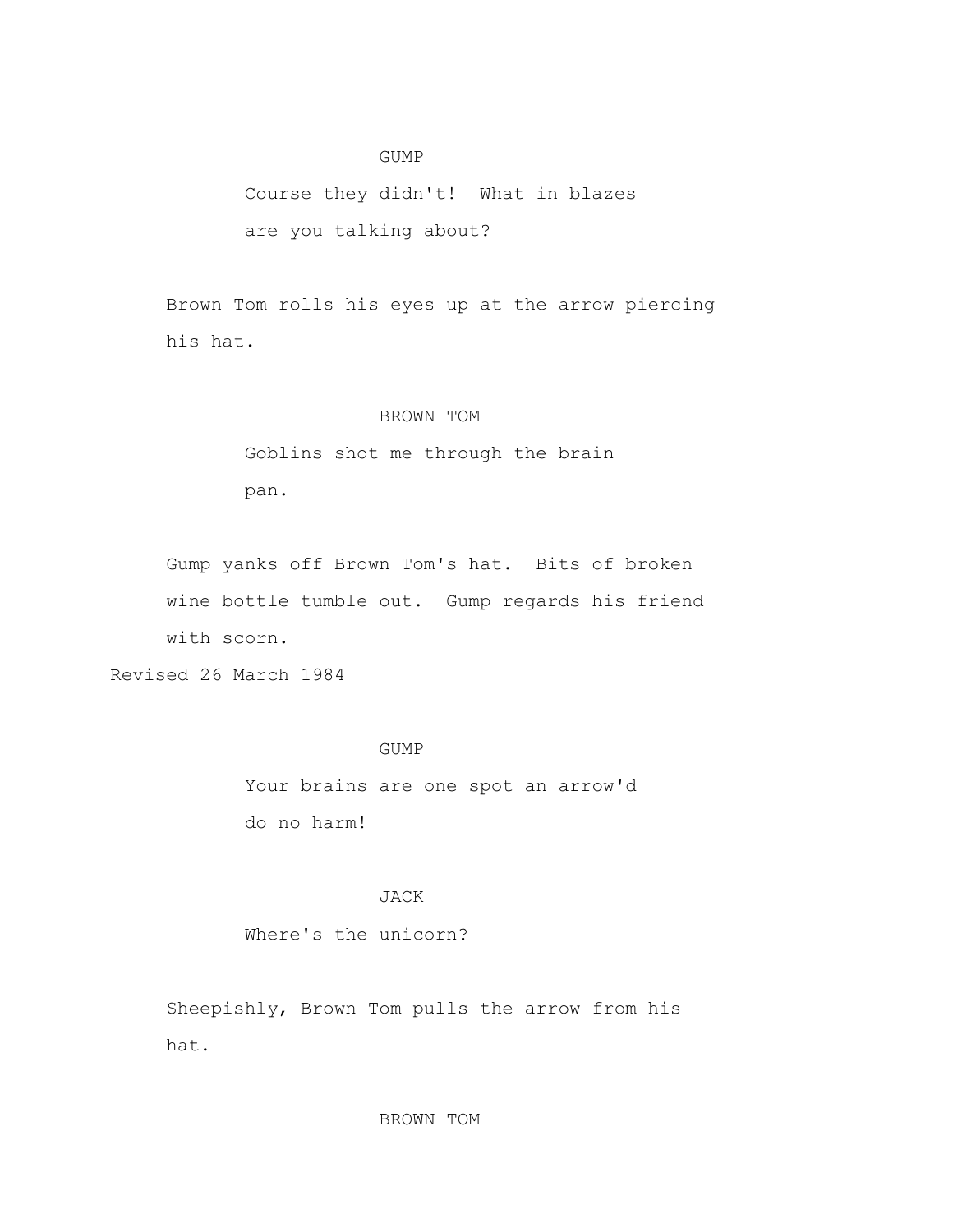GUMP

Course they didn't! What in blazes are you talking about?

Brown Tom rolls his eyes up at the arrow piercing his hat.

BROWN TOM

Goblins shot me through the brain pan.

Gump yanks off Brown Tom's hat. Bits of broken wine bottle tumble out. Gump regards his friend with scorn.

Revised 26 March 1984

GUMP

Your brains are one spot an arrow'd do no harm!

JACK

Where's the unicorn?

Sheepishly, Brown Tom pulls the arrow from his hat.

BROWN TOM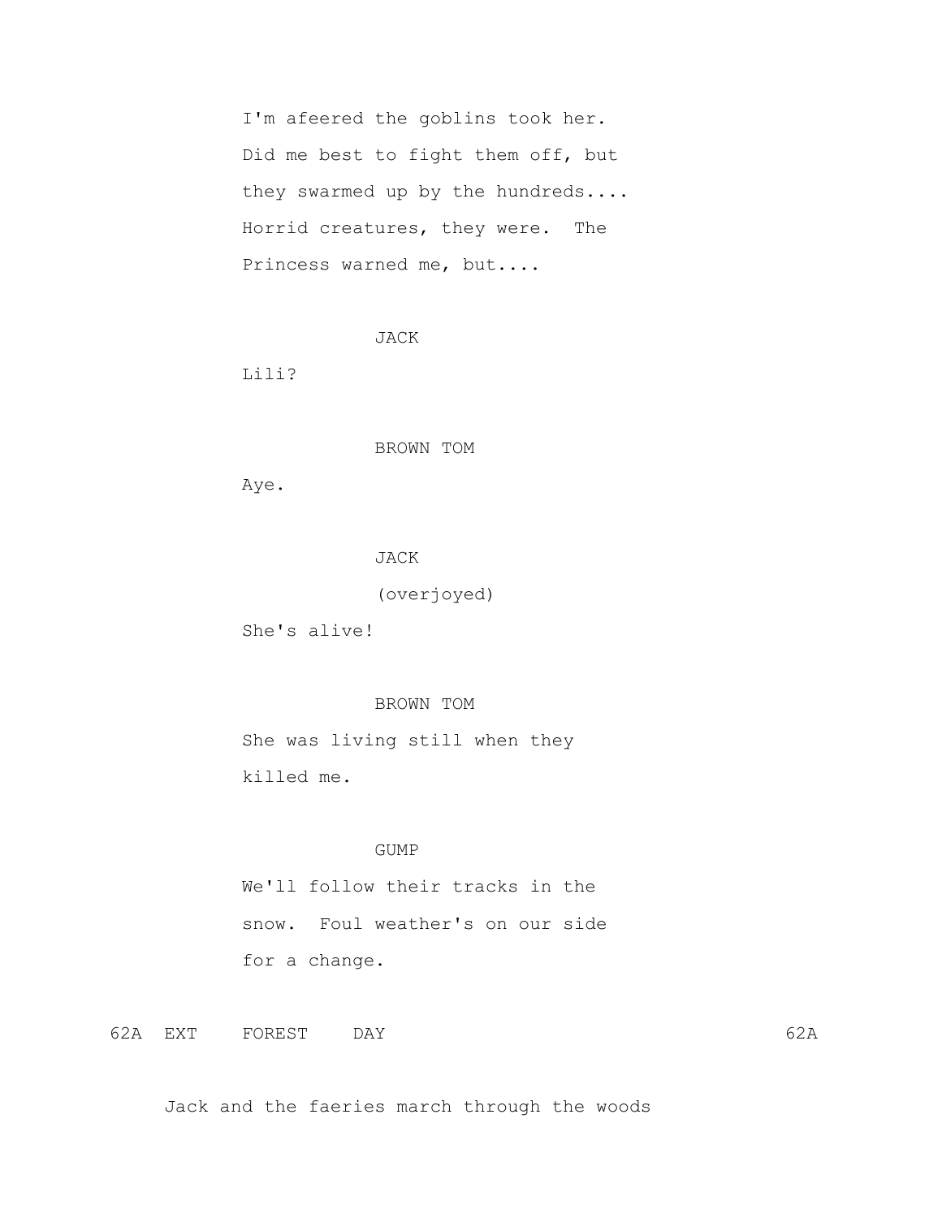I'm afeered the goblins took her.
Did me best to fight them off, but
they swarmed up by the hundreds....
Horrid creatures, they were.  The
Princess warned me, but....

JACK

Lili?

BROWN TOM

Aye.

JACK

(overjoyed)

She's alive!

BROWN TOM

She was living still when they
killed me.

GUMP

We'll follow their tracks in the
snow.  Foul weather's on our side
for a change.

62A  EXT    FOREST    DAY                                    62A

Jack and the faeries march through the woods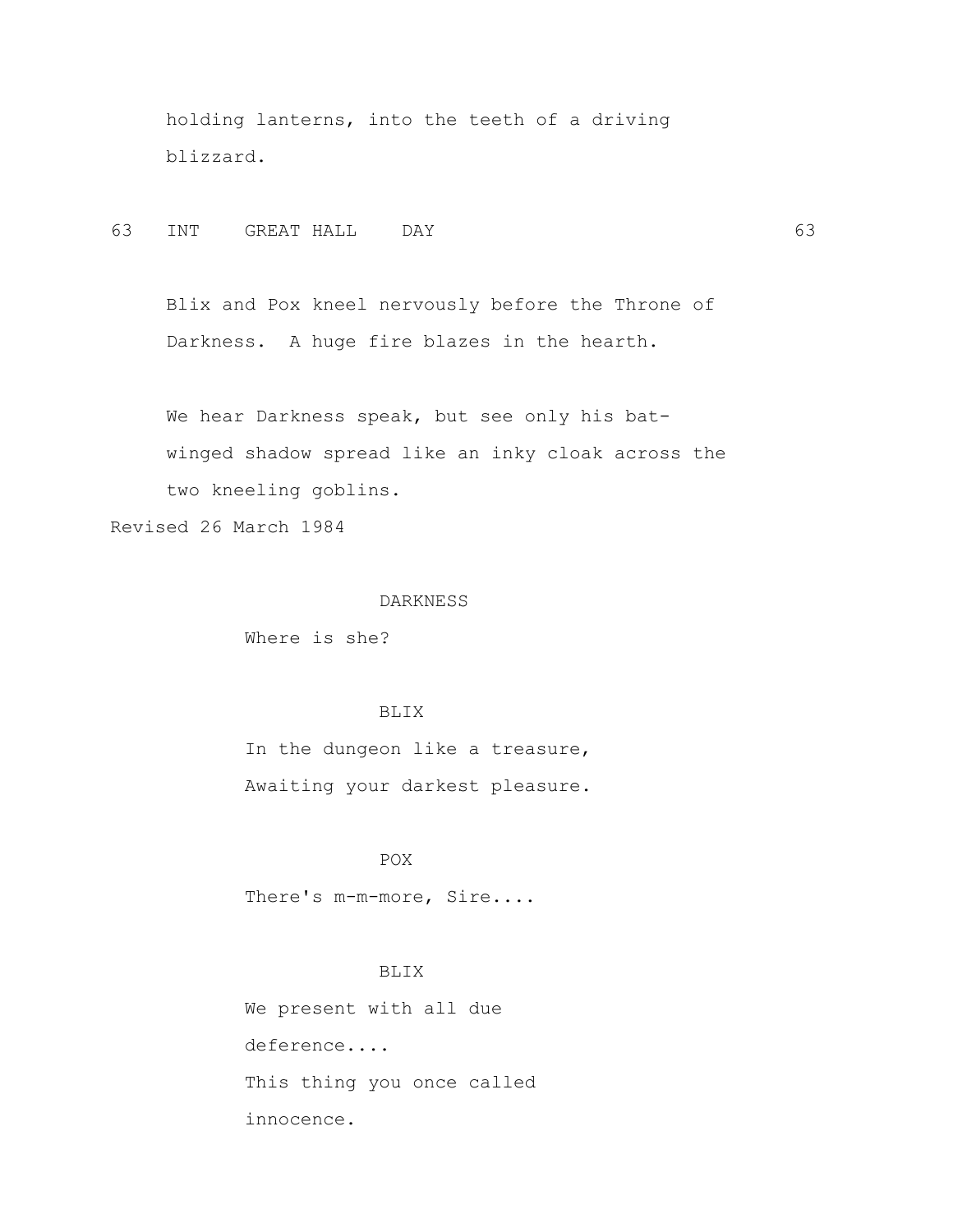holding lanterns, into the teeth of a driving blizzard.

63   INT   GREAT HALL   DAY   63

Blix and Pox kneel nervously before the Throne of Darkness. A huge fire blazes in the hearth.

We hear Darkness speak, but see only his bat-winged shadow spread like an inky cloak across the two kneeling goblins.

Revised 26 March 1984

DARKNESS

Where is she?

BLIX

In the dungeon like a treasure,
Awaiting your darkest pleasure.

POX

There's m-m-more, Sire....

BLIX

We present with all due
deference....
This thing you once called
innocence.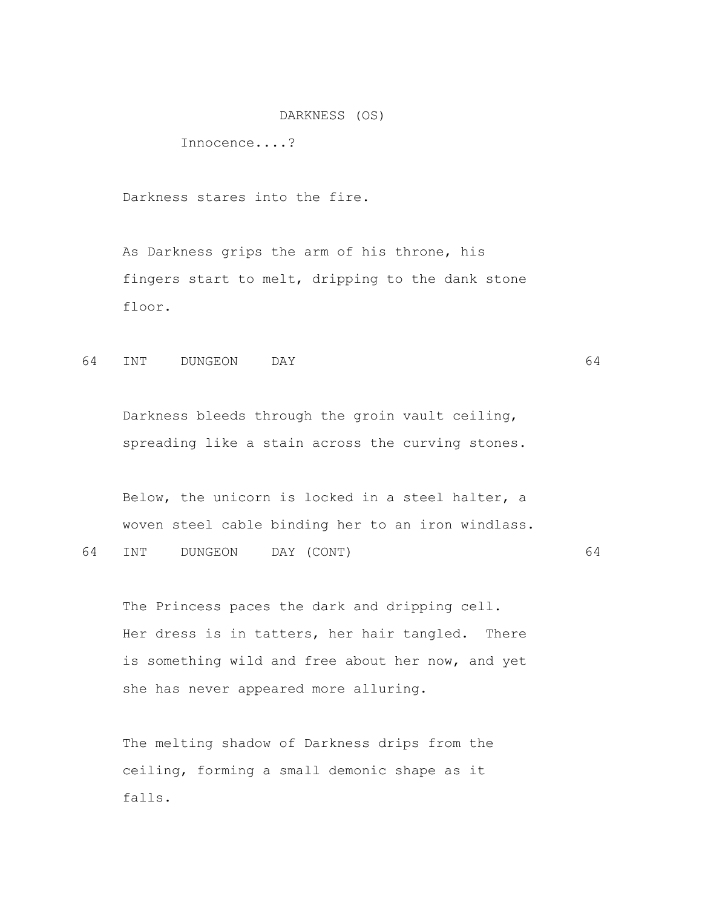DARKNESS (OS)

Innocence....?

Darkness stares into the fire.

As Darkness grips the arm of his throne, his fingers start to melt, dripping to the dank stone floor.

64 INT DUNGEON DAY 64

Darkness bleeds through the groin vault ceiling, spreading like a stain across the curving stones.

Below, the unicorn is locked in a steel halter, a woven steel cable binding her to an iron windlass.

64 INT DUNGEON DAY (CONT) 64

The Princess paces the dark and dripping cell. Her dress is in tatters, her hair tangled. There is something wild and free about her now, and yet she has never appeared more alluring.

The melting shadow of Darkness drips from the ceiling, forming a small demonic shape as it falls.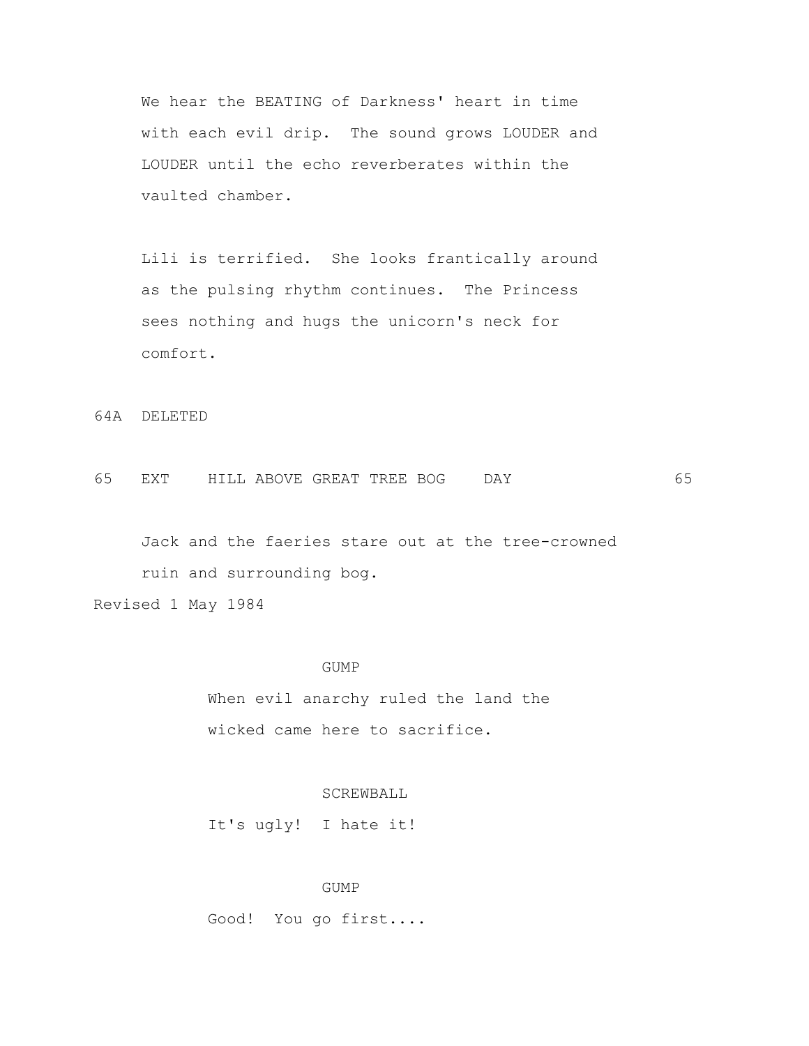We hear the BEATING of Darkness' heart in time with each evil drip. The sound grows LOUDER and LOUDER until the echo reverberates within the vaulted chamber.

Lili is terrified. She looks frantically around as the pulsing rhythm continues. The Princess sees nothing and hugs the unicorn's neck for comfort.

64A DELETED

65 EXT HILL ABOVE GREAT TREE BOG DAY 65

Jack and the faeries stare out at the tree-crowned ruin and surrounding bog.

Revised 1 May 1984

GUMP

When evil anarchy ruled the land the wicked came here to sacrifice.

SCREWBALL

It's ugly! I hate it!

GUMP

Good! You go first....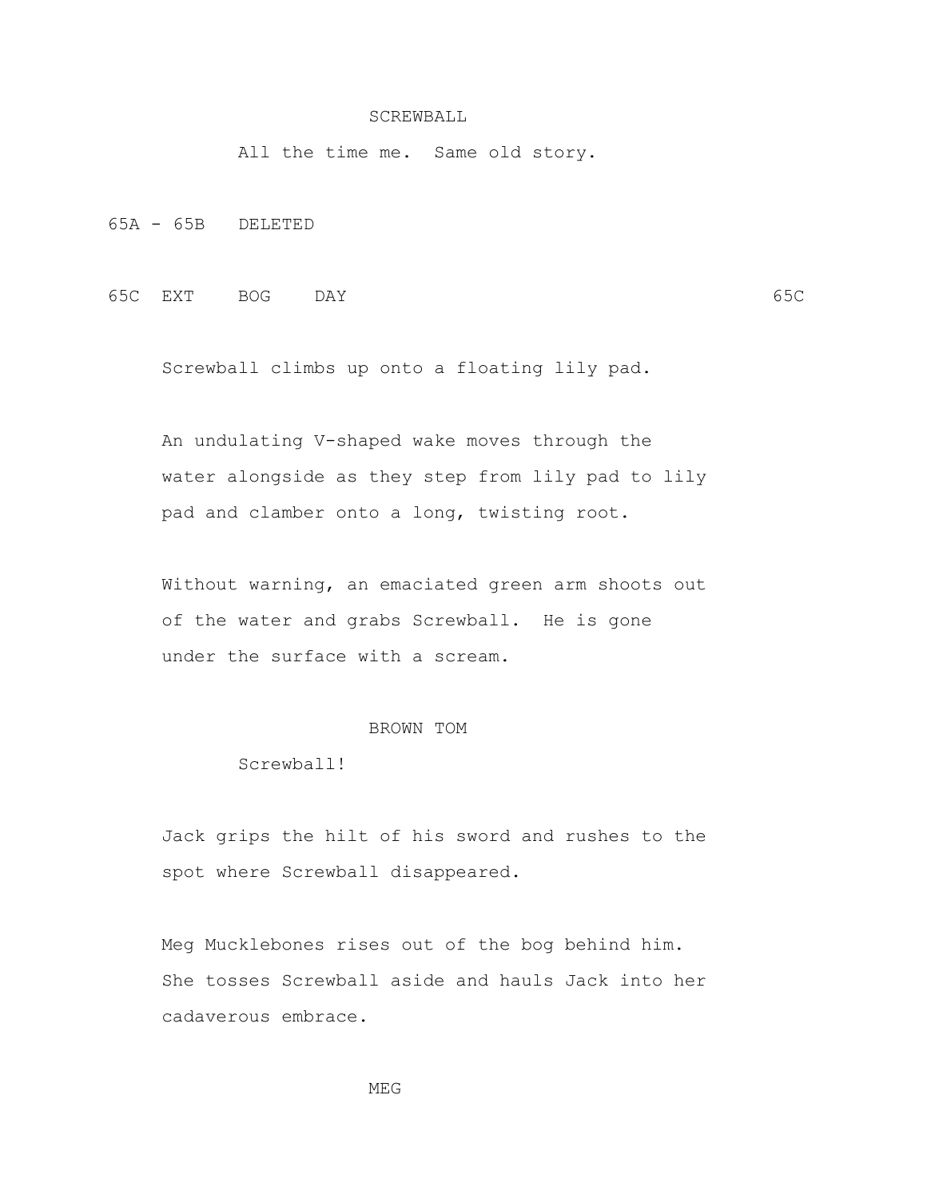SCREWBALL

All the time me. Same old story.

65A - 65B DELETED

65C EXT BOG DAY 65C

Screwball climbs up onto a floating lily pad.

An undulating V-shaped wake moves through the water alongside as they step from lily pad to lily pad and clamber onto a long, twisting root.

Without warning, an emaciated green arm shoots out of the water and grabs Screwball. He is gone under the surface with a scream.

BROWN TOM

Screwball!

Jack grips the hilt of his sword and rushes to the spot where Screwball disappeared.

Meg Mucklebones rises out of the bog behind him. She tosses Screwball aside and hauls Jack into her cadaverous embrace.

MEG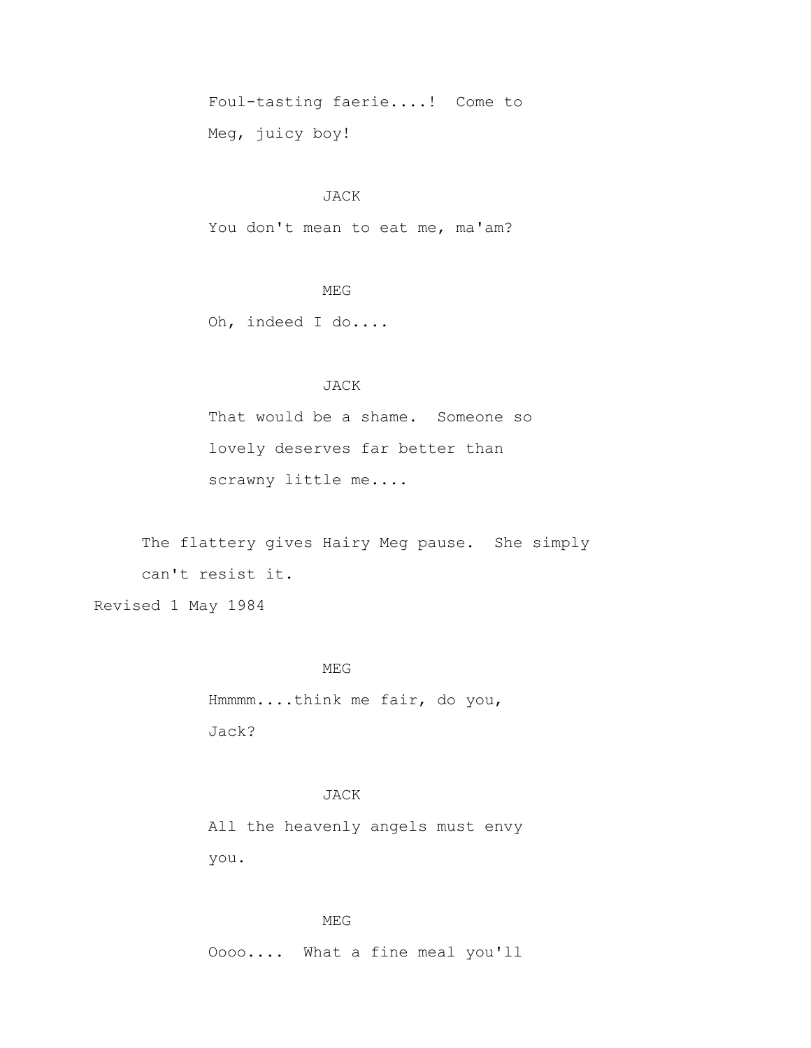Foul-tasting faerie....!  Come to
Meg, juicy boy!

JACK

You don't mean to eat me, ma'am?

MEG

Oh, indeed I do....

JACK

That would be a shame.  Someone so
lovely deserves far better than
scrawny little me....

The flattery gives Hairy Meg pause.  She simply
can't resist it.

Revised 1 May 1984

MEG

Hmmmm....think me fair, do you,
Jack?

JACK

All the heavenly angels must envy
you.

MEG

Oooo....  What a fine meal you'll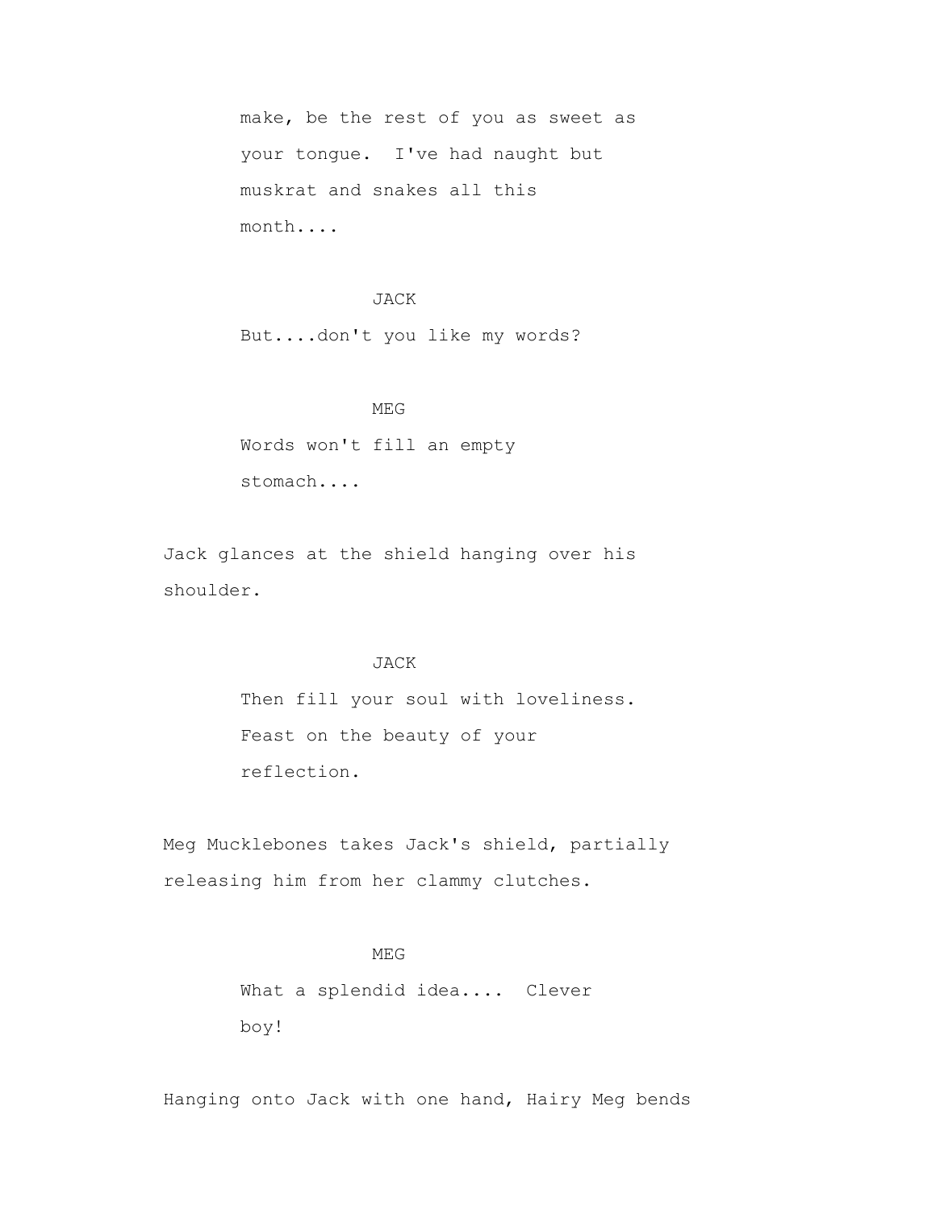make, be the rest of you as sweet as your tongue. I've had naught but muskrat and snakes all this month....

JACK

But....don't you like my words?

MEG

Words won't fill an empty stomach....

Jack glances at the shield hanging over his shoulder.

JACK

Then fill your soul with loveliness. Feast on the beauty of your reflection.

Meg Mucklebones takes Jack's shield, partially releasing him from her clammy clutches.

MEG

What a splendid idea.... Clever boy!

Hanging onto Jack with one hand, Hairy Meg bends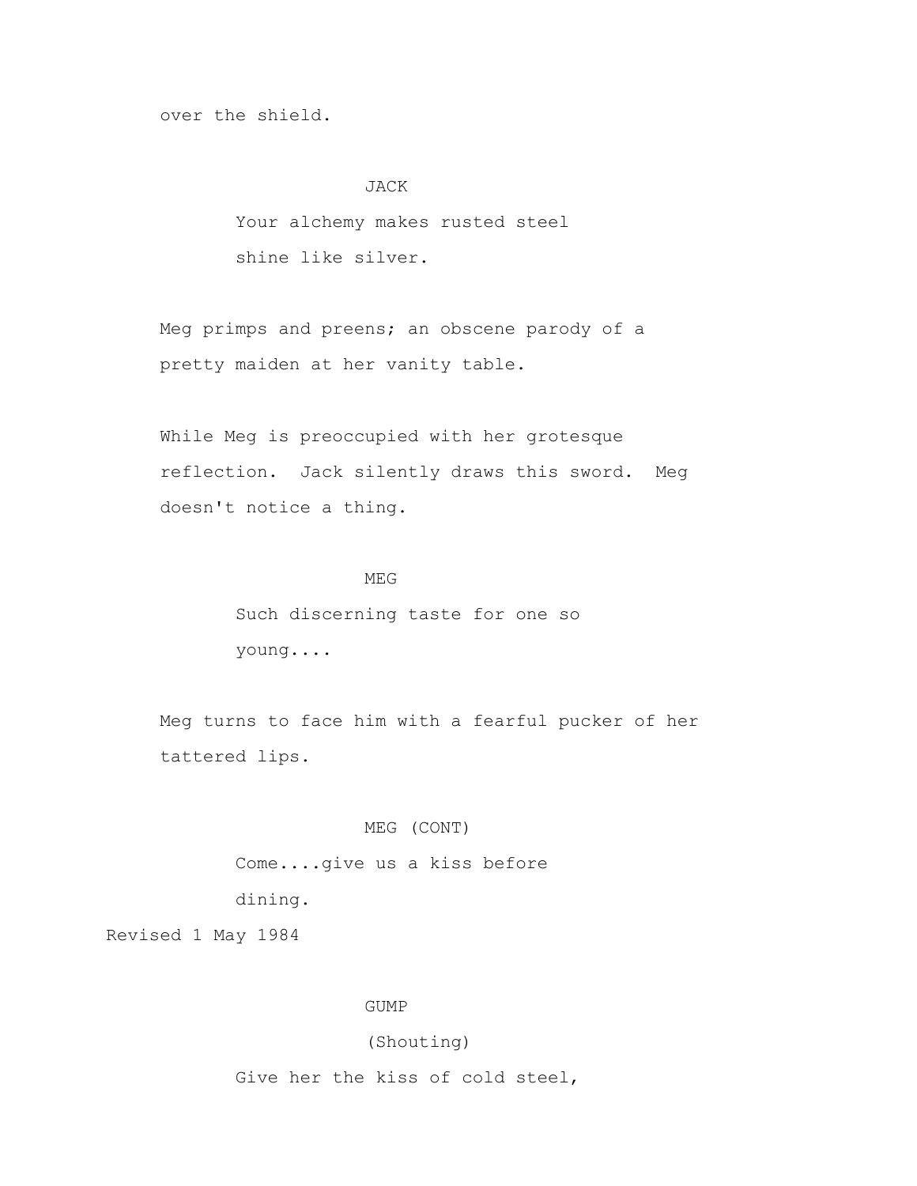over the shield.

JACK

Your alchemy makes rusted steel shine like silver.

Meg primps and preens; an obscene parody of a pretty maiden at her vanity table.

While Meg is preoccupied with her grotesque reflection. Jack silently draws this sword. Meg doesn't notice a thing.

MEG

Such discerning taste for one so young....

Meg turns to face him with a fearful pucker of her tattered lips.

MEG (CONT)

Come....give us a kiss before dining.

Revised 1 May 1984

GUMP

(Shouting)

Give her the kiss of cold steel,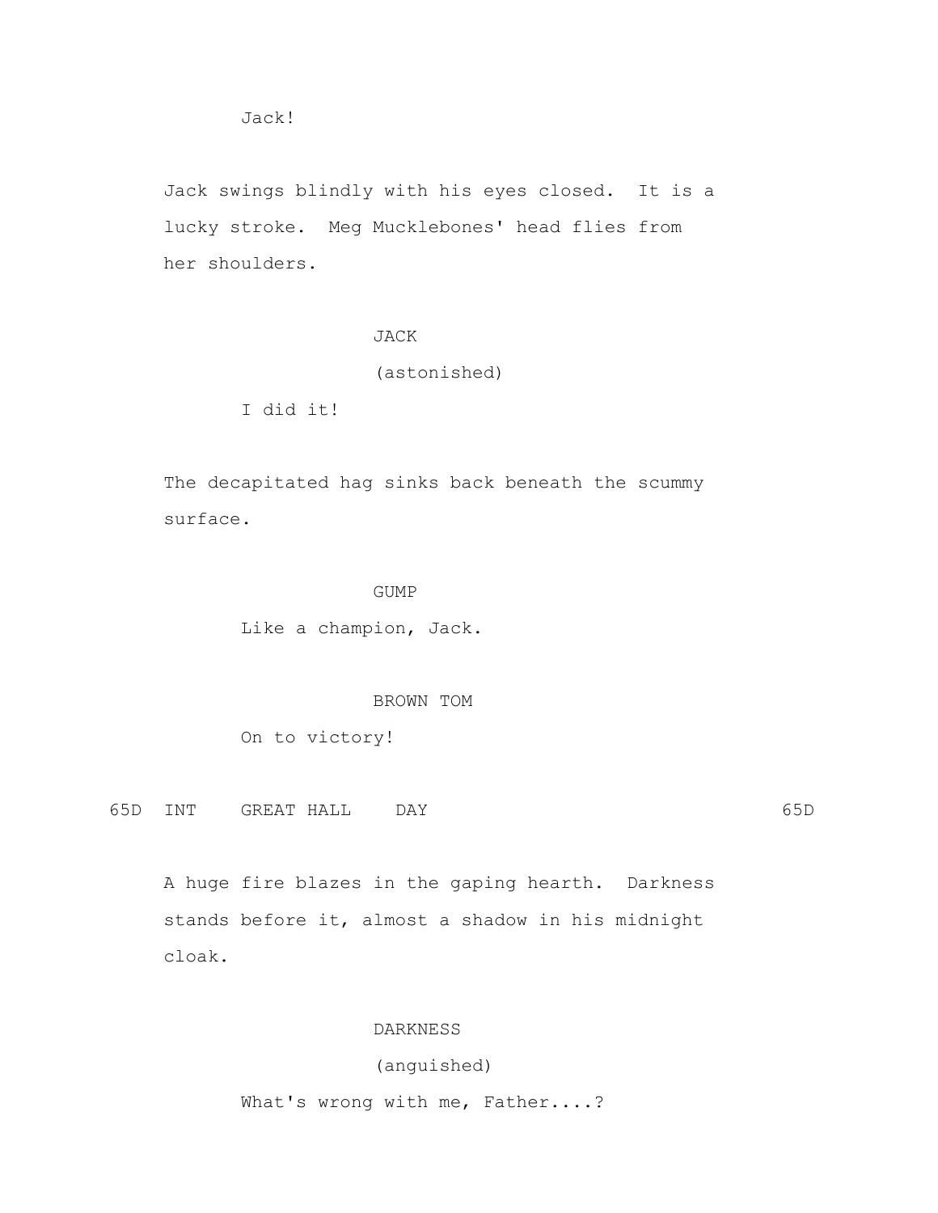Jack!

Jack swings blindly with his eyes closed. It is a lucky stroke. Meg Mucklebones' head flies from her shoulders.

JACK
(astonished)
I did it!

The decapitated hag sinks back beneath the scummy surface.

GUMP
Like a champion, Jack.

BROWN TOM
On to victory!

65D INT GREAT HALL DAY 65D

A huge fire blazes in the gaping hearth. Darkness stands before it, almost a shadow in his midnight cloak.

DARKNESS
(anguished)
What's wrong with me, Father....?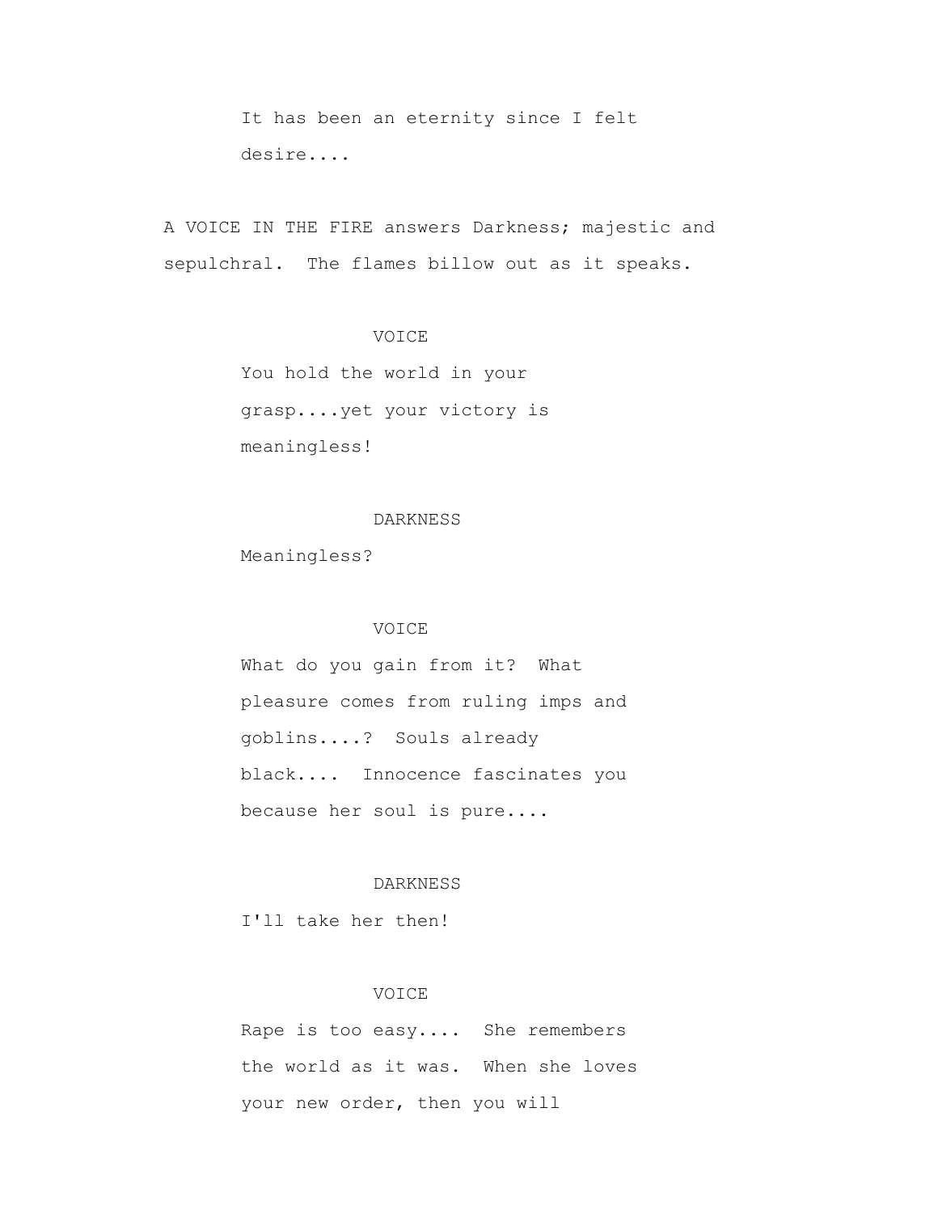It has been an eternity since I felt desire....

A VOICE IN THE FIRE answers Darkness; majestic and sepulchral. The flames billow out as it speaks.

VOICE

You hold the world in your grasp....yet your victory is meaningless!

DARKNESS

Meaningless?

VOICE

What do you gain from it? What pleasure comes from ruling imps and goblins....? Souls already black.... Innocence fascinates you because her soul is pure....

DARKNESS

I'll take her then!

VOICE

Rape is too easy.... She remembers the world as it was. When she loves your new order, then you will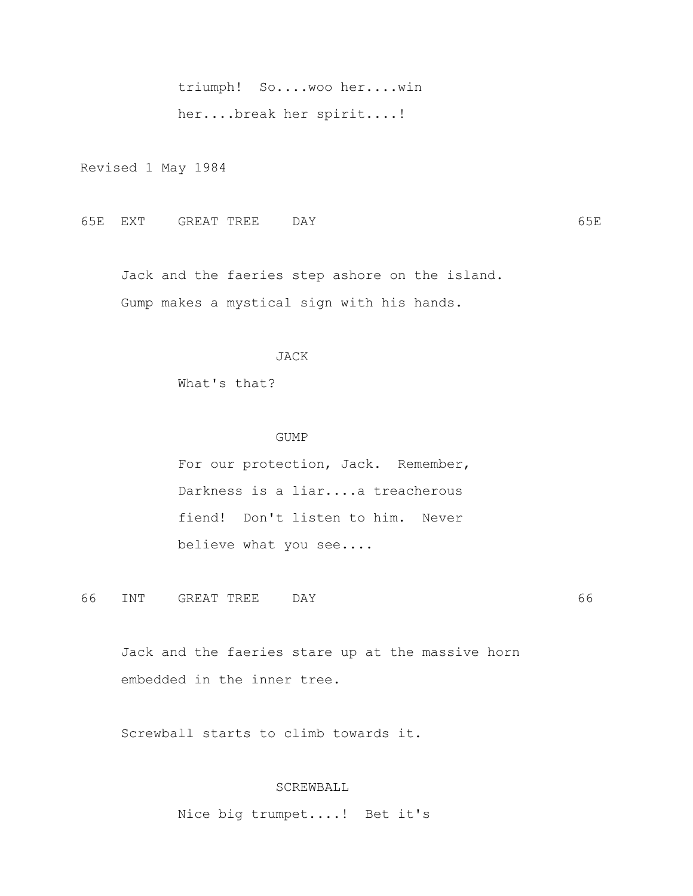triumph!  So....woo her....win her....break her spirit....!

Revised 1 May 1984

65E  EXT    GREAT TREE    DAY                                    65E

Jack and the faeries step ashore on the island. Gump makes a mystical sign with his hands.

JACK

What's that?

GUMP

For our protection, Jack.  Remember, Darkness is a liar....a treacherous fiend!  Don't listen to him.  Never believe what you see....

66   INT    GREAT TREE    DAY                                    66

Jack and the faeries stare up at the massive horn embedded in the inner tree.

Screwball starts to climb towards it.

SCREWBALL

Nice big trumpet....!  Bet it's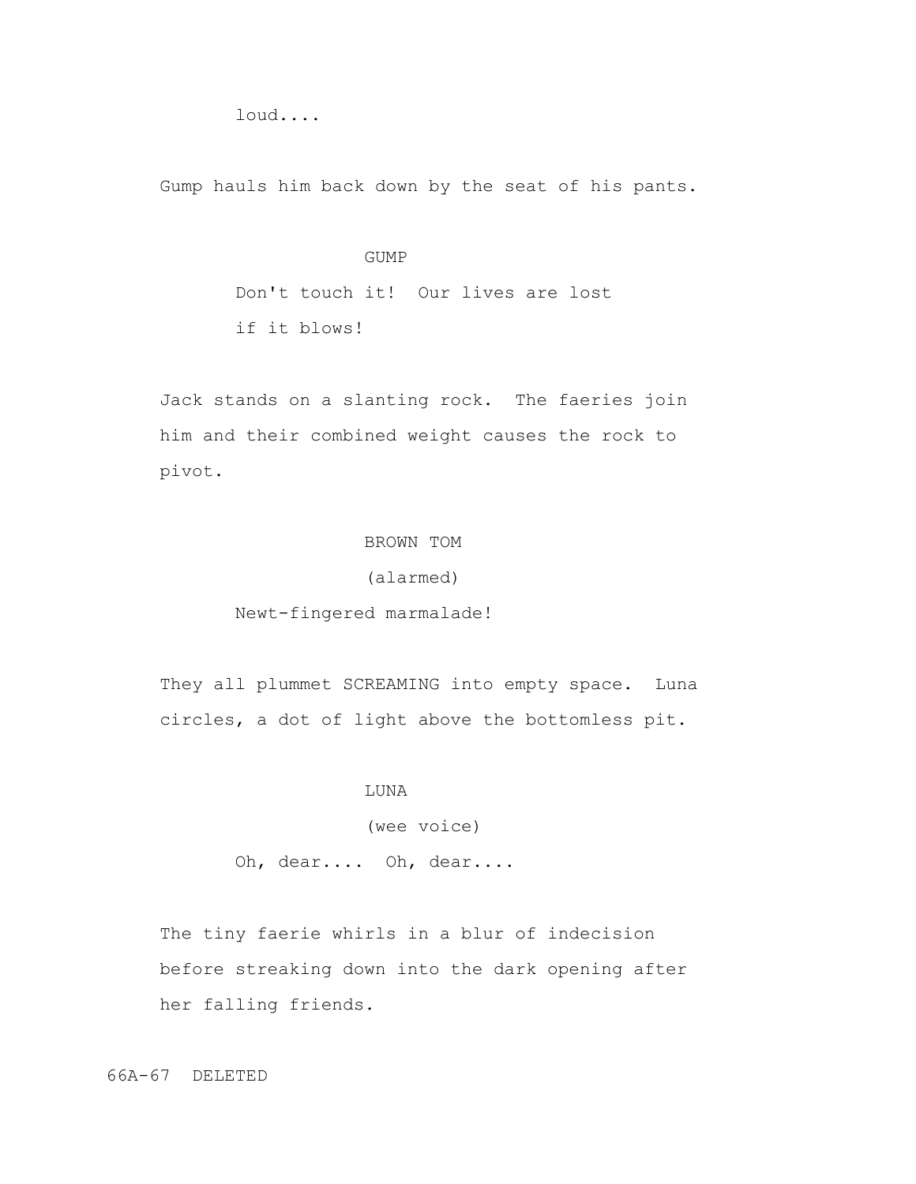loud....

Gump hauls him back down by the seat of his pants.

GUMP

Don't touch it! Our lives are lost if it blows!

Jack stands on a slanting rock. The faeries join him and their combined weight causes the rock to pivot.

BROWN TOM

(alarmed)

Newt-fingered marmalade!

They all plummet SCREAMING into empty space. Luna circles, a dot of light above the bottomless pit.

LUNA

(wee voice)

Oh, dear.... Oh, dear....

The tiny faerie whirls in a blur of indecision before streaking down into the dark opening after her falling friends.

66A-67 DELETED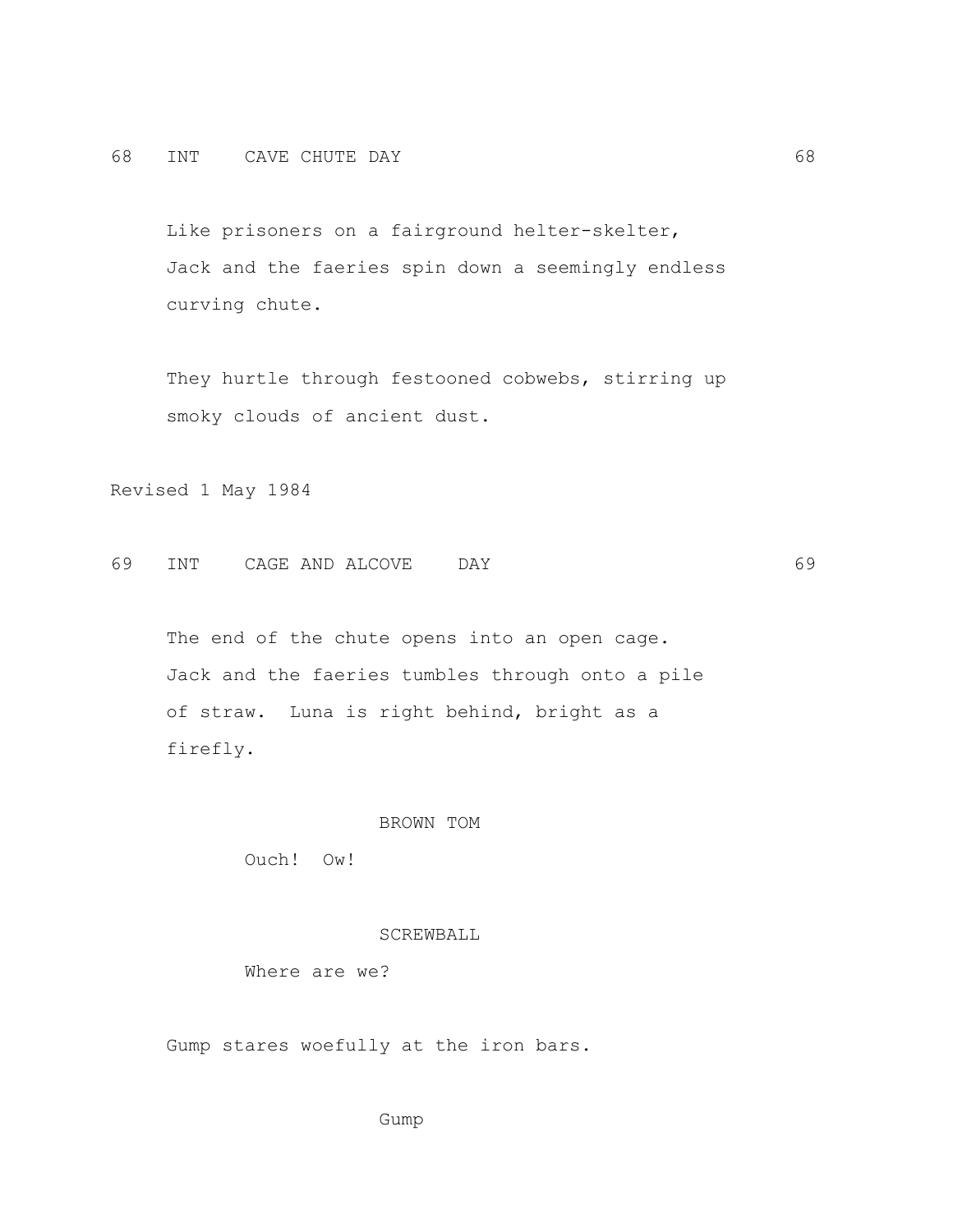68 INT CAVE CHUTE DAY 68

Like prisoners on a fairground helter-skelter, Jack and the faeries spin down a seemingly endless curving chute.

They hurtle through festooned cobwebs, stirring up smoky clouds of ancient dust.

Revised 1 May 1984

69 INT CAGE AND ALCOVE DAY 69

The end of the chute opens into an open cage. Jack and the faeries tumbles through onto a pile of straw. Luna is right behind, bright as a firefly.

BROWN TOM

Ouch! Ow!

SCREWBALL

Where are we?

Gump stares woefully at the iron bars.

Gump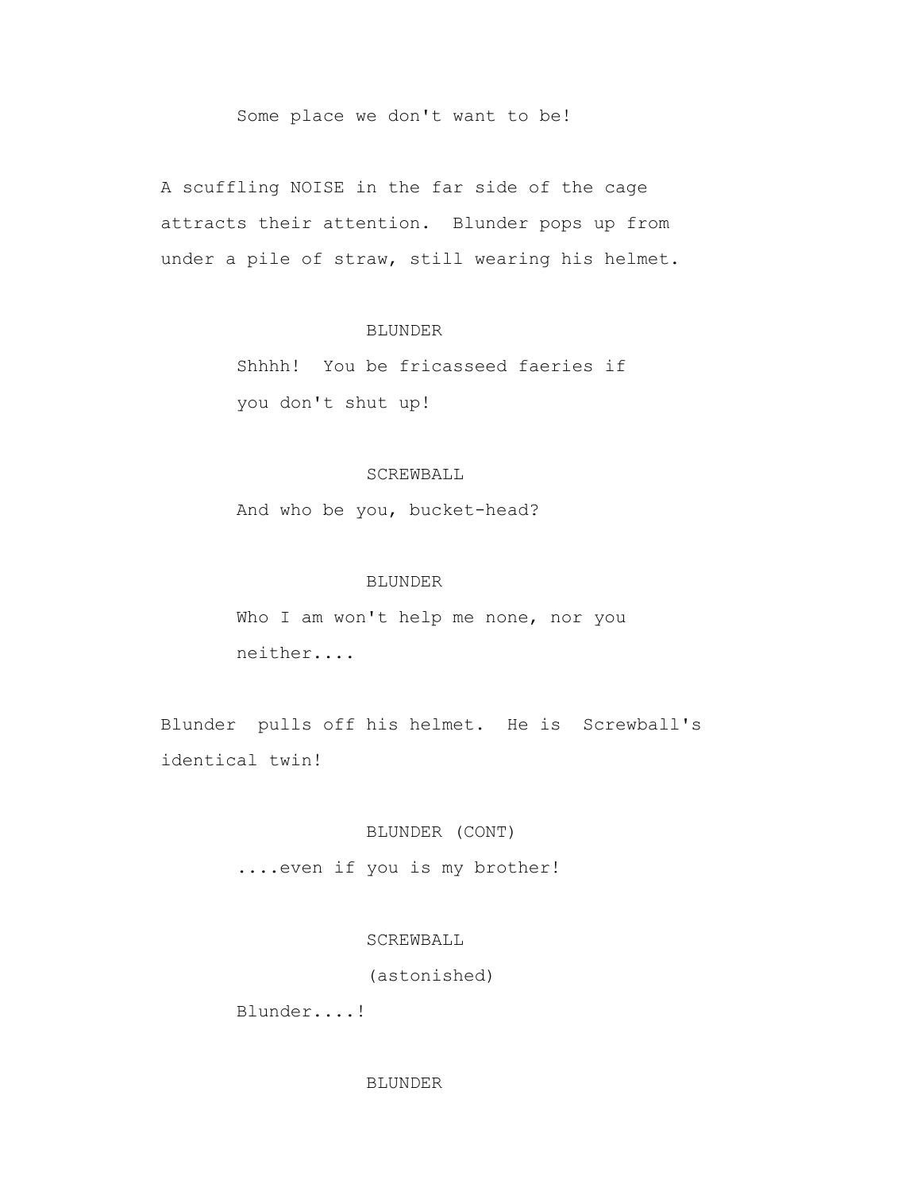Some place we don't want to be!

A scuffling NOISE in the far side of the cage attracts their attention. Blunder pops up from under a pile of straw, still wearing his helmet.

BLUNDER

Shhhh! You be fricasseed faeries if you don't shut up!

SCREWBALL

And who be you, bucket-head?

BLUNDER

Who I am won't help me none, nor you neither....

Blunder pulls off his helmet. He is Screwball's identical twin!

BLUNDER (CONT)

....even if you is my brother!

SCREWBALL

(astonished)

Blunder....!

BLUNDER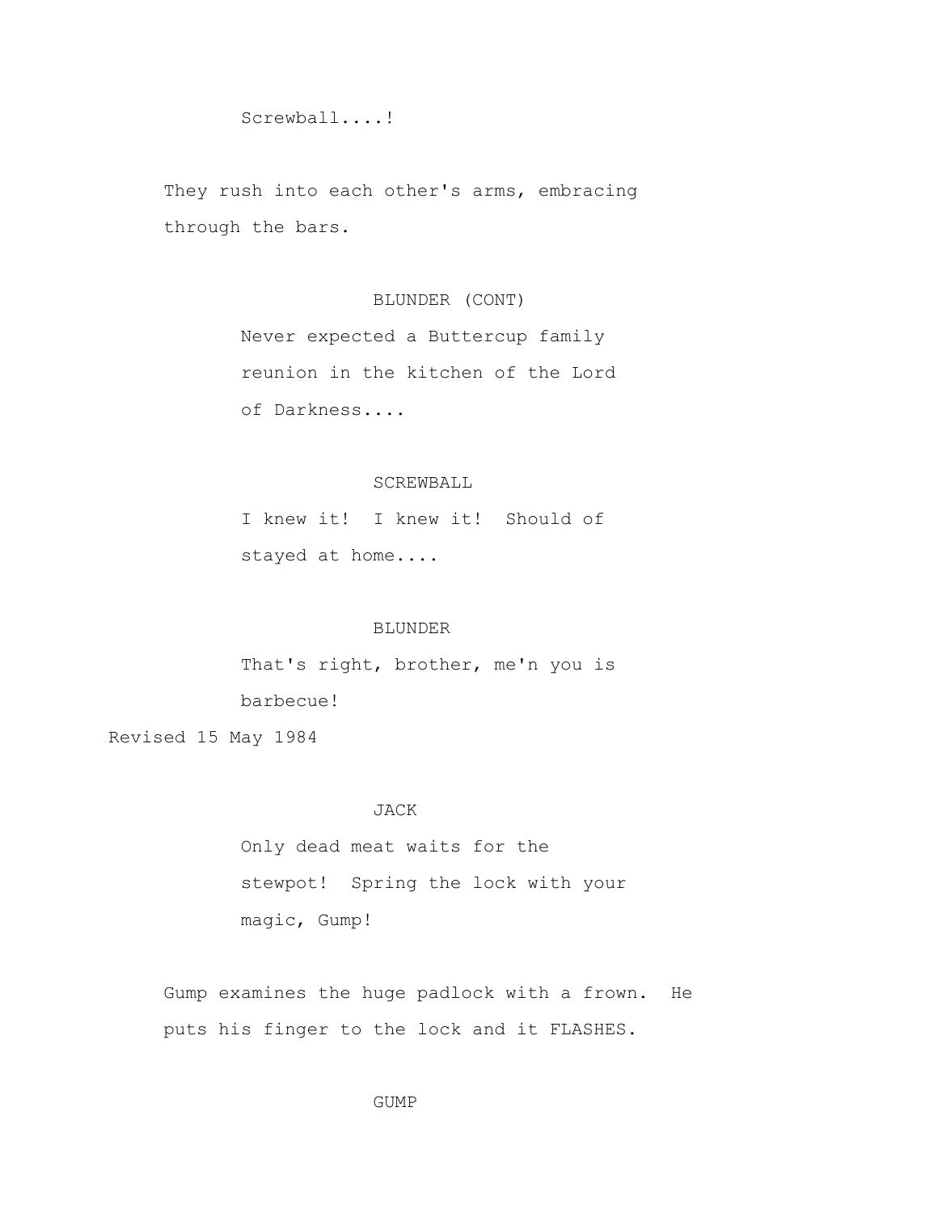Screwball....!

They rush into each other's arms, embracing through the bars.

BLUNDER (CONT)

Never expected a Buttercup family reunion in the kitchen of the Lord of Darkness....

SCREWBALL

I knew it! I knew it! Should of stayed at home....

BLUNDER

That's right, brother, me'n you is barbecue!

Revised 15 May 1984

JACK

Only dead meat waits for the stewpot! Spring the lock with your magic, Gump!

Gump examines the huge padlock with a frown. He puts his finger to the lock and it FLASHES.

GUMP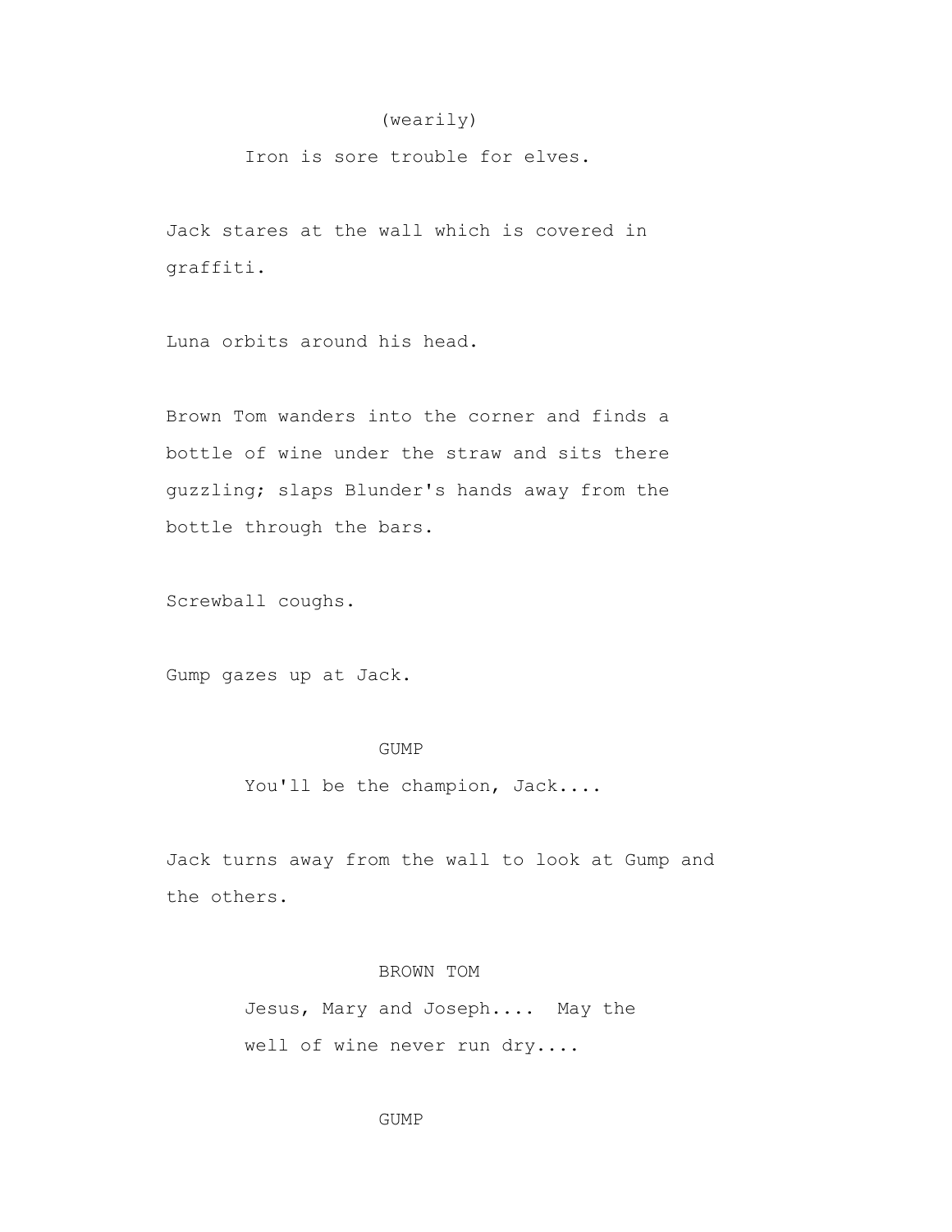(wearily)

Iron is sore trouble for elves.

Jack stares at the wall which is covered in graffiti.

Luna orbits around his head.

Brown Tom wanders into the corner and finds a bottle of wine under the straw and sits there guzzling; slaps Blunder's hands away from the bottle through the bars.

Screwball coughs.

Gump gazes up at Jack.

GUMP

You'll be the champion, Jack....

Jack turns away from the wall to look at Gump and the others.

BROWN TOM

Jesus, Mary and Joseph.... May the well of wine never run dry....

GUMP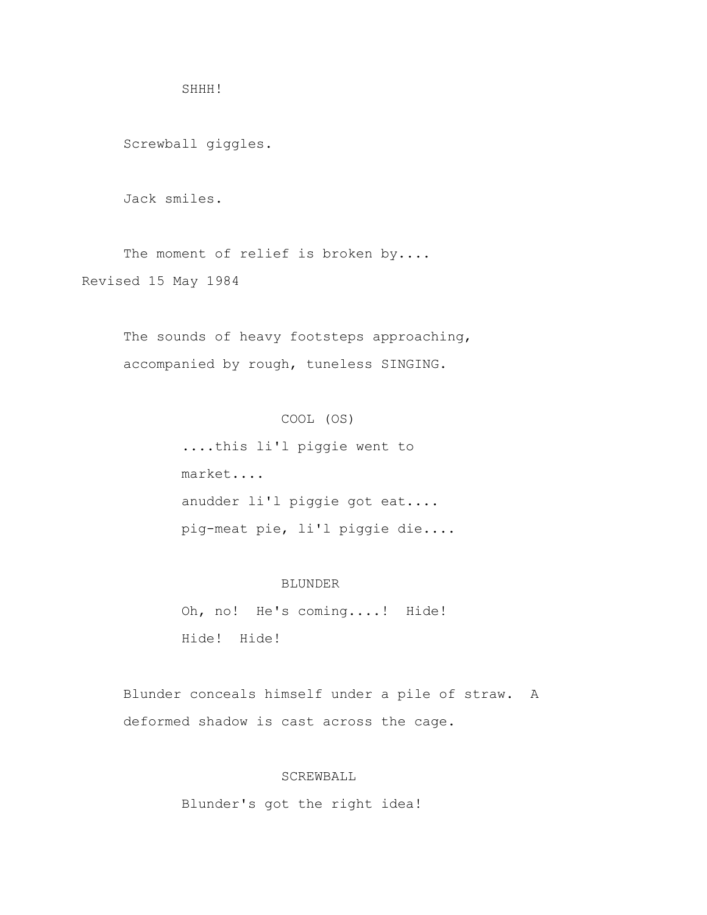SHHH!

Screwball giggles.

Jack smiles.

The moment of relief is broken by....

Revised 15 May 1984

The sounds of heavy footsteps approaching, accompanied by rough, tuneless SINGING.

COOL (OS)

....this li'l piggie went to market....
anudder li'l piggie got eat....
pig-meat pie, li'l piggie die....

BLUNDER

Oh, no! He's coming....! Hide! Hide! Hide!

Blunder conceals himself under a pile of straw. A deformed shadow is cast across the cage.

SCREWBALL

Blunder's got the right idea!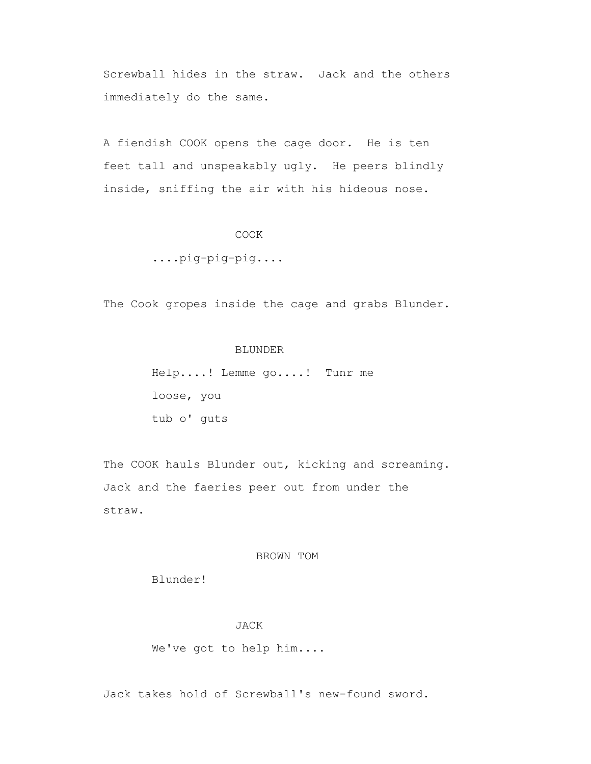Screwball hides in the straw. Jack and the others immediately do the same.

A fiendish COOK opens the cage door. He is ten feet tall and unspeakably ugly. He peers blindly inside, sniffing the air with his hideous nose.

COOK

....pig-pig-pig....

The Cook gropes inside the cage and grabs Blunder.

BLUNDER

Help....! Lemme go....! Tunr me loose, you tub o' guts

The COOK hauls Blunder out, kicking and screaming. Jack and the faeries peer out from under the straw.

BROWN TOM

Blunder!

JACK

We've got to help him....

Jack takes hold of Screwball's new-found sword.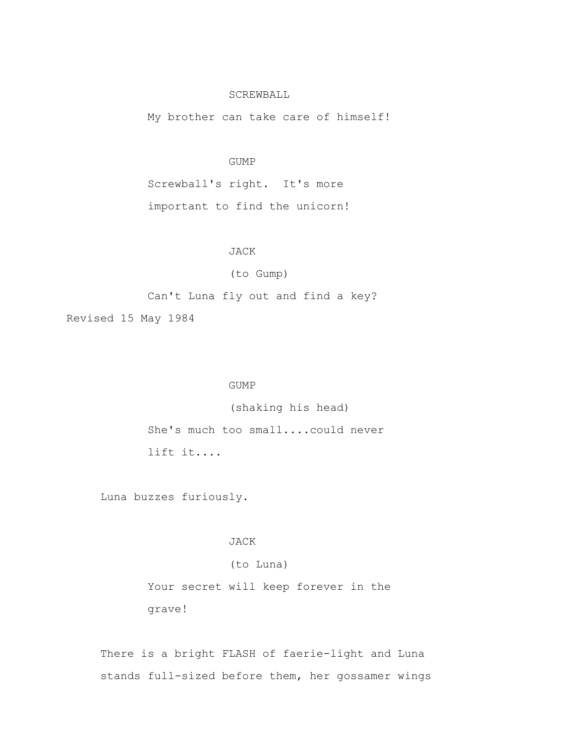SCREWBALL

My brother can take care of himself!

GUMP

Screwball's right. It's more important to find the unicorn!

JACK

(to Gump)

Can't Luna fly out and find a key?

Revised 15 May 1984

GUMP

(shaking his head)

She's much too small....could never lift it....

Luna buzzes furiously.

JACK

(to Luna)

Your secret will keep forever in the grave!

There is a bright FLASH of faerie-light and Luna stands full-sized before them, her gossamer wings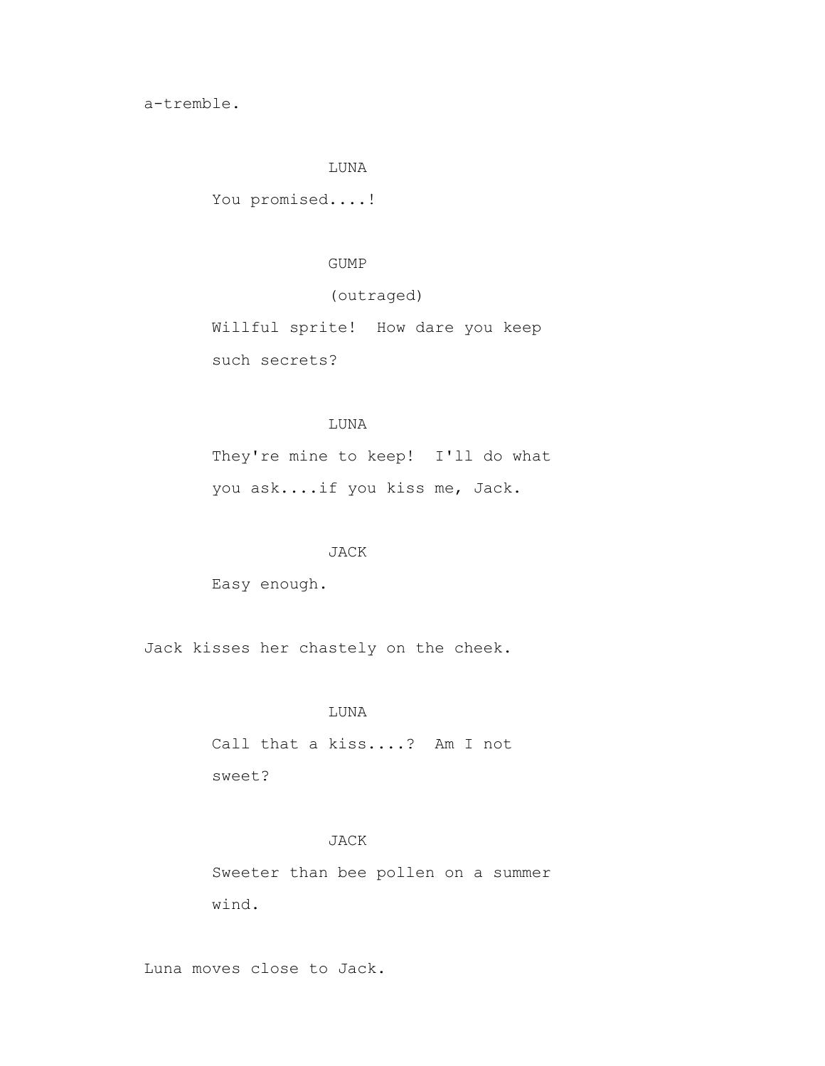a-tremble.

LUNA

You promised....!

GUMP

(outraged)

Willful sprite! How dare you keep such secrets?

LUNA

They're mine to keep! I'll do what you ask....if you kiss me, Jack.

JACK

Easy enough.

Jack kisses her chastely on the cheek.

LUNA

Call that a kiss....? Am I not sweet?

JACK

Sweeter than bee pollen on a summer wind.

Luna moves close to Jack.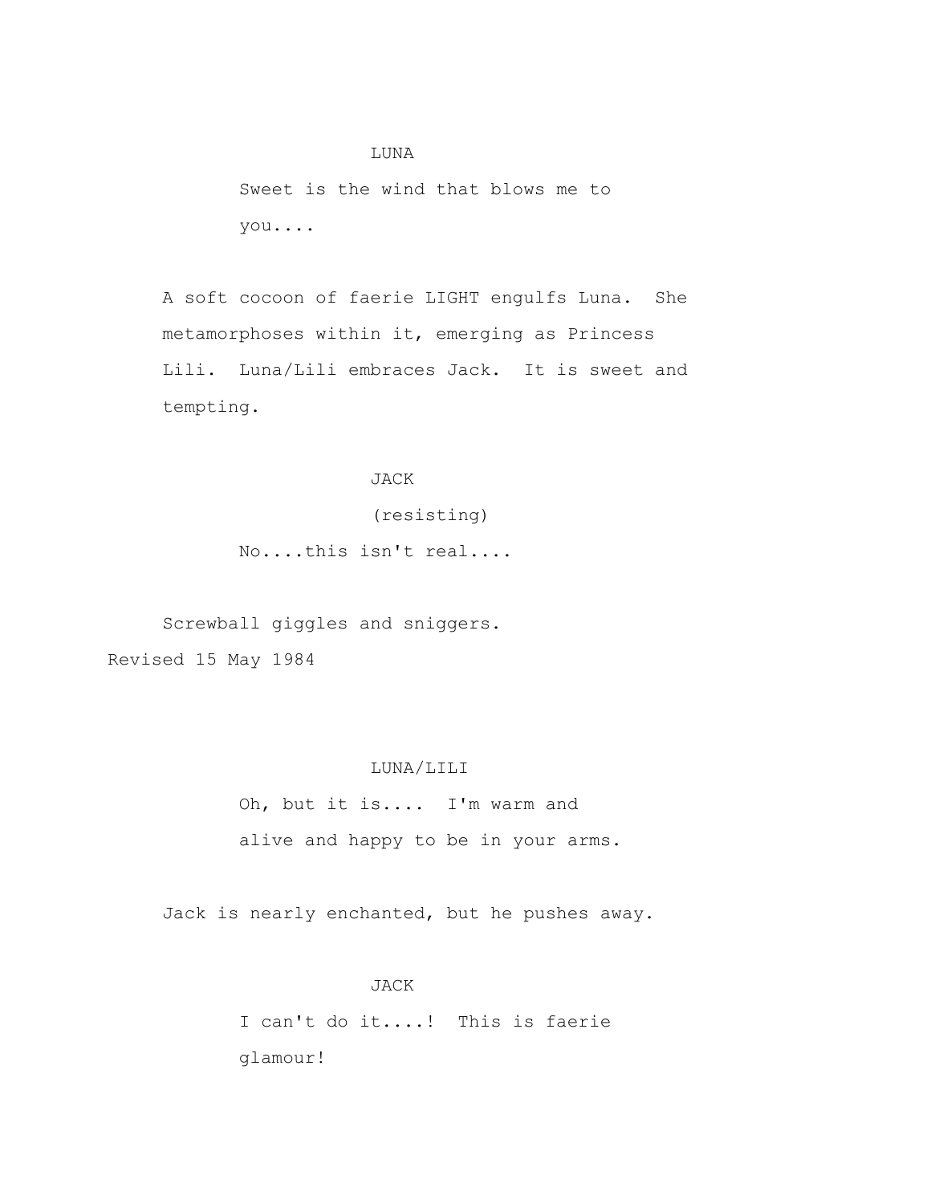LUNA

Sweet is the wind that blows me to you....

A soft cocoon of faerie LIGHT engulfs Luna. She metamorphoses within it, emerging as Princess Lili. Luna/Lili embraces Jack. It is sweet and tempting.

JACK

(resisting)

No....this isn't real....

Screwball giggles and sniggers.

LUNA/LILI

Oh, but it is.... I'm warm and alive and happy to be in your arms.

Jack is nearly enchanted, but he pushes away.

JACK

I can't do it....! This is faerie glamour!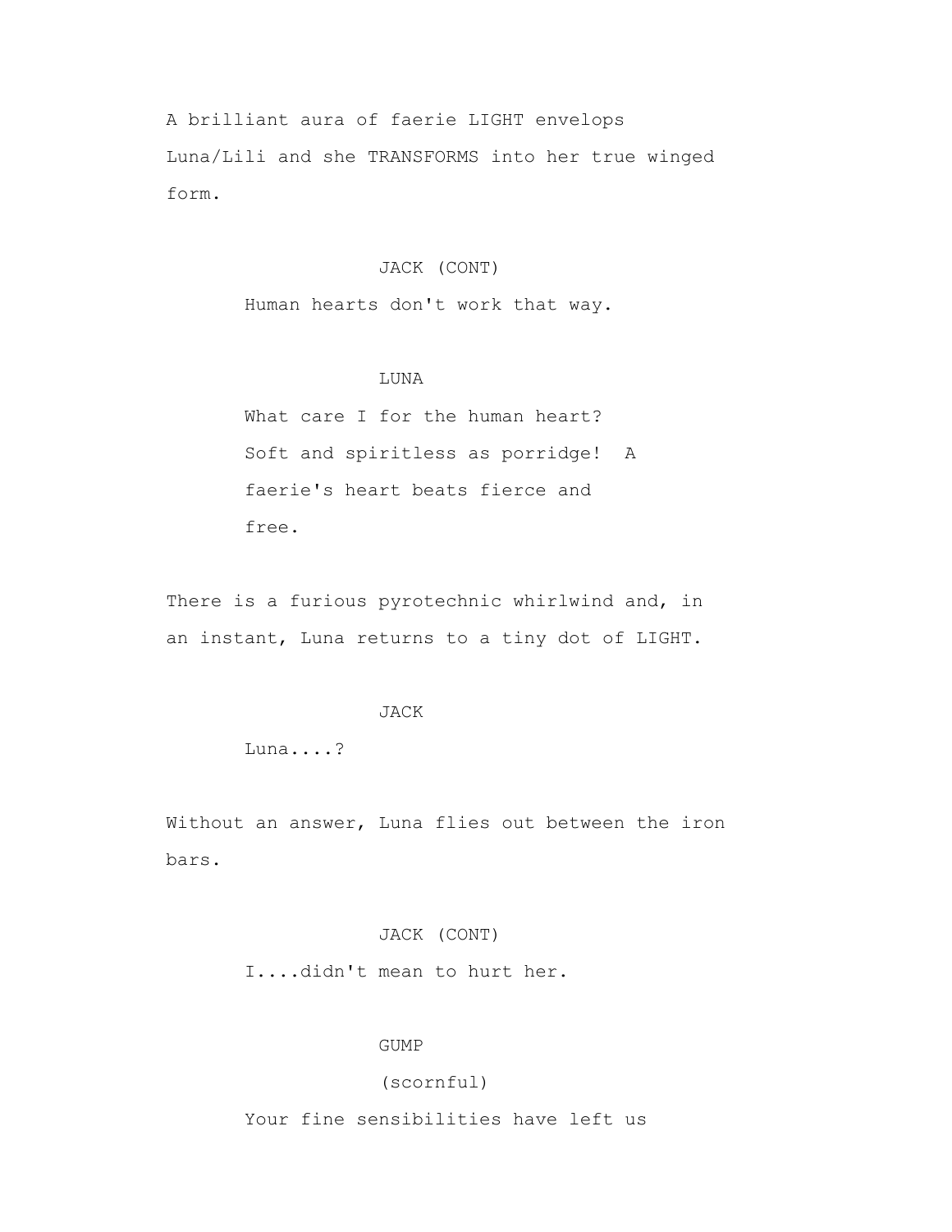A brilliant aura of faerie LIGHT envelops Luna/Lili and she TRANSFORMS into her true winged form.

JACK (CONT)

Human hearts don't work that way.

LUNA

What care I for the human heart? Soft and spiritless as porridge!  A faerie's heart beats fierce and free.

There is a furious pyrotechnic whirlwind and, in an instant, Luna returns to a tiny dot of LIGHT.

JACK

Luna....?

Without an answer, Luna flies out between the iron bars.

JACK (CONT)

I....didn't mean to hurt her.

GUMP

(scornful)

Your fine sensibilities have left us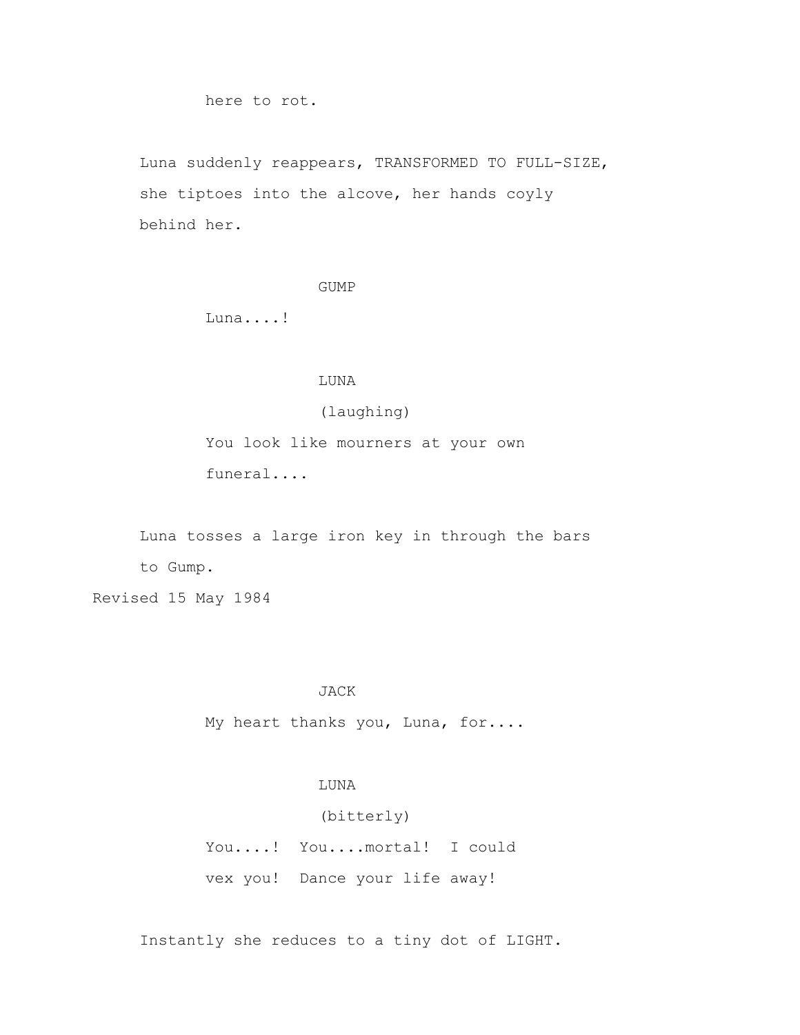here to rot.

Luna suddenly reappears, TRANSFORMED TO FULL-SIZE, she tiptoes into the alcove, her hands coyly behind her.

GUMP

Luna....!

LUNA

(laughing)

You look like mourners at your own funeral....

Luna tosses a large iron key in through the bars to Gump.

Revised 15 May 1984

JACK

My heart thanks you, Luna, for....

LUNA

(bitterly)

You....! You....mortal! I could vex you! Dance your life away!

Instantly she reduces to a tiny dot of LIGHT.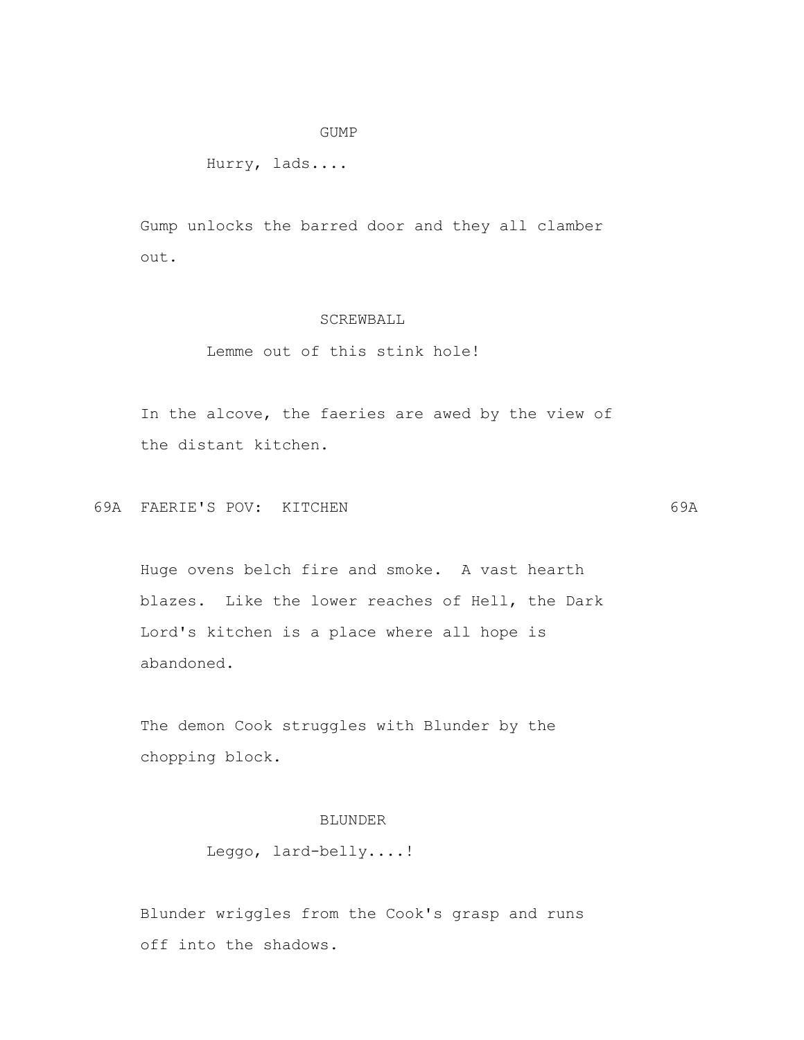GUMP

Hurry, lads....

Gump unlocks the barred door and they all clamber out.

SCREWBALL

Lemme out of this stink hole!

In the alcove, the faeries are awed by the view of the distant kitchen.

69A FAERIE'S POV: KITCHEN 69A

Huge ovens belch fire and smoke. A vast hearth blazes. Like the lower reaches of Hell, the Dark Lord's kitchen is a place where all hope is abandoned.

The demon Cook struggles with Blunder by the chopping block.

BLUNDER

Leggo, lard-belly....!

Blunder wriggles from the Cook's grasp and runs off into the shadows.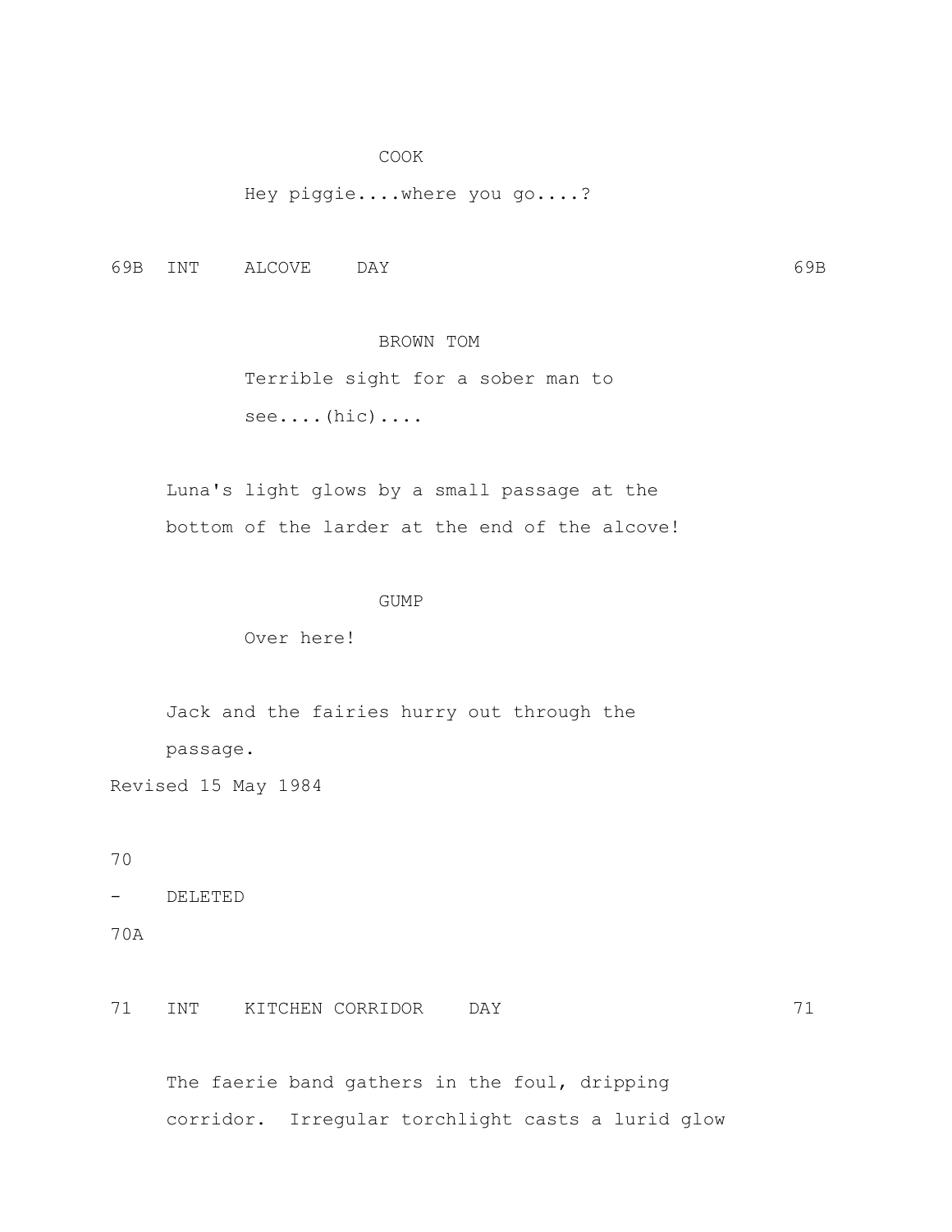COOK

Hey piggie....where you go....?

69B INT ALCOVE DAY 69B

BROWN TOM

Terrible sight for a sober man to see....(hic)....

Luna's light glows by a small passage at the bottom of the larder at the end of the alcove!

GUMP

Over here!

Jack and the fairies hurry out through the passage.

Revised 15 May 1984

70
- DELETED
70A

71 INT KITCHEN CORRIDOR DAY 71

The faerie band gathers in the foul, dripping corridor. Irregular torchlight casts a lurid glow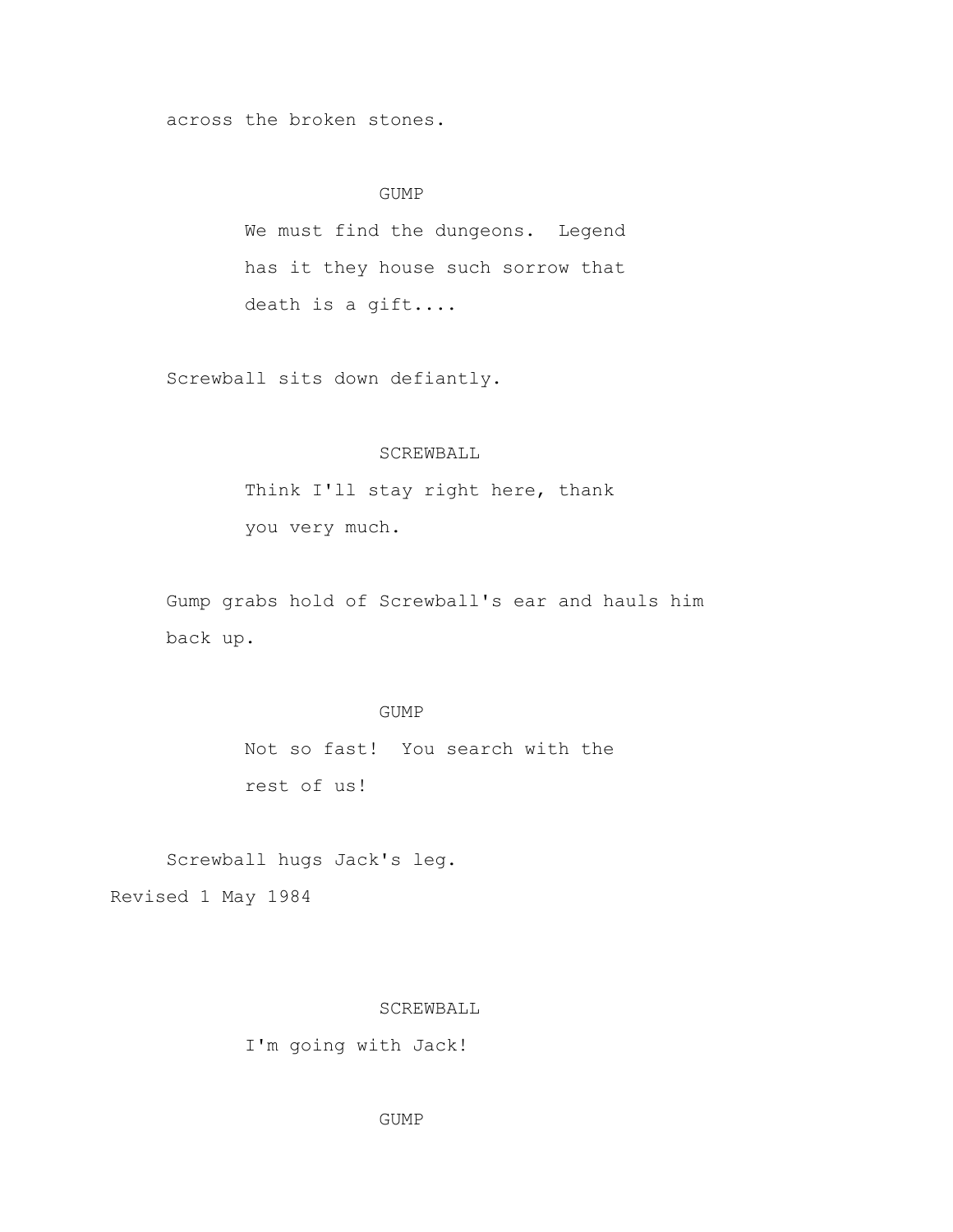across the broken stones.

GUMP

We must find the dungeons. Legend has it they house such sorrow that death is a gift....

Screwball sits down defiantly.

SCREWBALL

Think I'll stay right here, thank you very much.

Gump grabs hold of Screwball's ear and hauls him back up.

GUMP

Not so fast! You search with the rest of us!

Screwball hugs Jack's leg.

Revised 1 May 1984

SCREWBALL

I'm going with Jack!

GUMP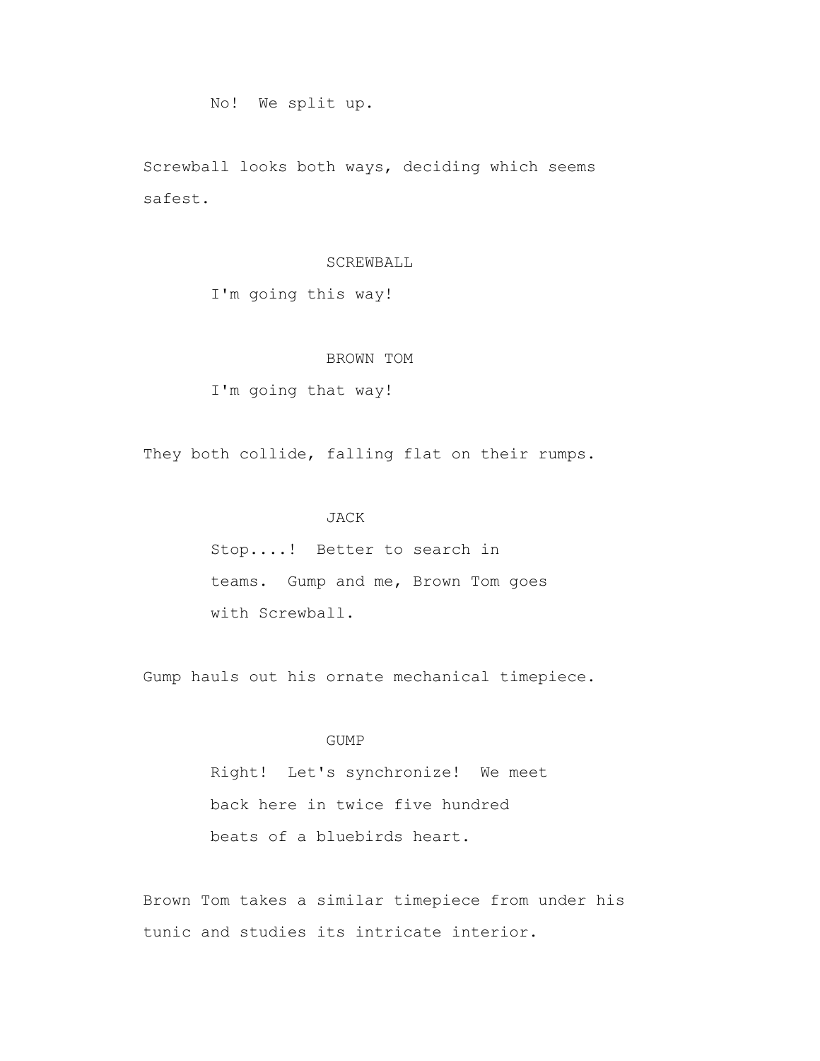No! We split up.

Screwball looks both ways, deciding which seems safest.

SCREWBALL

I'm going this way!

BROWN TOM

I'm going that way!

They both collide, falling flat on their rumps.

JACK

Stop....! Better to search in teams. Gump and me, Brown Tom goes with Screwball.

Gump hauls out his ornate mechanical timepiece.

GUMP

Right! Let's synchronize! We meet back here in twice five hundred beats of a bluebirds heart.

Brown Tom takes a similar timepiece from under his tunic and studies its intricate interior.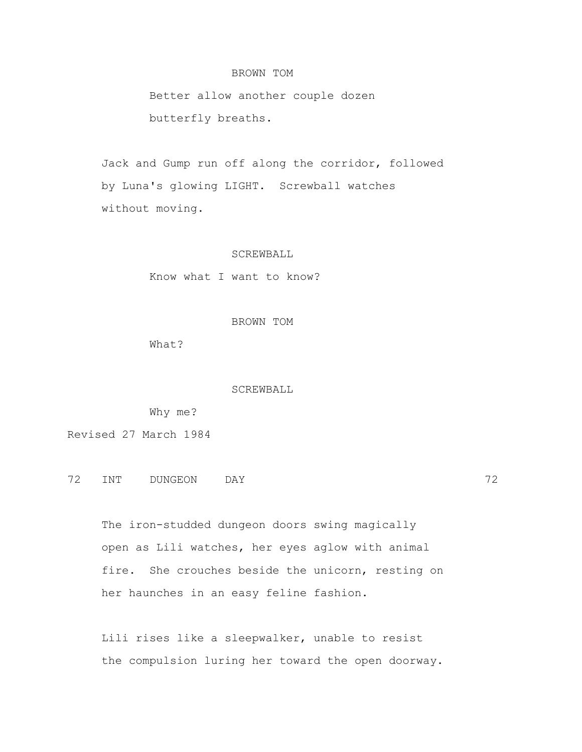BROWN TOM

Better allow another couple dozen butterfly breaths.

Jack and Gump run off along the corridor, followed by Luna's glowing LIGHT. Screwball watches without moving.

SCREWBALL

Know what I want to know?

BROWN TOM

What?

SCREWBALL

Why me?

Revised 27 March 1984

72 INT DUNGEON DAY 72

The iron-studded dungeon doors swing magically open as Lili watches, her eyes aglow with animal fire. She crouches beside the unicorn, resting on her haunches in an easy feline fashion.

Lili rises like a sleepwalker, unable to resist the compulsion luring her toward the open doorway.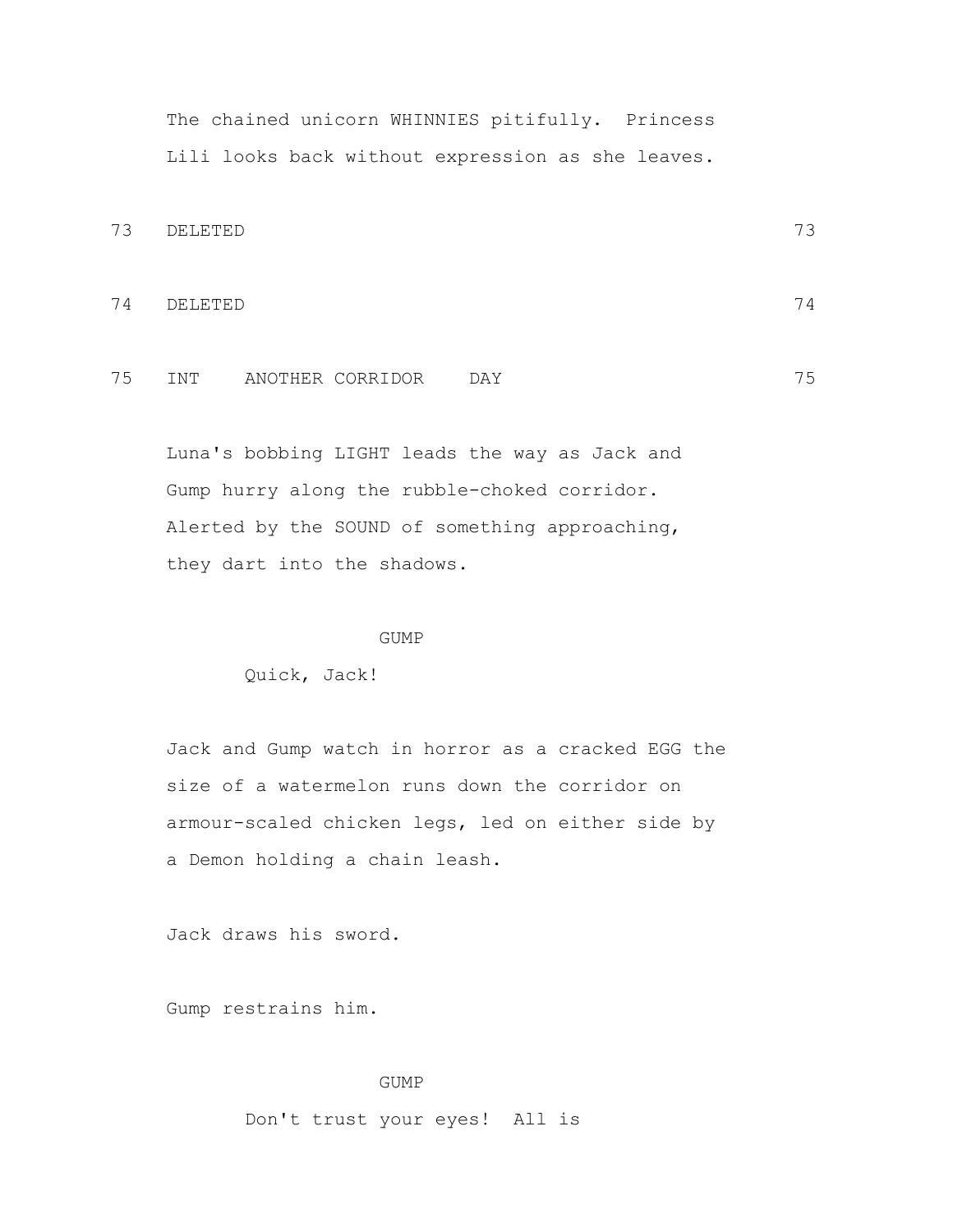The chained unicorn WHINNIES pitifully. Princess Lili looks back without expression as she leaves.

73 DELETED 73

74 DELETED 74

75 INT ANOTHER CORRIDOR DAY 75

Luna's bobbing LIGHT leads the way as Jack and Gump hurry along the rubble-choked corridor. Alerted by the SOUND of something approaching, they dart into the shadows.

GUMP

Quick, Jack!

Jack and Gump watch in horror as a cracked EGG the size of a watermelon runs down the corridor on armour-scaled chicken legs, led on either side by a Demon holding a chain leash.

Jack draws his sword.

Gump restrains him.

GUMP

Don't trust your eyes! All is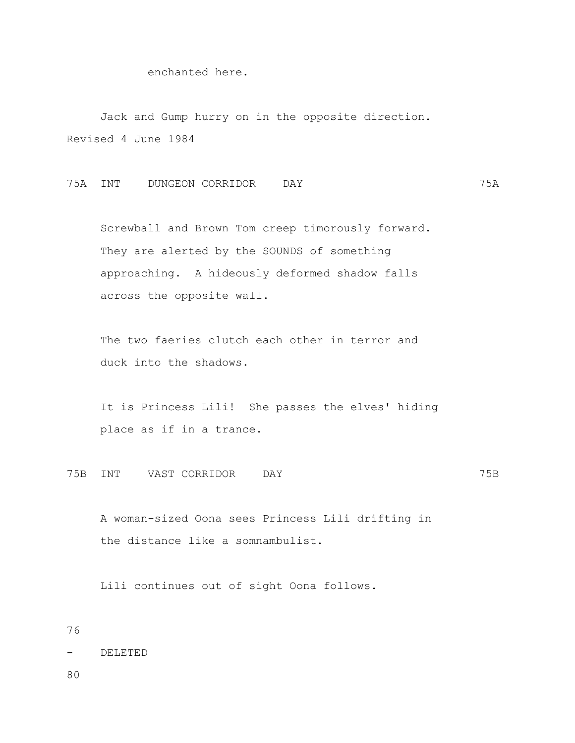enchanted here.

Jack and Gump hurry on in the opposite direction.

Revised 4 June 1984

75A INT DUNGEON CORRIDOR DAY 75A

Screwball and Brown Tom creep timorously forward. They are alerted by the SOUNDS of something approaching. A hideously deformed shadow falls across the opposite wall.

The two faeries clutch each other in terror and duck into the shadows.

It is Princess Lili! She passes the elves' hiding place as if in a trance.

75B INT VAST CORRIDOR DAY 75B

A woman-sized Oona sees Princess Lili drifting in the distance like a somnambulist.

Lili continues out of sight Oona follows.

76 - 80 DELETED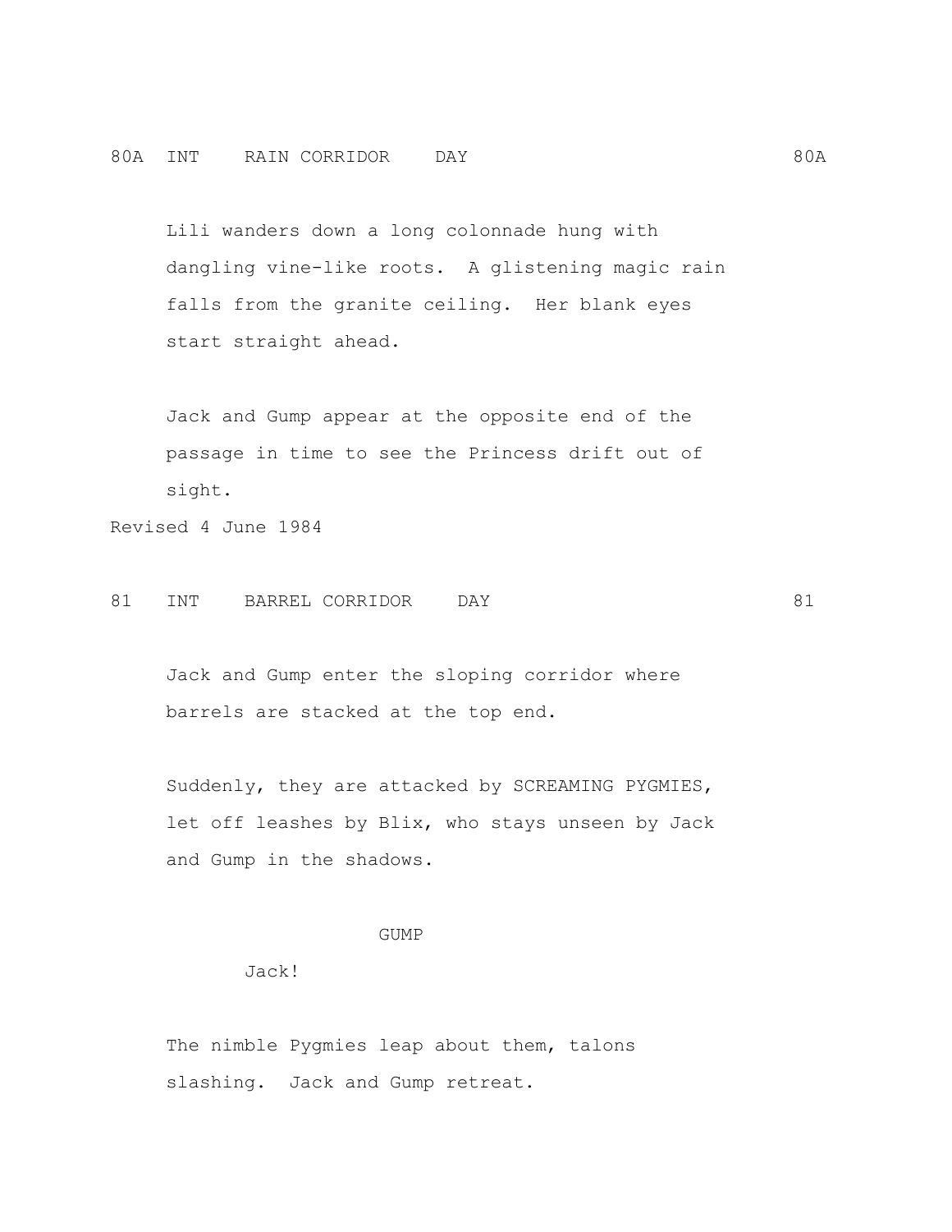80A INT RAIN CORRIDOR DAY 80A

Lili wanders down a long colonnade hung with dangling vine-like roots. A glistening magic rain falls from the granite ceiling. Her blank eyes start straight ahead.

Jack and Gump appear at the opposite end of the passage in time to see the Princess drift out of sight.

Revised 4 June 1984

81 INT BARREL CORRIDOR DAY 81

Jack and Gump enter the sloping corridor where barrels are stacked at the top end.

Suddenly, they are attacked by SCREAMING PYGMIES, let off leashes by Blix, who stays unseen by Jack and Gump in the shadows.

GUMP

Jack!

The nimble Pygmies leap about them, talons slashing. Jack and Gump retreat.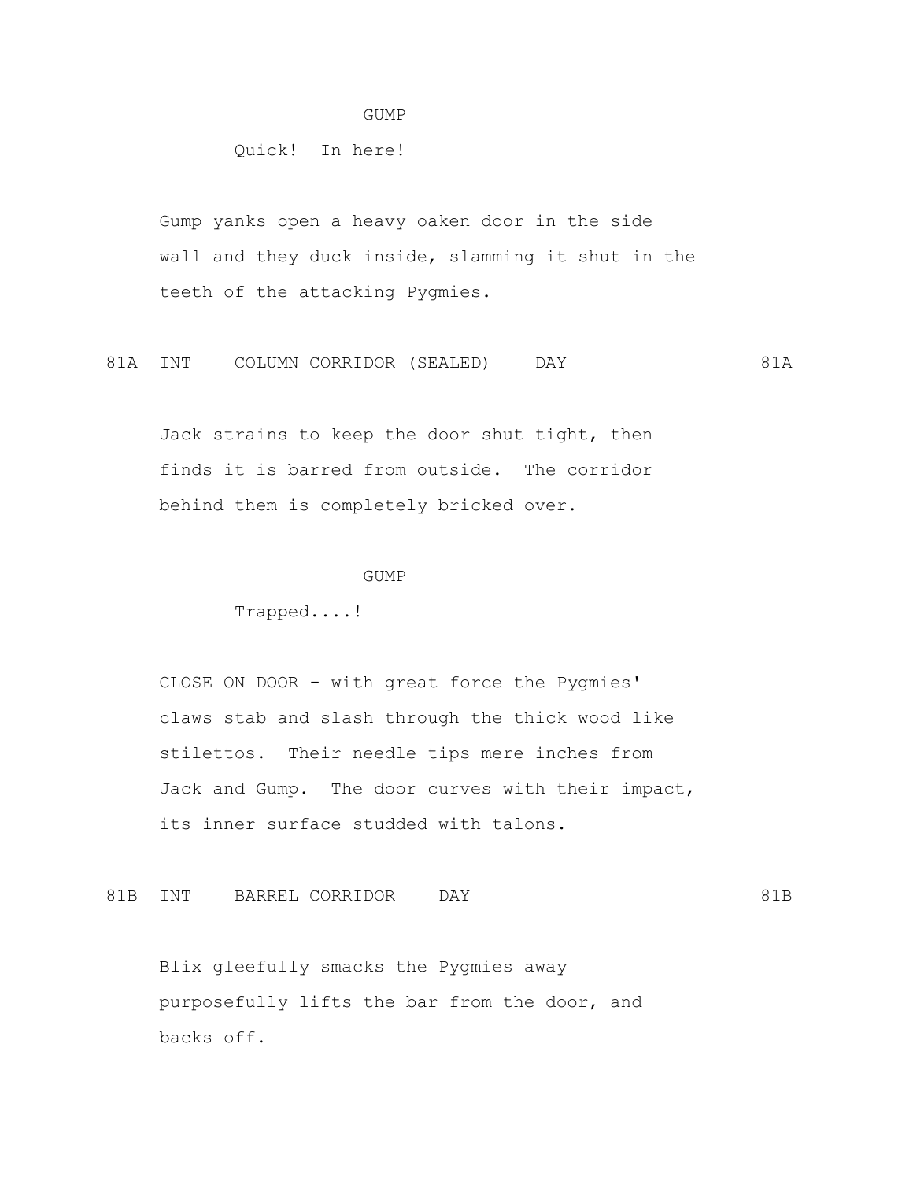GUMP

Quick! In here!

Gump yanks open a heavy oaken door in the side wall and they duck inside, slamming it shut in the teeth of the attacking Pygmies.

81A INT COLUMN CORRIDOR (SEALED) DAY 81A

Jack strains to keep the door shut tight, then finds it is barred from outside. The corridor behind them is completely bricked over.

GUMP

Trapped....!

CLOSE ON DOOR - with great force the Pygmies' claws stab and slash through the thick wood like stilettos. Their needle tips mere inches from Jack and Gump. The door curves with their impact, its inner surface studded with talons.

81B INT BARREL CORRIDOR DAY 81B

Blix gleefully smacks the Pygmies away purposefully lifts the bar from the door, and backs off.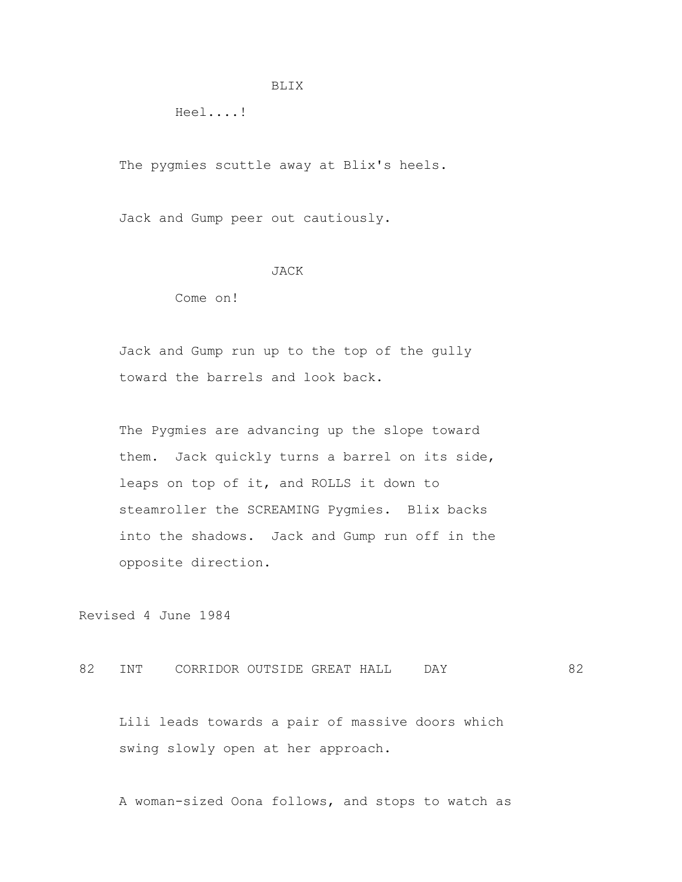BLIX

Heel....!

The pygmies scuttle away at Blix's heels.

Jack and Gump peer out cautiously.

JACK

Come on!

Jack and Gump run up to the top of the gully toward the barrels and look back.

The Pygmies are advancing up the slope toward them. Jack quickly turns a barrel on its side, leaps on top of it, and ROLLS it down to steamroller the SCREAMING Pygmies. Blix backs into the shadows. Jack and Gump run off in the opposite direction.

Revised 4 June 1984

82 INT CORRIDOR OUTSIDE GREAT HALL DAY 82

Lili leads towards a pair of massive doors which swing slowly open at her approach.

A woman-sized Oona follows, and stops to watch as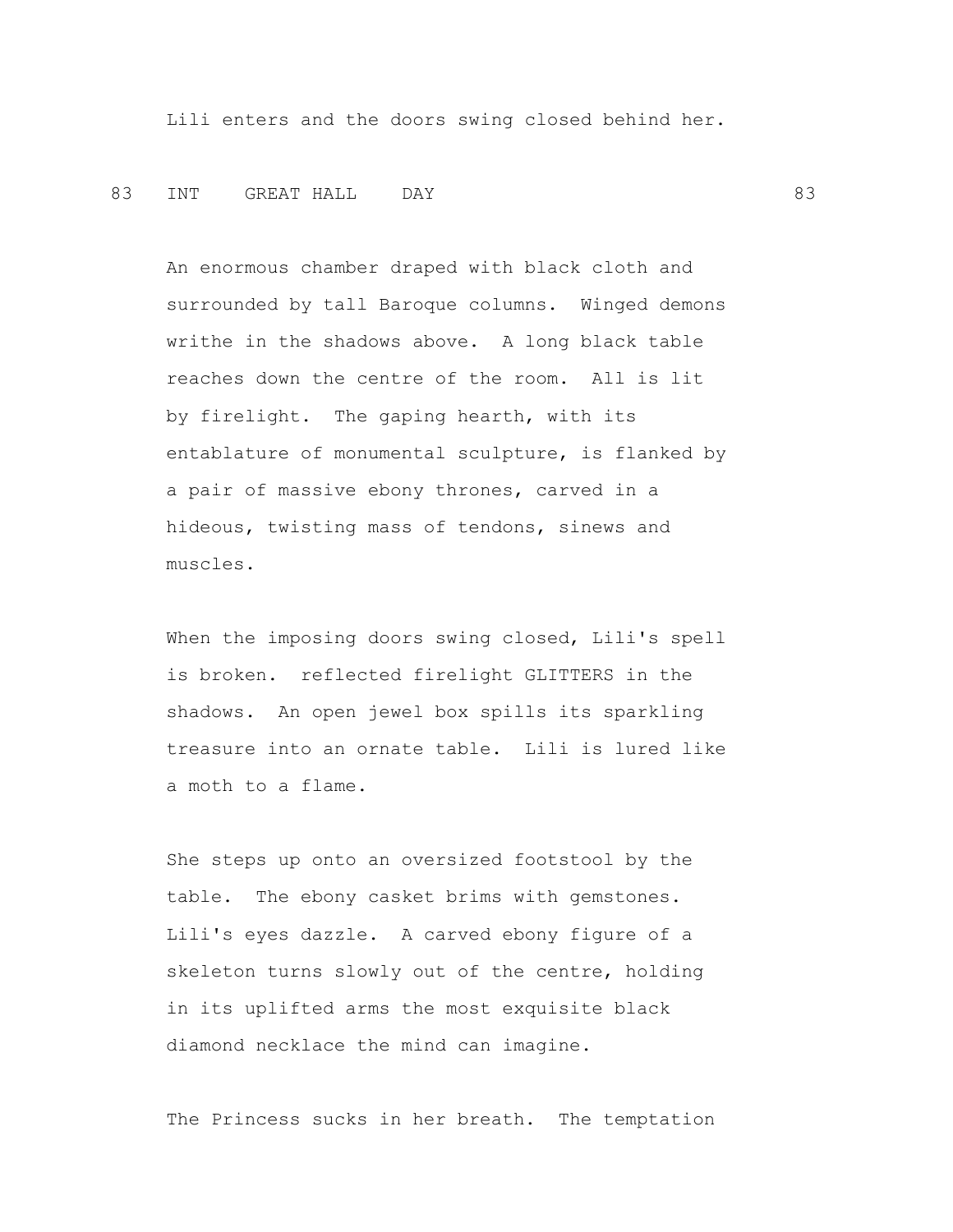Lili enters and the doors swing closed behind her.

83 INT GREAT HALL DAY 83

An enormous chamber draped with black cloth and surrounded by tall Baroque columns. Winged demons writhe in the shadows above. A long black table reaches down the centre of the room. All is lit by firelight. The gaping hearth, with its entablature of monumental sculpture, is flanked by a pair of massive ebony thrones, carved in a hideous, twisting mass of tendons, sinews and muscles.

When the imposing doors swing closed, Lili's spell is broken. reflected firelight GLITTERS in the shadows. An open jewel box spills its sparkling treasure into an ornate table. Lili is lured like a moth to a flame.

She steps up onto an oversized footstool by the table. The ebony casket brims with gemstones. Lili's eyes dazzle. A carved ebony figure of a skeleton turns slowly out of the centre, holding in its uplifted arms the most exquisite black diamond necklace the mind can imagine.

The Princess sucks in her breath. The temptation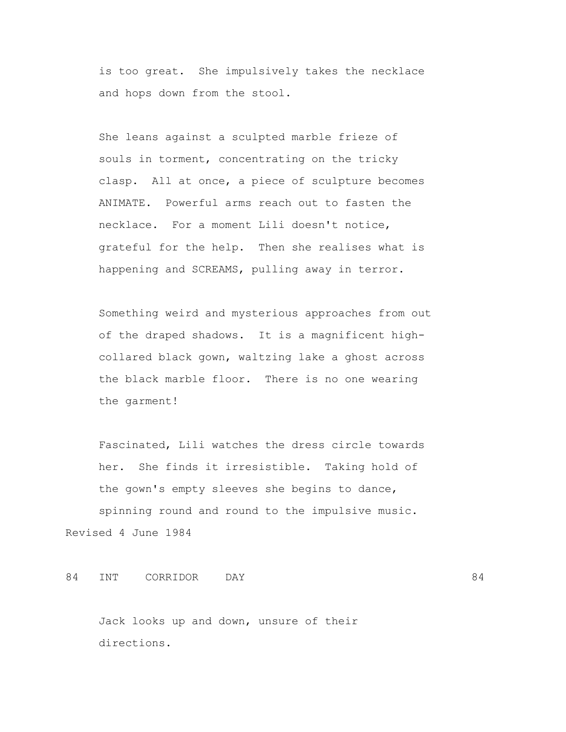is too great. She impulsively takes the necklace and hops down from the stool.

She leans against a sculpted marble frieze of souls in torment, concentrating on the tricky clasp. All at once, a piece of sculpture becomes ANIMATE. Powerful arms reach out to fasten the necklace. For a moment Lili doesn't notice, grateful for the help. Then she realises what is happening and SCREAMS, pulling away in terror.

Something weird and mysterious approaches from out of the draped shadows. It is a magnificent high-collared black gown, waltzing lake a ghost across the black marble floor. There is no one wearing the garment!

Fascinated, Lili watches the dress circle towards her. She finds it irresistible. Taking hold of the gown's empty sleeves she begins to dance, spinning round and round to the impulsive music.

Revised 4 June 1984

84 INT CORRIDOR DAY 84

Jack looks up and down, unsure of their directions.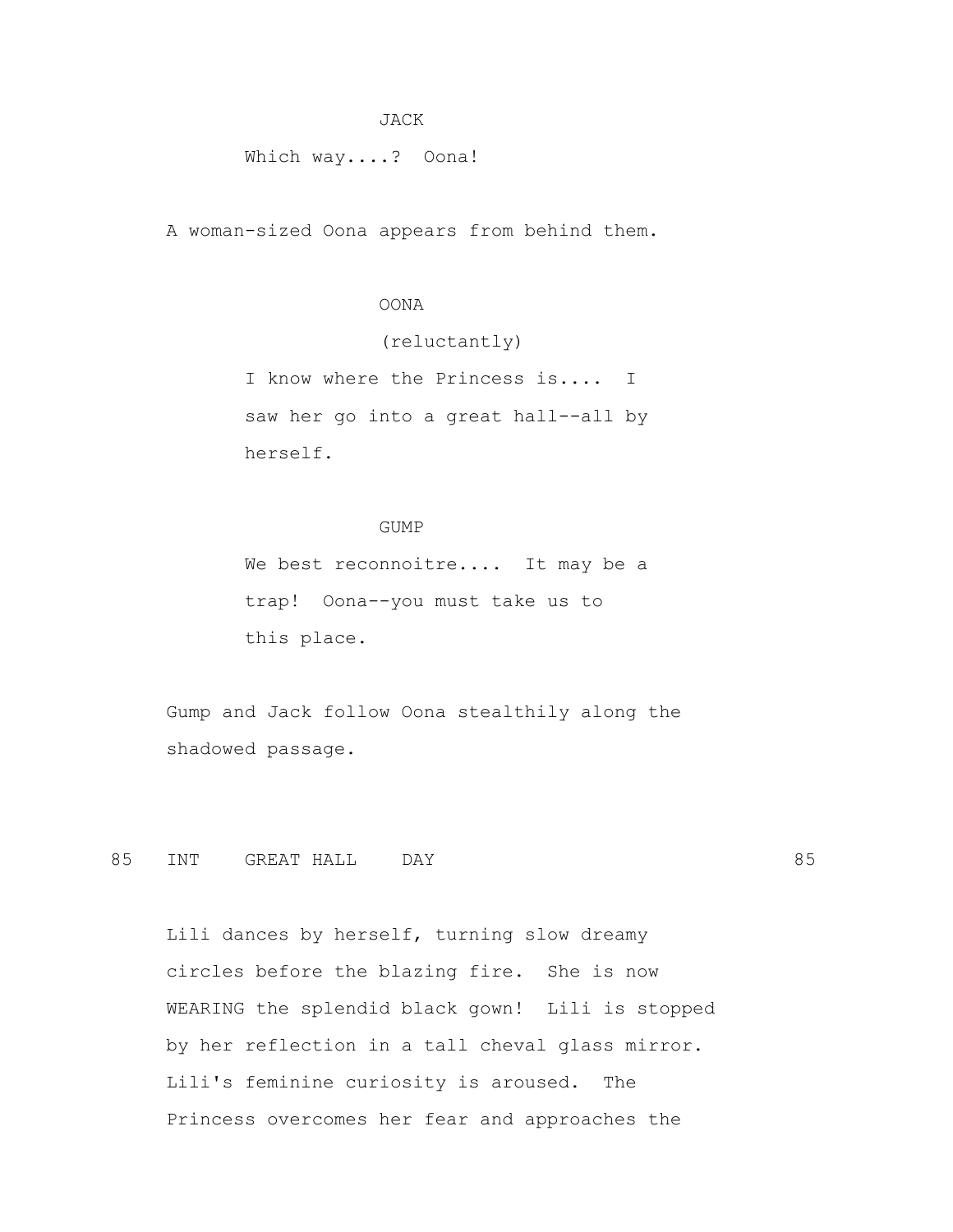JACK

Which way....? Oona!

A woman-sized Oona appears from behind them.

OONA

(reluctantly)

I know where the Princess is.... I saw her go into a great hall--all by herself.

GUMP

We best reconnoitre.... It may be a trap! Oona--you must take us to this place.

Gump and Jack follow Oona stealthily along the shadowed passage.

85 INT GREAT HALL DAY 85

Lili dances by herself, turning slow dreamy circles before the blazing fire. She is now WEARING the splendid black gown! Lili is stopped by her reflection in a tall cheval glass mirror. Lili's feminine curiosity is aroused. The Princess overcomes her fear and approaches the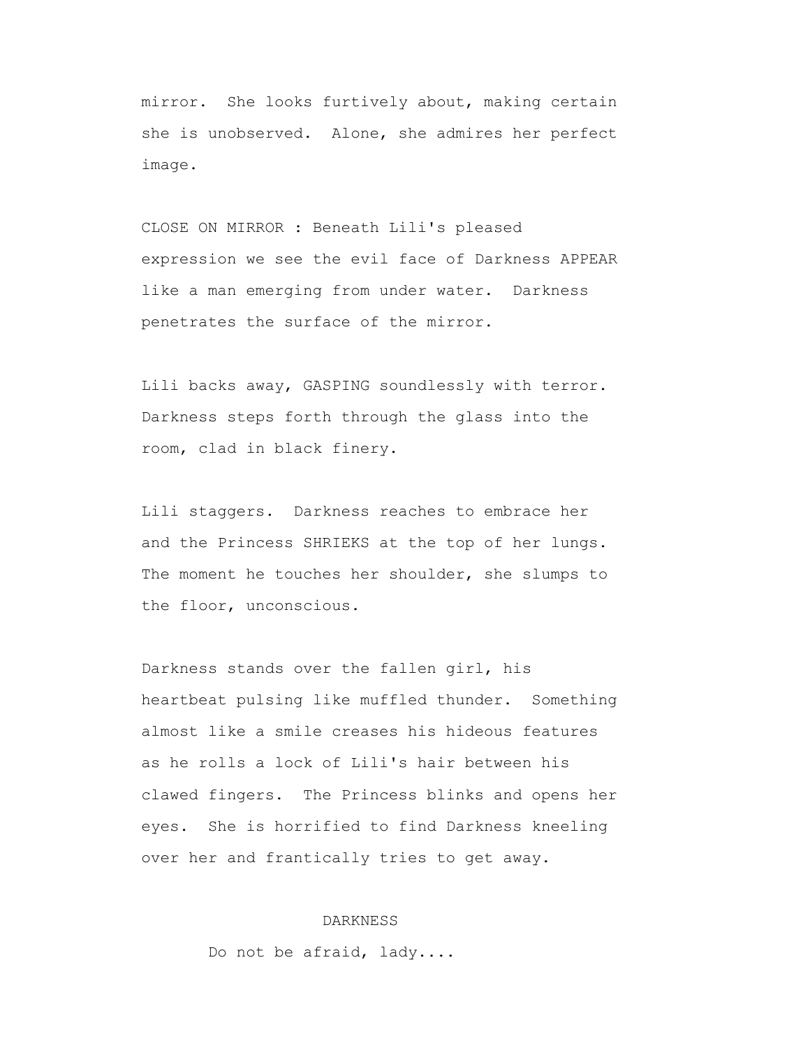mirror. She looks furtively about, making certain she is unobserved. Alone, she admires her perfect image.

CLOSE ON MIRROR : Beneath Lili's pleased expression we see the evil face of Darkness APPEAR like a man emerging from under water. Darkness penetrates the surface of the mirror.

Lili backs away, GASPING soundlessly with terror. Darkness steps forth through the glass into the room, clad in black finery.

Lili staggers. Darkness reaches to embrace her and the Princess SHRIEKS at the top of her lungs. The moment he touches her shoulder, she slumps to the floor, unconscious.

Darkness stands over the fallen girl, his heartbeat pulsing like muffled thunder. Something almost like a smile creases his hideous features as he rolls a lock of Lili's hair between his clawed fingers. The Princess blinks and opens her eyes. She is horrified to find Darkness kneeling over her and frantically tries to get away.

DARKNESS

Do not be afraid, lady....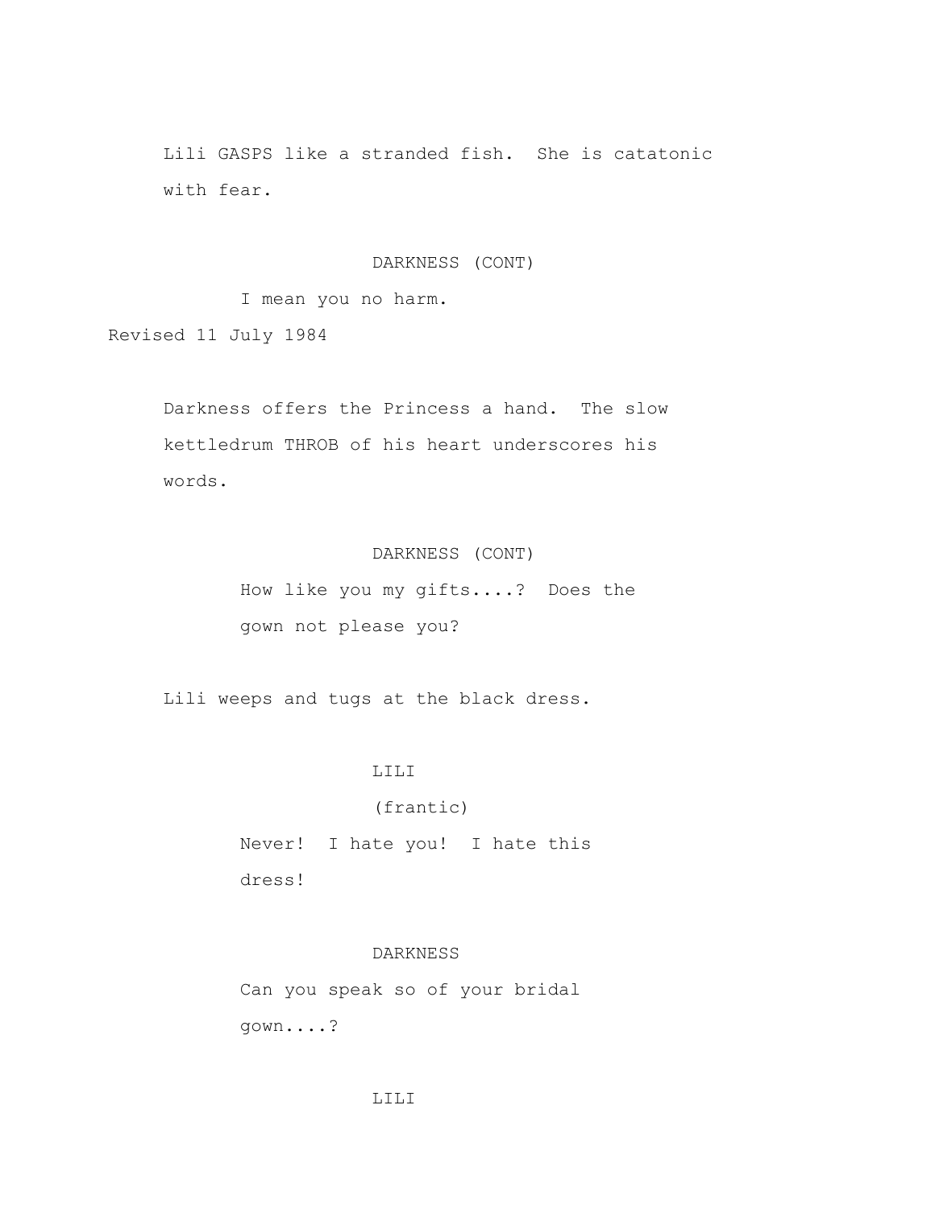Lili GASPS like a stranded fish. She is catatonic with fear.

DARKNESS (CONT)

I mean you no harm.

Revised 11 July 1984

Darkness offers the Princess a hand. The slow kettledrum THROB of his heart underscores his words.

DARKNESS (CONT)

How like you my gifts....? Does the gown not please you?

Lili weeps and tugs at the black dress.

LILI

(frantic)

Never! I hate you! I hate this dress!

DARKNESS

Can you speak so of your bridal gown....?

LILI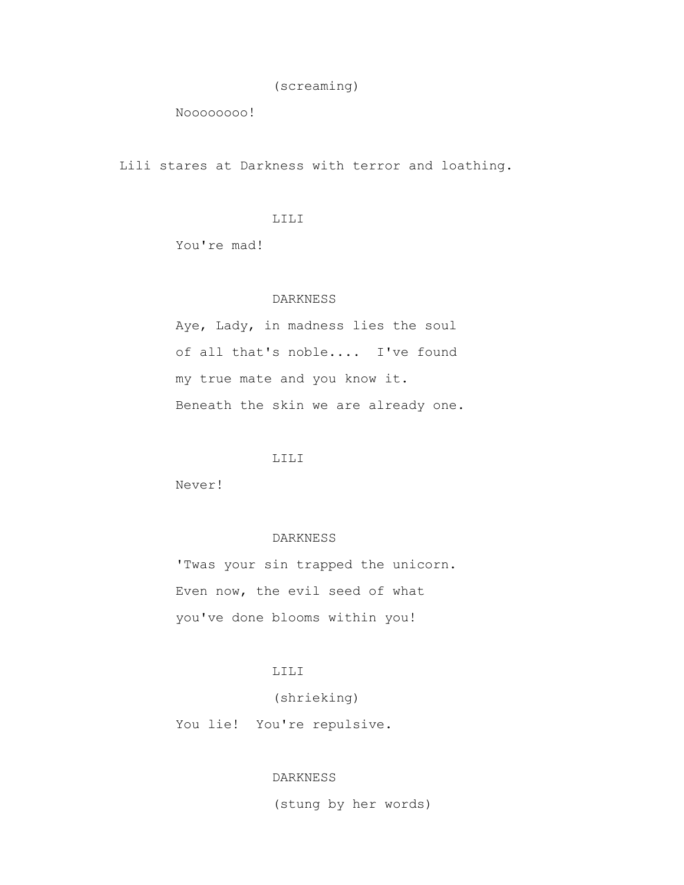(screaming)

Noooooooo!

Lili stares at Darkness with terror and loathing.

LILI

You're mad!

DARKNESS

Aye, Lady, in madness lies the soul of all that's noble.... I've found my true mate and you know it. Beneath the skin we are already one.

LILI

Never!

DARKNESS

'Twas your sin trapped the unicorn. Even now, the evil seed of what you've done blooms within you!

LILI

(shrieking)

You lie! You're repulsive.

DARKNESS

(stung by her words)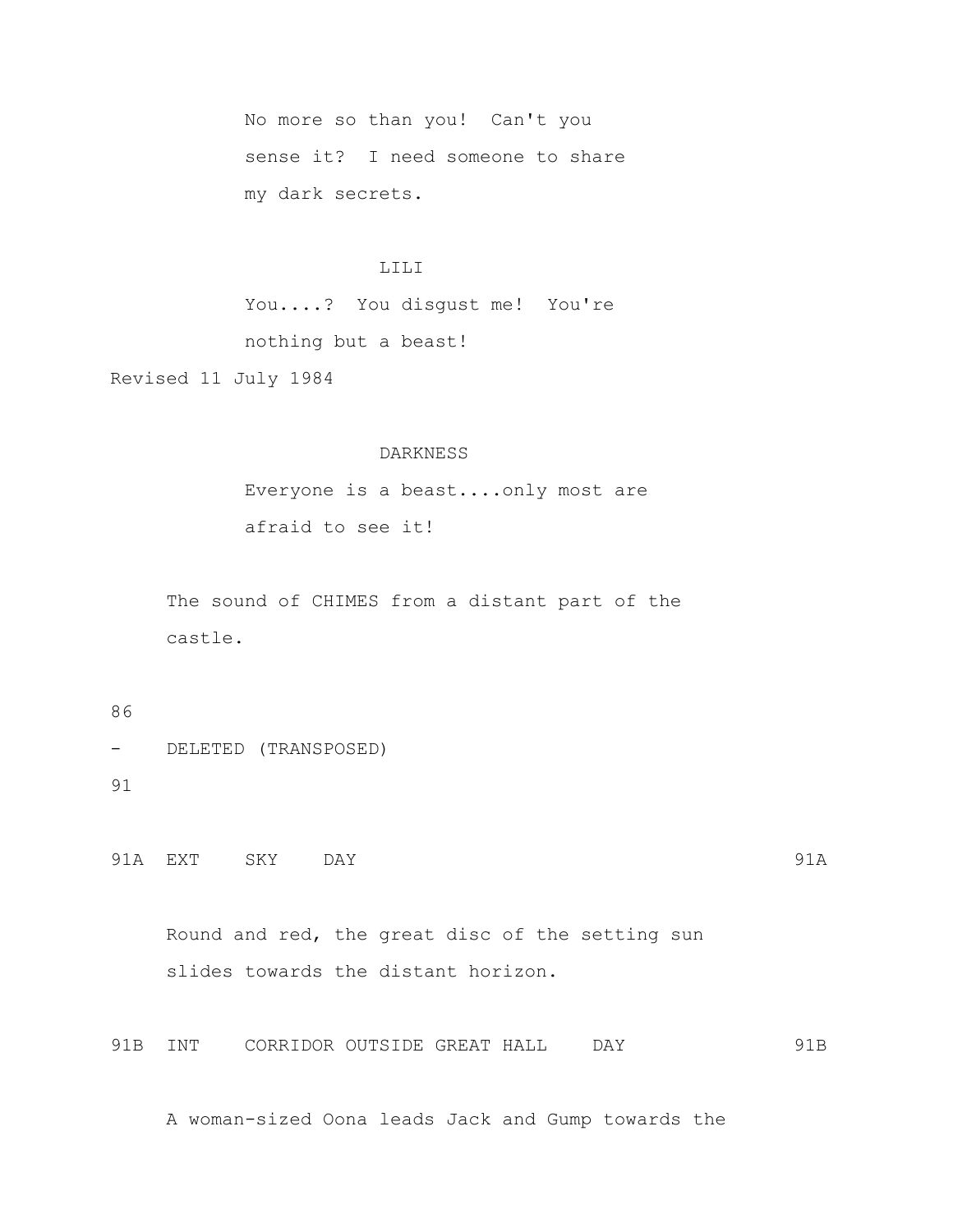No more so than you! Can't you
sense it? I need someone to share
my dark secrets.

LILI

You....? You disgust me! You're
nothing but a beast!

Revised 11 July 1984

DARKNESS

Everyone is a beast....only most are
afraid to see it!

The sound of CHIMES from a distant part of the
castle.

86
- DELETED (TRANSPOSED)
91

91A EXT SKY DAY 91A

Round and red, the great disc of the setting sun
slides towards the distant horizon.

91B INT CORRIDOR OUTSIDE GREAT HALL DAY 91B

A woman-sized Oona leads Jack and Gump towards the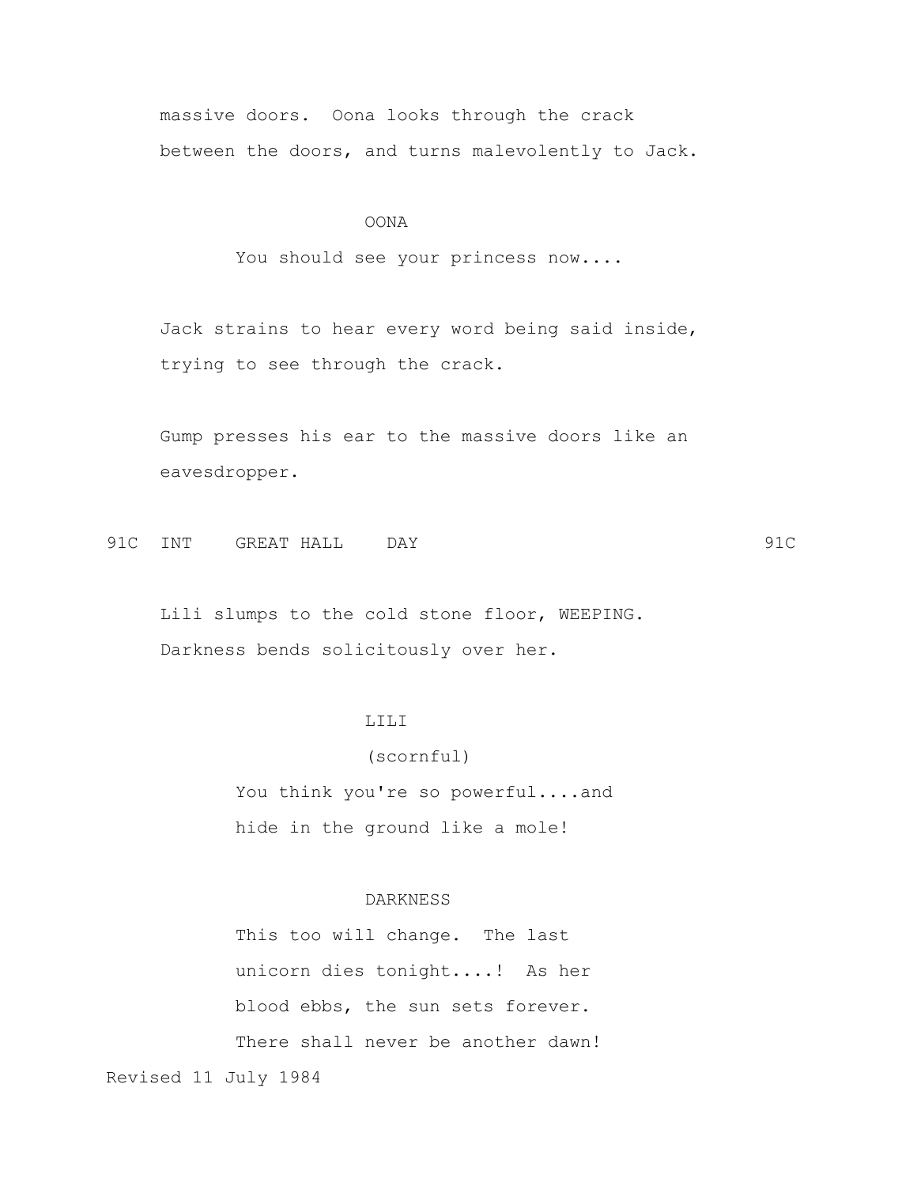massive doors. Oona looks through the crack between the doors, and turns malevolently to Jack.

OONA

You should see your princess now....

Jack strains to hear every word being said inside, trying to see through the crack.

Gump presses his ear to the massive doors like an eavesdropper.

91C INT GREAT HALL DAY 91C

Lili slumps to the cold stone floor, WEEPING. Darkness bends solicitously over her.

LILI

(scornful)

You think you're so powerful....and hide in the ground like a mole!

DARKNESS

This too will change. The last unicorn dies tonight....! As her blood ebbs, the sun sets forever. There shall never be another dawn!

Revised 11 July 1984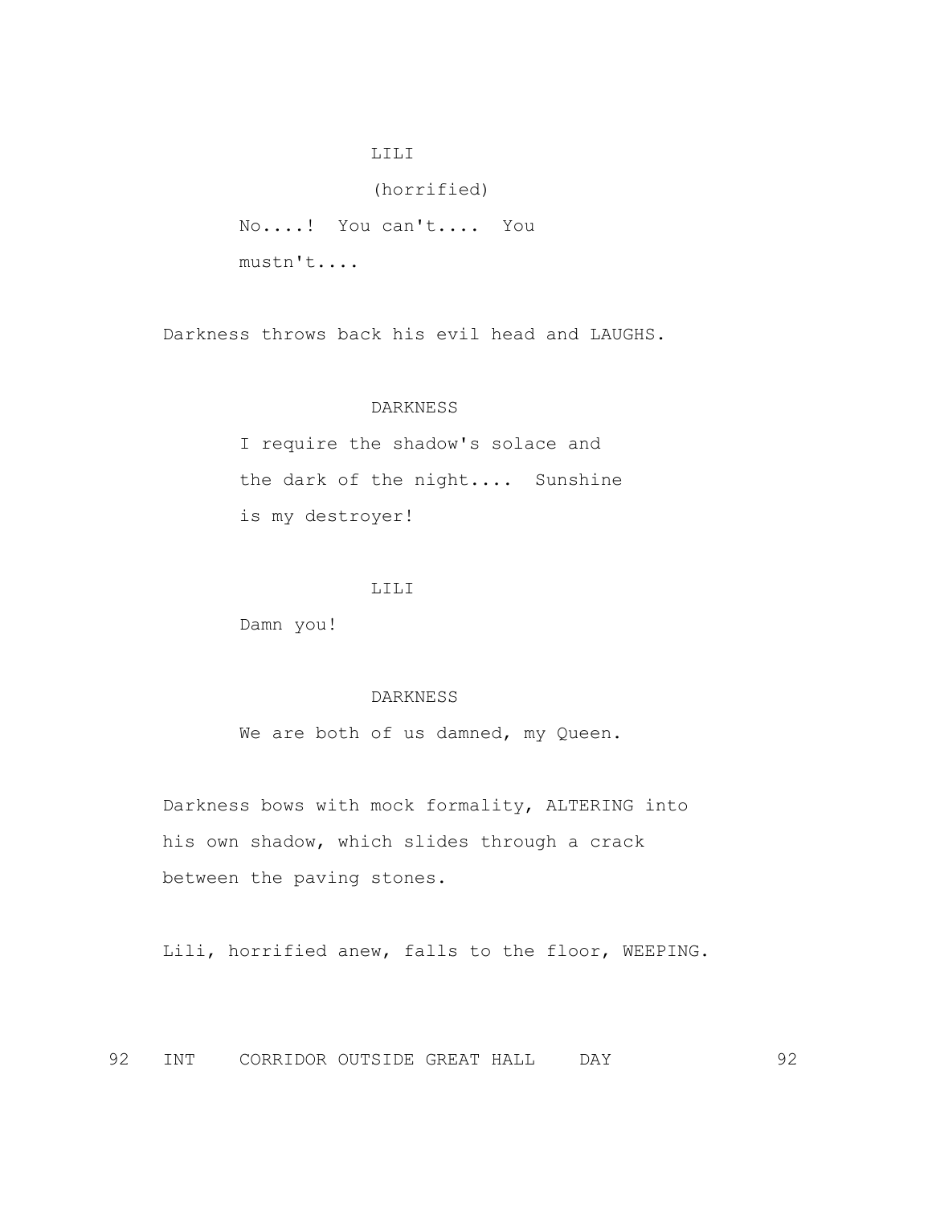LILI

(horrified)

No....! You can't.... You mustn't....

Darkness throws back his evil head and LAUGHS.

DARKNESS

I require the shadow's solace and the dark of the night.... Sunshine is my destroyer!

LILI

Damn you!

DARKNESS

We are both of us damned, my Queen.

Darkness bows with mock formality, ALTERING into his own shadow, which slides through a crack between the paving stones.

Lili, horrified anew, falls to the floor, WEEPING.

92 INT CORRIDOR OUTSIDE GREAT HALL DAY 92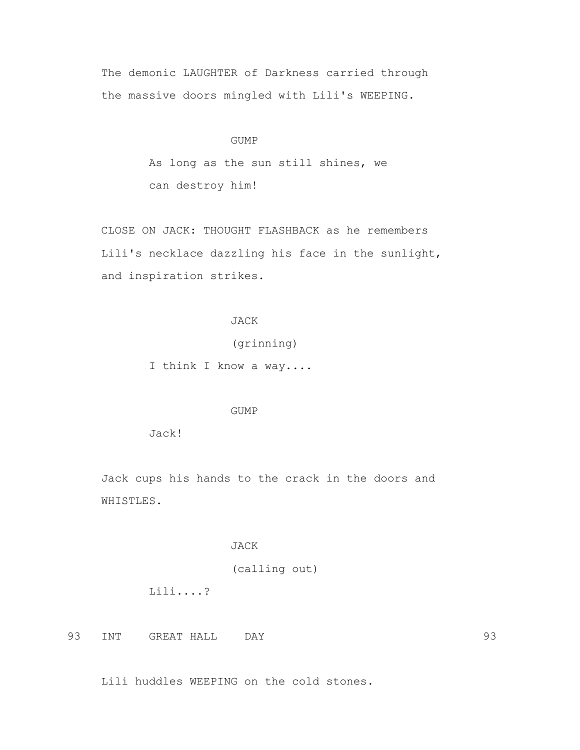The demonic LAUGHTER of Darkness carried through the massive doors mingled with Lili's WEEPING.

GUMP

As long as the sun still shines, we can destroy him!

CLOSE ON JACK: THOUGHT FLASHBACK as he remembers Lili's necklace dazzling his face in the sunlight, and inspiration strikes.

JACK

(grinning)

I think I know a way....

GUMP

Jack!

Jack cups his hands to the crack in the doors and WHISTLES.

JACK

(calling out)

Lili....?

93 INT GREAT HALL DAY 93

Lili huddles WEEPING on the cold stones.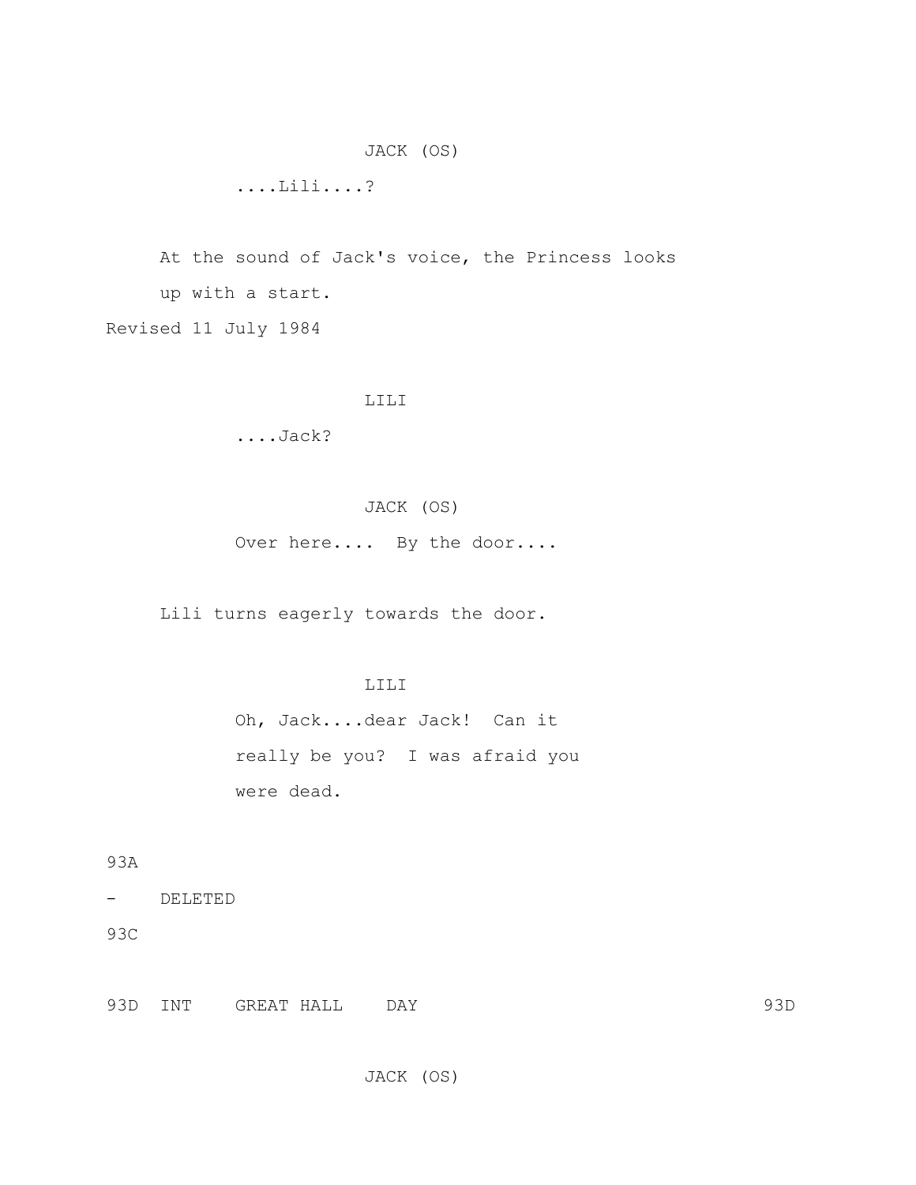JACK (OS)

....Lili....?

At the sound of Jack's voice, the Princess looks up with a start.

Revised 11 July 1984

LILI

....Jack?

JACK (OS)

Over here.... By the door....

Lili turns eagerly towards the door.

LILI

Oh, Jack....dear Jack! Can it really be you? I was afraid you were dead.

93A

- DELETED

93C

93D INT GREAT HALL DAY 93D

JACK (OS)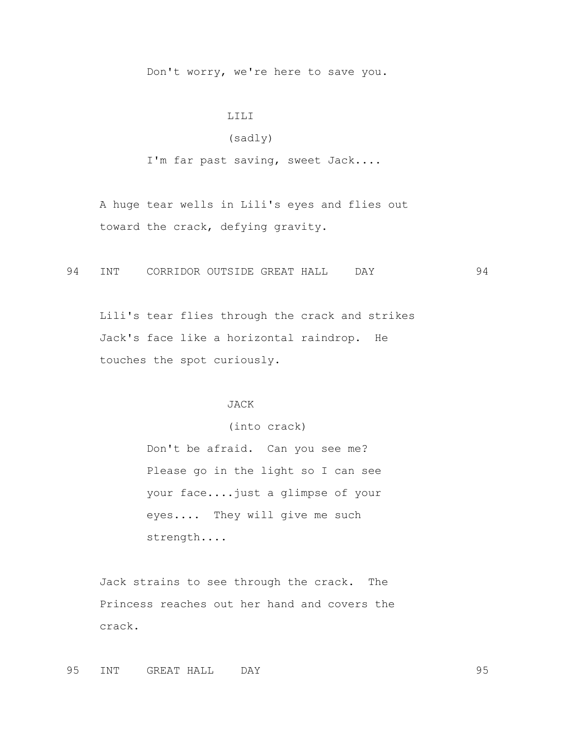Don't worry, we're here to save you.

LILI

(sadly)

I'm far past saving, sweet Jack....

A huge tear wells in Lili's eyes and flies out toward the crack, defying gravity.

94 INT CORRIDOR OUTSIDE GREAT HALL DAY 94

Lili's tear flies through the crack and strikes Jack's face like a horizontal raindrop. He touches the spot curiously.

JACK

(into crack)

Don't be afraid. Can you see me? Please go in the light so I can see your face....just a glimpse of your eyes.... They will give me such strength....

Jack strains to see through the crack. The Princess reaches out her hand and covers the crack.

95 INT GREAT HALL DAY 95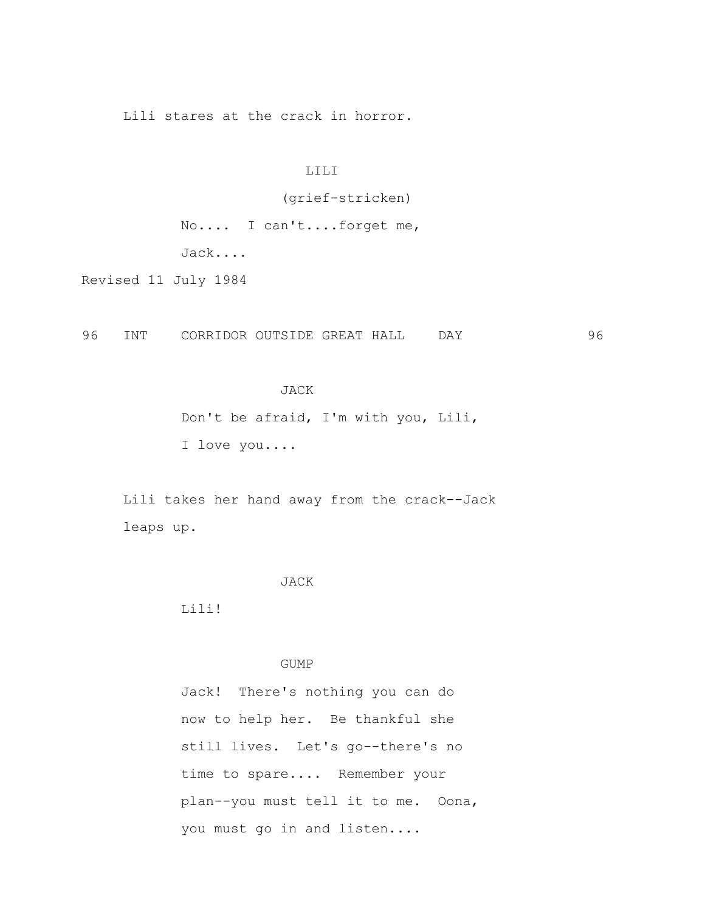Lili stares at the crack in horror.

LILI

(grief-stricken)

No.... I can't....forget me, Jack....

Revised 11 July 1984

96 INT CORRIDOR OUTSIDE GREAT HALL DAY 96

JACK

Don't be afraid, I'm with you, Lili, I love you....

Lili takes her hand away from the crack--Jack leaps up.

JACK

Lili!

GUMP

Jack! There's nothing you can do now to help her. Be thankful she still lives. Let's go--there's no time to spare.... Remember your plan--you must tell it to me. Oona, you must go in and listen....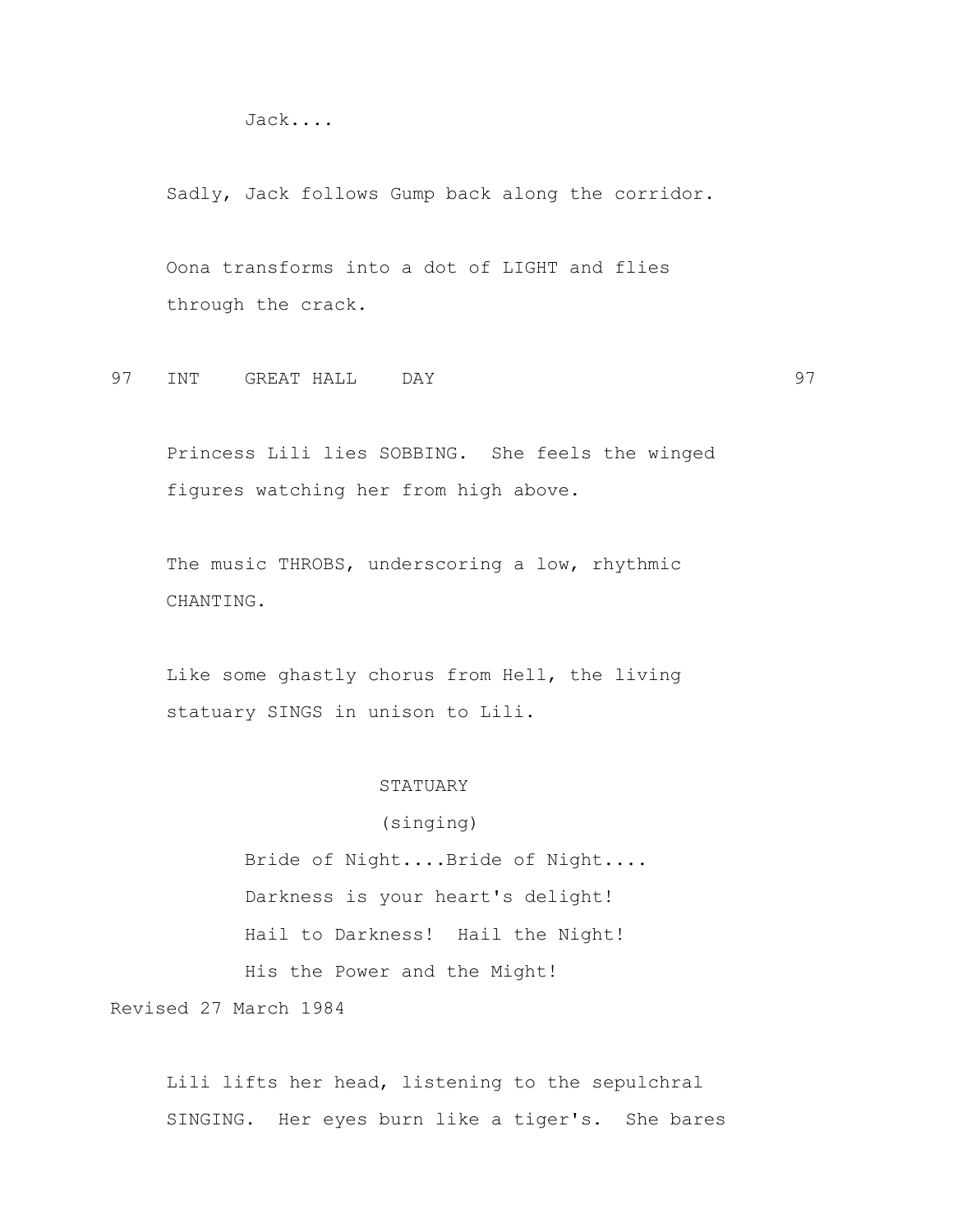Jack....

Sadly, Jack follows Gump back along the corridor.

Oona transforms into a dot of LIGHT and flies through the crack.

97 INT GREAT HALL DAY 97

Princess Lili lies SOBBING. She feels the winged figures watching her from high above.

The music THROBS, underscoring a low, rhythmic CHANTING.

Like some ghastly chorus from Hell, the living statuary SINGS in unison to Lili.

STATUARY
(singing)
Bride of Night....Bride of Night....
Darkness is your heart's delight!
Hail to Darkness! Hail the Night!
His the Power and the Might!

Revised 27 March 1984

Lili lifts her head, listening to the sepulchral SINGING. Her eyes burn like a tiger's. She bares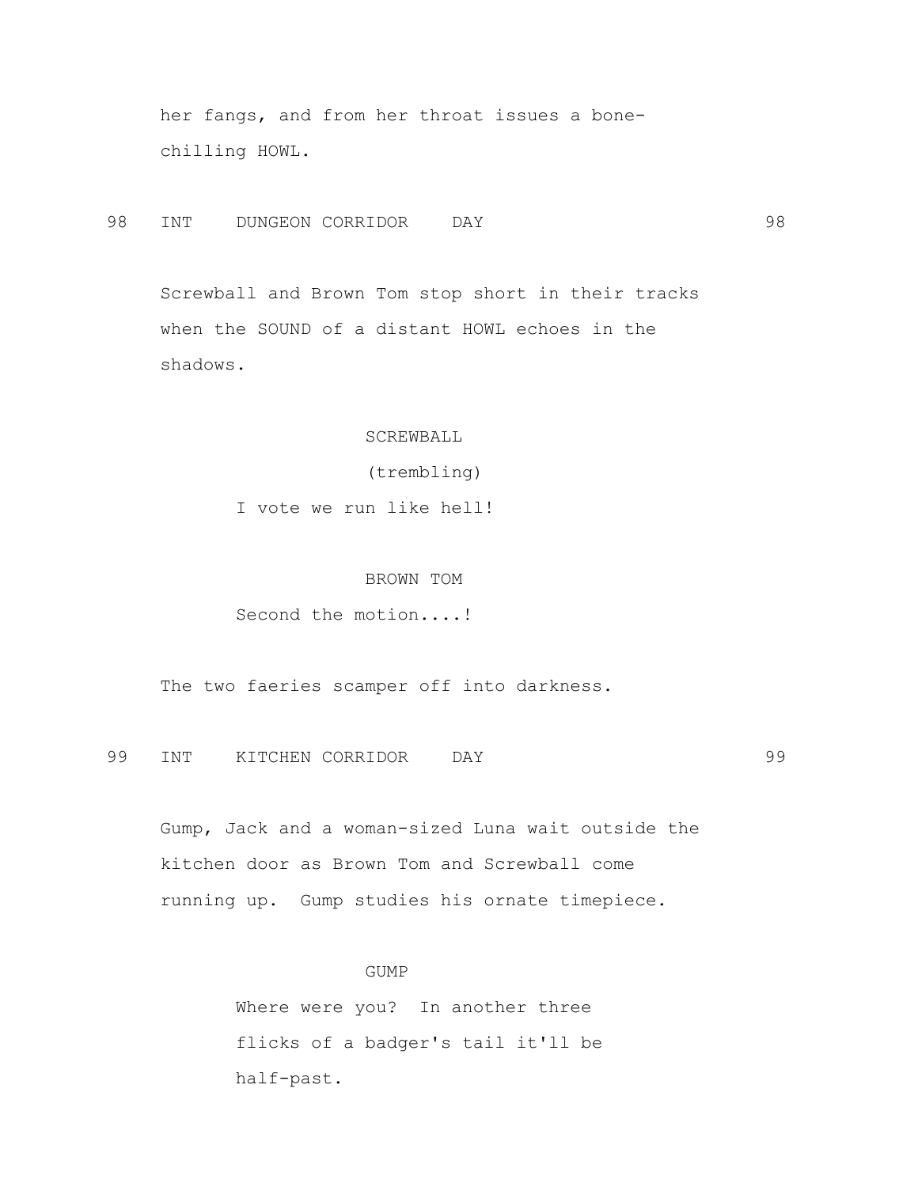her fangs, and from her throat issues a bone-chilling HOWL.

98 INT DUNGEON CORRIDOR DAY 98

Screwball and Brown Tom stop short in their tracks when the SOUND of a distant HOWL echoes in the shadows.

SCREWBALL

(trembling)

I vote we run like hell!

BROWN TOM

Second the motion....!

The two faeries scamper off into darkness.

99 INT KITCHEN CORRIDOR DAY 99

Gump, Jack and a woman-sized Luna wait outside the kitchen door as Brown Tom and Screwball come running up. Gump studies his ornate timepiece.

GUMP

Where were you? In another three flicks of a badger's tail it'll be half-past.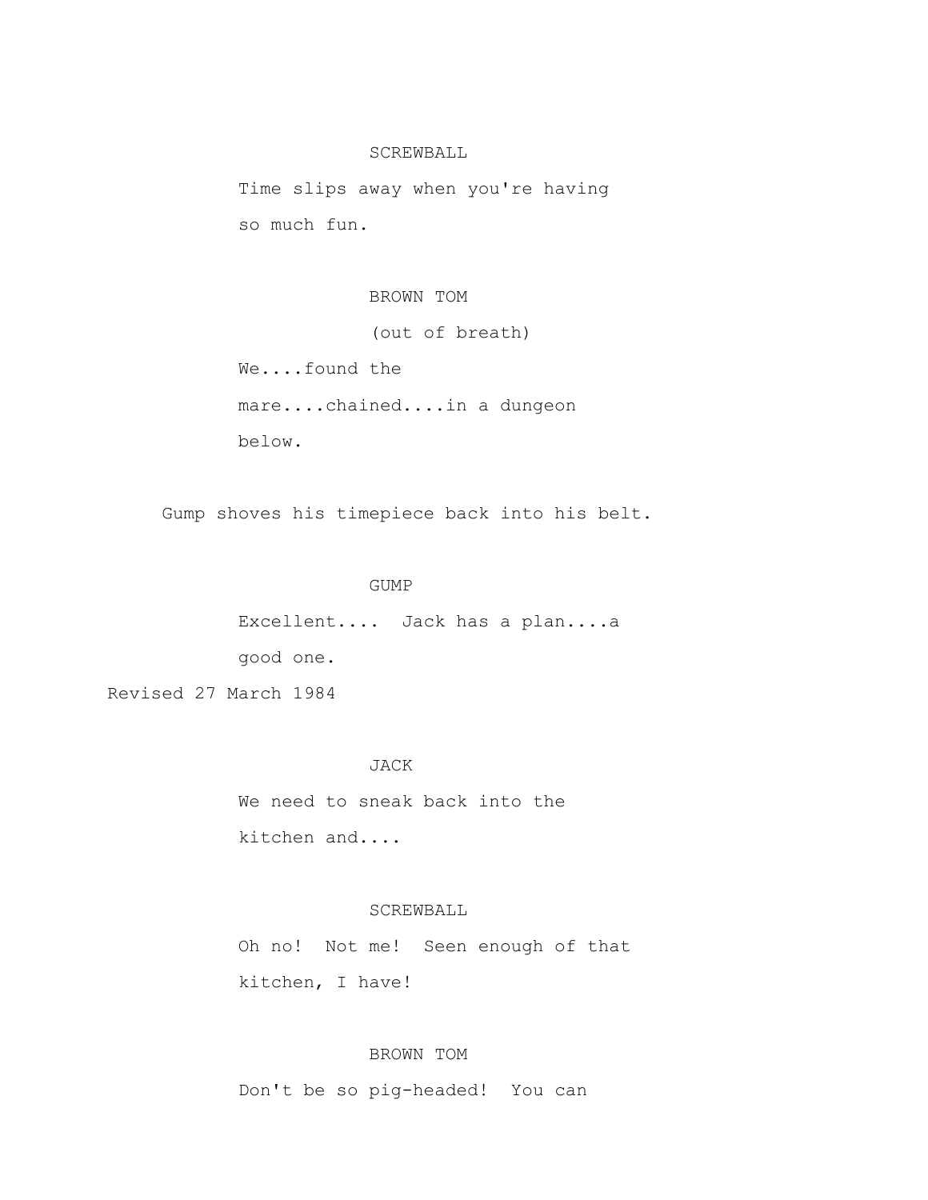SCREWBALL

Time slips away when you're having so much fun.

BROWN TOM

(out of breath)

We....found the mare....chained....in a dungeon below.

Gump shoves his timepiece back into his belt.

GUMP

Excellent.... Jack has a plan....a good one.

Revised 27 March 1984

JACK

We need to sneak back into the kitchen and....

SCREWBALL

Oh no! Not me! Seen enough of that kitchen, I have!

BROWN TOM

Don't be so pig-headed! You can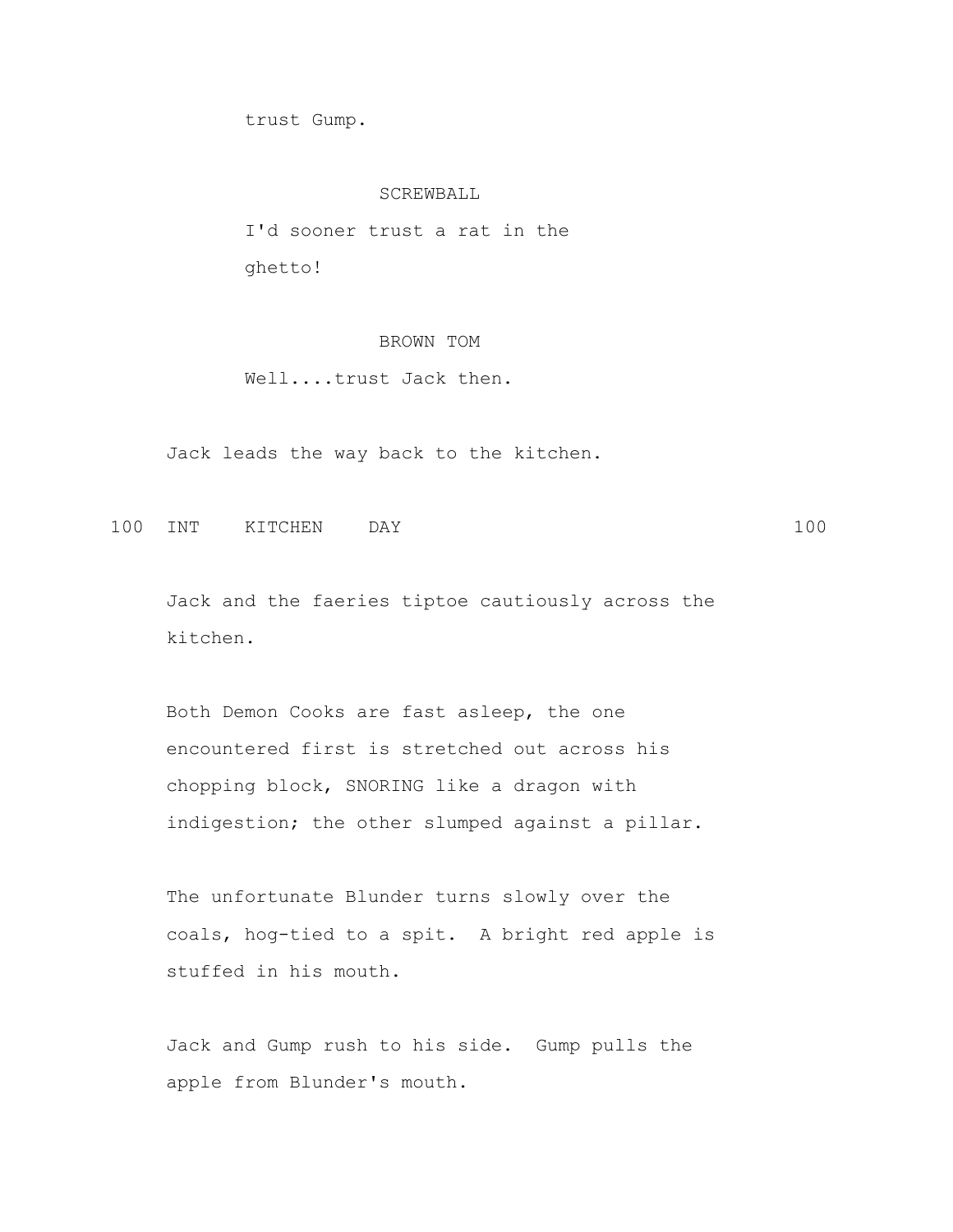trust Gump.

SCREWBALL

I'd sooner trust a rat in the ghetto!

BROWN TOM

Well....trust Jack then.

Jack leads the way back to the kitchen.

100 INT KITCHEN DAY 100

Jack and the faeries tiptoe cautiously across the kitchen.

Both Demon Cooks are fast asleep, the one encountered first is stretched out across his chopping block, SNORING like a dragon with indigestion; the other slumped against a pillar.

The unfortunate Blunder turns slowly over the coals, hog-tied to a spit. A bright red apple is stuffed in his mouth.

Jack and Gump rush to his side. Gump pulls the apple from Blunder's mouth.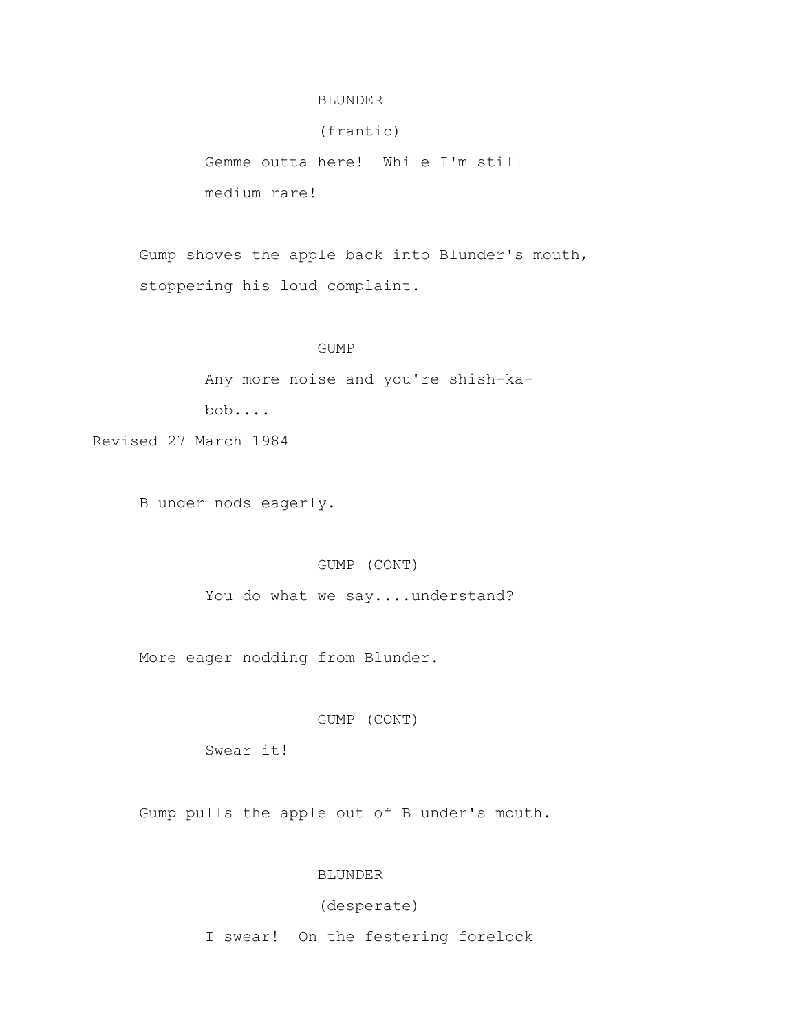BLUNDER

(frantic)

Gemme outta here!  While I'm still medium rare!

Gump shoves the apple back into Blunder's mouth, stoppering his loud complaint.

GUMP

Any more noise and you're shish-ka-bob....

Revised 27 March 1984

Blunder nods eagerly.

GUMP (CONT)

You do what we say....understand?

More eager nodding from Blunder.

GUMP (CONT)

Swear it!

Gump pulls the apple out of Blunder's mouth.

BLUNDER

(desperate)

I swear!  On the festering forelock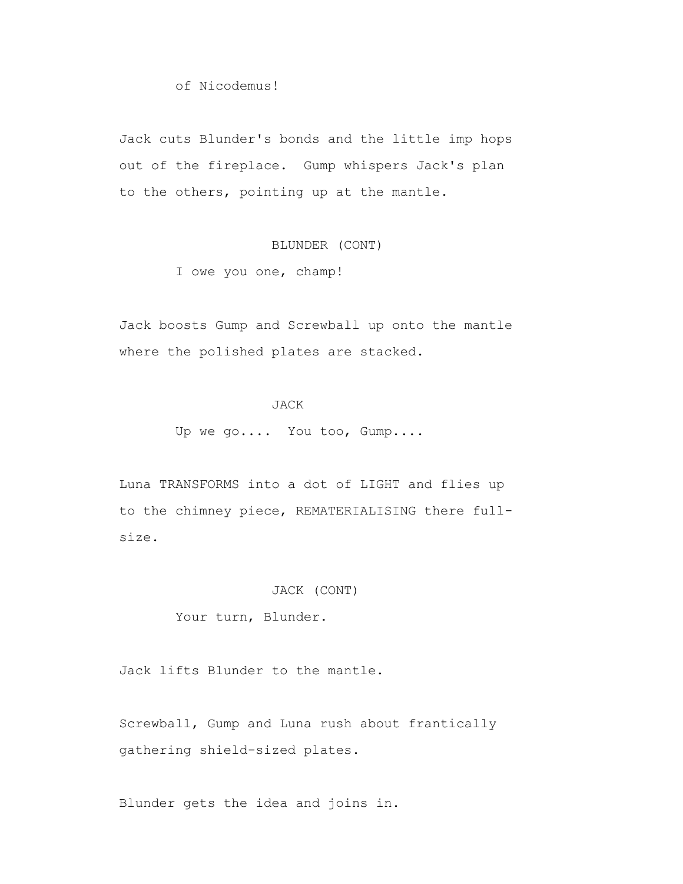of Nicodemus!

Jack cuts Blunder's bonds and the little imp hops out of the fireplace. Gump whispers Jack's plan to the others, pointing up at the mantle.

BLUNDER (CONT)

I owe you one, champ!

Jack boosts Gump and Screwball up onto the mantle where the polished plates are stacked.

JACK

Up we go.... You too, Gump....

Luna TRANSFORMS into a dot of LIGHT and flies up to the chimney piece, REMATERIALISING there full-size.

JACK (CONT)

Your turn, Blunder.

Jack lifts Blunder to the mantle.

Screwball, Gump and Luna rush about frantically gathering shield-sized plates.

Blunder gets the idea and joins in.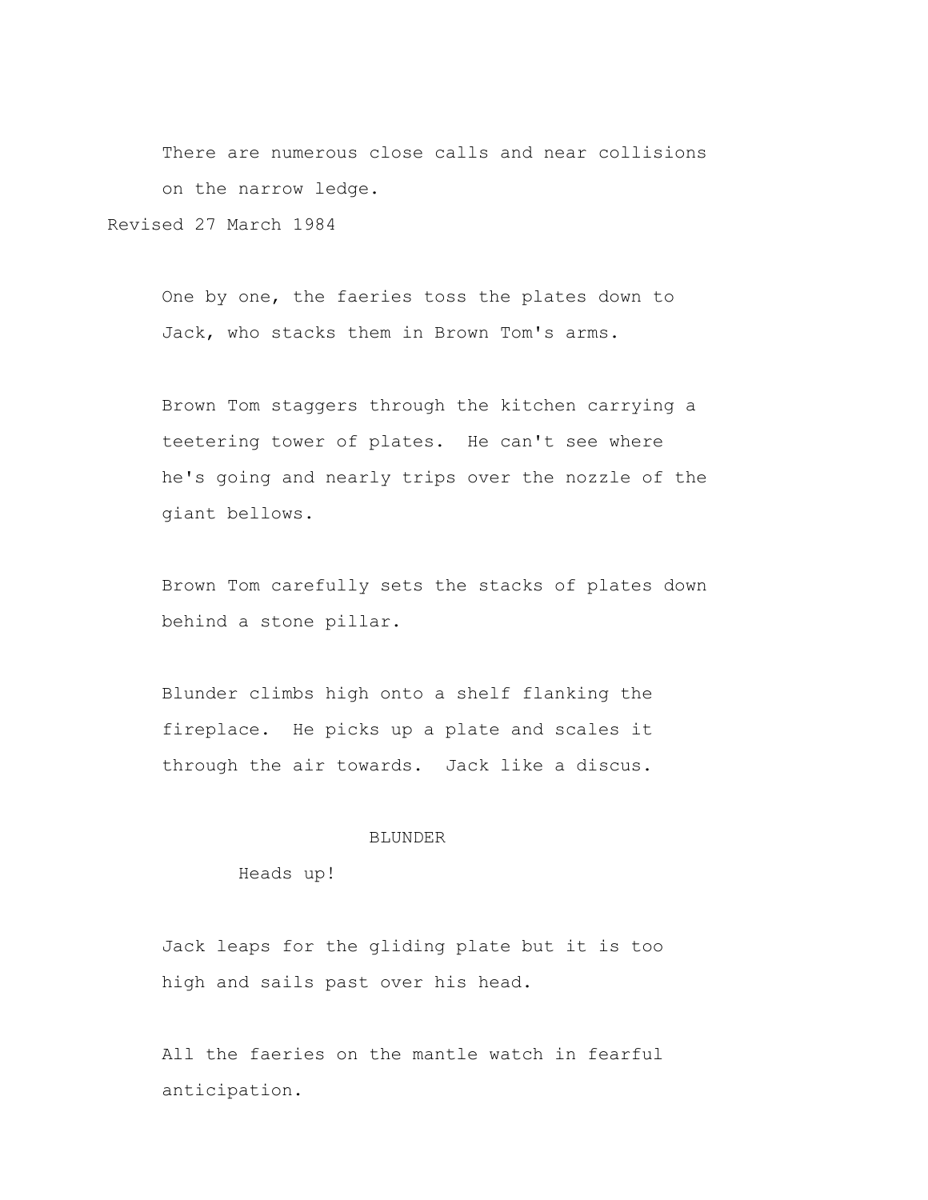There are numerous close calls and near collisions on the narrow ledge.

Revised 27 March 1984

One by one, the faeries toss the plates down to Jack, who stacks them in Brown Tom's arms.

Brown Tom staggers through the kitchen carrying a teetering tower of plates. He can't see where he's going and nearly trips over the nozzle of the giant bellows.

Brown Tom carefully sets the stacks of plates down behind a stone pillar.

Blunder climbs high onto a shelf flanking the fireplace. He picks up a plate and scales it through the air towards. Jack like a discus.

BLUNDER

Heads up!

Jack leaps for the gliding plate but it is too high and sails past over his head.

All the faeries on the mantle watch in fearful anticipation.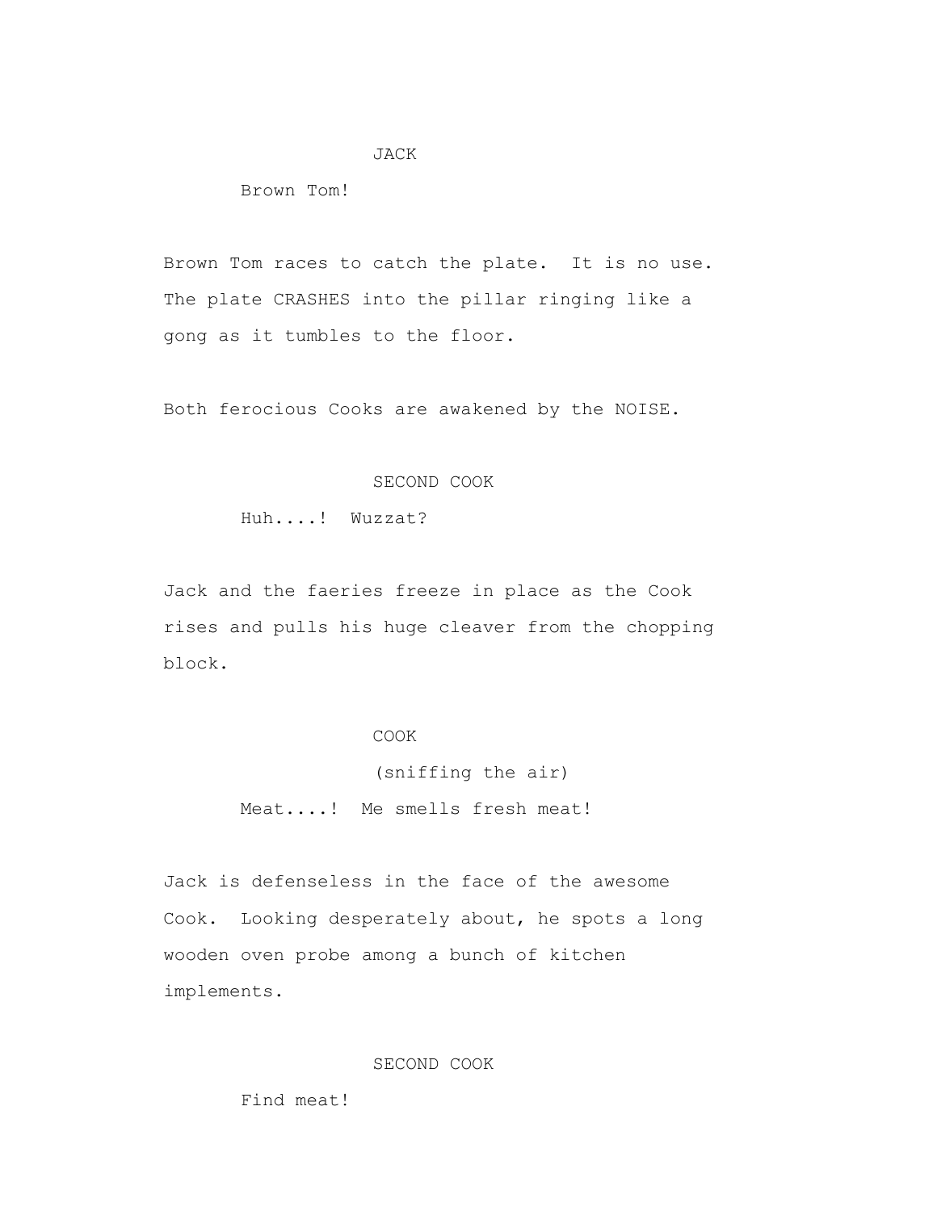JACK

Brown Tom!

Brown Tom races to catch the plate. It is no use. The plate CRASHES into the pillar ringing like a gong as it tumbles to the floor.

Both ferocious Cooks are awakened by the NOISE.

SECOND COOK

Huh....! Wuzzat?

Jack and the faeries freeze in place as the Cook rises and pulls his huge cleaver from the chopping block.

COOK

(sniffing the air)

Meat....! Me smells fresh meat!

Jack is defenseless in the face of the awesome Cook. Looking desperately about, he spots a long wooden oven probe among a bunch of kitchen implements.

SECOND COOK

Find meat!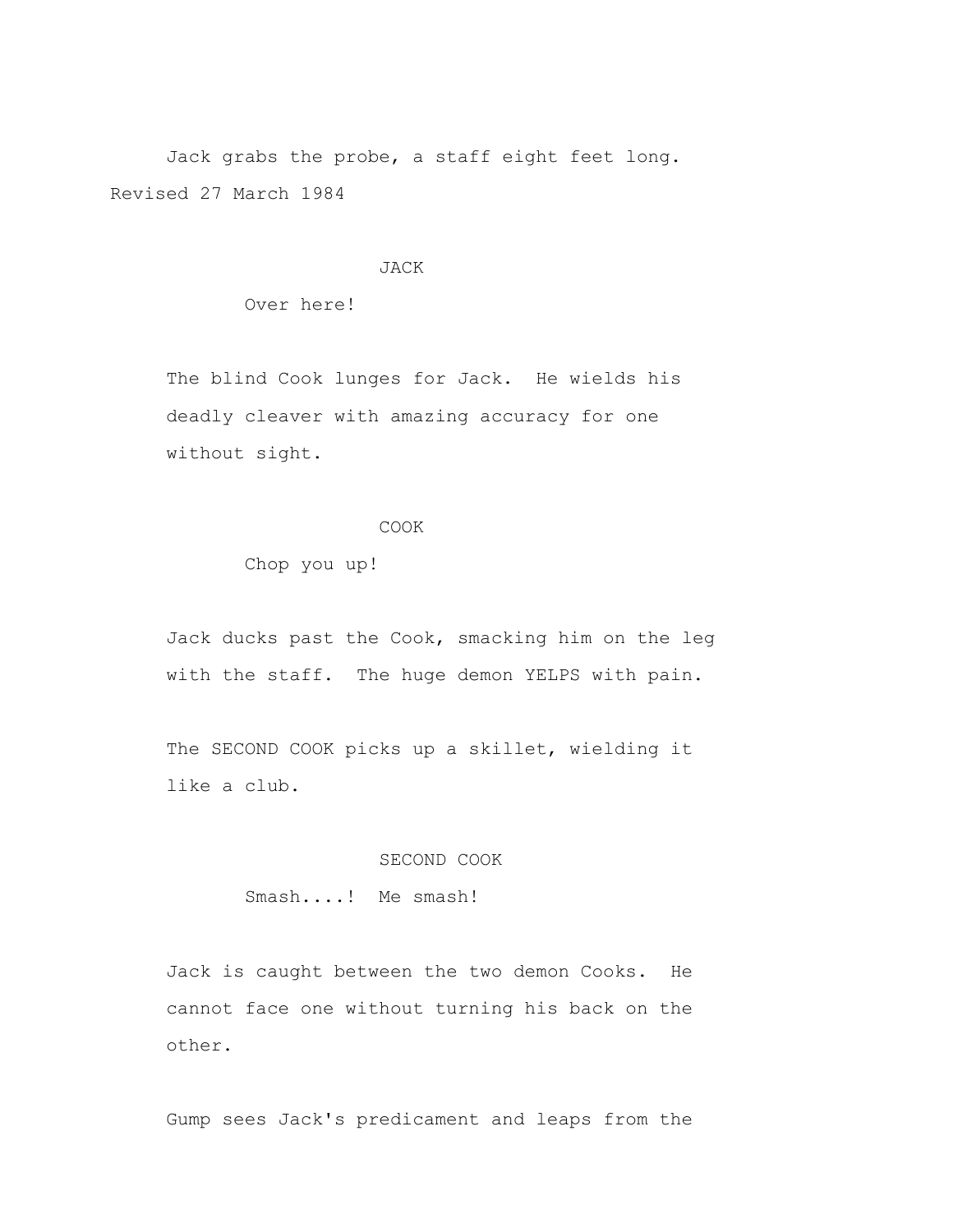Jack grabs the probe, a staff eight feet long.

Revised 27 March 1984

JACK

Over here!

The blind Cook lunges for Jack. He wields his deadly cleaver with amazing accuracy for one without sight.

COOK

Chop you up!

Jack ducks past the Cook, smacking him on the leg with the staff. The huge demon YELPS with pain.

The SECOND COOK picks up a skillet, wielding it like a club.

SECOND COOK

Smash....! Me smash!

Jack is caught between the two demon Cooks. He cannot face one without turning his back on the other.

Gump sees Jack's predicament and leaps from the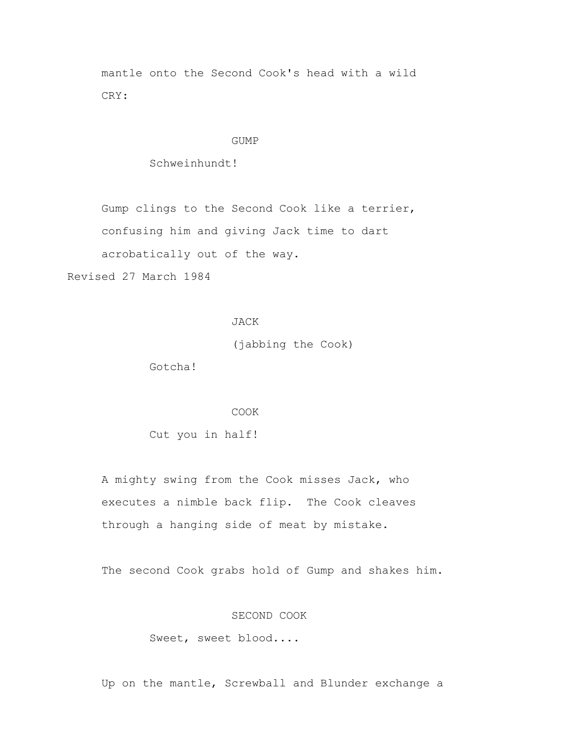mantle onto the Second Cook's head with a wild CRY:

GUMP

Schweinhundt!

Gump clings to the Second Cook like a terrier, confusing him and giving Jack time to dart acrobatically out of the way.

Revised 27 March 1984

JACK

(jabbing the Cook)

Gotcha!

COOK

Cut you in half!

A mighty swing from the Cook misses Jack, who executes a nimble back flip. The Cook cleaves through a hanging side of meat by mistake.

The second Cook grabs hold of Gump and shakes him.

SECOND COOK

Sweet, sweet blood....

Up on the mantle, Screwball and Blunder exchange a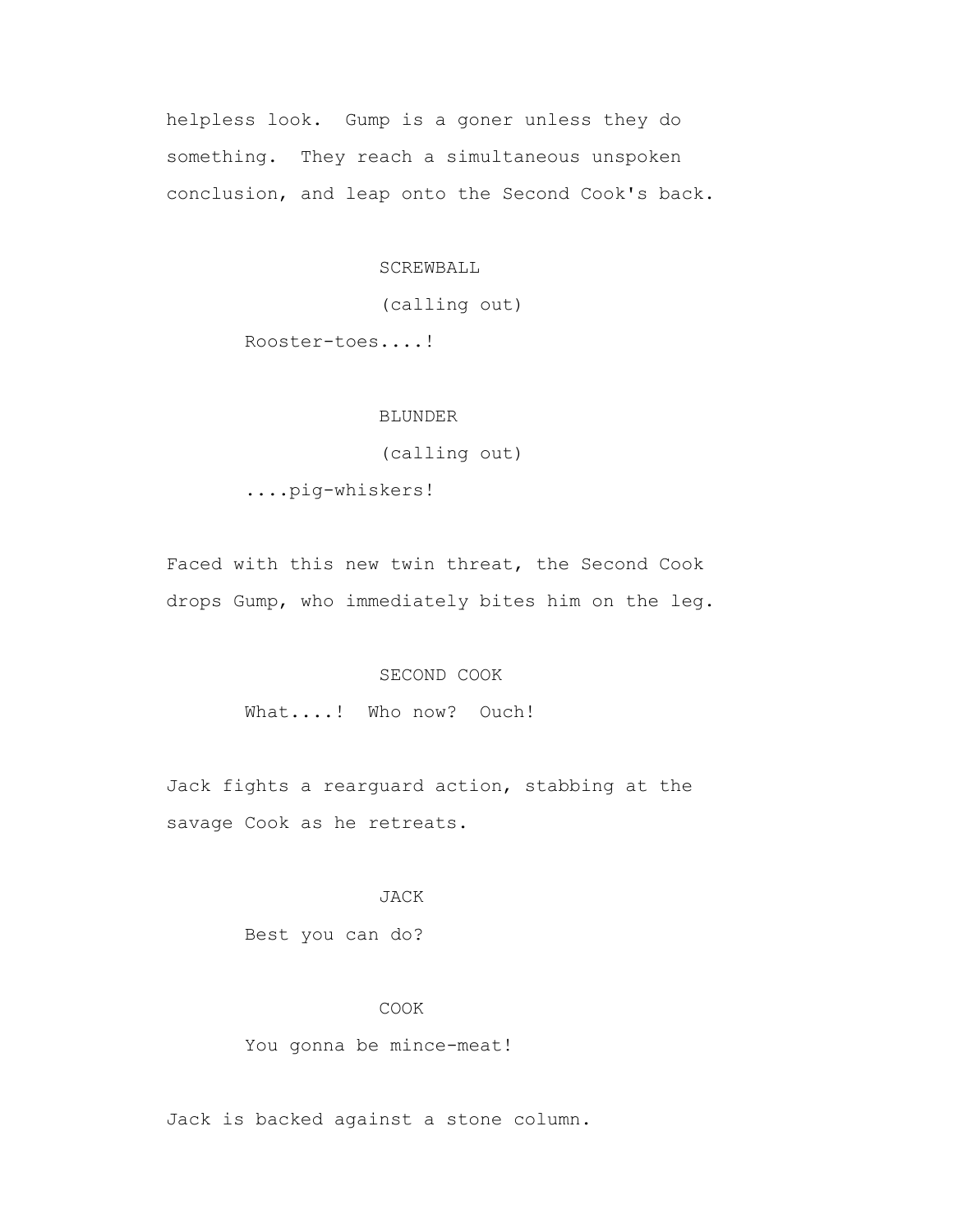helpless look. Gump is a goner unless they do something. They reach a simultaneous unspoken conclusion, and leap onto the Second Cook's back.

SCREWBALL

(calling out)

Rooster-toes....!

BLUNDER

(calling out)

....pig-whiskers!

Faced with this new twin threat, the Second Cook drops Gump, who immediately bites him on the leg.

SECOND COOK

What....! Who now? Ouch!

Jack fights a rearguard action, stabbing at the savage Cook as he retreats.

JACK

Best you can do?

COOK

You gonna be mince-meat!

Jack is backed against a stone column.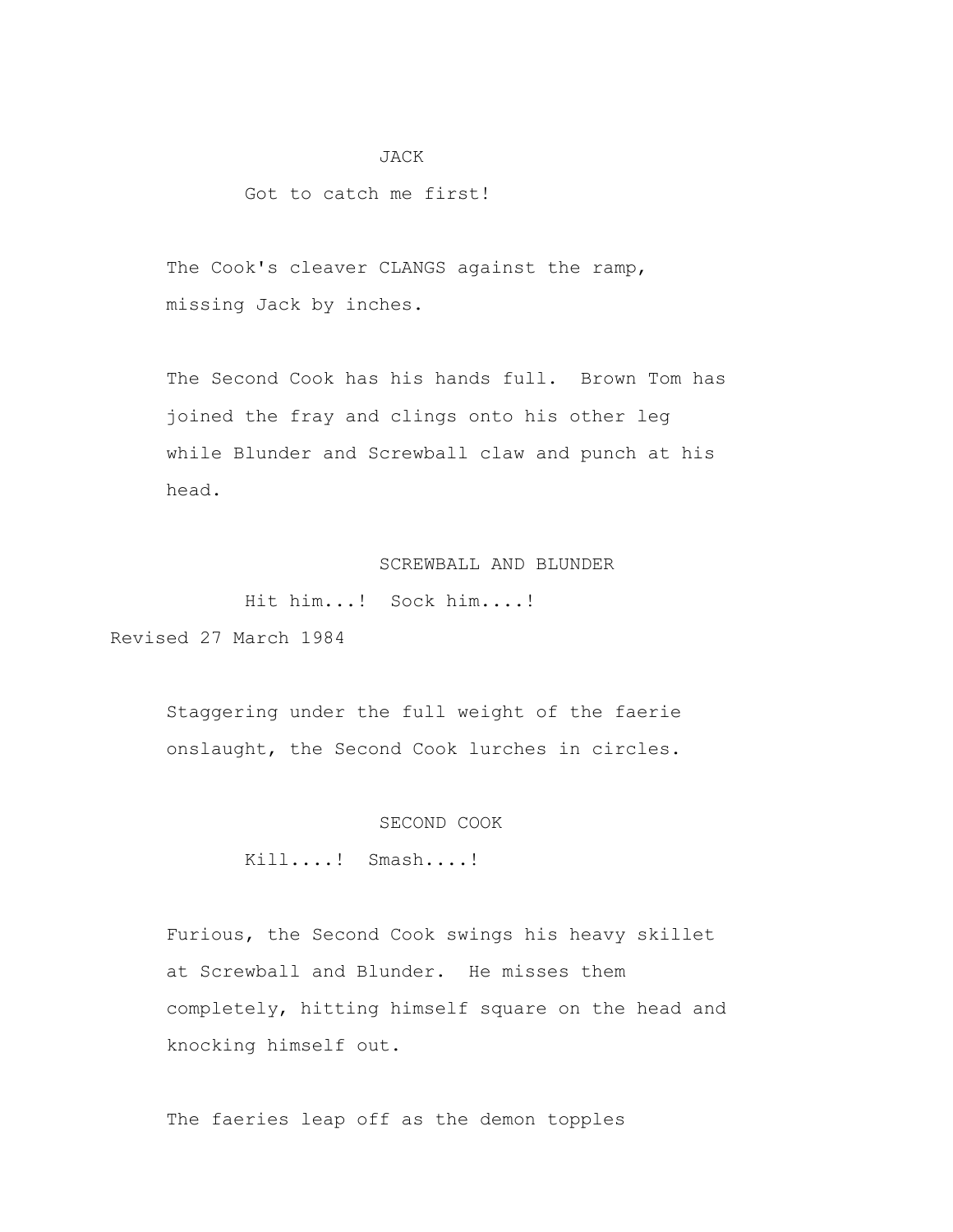JACK

Got to catch me first!

The Cook's cleaver CLANGS against the ramp, missing Jack by inches.

The Second Cook has his hands full. Brown Tom has joined the fray and clings onto his other leg while Blunder and Screwball claw and punch at his head.

SCREWBALL AND BLUNDER

Hit him...! Sock him....!

Revised 27 March 1984

Staggering under the full weight of the faerie onslaught, the Second Cook lurches in circles.

SECOND COOK

Kill....! Smash....!

Furious, the Second Cook swings his heavy skillet at Screwball and Blunder. He misses them completely, hitting himself square on the head and knocking himself out.

The faeries leap off as the demon topples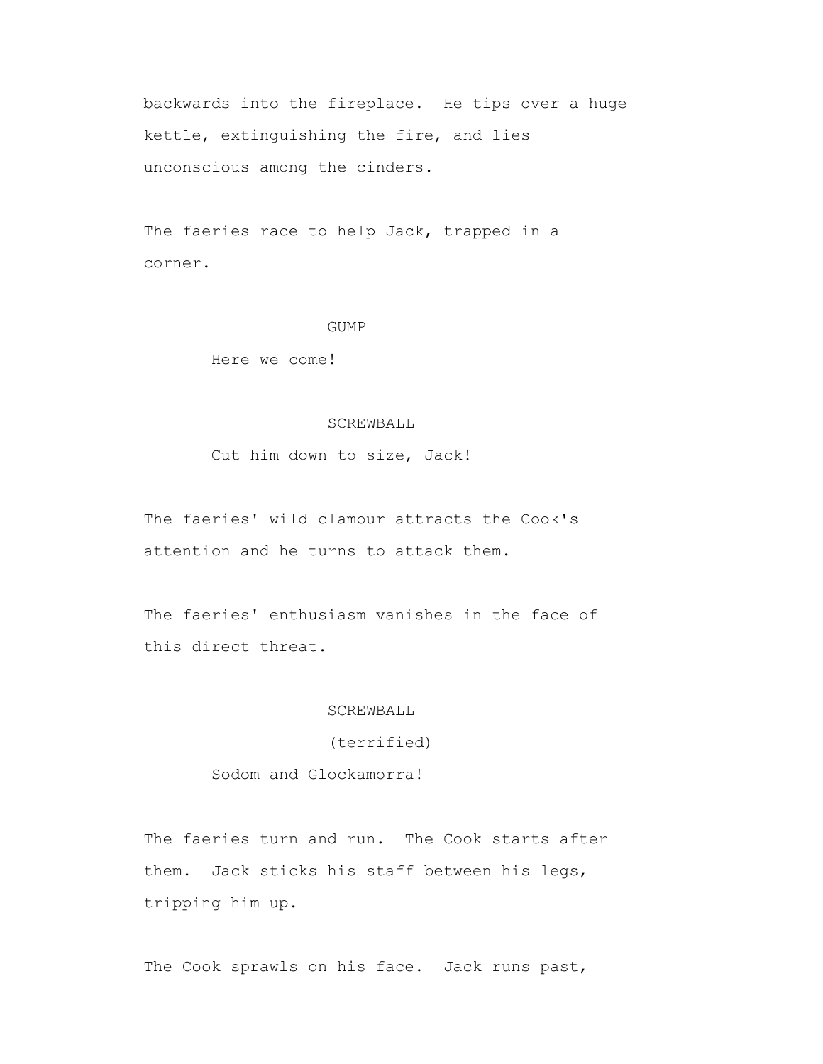backwards into the fireplace. He tips over a huge kettle, extinguishing the fire, and lies unconscious among the cinders.

The faeries race to help Jack, trapped in a corner.

GUMP

Here we come!

SCREWBALL

Cut him down to size, Jack!

The faeries' wild clamour attracts the Cook's attention and he turns to attack them.

The faeries' enthusiasm vanishes in the face of this direct threat.

SCREWBALL

(terrified)

Sodom and Glockamorra!

The faeries turn and run. The Cook starts after them. Jack sticks his staff between his legs, tripping him up.

The Cook sprawls on his face. Jack runs past,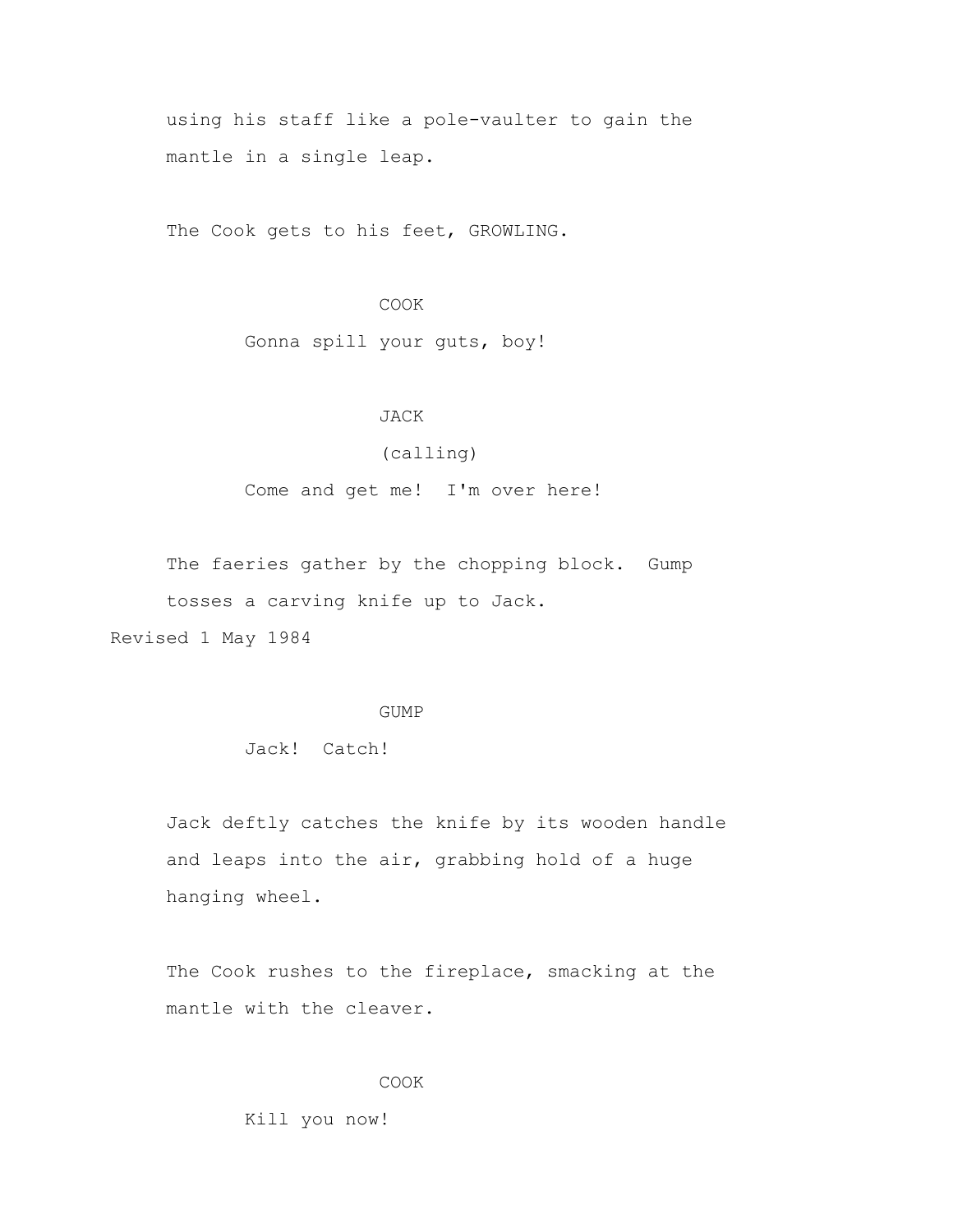using his staff like a pole-vaulter to gain the mantle in a single leap.

The Cook gets to his feet, GROWLING.

COOK

Gonna spill your guts, boy!

JACK

(calling)

Come and get me!  I'm over here!

The faeries gather by the chopping block.  Gump tosses a carving knife up to Jack.

Revised 1 May 1984

GUMP

Jack!  Catch!

Jack deftly catches the knife by its wooden handle and leaps into the air, grabbing hold of a huge hanging wheel.

The Cook rushes to the fireplace, smacking at the mantle with the cleaver.

COOK

Kill you now!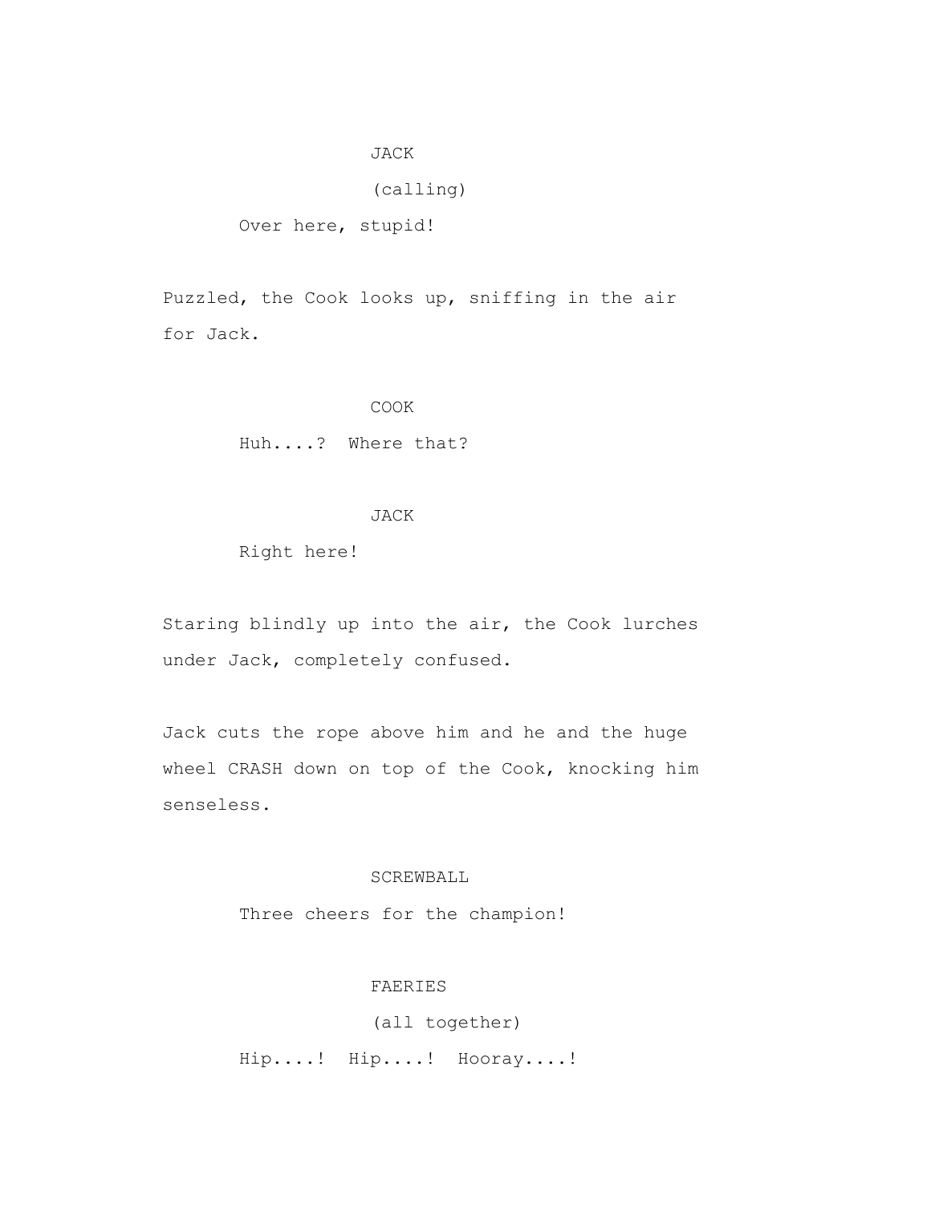JACK

(calling)

Over here, stupid!

Puzzled, the Cook looks up, sniffing in the air for Jack.

COOK

Huh....? Where that?

JACK

Right here!

Staring blindly up into the air, the Cook lurches under Jack, completely confused.

Jack cuts the rope above him and he and the huge wheel CRASH down on top of the Cook, knocking him senseless.

SCREWBALL

Three cheers for the champion!

FAERIES

(all together)

Hip....! Hip....! Hooray....!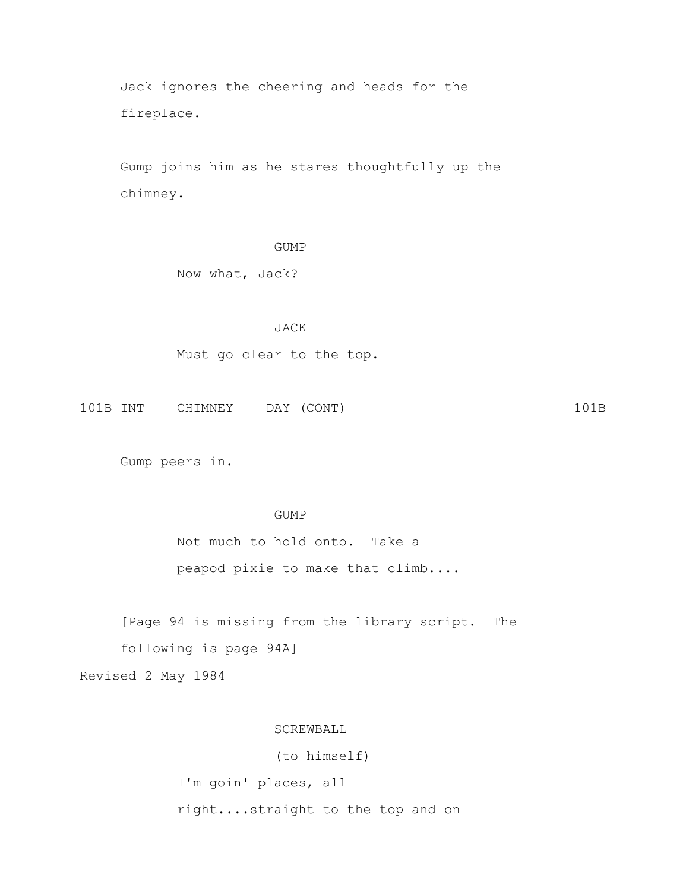Jack ignores the cheering and heads for the fireplace.

Gump joins him as he stares thoughtfully up the chimney.

GUMP

Now what, Jack?

JACK

Must go clear to the top.

101B INT CHIMNEY DAY (CONT) 101B

Gump peers in.

GUMP

Not much to hold onto. Take a peapod pixie to make that climb....

[Page 94 is missing from the library script. The following is page 94A]

Revised 2 May 1984

SCREWBALL

(to himself)

I'm goin' places, all right....straight to the top and on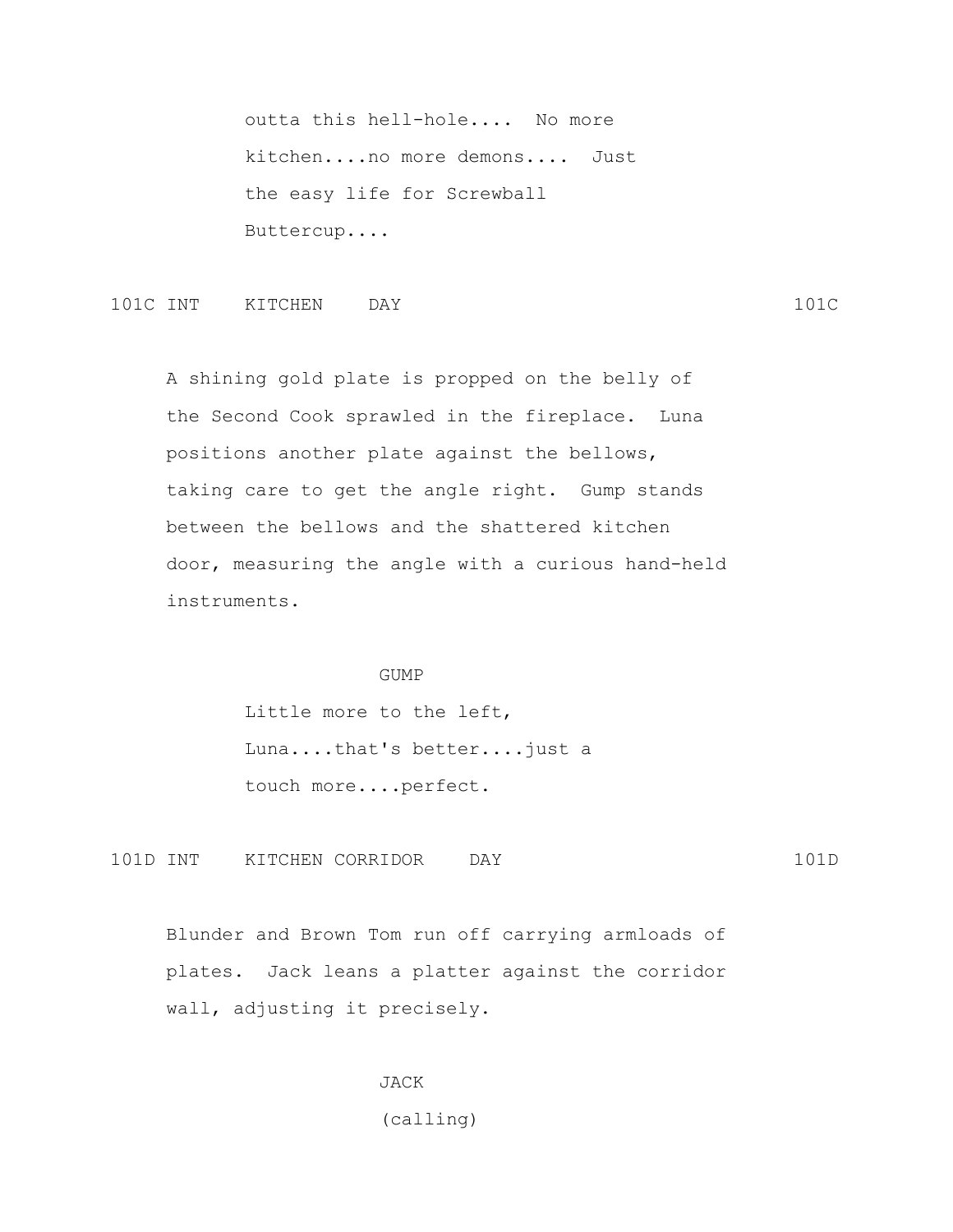outta this hell-hole.... No more kitchen....no more demons.... Just the easy life for Screwball Buttercup....

101C INT KITCHEN DAY 101C

A shining gold plate is propped on the belly of the Second Cook sprawled in the fireplace. Luna positions another plate against the bellows, taking care to get the angle right. Gump stands between the bellows and the shattered kitchen door, measuring the angle with a curious hand-held instruments.

GUMP

Little more to the left, Luna....that's better....just a touch more....perfect.

101D INT KITCHEN CORRIDOR DAY 101D

Blunder and Brown Tom run off carrying armloads of plates. Jack leans a platter against the corridor wall, adjusting it precisely.

JACK

(calling)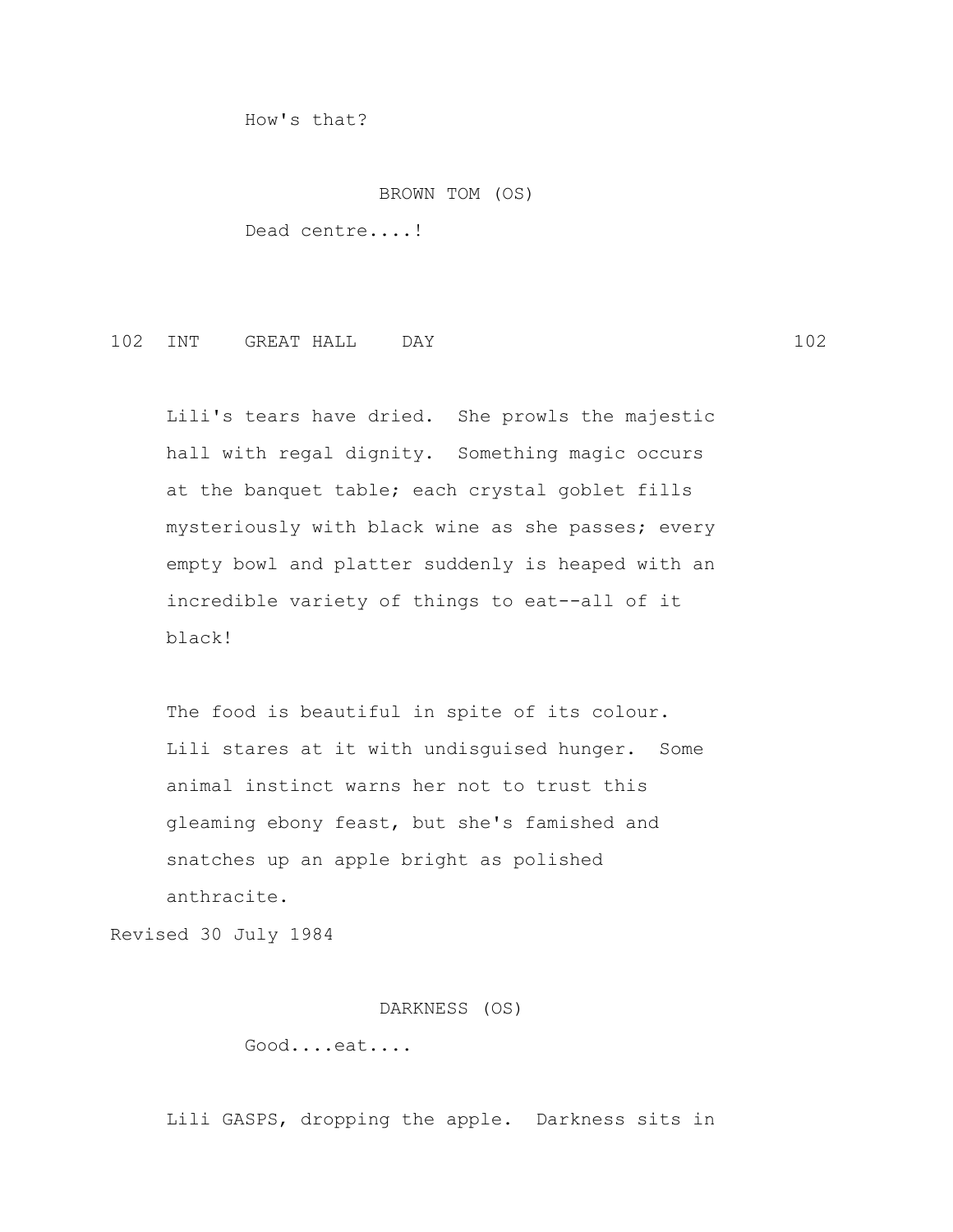How's that?

BROWN TOM (OS)

Dead centre....!

102 INT GREAT HALL DAY 102

Lili's tears have dried. She prowls the majestic hall with regal dignity. Something magic occurs at the banquet table; each crystal goblet fills mysteriously with black wine as she passes; every empty bowl and platter suddenly is heaped with an incredible variety of things to eat--all of it black!

The food is beautiful in spite of its colour. Lili stares at it with undisguised hunger. Some animal instinct warns her not to trust this gleaming ebony feast, but she's famished and snatches up an apple bright as polished anthracite.

Revised 30 July 1984

DARKNESS (OS)

Good....eat....

Lili GASPS, dropping the apple. Darkness sits in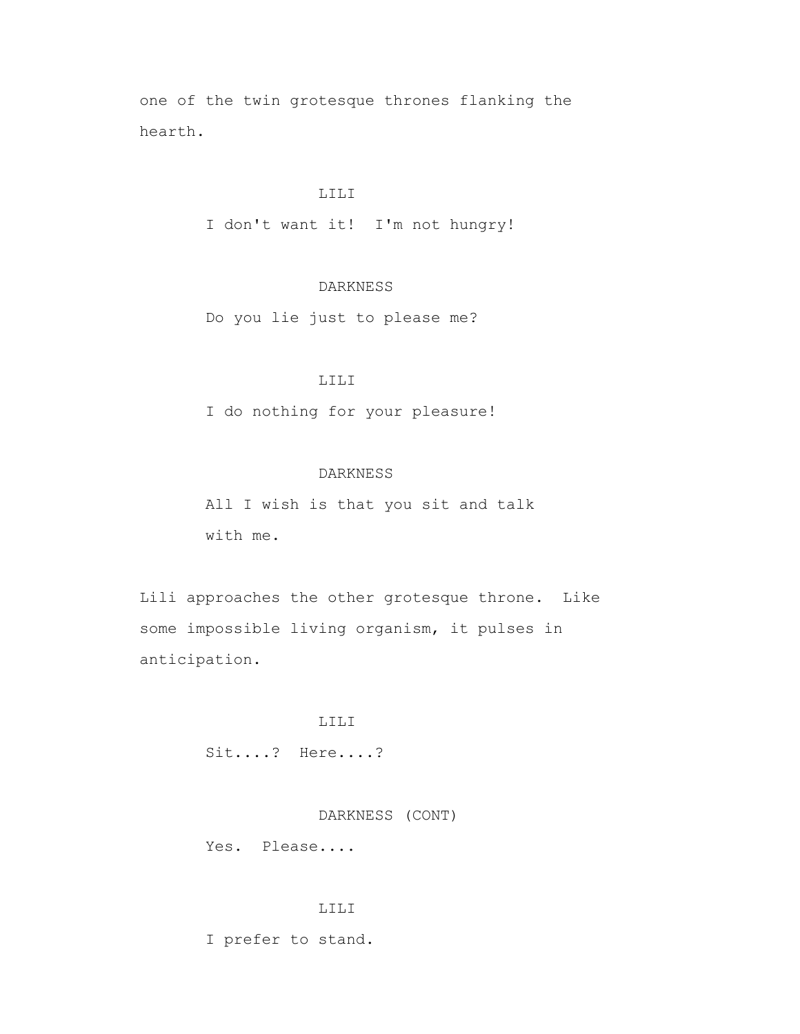one of the twin grotesque thrones flanking the hearth.

LILI

I don't want it!  I'm not hungry!

DARKNESS

Do you lie just to please me?

LILI

I do nothing for your pleasure!

DARKNESS

All I wish is that you sit and talk with me.

Lili approaches the other grotesque throne.  Like some impossible living organism, it pulses in anticipation.

LILI

Sit....?  Here....?

DARKNESS (CONT)

Yes.  Please....

LILI

I prefer to stand.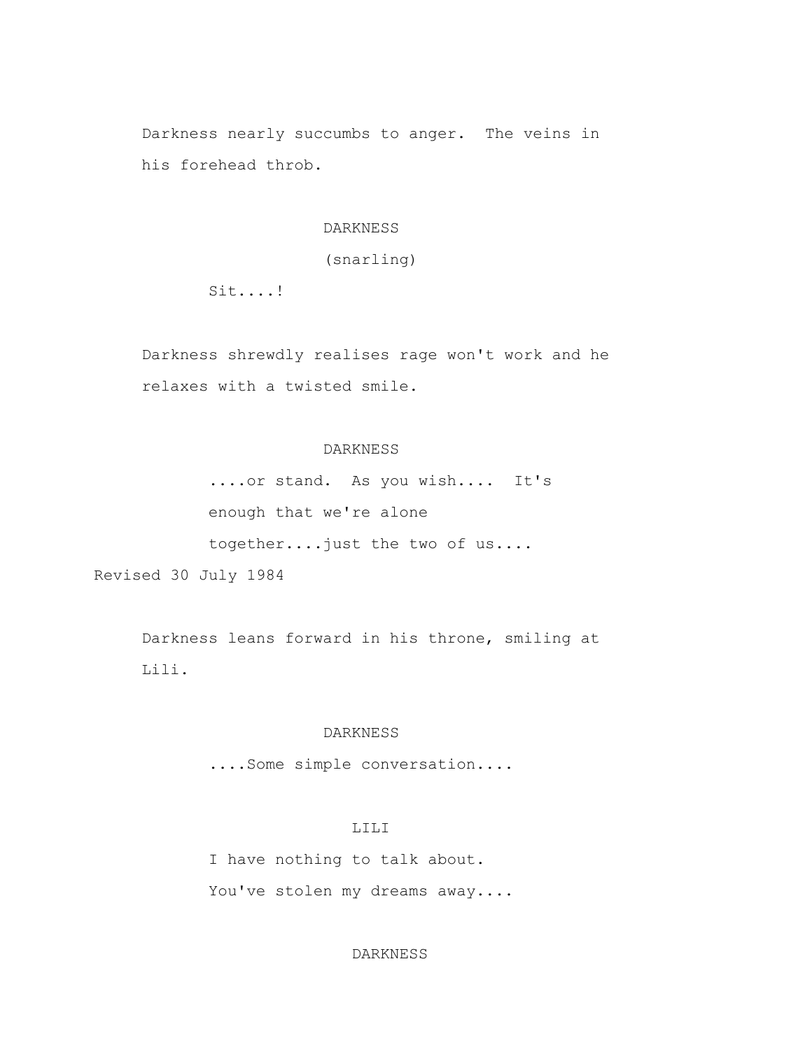Darkness nearly succumbs to anger. The veins in his forehead throb.

DARKNESS
(snarling)
Sit....!

Darkness shrewdly realises rage won't work and he relaxes with a twisted smile.

DARKNESS
....or stand. As you wish.... It's enough that we're alone together....just the two of us....

Revised 30 July 1984

Darkness leans forward in his throne, smiling at Lili.

DARKNESS
....Some simple conversation....

LILI
I have nothing to talk about. You've stolen my dreams away....

DARKNESS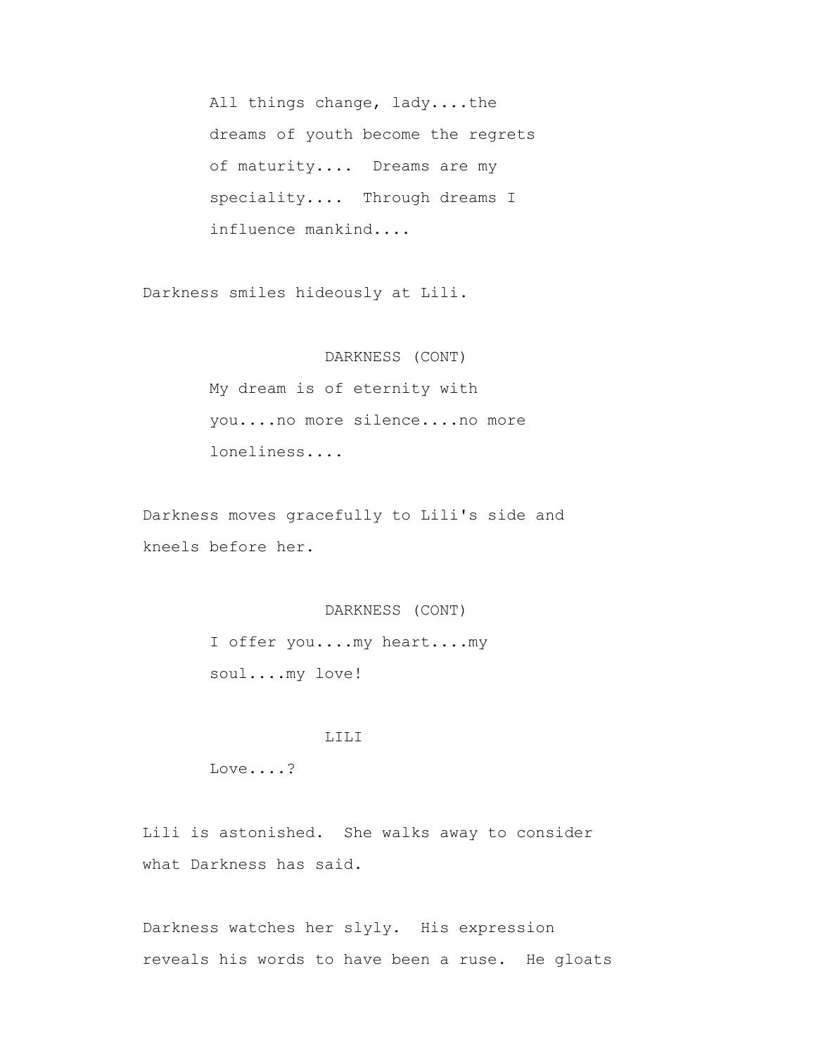All things change, lady....the dreams of youth become the regrets of maturity....  Dreams are my speciality....  Through dreams I influence mankind....

Darkness smiles hideously at Lili.

DARKNESS (CONT)

My dream is of eternity with you....no more silence....no more loneliness....

Darkness moves gracefully to Lili's side and kneels before her.

DARKNESS (CONT)

I offer you....my heart....my soul....my love!

LILI

Love....?

Lili is astonished.  She walks away to consider what Darkness has said.

Darkness watches her slyly.  His expression reveals his words to have been a ruse.  He gloats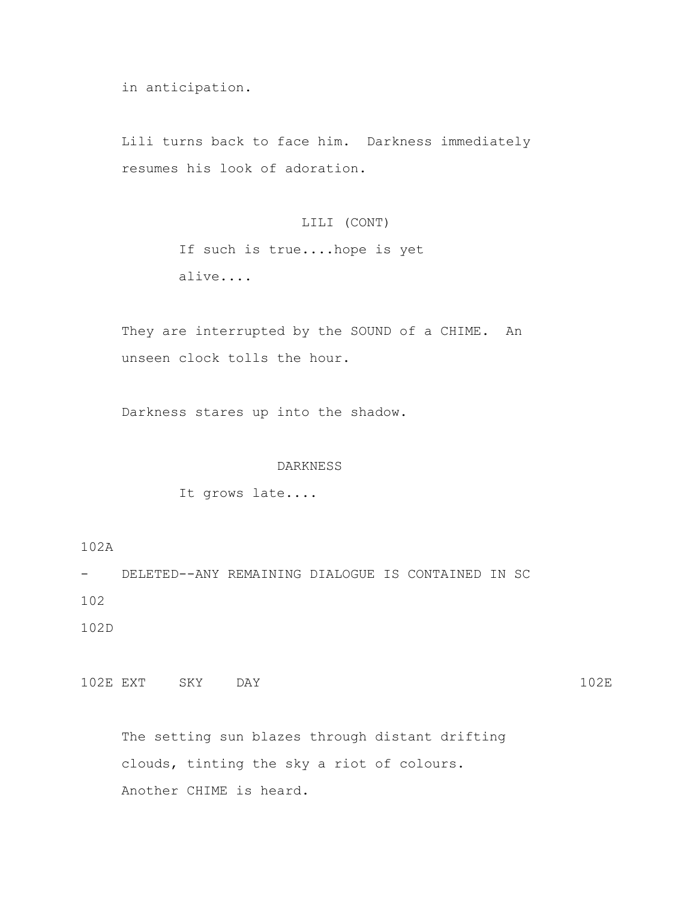in anticipation.

Lili turns back to face him. Darkness immediately resumes his look of adoration.

LILI (CONT)

If such is true....hope is yet alive....

They are interrupted by the SOUND of a CHIME. An unseen clock tolls the hour.

Darkness stares up into the shadow.

DARKNESS

It grows late....

102A

- DELETED--ANY REMAINING DIALOGUE IS CONTAINED IN SC 102

102D

102E EXT SKY DAY 102E

The setting sun blazes through distant drifting clouds, tinting the sky a riot of colours. Another CHIME is heard.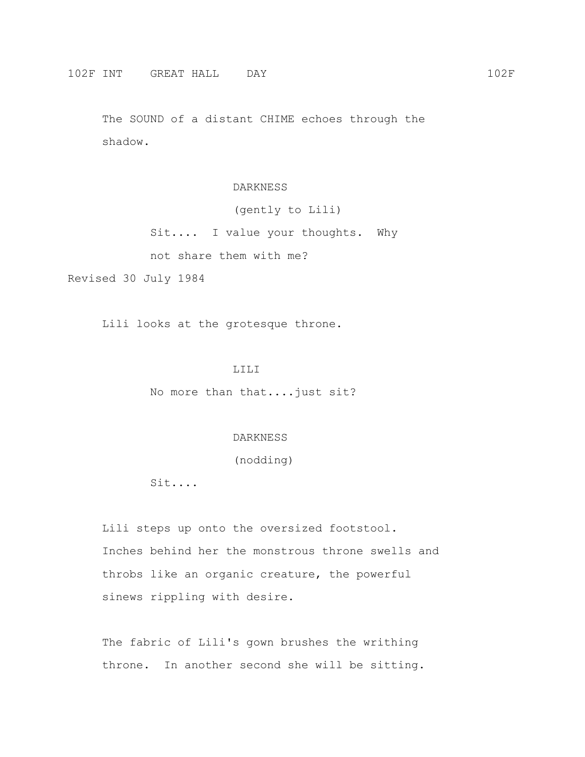102F INT GREAT HALL DAY 102F

The SOUND of a distant CHIME echoes through the shadow.

DARKNESS
(gently to Lili)
Sit.... I value your thoughts. Why not share them with me?

Revised 30 July 1984

Lili looks at the grotesque throne.

LILI
No more than that....just sit?

DARKNESS
(nodding)
Sit....

Lili steps up onto the oversized footstool. Inches behind her the monstrous throne swells and throbs like an organic creature, the powerful sinews rippling with desire.

The fabric of Lili's gown brushes the writhing throne. In another second she will be sitting.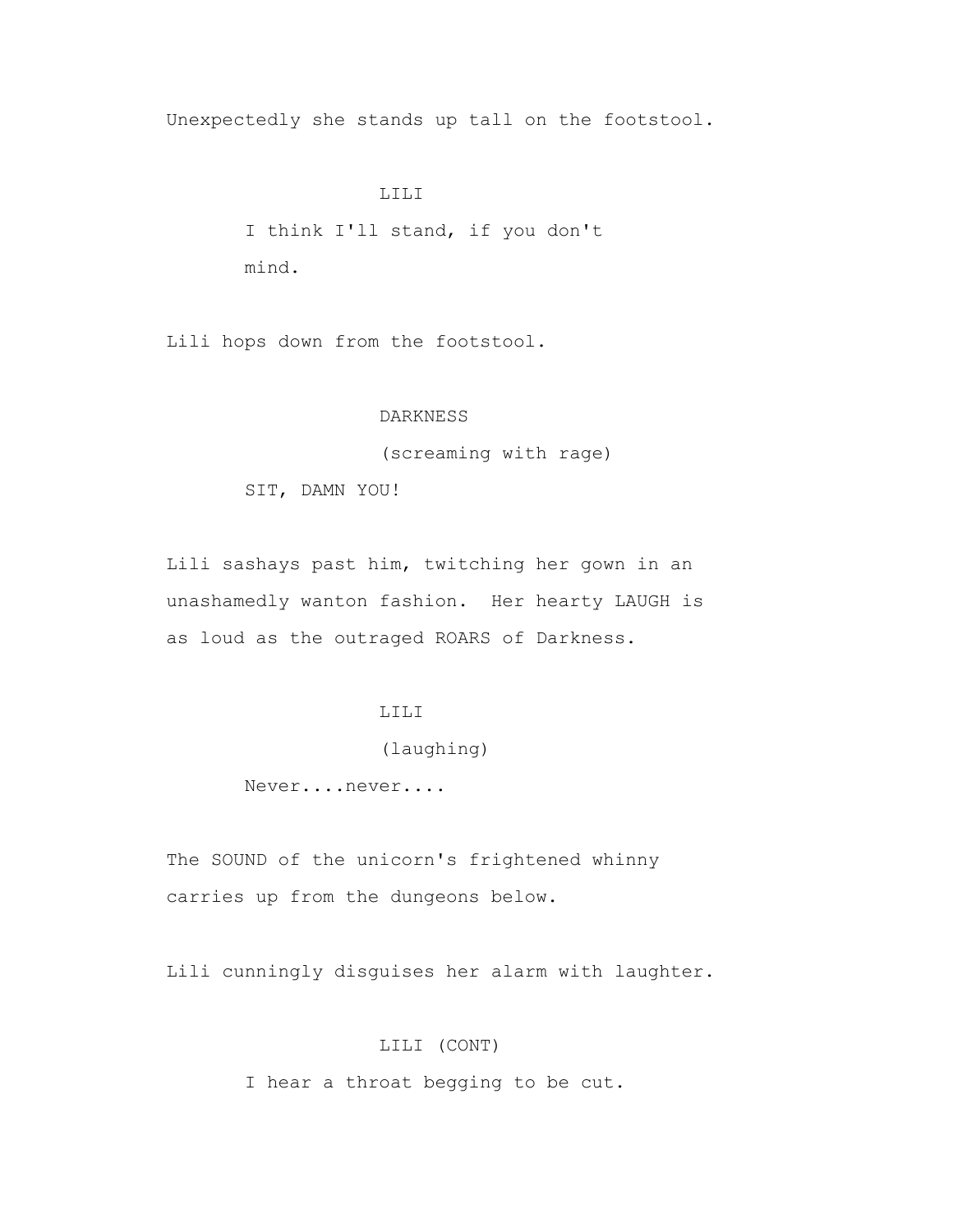Unexpectedly she stands up tall on the footstool.

LILI

I think I'll stand, if you don't mind.

Lili hops down from the footstool.

DARKNESS

(screaming with rage)

SIT, DAMN YOU!

Lili sashays past him, twitching her gown in an unashamedly wanton fashion. Her hearty LAUGH is as loud as the outraged ROARS of Darkness.

LILI

(laughing)

Never....never....

The SOUND of the unicorn's frightened whinny carries up from the dungeons below.

Lili cunningly disguises her alarm with laughter.

LILI (CONT)

I hear a throat begging to be cut.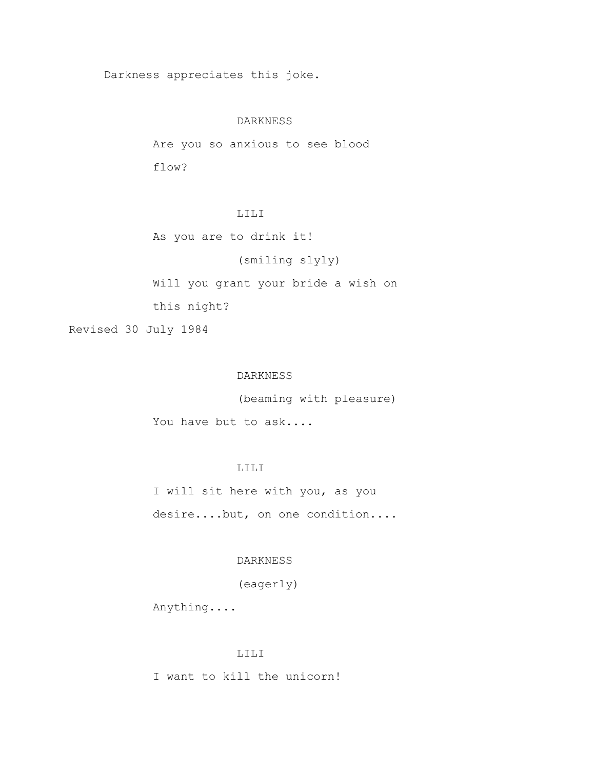Darkness appreciates this joke.

DARKNESS

Are you so anxious to see blood flow?

LILI

As you are to drink it!

(smiling slyly)

Will you grant your bride a wish on this night?

Revised 30 July 1984

DARKNESS

(beaming with pleasure)

You have but to ask....

LILI

I will sit here with you, as you desire....but, on one condition....

DARKNESS

(eagerly)

Anything....

LILI

I want to kill the unicorn!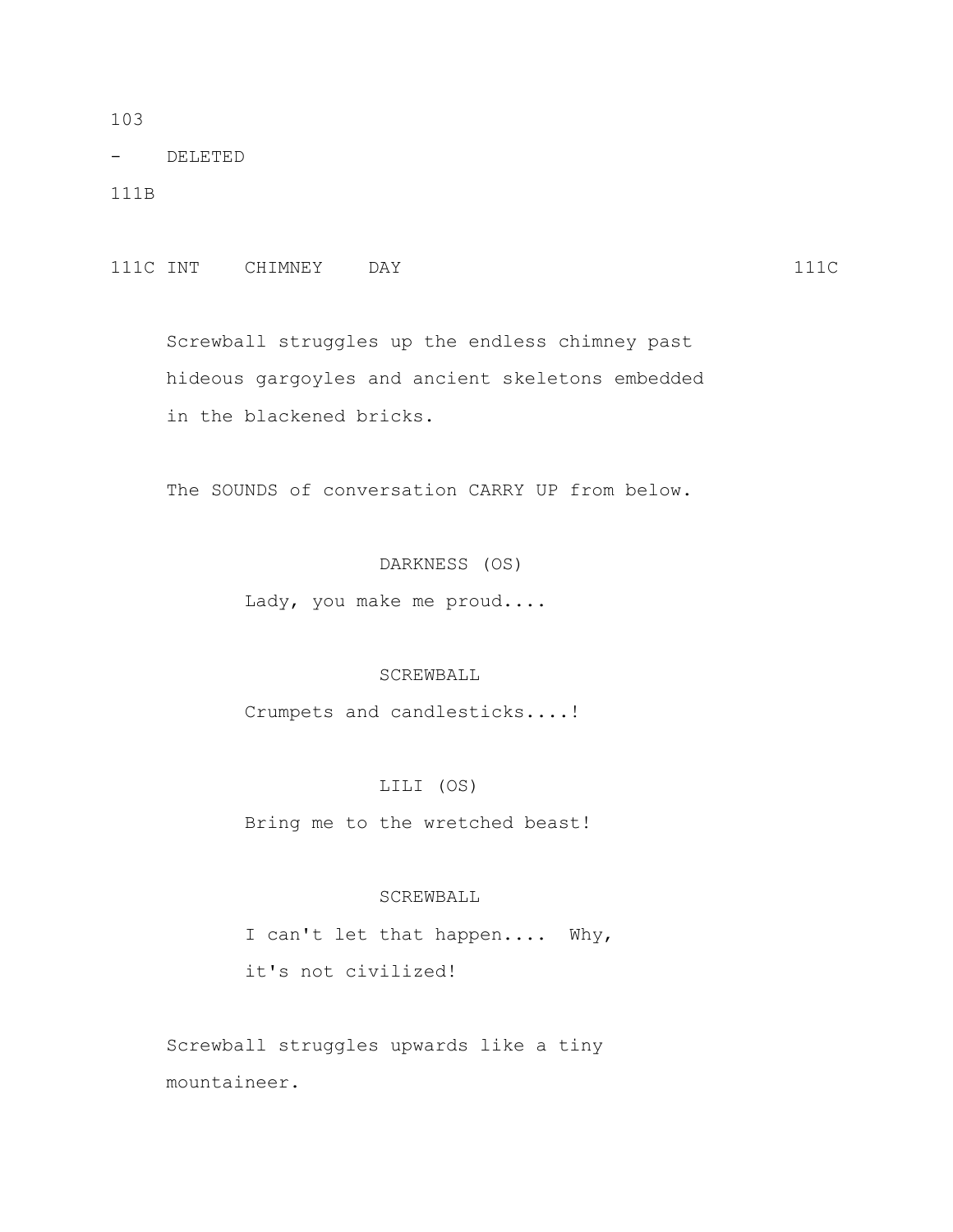103

\- DELETED

111B

111C INT CHIMNEY DAY 111C

Screwball struggles up the endless chimney past hideous gargoyles and ancient skeletons embedded in the blackened bricks.

The SOUNDS of conversation CARRY UP from below.

DARKNESS (OS)

Lady, you make me proud....

SCREWBALL

Crumpets and candlesticks....!

LILI (OS)

Bring me to the wretched beast!

SCREWBALL

I can't let that happen.... Why, it's not civilized!

Screwball struggles upwards like a tiny mountaineer.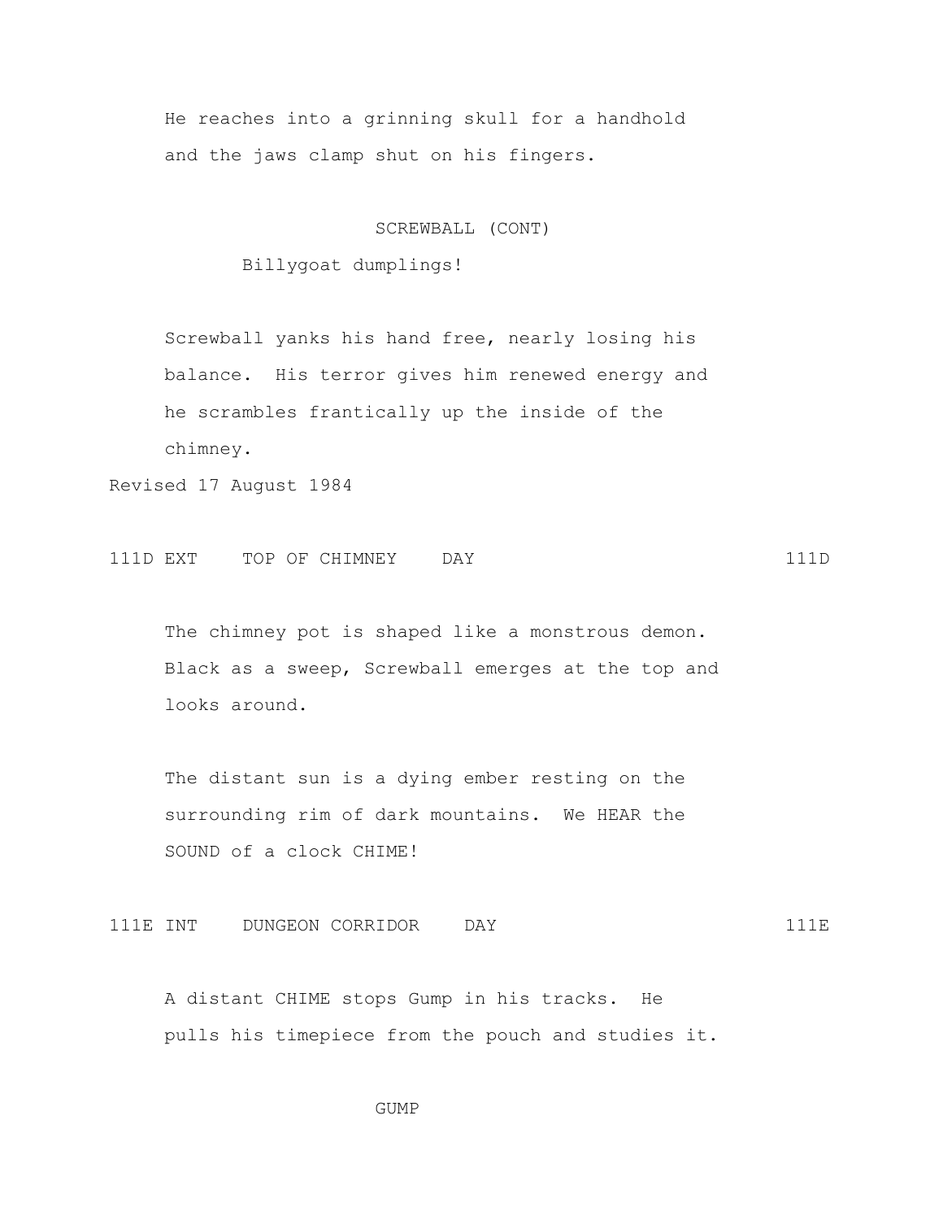He reaches into a grinning skull for a handhold and the jaws clamp shut on his fingers.

SCREWBALL (CONT)

Billygoat dumplings!

Screwball yanks his hand free, nearly losing his balance. His terror gives him renewed energy and he scrambles frantically up the inside of the chimney.

Revised 17 August 1984

111D EXT TOP OF CHIMNEY DAY 111D

The chimney pot is shaped like a monstrous demon. Black as a sweep, Screwball emerges at the top and looks around.

The distant sun is a dying ember resting on the surrounding rim of dark mountains. We HEAR the SOUND of a clock CHIME!

111E INT DUNGEON CORRIDOR DAY 111E

A distant CHIME stops Gump in his tracks. He pulls his timepiece from the pouch and studies it.

GUMP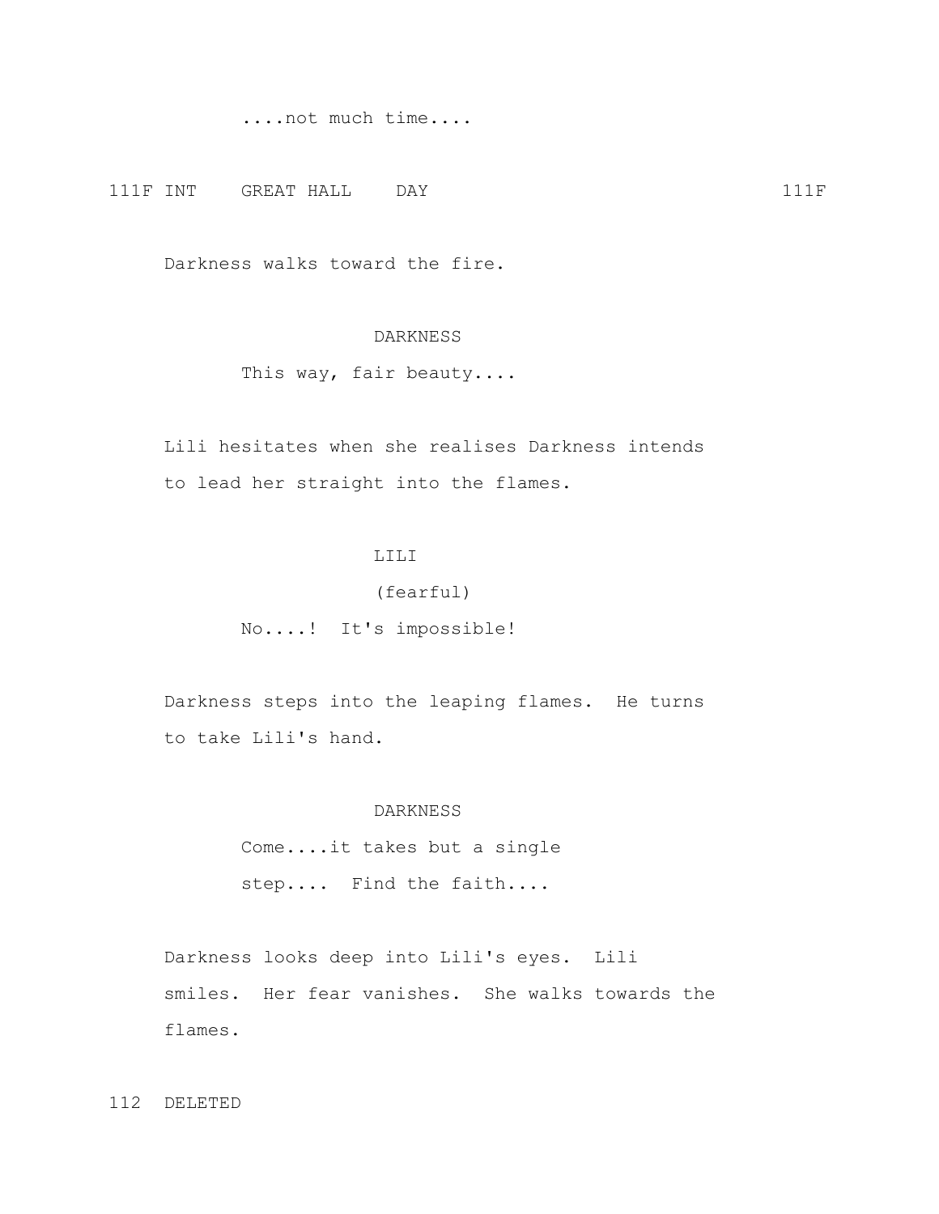....not much time....

111F INT    GREAT HALL    DAY                                    111F

Darkness walks toward the fire.

DARKNESS

This way, fair beauty....

Lili hesitates when she realises Darkness intends to lead her straight into the flames.

LILI

(fearful)

No....!  It's impossible!

Darkness steps into the leaping flames.  He turns to take Lili's hand.

DARKNESS

Come....it takes but a single step....  Find the faith....

Darkness looks deep into Lili's eyes.  Lili smiles.  Her fear vanishes.  She walks towards the flames.

112  DELETED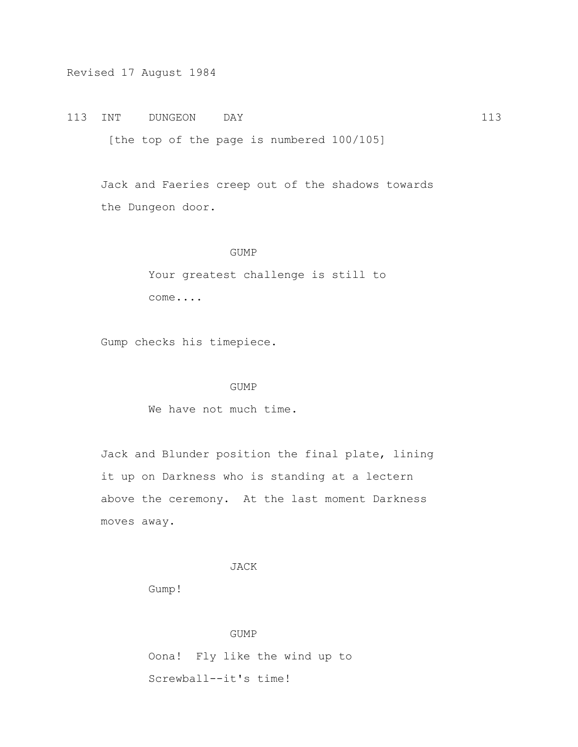Revised 17 August 1984

113 INT DUNGEON DAY 113

[the top of the page is numbered 100/105]

Jack and Faeries creep out of the shadows towards the Dungeon door.

GUMP

Your greatest challenge is still to come....

Gump checks his timepiece.

GUMP

We have not much time.

Jack and Blunder position the final plate, lining it up on Darkness who is standing at a lectern above the ceremony. At the last moment Darkness moves away.

JACK

Gump!

GUMP

Oona! Fly like the wind up to Screwball--it's time!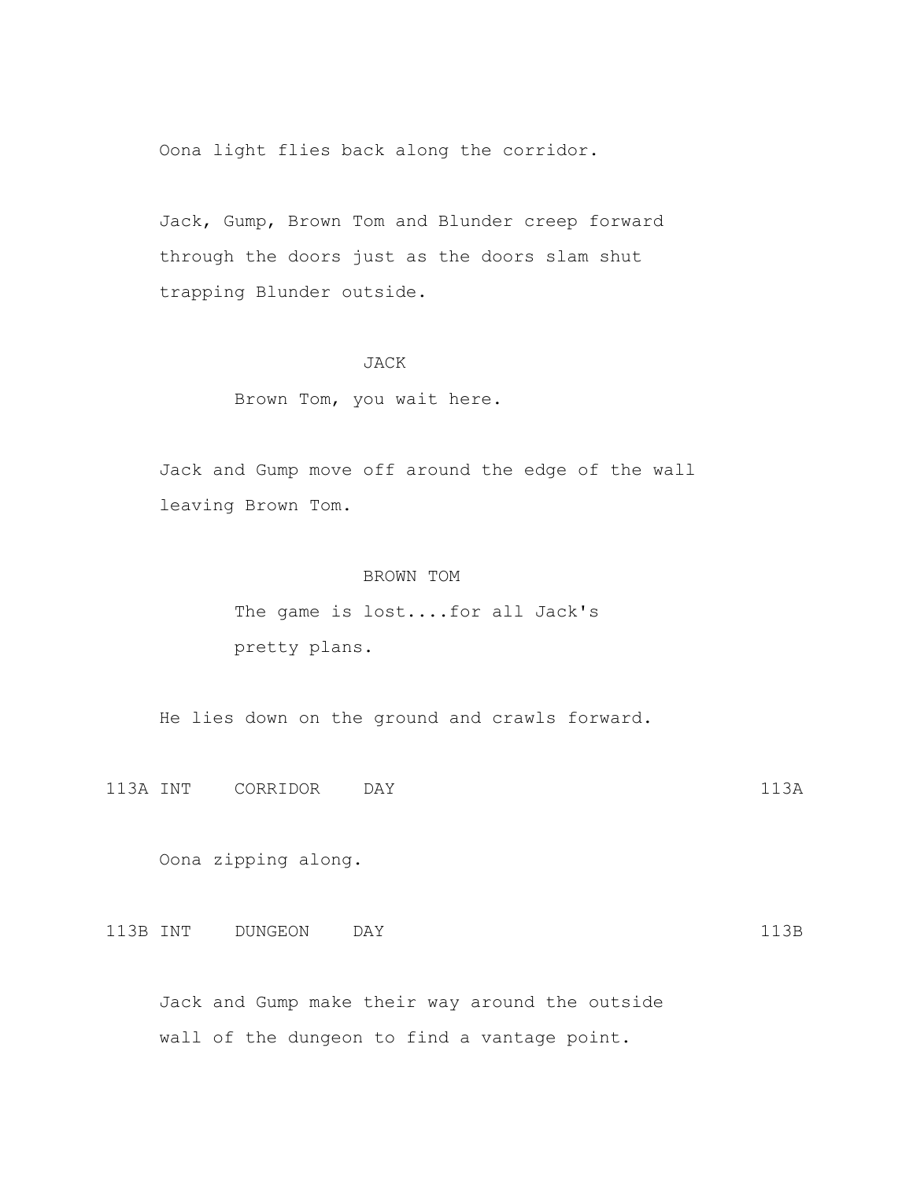Oona light flies back along the corridor.

Jack, Gump, Brown Tom and Blunder creep forward through the doors just as the doors slam shut trapping Blunder outside.

JACK

Brown Tom, you wait here.

Jack and Gump move off around the edge of the wall leaving Brown Tom.

BROWN TOM

The game is lost....for all Jack's pretty plans.

He lies down on the ground and crawls forward.

113A INT CORRIDOR DAY 113A

Oona zipping along.

113B INT DUNGEON DAY 113B

Jack and Gump make their way around the outside wall of the dungeon to find a vantage point.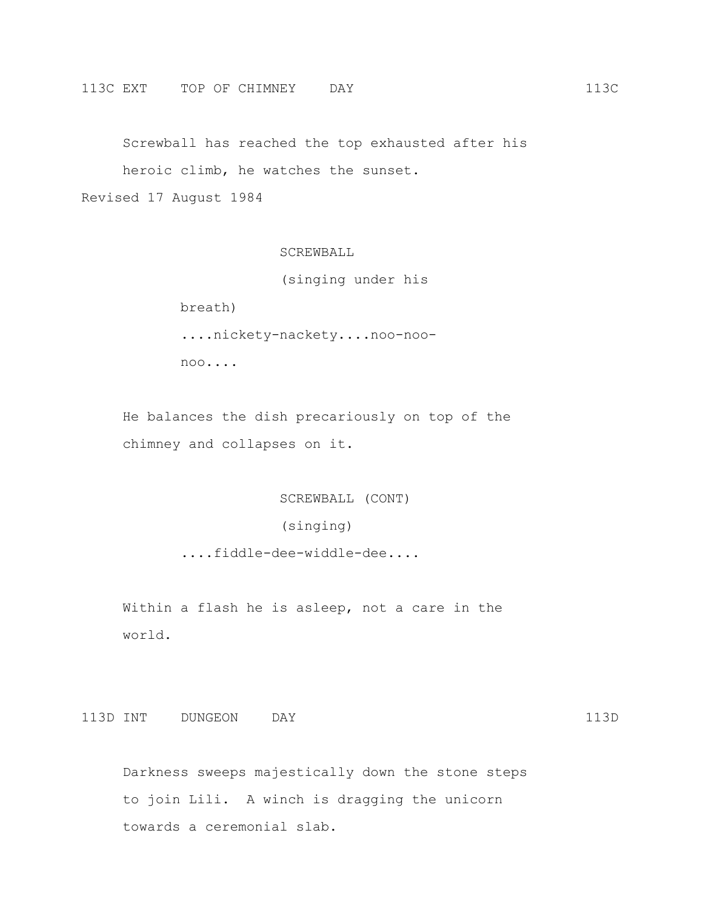113C EXT    TOP OF CHIMNEY    DAY                                    113C

Screwball has reached the top exhausted after his heroic climb, he watches the sunset.

Revised 17 August 1984

SCREWBALL
(singing under his breath)
....nickety-nackety....noo-noo-noo....

He balances the dish precariously on top of the chimney and collapses on it.

SCREWBALL (CONT)
(singing)
....fiddle-dee-widdle-dee....

Within a flash he is asleep, not a care in the world.

113D INT    DUNGEON    DAY                                    113D

Darkness sweeps majestically down the stone steps to join Lili.  A winch is dragging the unicorn towards a ceremonial slab.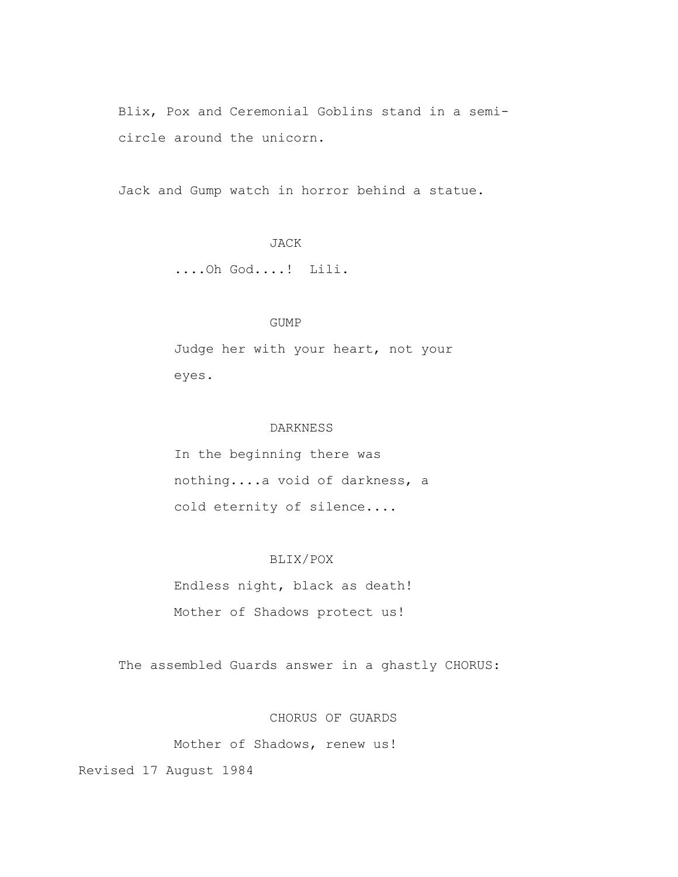Blix, Pox and Ceremonial Goblins stand in a semi-circle around the unicorn.

Jack and Gump watch in horror behind a statue.

JACK

....Oh God....!  Lili.

GUMP

Judge her with your heart, not your eyes.

DARKNESS

In the beginning there was nothing....a void of darkness, a cold eternity of silence....

BLIX/POX

Endless night, black as death!
Mother of Shadows protect us!

The assembled Guards answer in a ghastly CHORUS:

CHORUS OF GUARDS

Mother of Shadows, renew us!

Revised 17 August 1984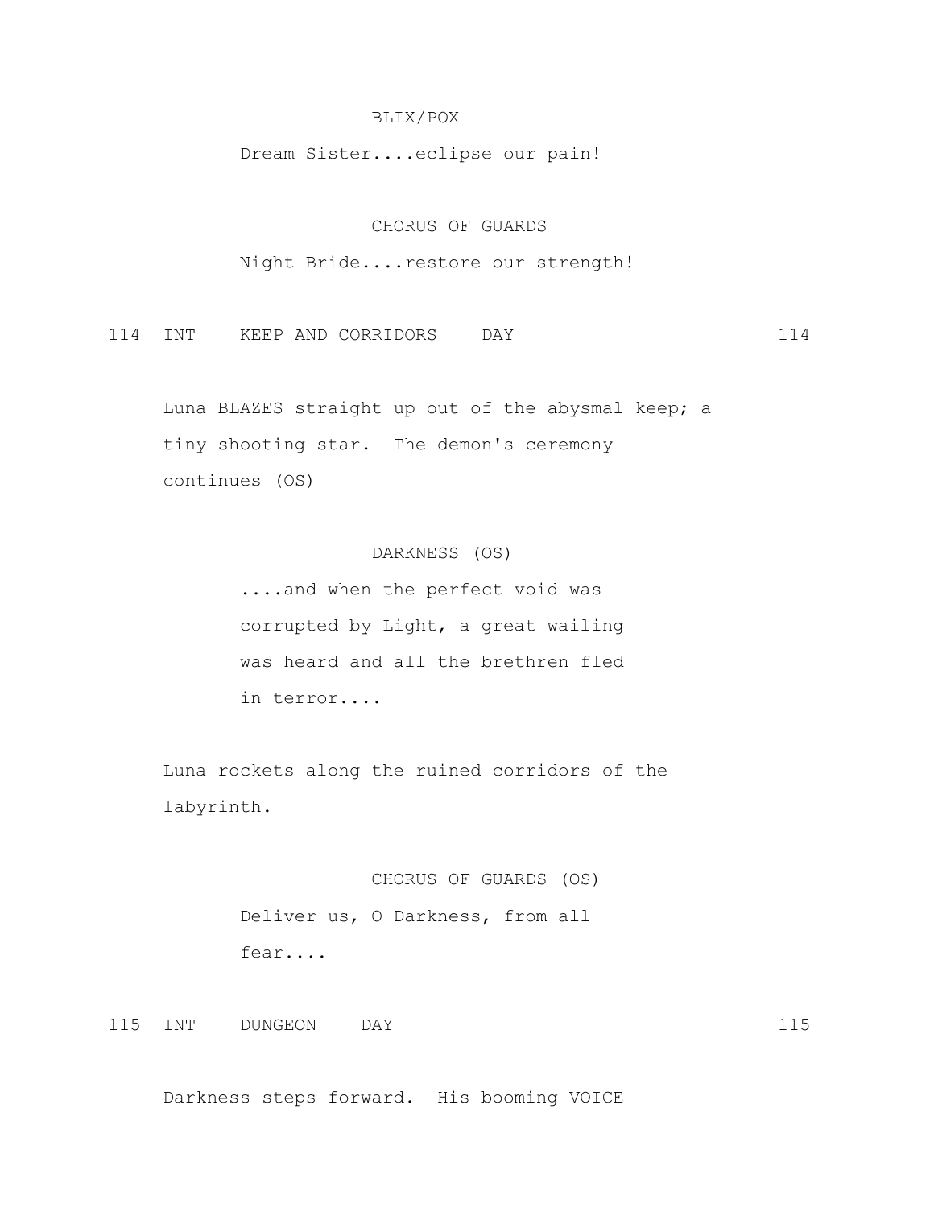BLIX/POX

Dream Sister....eclipse our pain!

CHORUS OF GUARDS

Night Bride....restore our strength!

114 INT KEEP AND CORRIDORS DAY 114

Luna BLAZES straight up out of the abysmal keep; a tiny shooting star. The demon's ceremony continues (OS)

DARKNESS (OS)

....and when the perfect void was corrupted by Light, a great wailing was heard and all the brethren fled in terror....

Luna rockets along the ruined corridors of the labyrinth.

CHORUS OF GUARDS (OS)

Deliver us, O Darkness, from all fear....

115 INT DUNGEON DAY 115

Darkness steps forward. His booming VOICE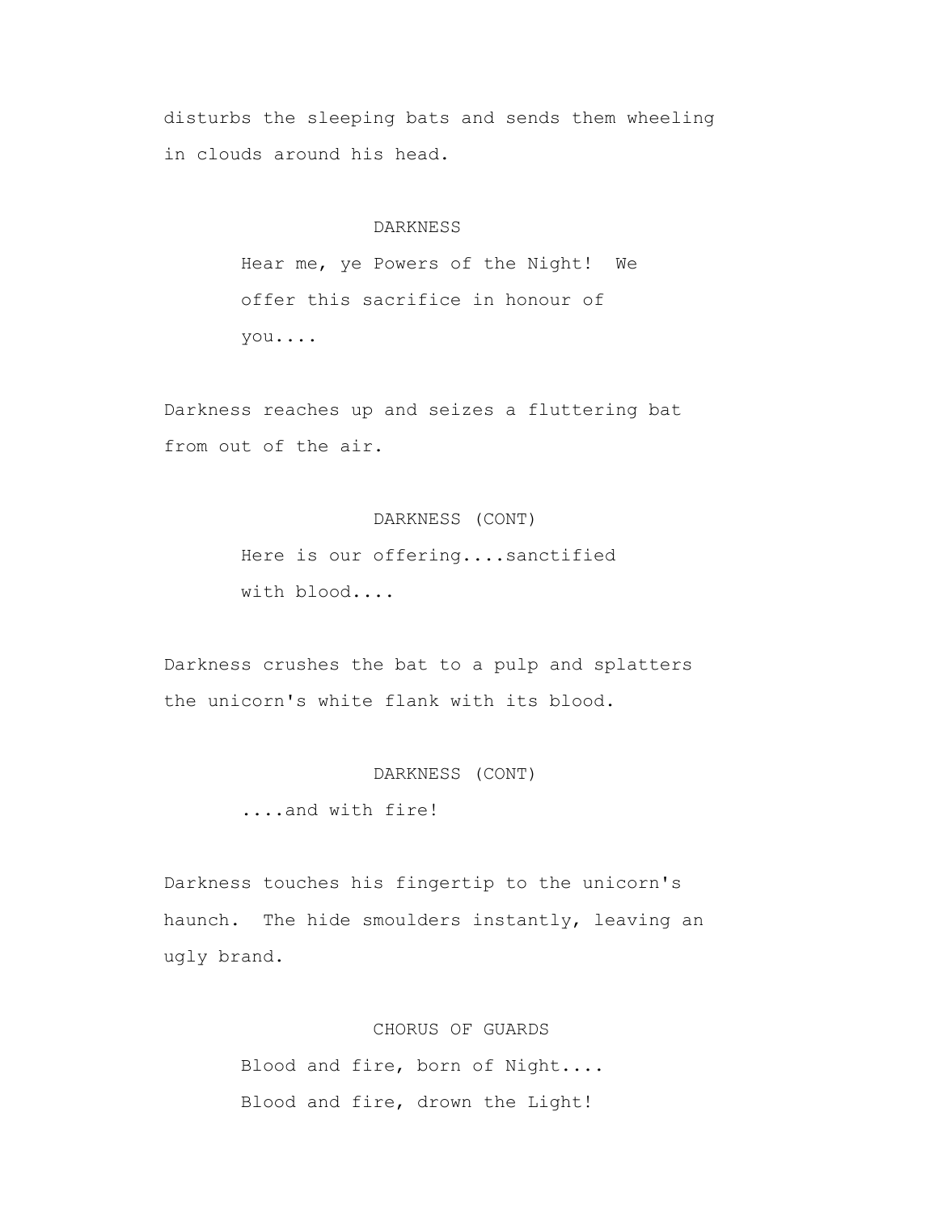disturbs the sleeping bats and sends them wheeling in clouds around his head.

DARKNESS

Hear me, ye Powers of the Night! We offer this sacrifice in honour of you....

Darkness reaches up and seizes a fluttering bat from out of the air.

DARKNESS (CONT)

Here is our offering....sanctified with blood....

Darkness crushes the bat to a pulp and splatters the unicorn's white flank with its blood.

DARKNESS (CONT)

....and with fire!

Darkness touches his fingertip to the unicorn's haunch. The hide smoulders instantly, leaving an ugly brand.

CHORUS OF GUARDS

Blood and fire, born of Night....
Blood and fire, drown the Light!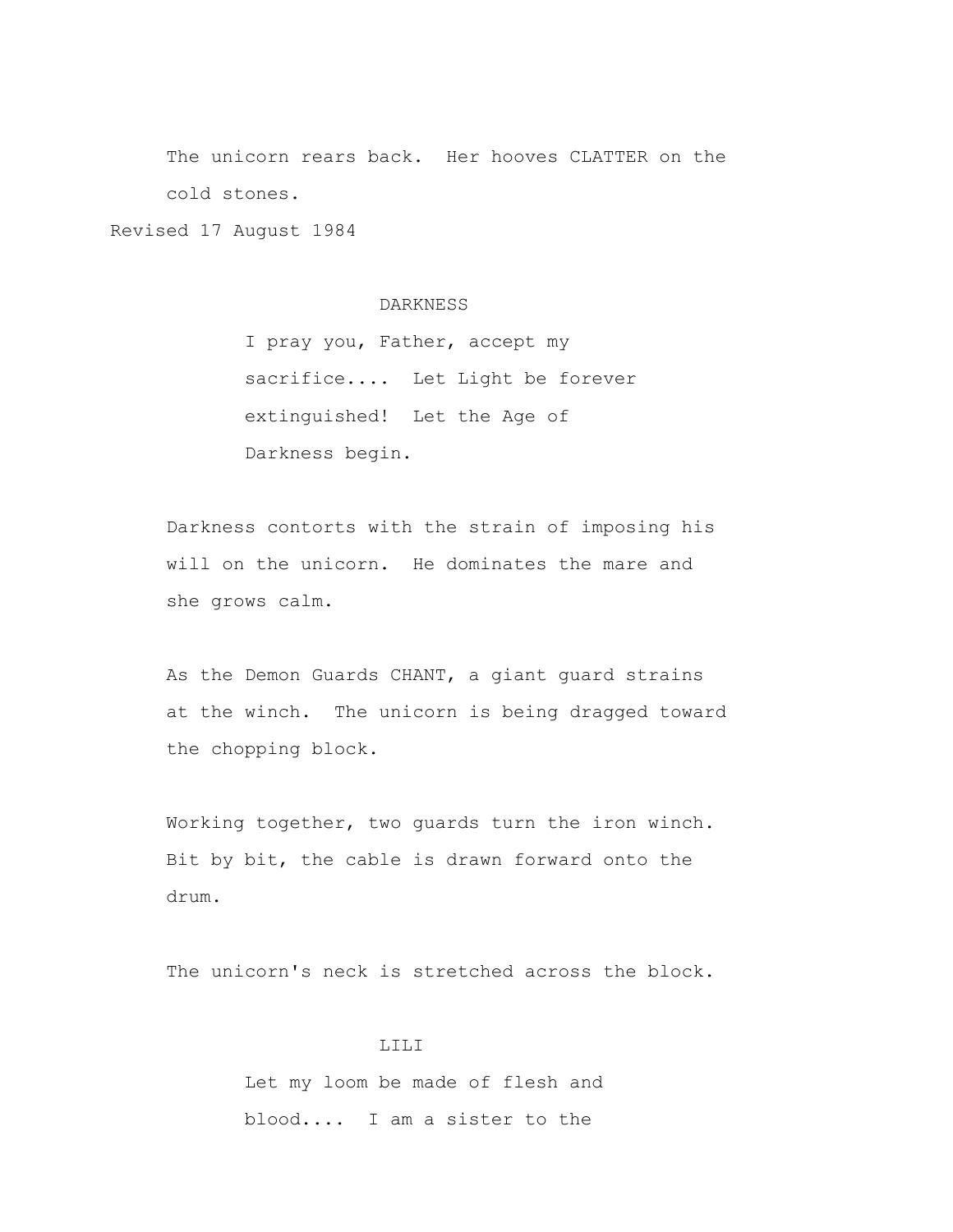The unicorn rears back. Her hooves CLATTER on the cold stones.

Revised 17 August 1984

DARKNESS

I pray you, Father, accept my sacrifice.... Let Light be forever extinguished! Let the Age of Darkness begin.

Darkness contorts with the strain of imposing his will on the unicorn. He dominates the mare and she grows calm.

As the Demon Guards CHANT, a giant guard strains at the winch. The unicorn is being dragged toward the chopping block.

Working together, two guards turn the iron winch. Bit by bit, the cable is drawn forward onto the drum.

The unicorn's neck is stretched across the block.

LILI

Let my loom be made of flesh and blood.... I am a sister to the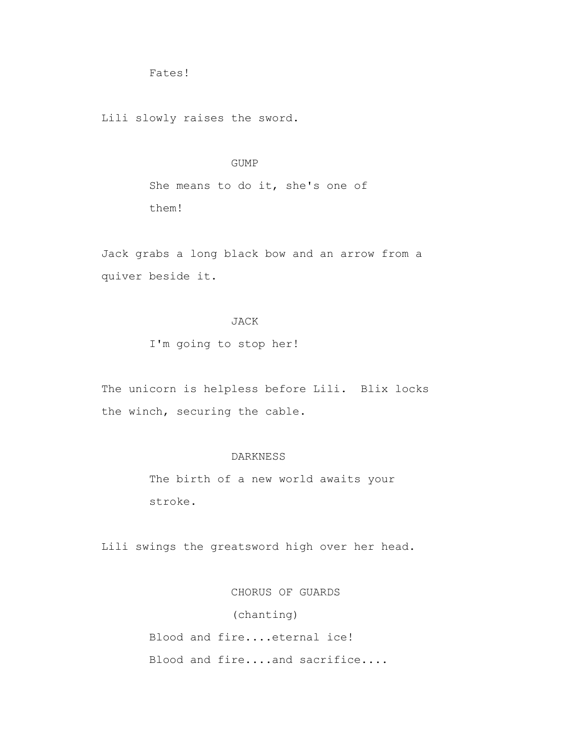Fates!

Lili slowly raises the sword.

GUMP

She means to do it, she's one of
them!

Jack grabs a long black bow and an arrow from a quiver beside it.

JACK

I'm going to stop her!

The unicorn is helpless before Lili.  Blix locks the winch, securing the cable.

DARKNESS

The birth of a new world awaits your
stroke.

Lili swings the greatsword high over her head.

CHORUS OF GUARDS

(chanting)

Blood and fire....eternal ice!
Blood and fire....and sacrifice....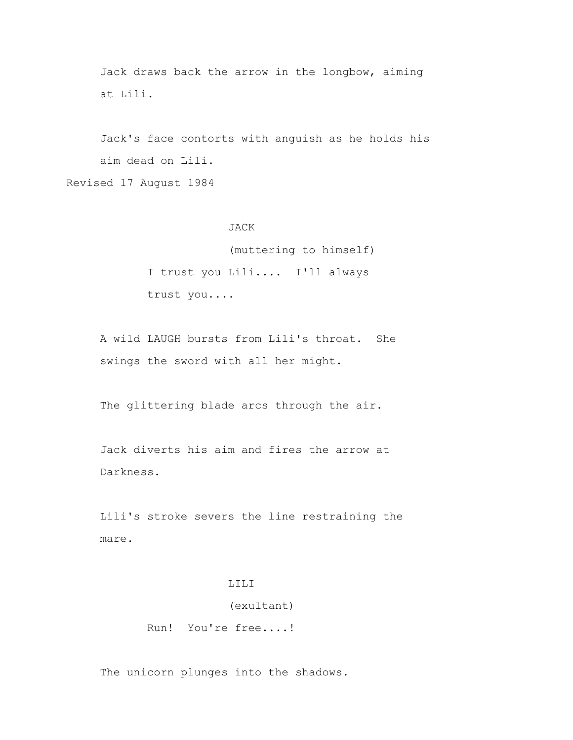Jack draws back the arrow in the longbow, aiming at Lili.

Jack's face contorts with anguish as he holds his aim dead on Lili.

Revised 17 August 1984

JACK
(muttering to himself)
I trust you Lili.... I'll always trust you....

A wild LAUGH bursts from Lili's throat. She swings the sword with all her might.

The glittering blade arcs through the air.

Jack diverts his aim and fires the arrow at Darkness.

Lili's stroke severs the line restraining the mare.

LILI
(exultant)
Run! You're free....!

The unicorn plunges into the shadows.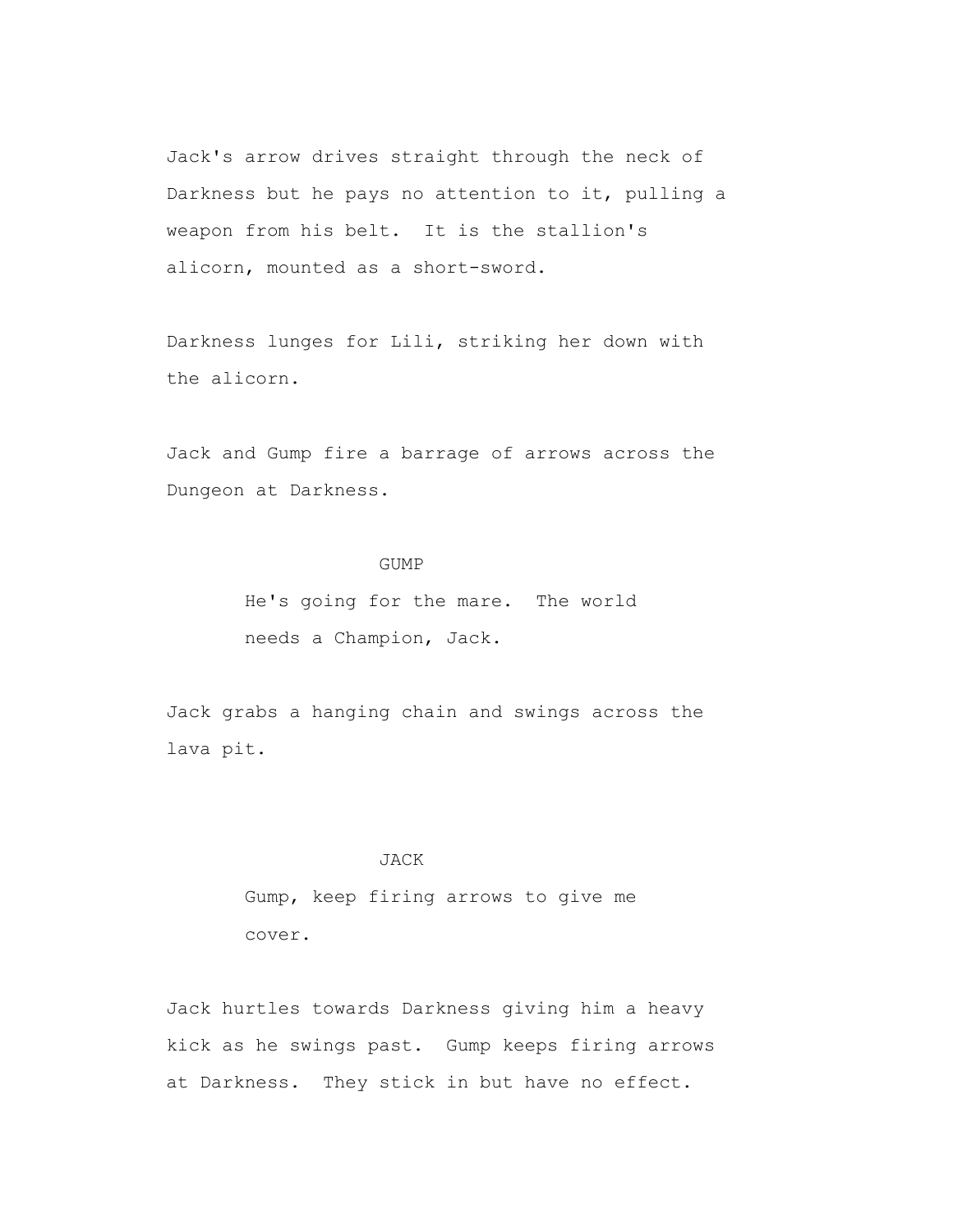Jack's arrow drives straight through the neck of Darkness but he pays no attention to it, pulling a weapon from his belt. It is the stallion's alicorn, mounted as a short-sword.

Darkness lunges for Lili, striking her down with the alicorn.

Jack and Gump fire a barrage of arrows across the Dungeon at Darkness.

GUMP

He's going for the mare. The world needs a Champion, Jack.

Jack grabs a hanging chain and swings across the lava pit.

JACK

Gump, keep firing arrows to give me cover.

Jack hurtles towards Darkness giving him a heavy kick as he swings past. Gump keeps firing arrows at Darkness. They stick in but have no effect.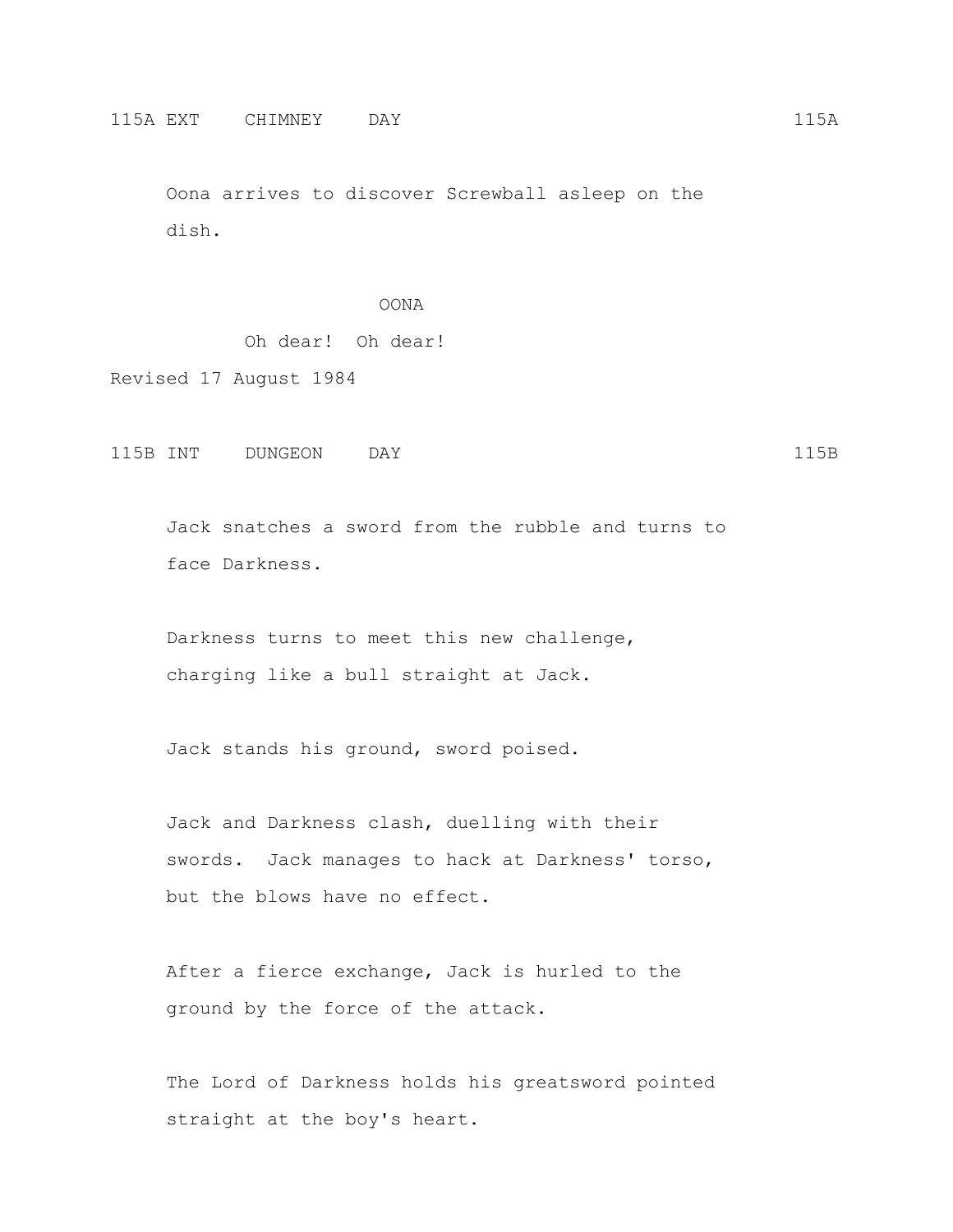115A EXT    CHIMNEY    DAY                                    115A

Oona arrives to discover Screwball asleep on the dish.

OONA

Oh dear!  Oh dear!

Revised 17 August 1984

115B INT    DUNGEON    DAY                                    115B

Jack snatches a sword from the rubble and turns to face Darkness.

Darkness turns to meet this new challenge, charging like a bull straight at Jack.

Jack stands his ground, sword poised.

Jack and Darkness clash, duelling with their swords.  Jack manages to hack at Darkness' torso, but the blows have no effect.

After a fierce exchange, Jack is hurled to the ground by the force of the attack.

The Lord of Darkness holds his greatsword pointed straight at the boy's heart.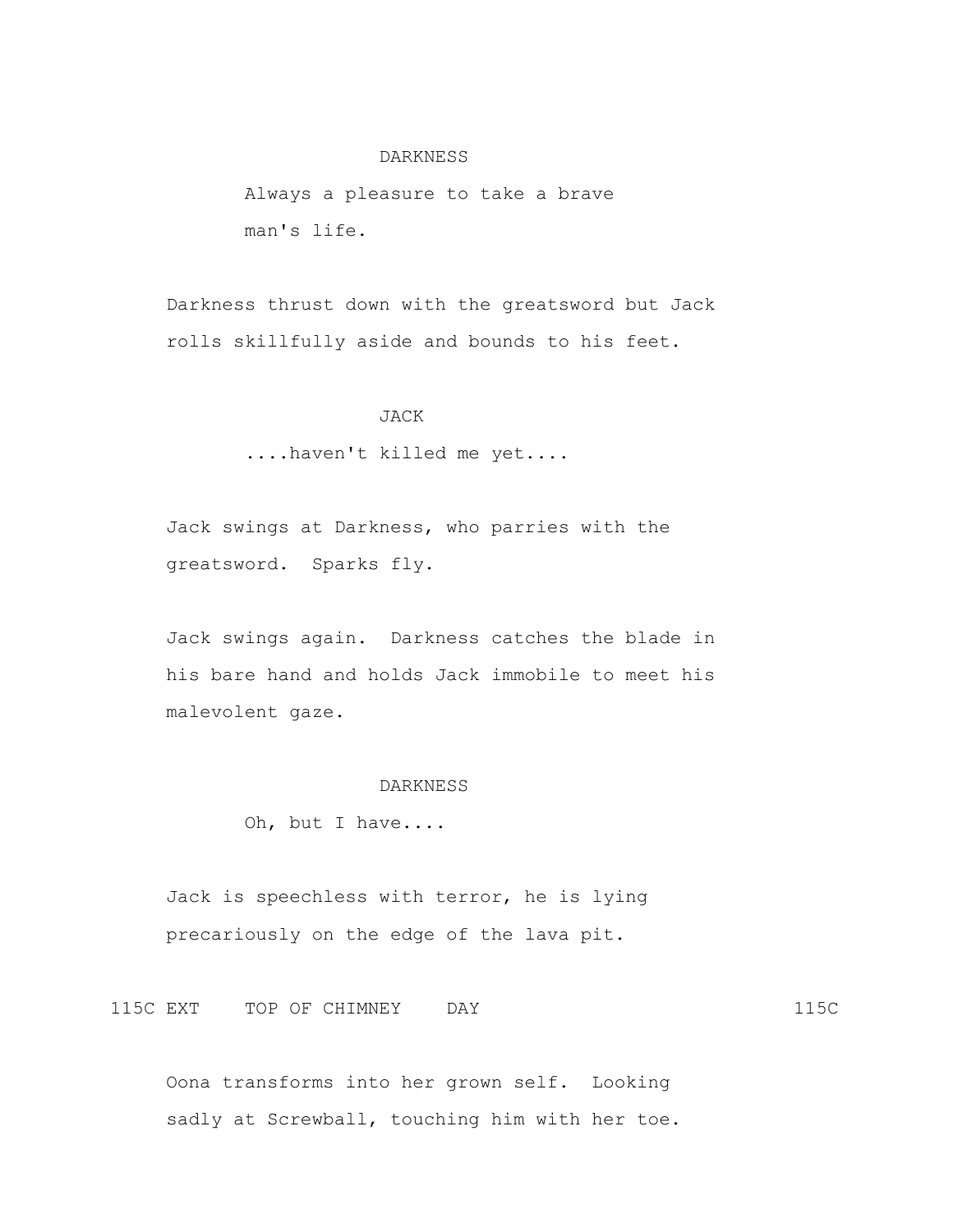DARKNESS

Always a pleasure to take a brave man's life.

Darkness thrust down with the greatsword but Jack rolls skillfully aside and bounds to his feet.

JACK

....haven't killed me yet....

Jack swings at Darkness, who parries with the greatsword. Sparks fly.

Jack swings again. Darkness catches the blade in his bare hand and holds Jack immobile to meet his malevolent gaze.

DARKNESS

Oh, but I have....

Jack is speechless with terror, he is lying precariously on the edge of the lava pit.

115C EXT TOP OF CHIMNEY DAY 115C

Oona transforms into her grown self. Looking sadly at Screwball, touching him with her toe.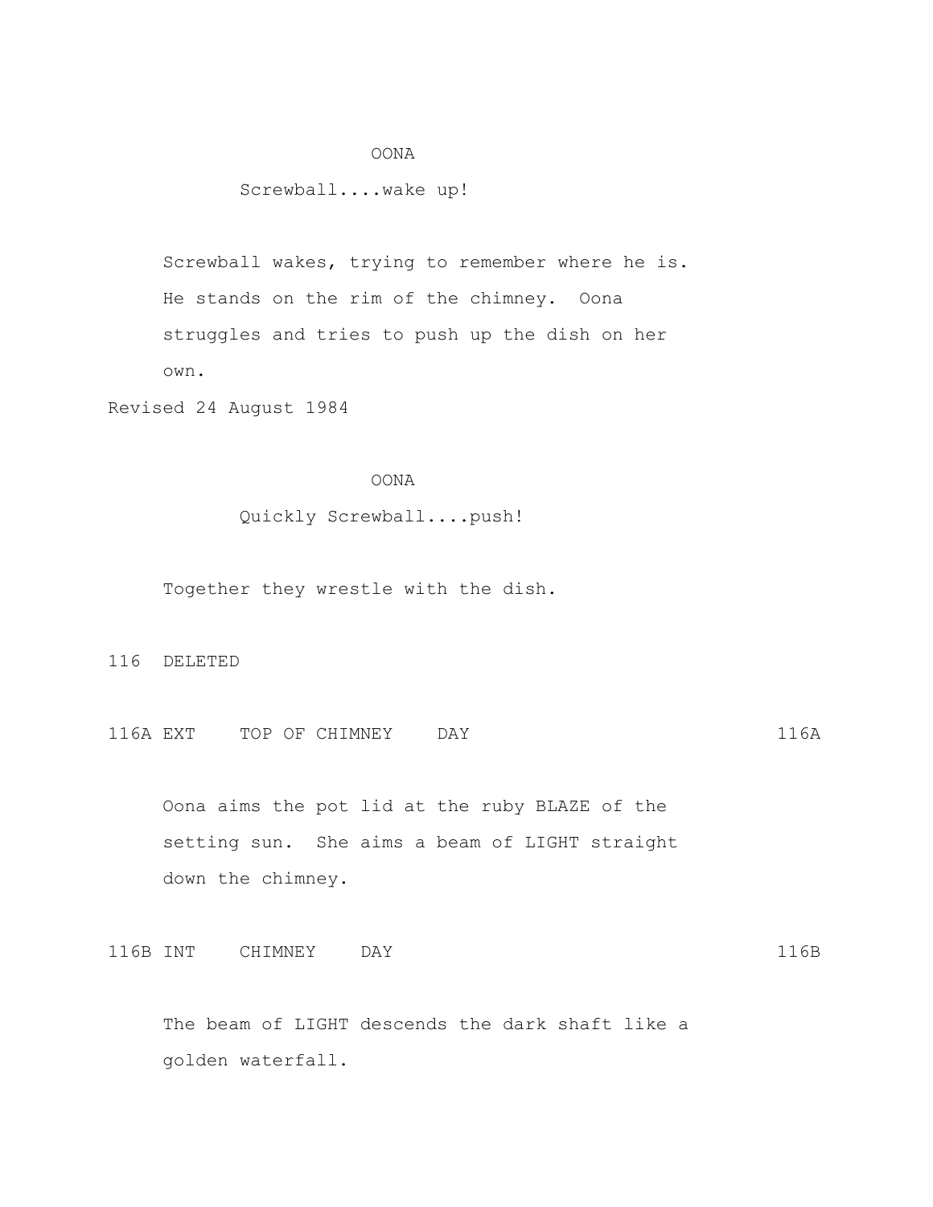OONA

Screwball....wake up!

Screwball wakes, trying to remember where he is. He stands on the rim of the chimney. Oona struggles and tries to push up the dish on her own.

Revised 24 August 1984

OONA

Quickly Screwball....push!

Together they wrestle with the dish.

116 DELETED

116A EXT TOP OF CHIMNEY DAY 116A

Oona aims the pot lid at the ruby BLAZE of the setting sun. She aims a beam of LIGHT straight down the chimney.

116B INT CHIMNEY DAY 116B

The beam of LIGHT descends the dark shaft like a golden waterfall.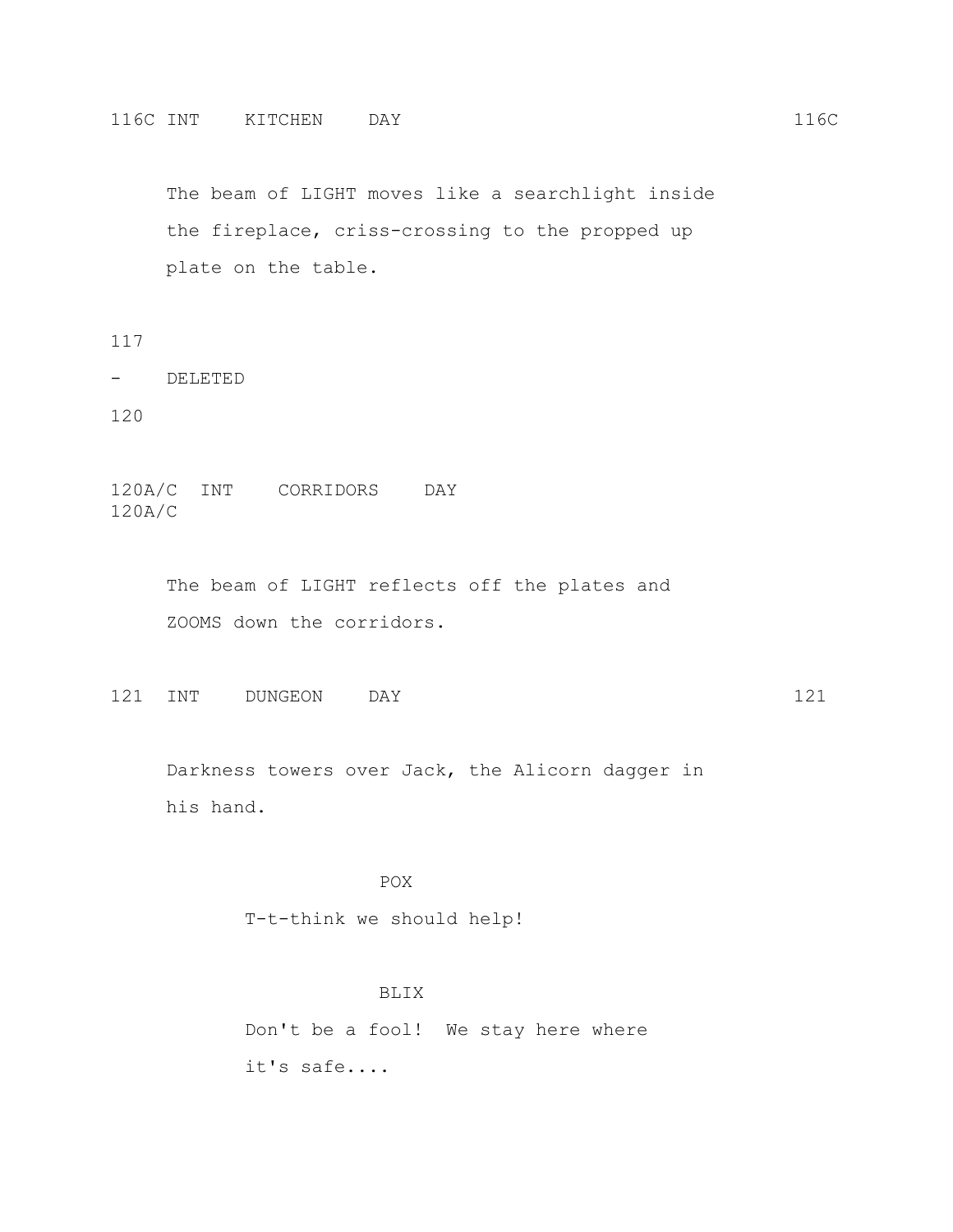116C INT KITCHEN DAY 116C

The beam of LIGHT moves like a searchlight inside the fireplace, criss-crossing to the propped up plate on the table.

117
- DELETED
120

120A/C INT CORRIDORS DAY
120A/C

The beam of LIGHT reflects off the plates and ZOOMS down the corridors.

121 INT DUNGEON DAY 121

Darkness towers over Jack, the Alicorn dagger in his hand.

POX

T-t-think we should help!

BLIX

Don't be a fool! We stay here where it's safe....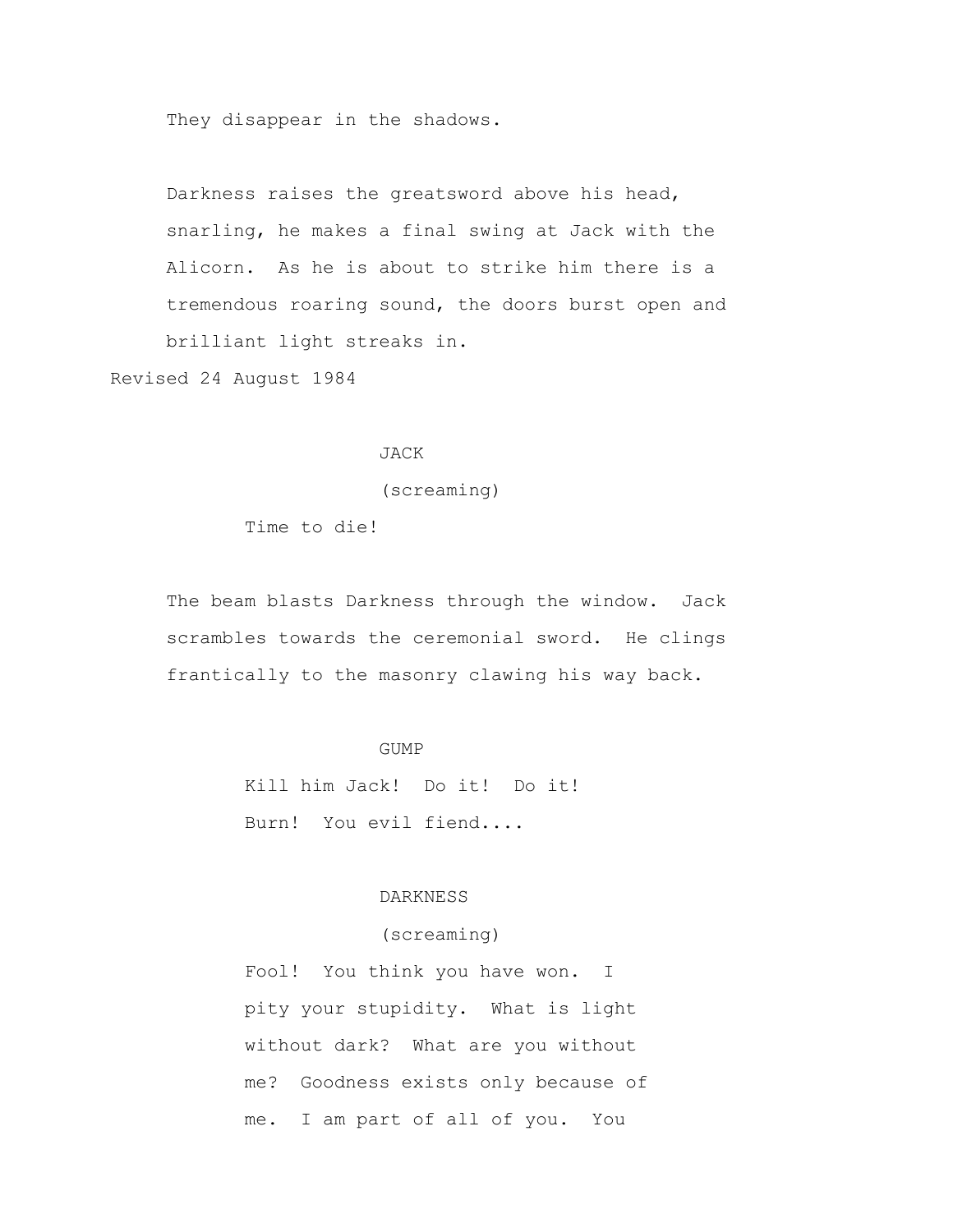They disappear in the shadows.

Darkness raises the greatsword above his head, snarling, he makes a final swing at Jack with the Alicorn. As he is about to strike him there is a tremendous roaring sound, the doors burst open and brilliant light streaks in.

Revised 24 August 1984

JACK
(screaming)
Time to die!

The beam blasts Darkness through the window. Jack scrambles towards the ceremonial sword. He clings frantically to the masonry clawing his way back.

GUMP
Kill him Jack! Do it! Do it!
Burn! You evil fiend....

DARKNESS
(screaming)
Fool! You think you have won. I pity your stupidity. What is light without dark? What are you without me? Goodness exists only because of me. I am part of all of you. You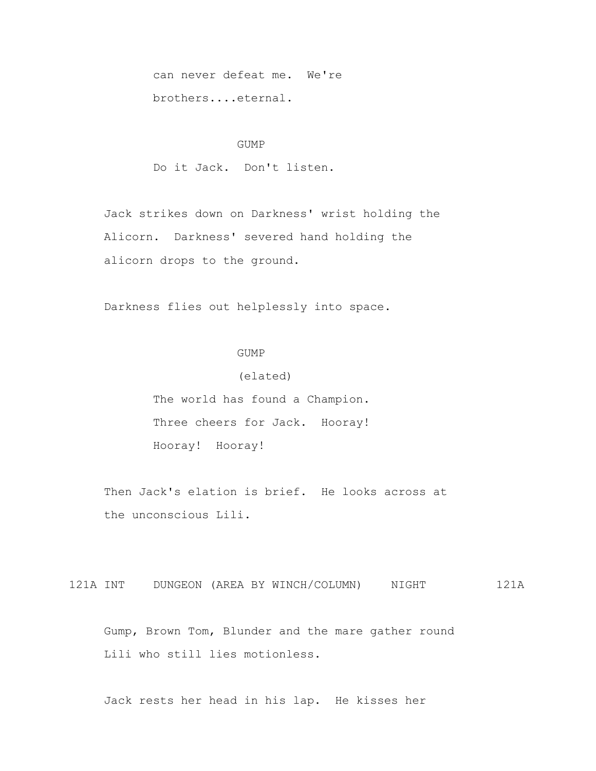can never defeat me. We're brothers....eternal.

GUMP

Do it Jack. Don't listen.

Jack strikes down on Darkness' wrist holding the Alicorn. Darkness' severed hand holding the alicorn drops to the ground.

Darkness flies out helplessly into space.

GUMP

(elated)

The world has found a Champion. Three cheers for Jack. Hooray! Hooray! Hooray!

Then Jack's elation is brief. He looks across at the unconscious Lili.

121A INT DUNGEON (AREA BY WINCH/COLUMN) NIGHT 121A

Gump, Brown Tom, Blunder and the mare gather round Lili who still lies motionless.

Jack rests her head in his lap. He kisses her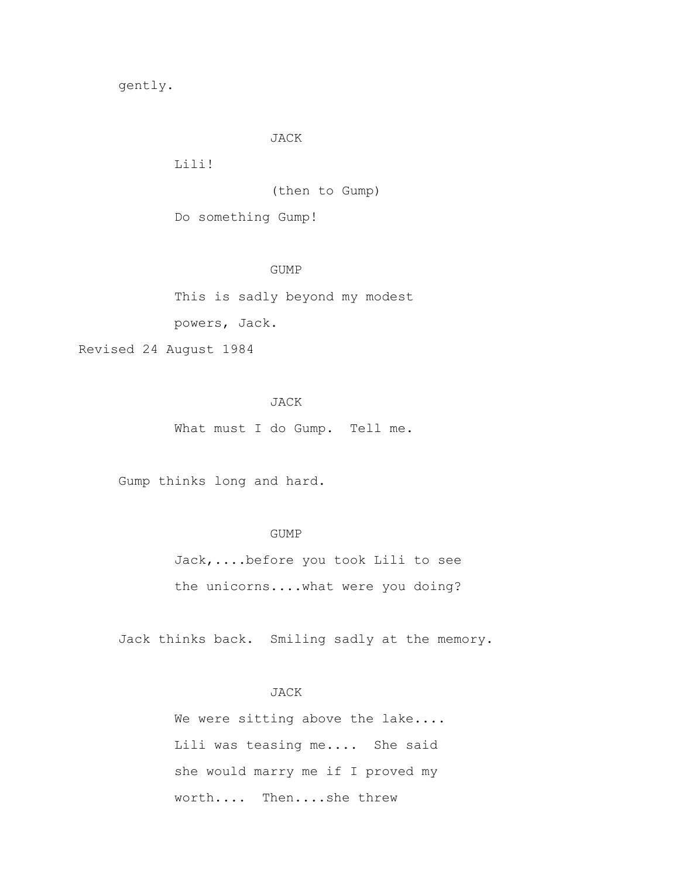gently.

JACK

Lili!

(then to Gump)

Do something Gump!

GUMP

This is sadly beyond my modest powers, Jack.

Revised 24 August 1984

JACK

What must I do Gump. Tell me.

Gump thinks long and hard.

GUMP

Jack,....before you took Lili to see the unicorns....what were you doing?

Jack thinks back. Smiling sadly at the memory.

JACK

We were sitting above the lake.... Lili was teasing me.... She said she would marry me if I proved my worth.... Then....she threw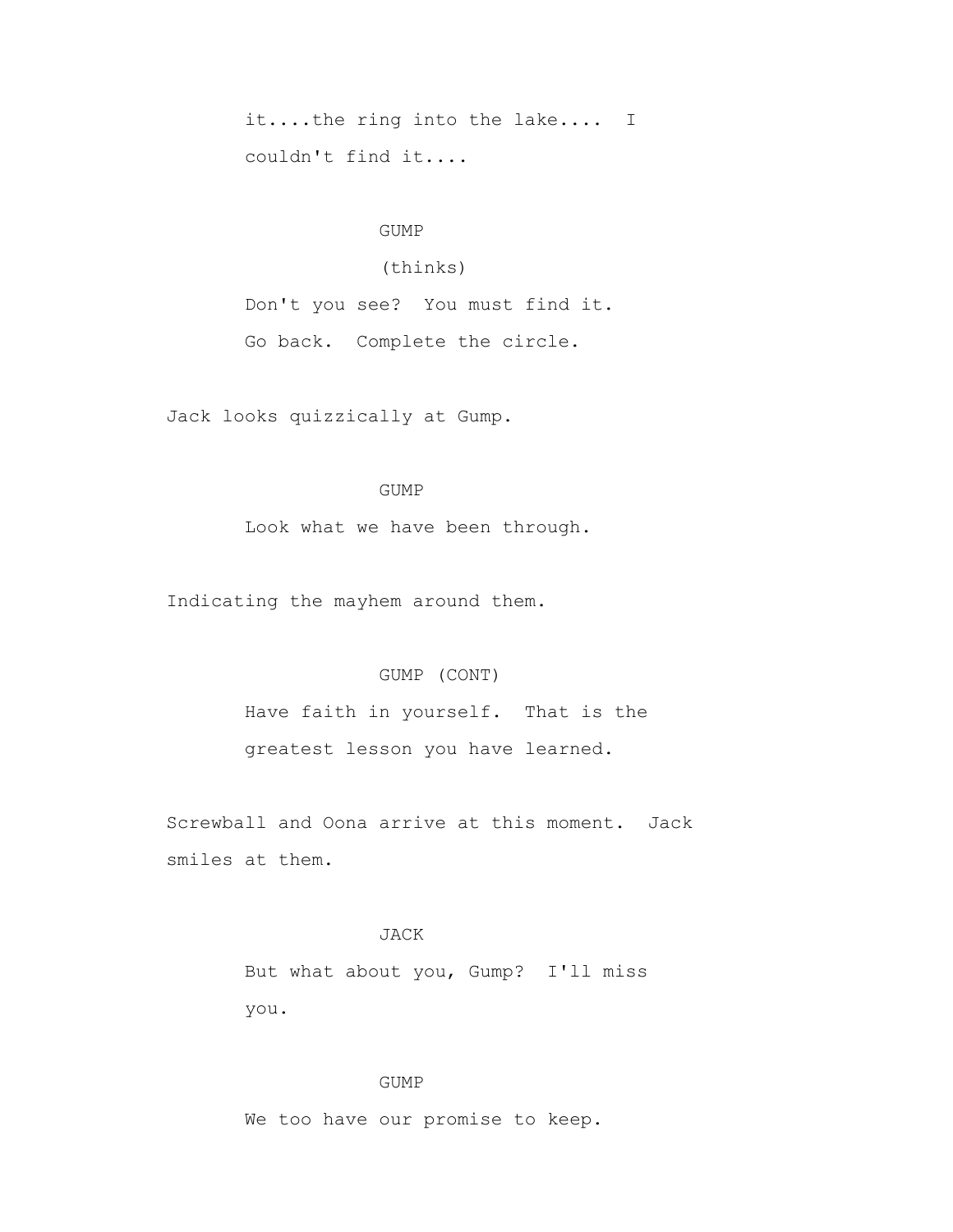it....the ring into the lake.... I couldn't find it....

GUMP
(thinks)
Don't you see? You must find it. Go back. Complete the circle.

Jack looks quizzically at Gump.

GUMP
Look what we have been through.

Indicating the mayhem around them.

GUMP (CONT)
Have faith in yourself. That is the greatest lesson you have learned.

Screwball and Oona arrive at this moment. Jack smiles at them.

JACK
But what about you, Gump? I'll miss you.

GUMP
We too have our promise to keep.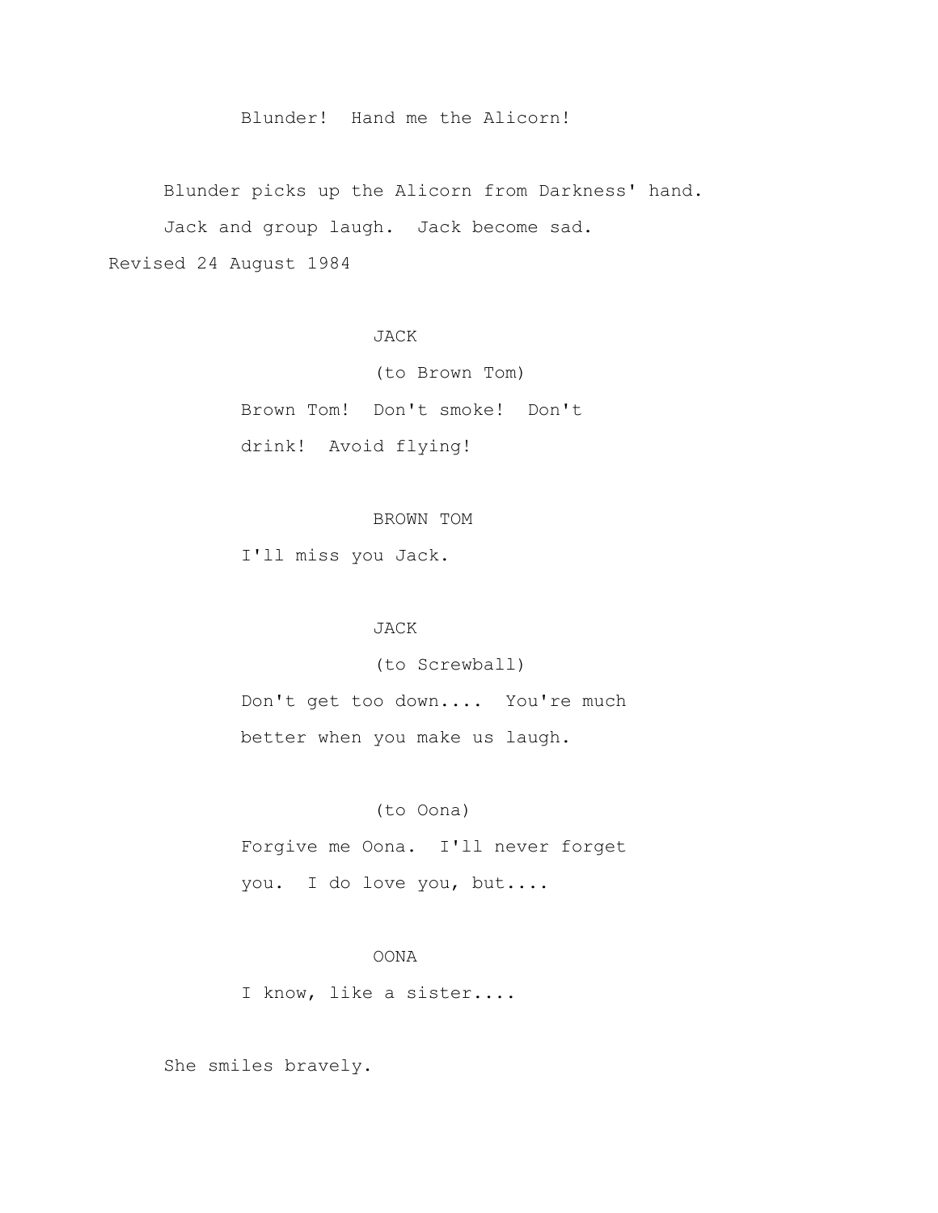Blunder! Hand me the Alicorn!

Blunder picks up the Alicorn from Darkness' hand.

Jack and group laugh. Jack become sad.

Revised 24 August 1984

JACK

(to Brown Tom)

Brown Tom! Don't smoke! Don't drink! Avoid flying!

BROWN TOM

I'll miss you Jack.

JACK

(to Screwball)

Don't get too down.... You're much better when you make us laugh.

(to Oona)

Forgive me Oona. I'll never forget you. I do love you, but....

OONA

I know, like a sister....

She smiles bravely.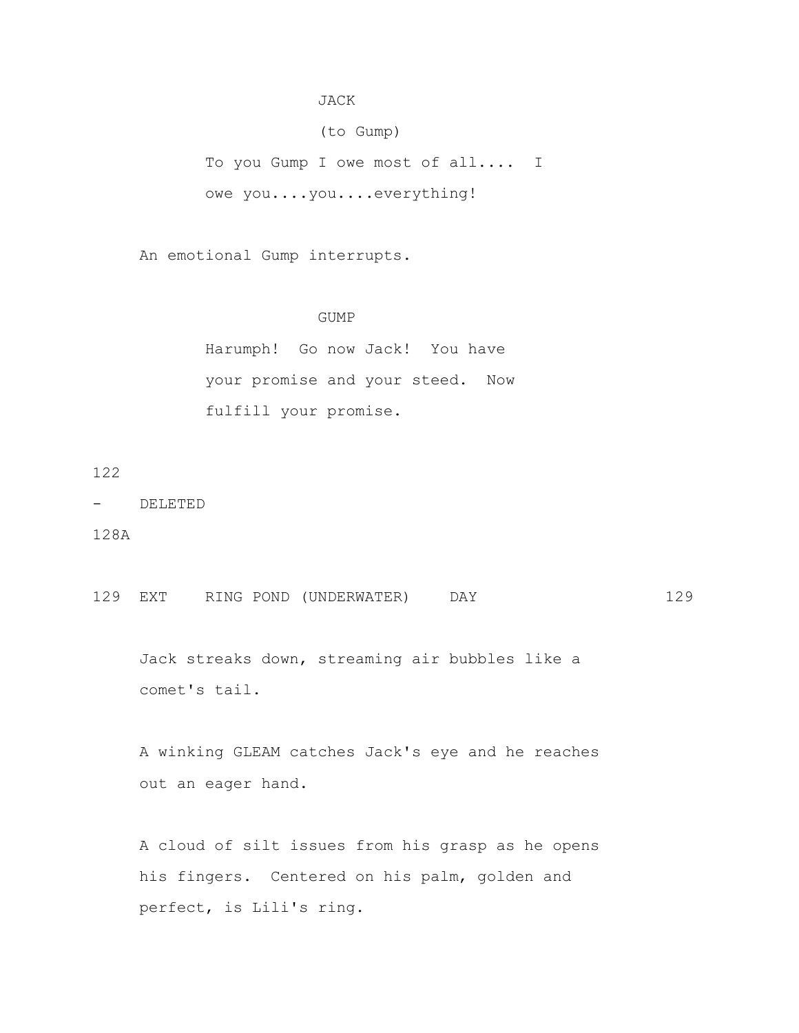JACK

(to Gump)

To you Gump I owe most of all.... I owe you....you....everything!

An emotional Gump interrupts.

GUMP

Harumph! Go now Jack! You have your promise and your steed. Now fulfill your promise.

122

- DELETED

128A

129 EXT RING POND (UNDERWATER) DAY 129

Jack streaks down, streaming air bubbles like a comet's tail.

A winking GLEAM catches Jack's eye and he reaches out an eager hand.

A cloud of silt issues from his grasp as he opens his fingers. Centered on his palm, golden and perfect, is Lili's ring.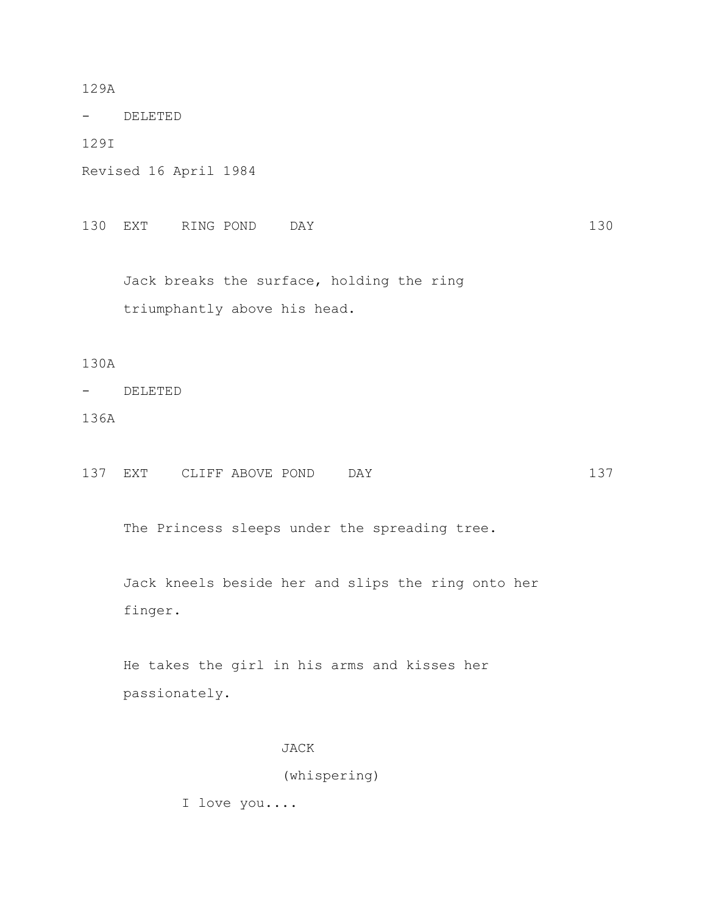129A

\- DELETED

129I

Revised 16 April 1984

130 EXT RING POND DAY 130

Jack breaks the surface, holding the ring triumphantly above his head.

130A

\- DELETED

136A

137 EXT CLIFF ABOVE POND DAY 137

The Princess sleeps under the spreading tree.

Jack kneels beside her and slips the ring onto her finger.

He takes the girl in his arms and kisses her passionately.

JACK

(whispering)

I love you....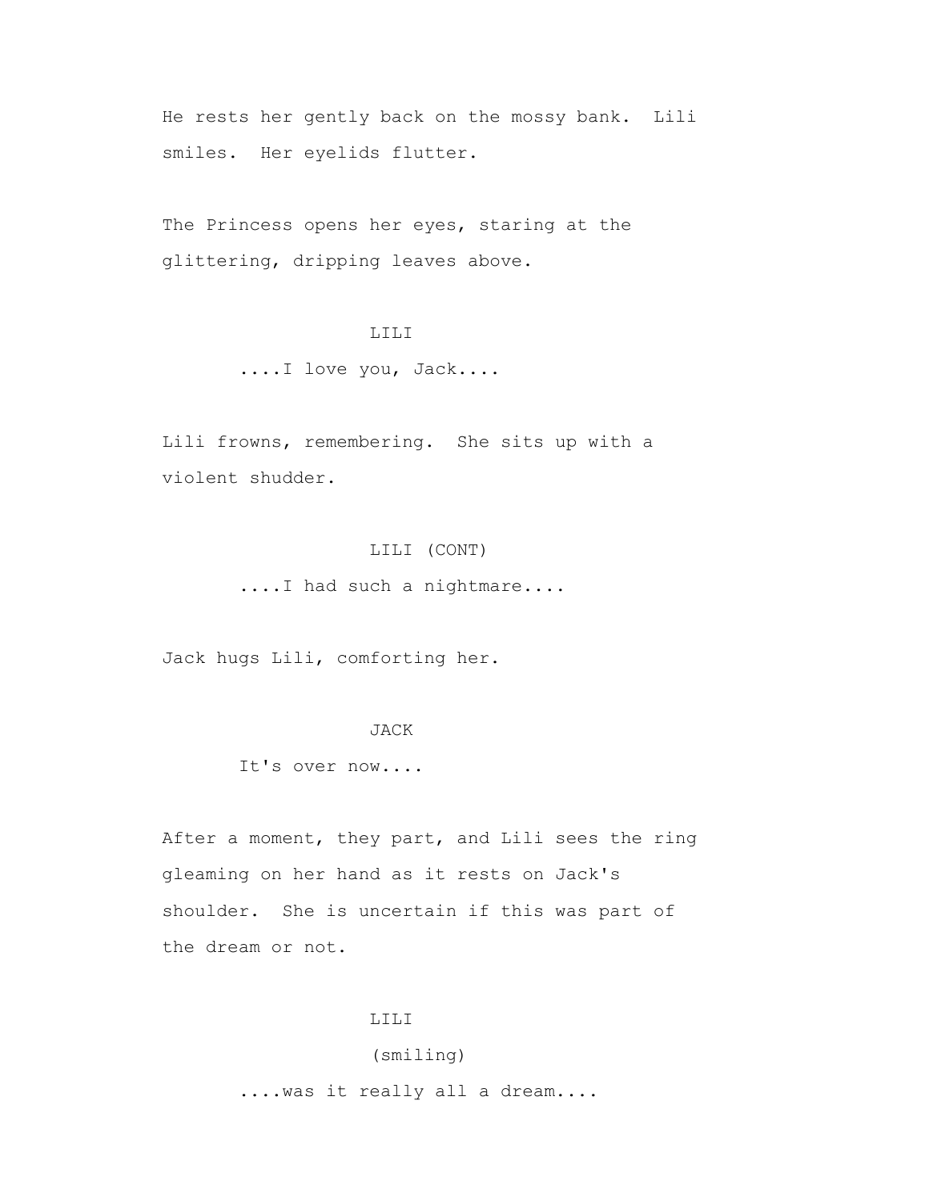He rests her gently back on the mossy bank.  Lili smiles.  Her eyelids flutter.

The Princess opens her eyes, staring at the glittering, dripping leaves above.

LILI

....I love you, Jack....

Lili frowns, remembering.  She sits up with a violent shudder.

LILI (CONT)

....I had such a nightmare....

Jack hugs Lili, comforting her.

JACK

It's over now....

After a moment, they part, and Lili sees the ring gleaming on her hand as it rests on Jack's shoulder.  She is uncertain if this was part of the dream or not.

LILI

(smiling)

....was it really all a dream....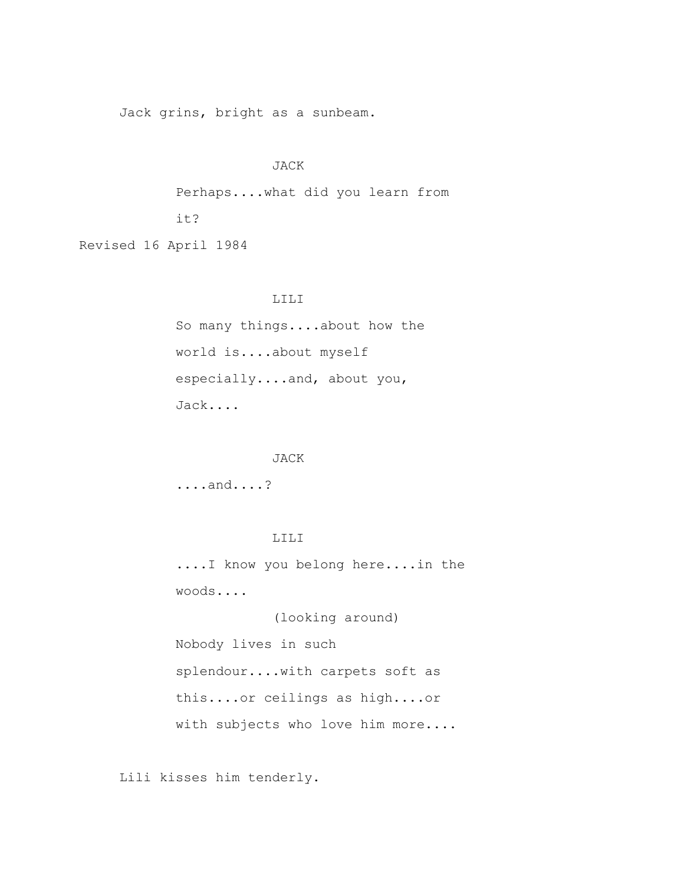Jack grins, bright as a sunbeam.

JACK

Perhaps....what did you learn from it?

Revised 16 April 1984

LILI

So many things....about how the world is....about myself especially....and, about you, Jack....

JACK

....and....?

LILI

....I know you belong here....in the woods....

(looking around)

Nobody lives in such splendour....with carpets soft as this....or ceilings as high....or with subjects who love him more....

Lili kisses him tenderly.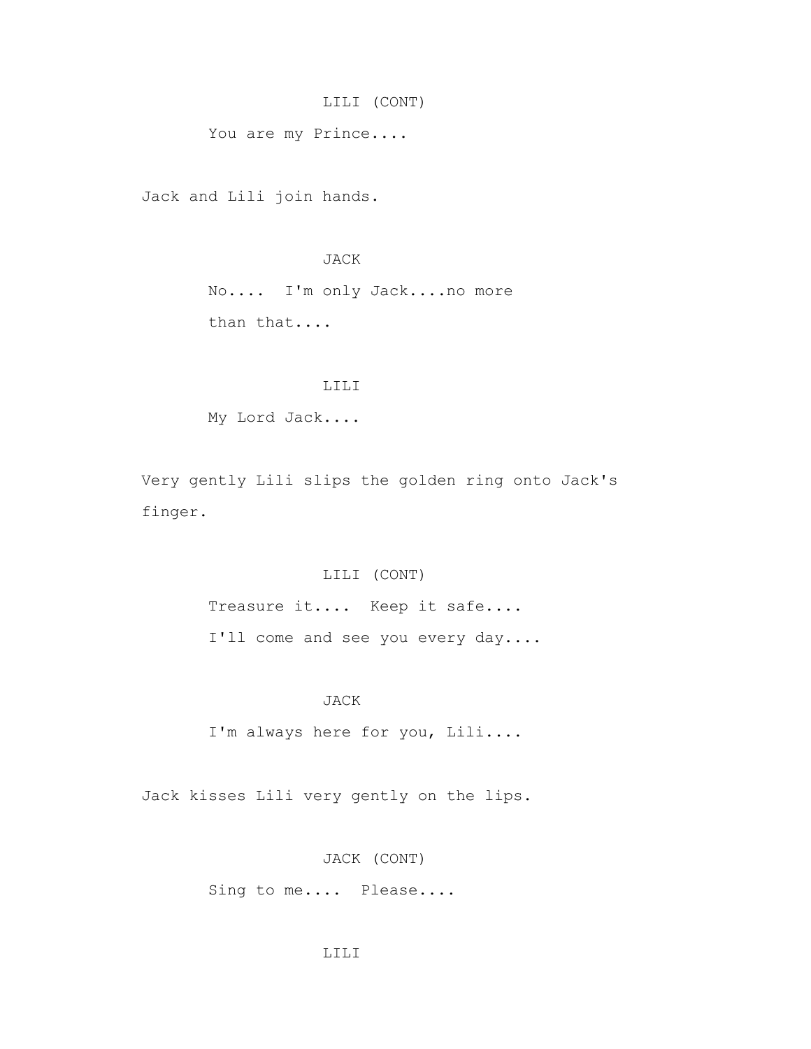LILI (CONT)

You are my Prince....

Jack and Lili join hands.

JACK

No.... I'm only Jack....no more than that....

LILI

My Lord Jack....

Very gently Lili slips the golden ring onto Jack's finger.

LILI (CONT)

Treasure it.... Keep it safe.... I'll come and see you every day....

JACK

I'm always here for you, Lili....

Jack kisses Lili very gently on the lips.

JACK (CONT)

Sing to me.... Please....

LILI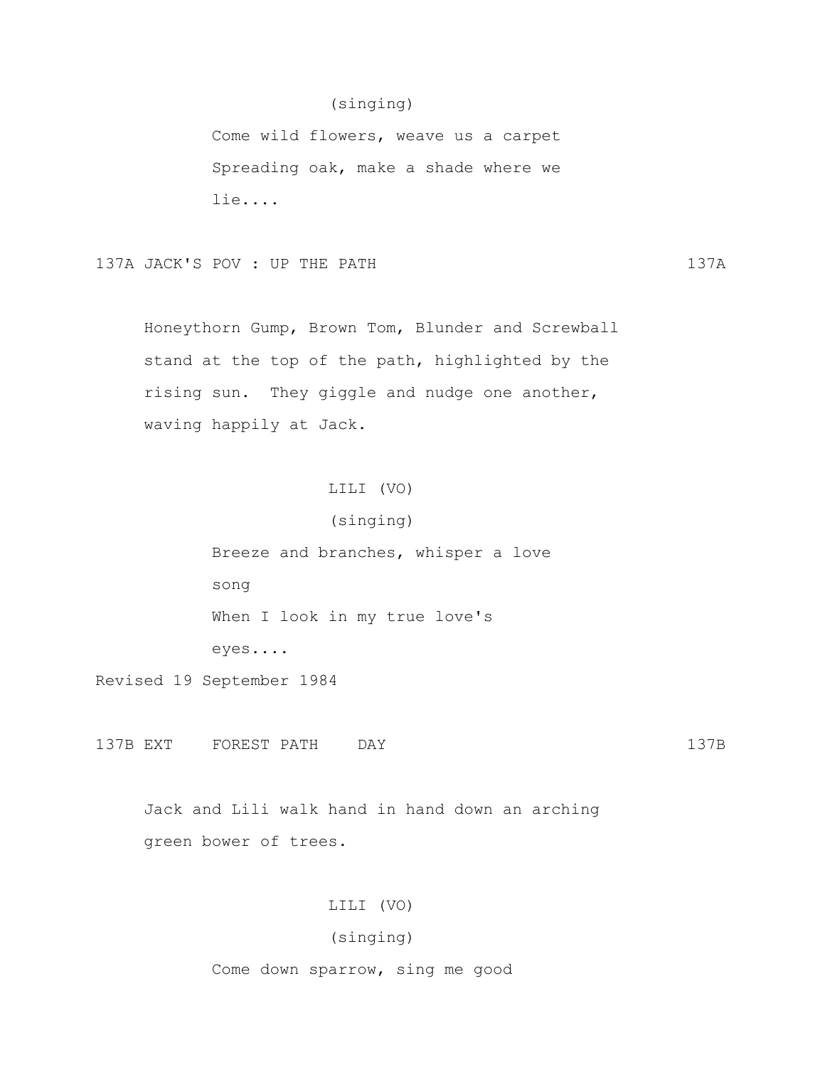(singing)

Come wild flowers, weave us a carpet
Spreading oak, make a shade where we
lie....

137A JACK'S POV : UP THE PATH 137A

Honeythorn Gump, Brown Tom, Blunder and Screwball stand at the top of the path, highlighted by the rising sun. They giggle and nudge one another, waving happily at Jack.

LILI (VO)
(singing)

Breeze and branches, whisper a love
song
When I look in my true love's
eyes....

Revised 19 September 1984

137B EXT FOREST PATH DAY 137B

Jack and Lili walk hand in hand down an arching green bower of trees.

LILI (VO)
(singing)

Come down sparrow, sing me good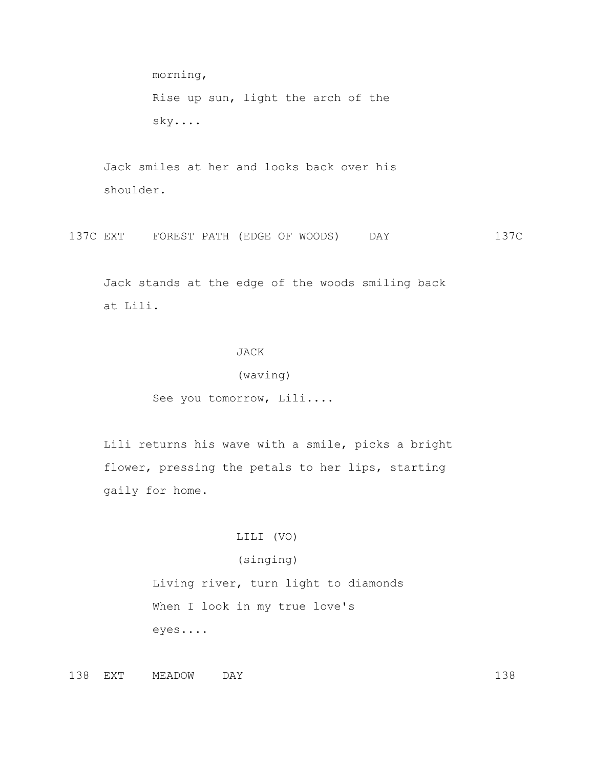morning,
Rise up sun, light the arch of the
sky....

Jack smiles at her and looks back over his shoulder.

137C EXT FOREST PATH (EDGE OF WOODS) DAY 137C

Jack stands at the edge of the woods smiling back at Lili.

JACK
(waving)
See you tomorrow, Lili....

Lili returns his wave with a smile, picks a bright flower, pressing the petals to her lips, starting gaily for home.

LILI (VO)
(singing)
Living river, turn light to diamonds
When I look in my true love's
eyes....

138 EXT MEADOW DAY 138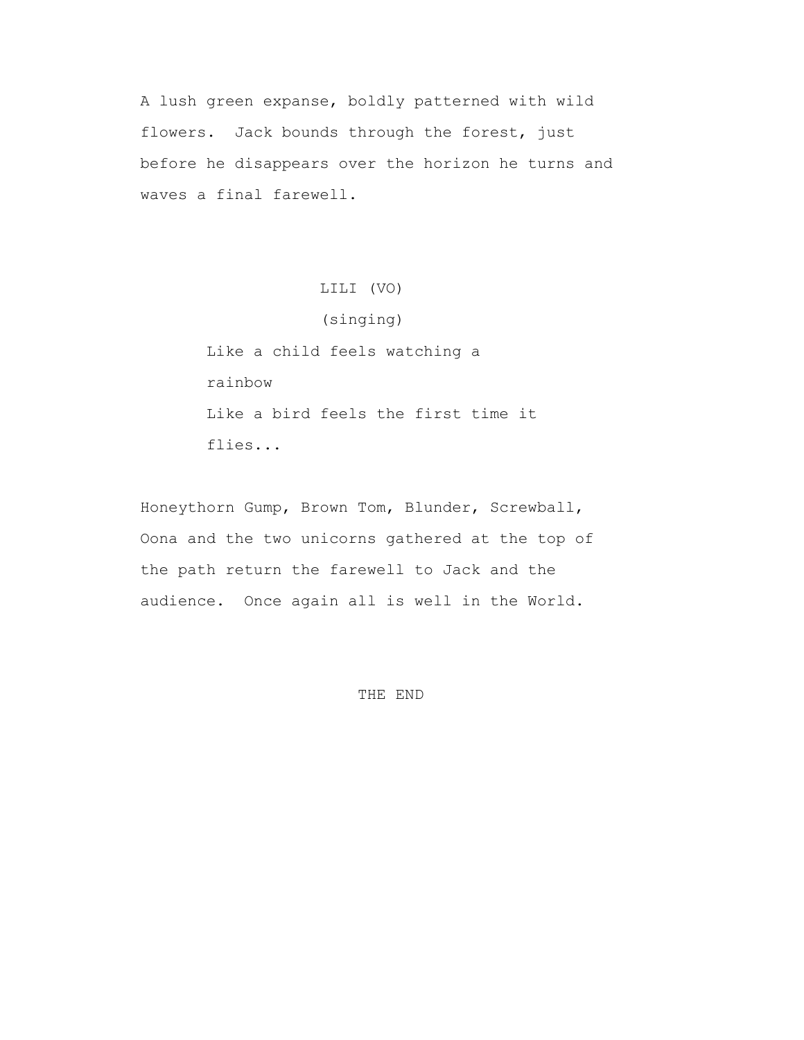A lush green expanse, boldly patterned with wild flowers. Jack bounds through the forest, just before he disappears over the horizon he turns and waves a final farewell.

LILI (VO)
(singing)
Like a child feels watching a rainbow
Like a bird feels the first time it flies...

Honeythorn Gump, Brown Tom, Blunder, Screwball, Oona and the two unicorns gathered at the top of the path return the farewell to Jack and the audience. Once again all is well in the World.

THE END